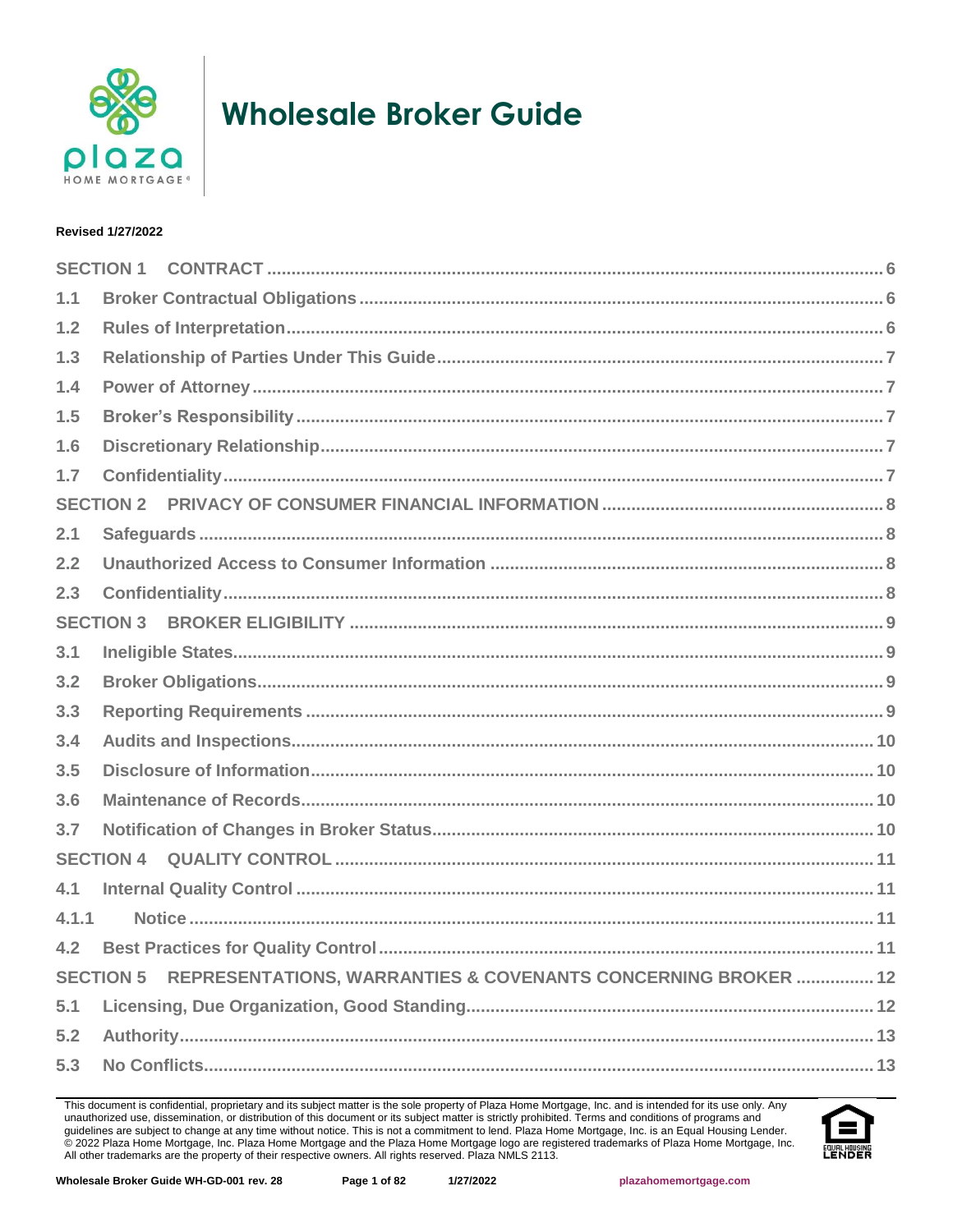# Wholesale Broker Guide

**Revised 1/27/2022**

| | | |
|---|---|---|
| **SECTION 1** | **CONTRACT** | **6** |
| **1.1** | **Broker Contractual Obligations** | **6** |
| **1.2** | **Rules of Interpretation** | **6** |
| **1.3** | **Relationship of Parties Under This Guide** | **7** |
| **1.4** | **Power of Attorney** | **7** |
| **1.5** | **Broker's Responsibility** | **7** |
| **1.6** | **Discretionary Relationship** | **7** |
| **1.7** | **Confidentiality** | **7** |
| **SECTION 2** | **PRIVACY OF CONSUMER FINANCIAL INFORMATION** | **8** |
| **2.1** | **Safeguards** | **8** |
| **2.2** | **Unauthorized Access to Consumer Information** | **8** |
| **2.3** | **Confidentiality** | **8** |
| **SECTION 3** | **BROKER ELIGIBILITY** | **9** |
| **3.1** | **Ineligible States** | **9** |
| **3.2** | **Broker Obligations** | **9** |
| **3.3** | **Reporting Requirements** | **9** |
| **3.4** | **Audits and Inspections** | **10** |
| **3.5** | **Disclosure of Information** | **10** |
| **3.6** | **Maintenance of Records** | **10** |
| **3.7** | **Notification of Changes in Broker Status** | **10** |
| **SECTION 4** | **QUALITY CONTROL** | **11** |
| **4.1** | **Internal Quality Control** | **11** |
| **4.1.1** | **Notice** | **11** |
| **4.2** | **Best Practices for Quality Control** | **11** |
| **SECTION 5** | **REPRESENTATIONS, WARRANTIES & COVENANTS CONCERNING BROKER** | **12** |
| **5.1** | **Licensing, Due Organization, Good Standing** | **12** |
| **5.2** | **Authority** | **13** |
| **5.3** | **No Conflicts** | **13** |

This document is confidential, proprietary and its subject matter is the sole property of Plaza Home Mortgage, Inc. and is intended for its use only. Any unauthorized use, dissemination, or distribution of this document or its subject matter is strictly prohibited. Terms and conditions of programs and guidelines are subject to change at any time without notice. This is not a commitment to lend. Plaza Home Mortgage, Inc. is an Equal Housing Lender. © 2022 Plaza Home Mortgage, Inc. Plaza Home Mortgage and the Plaza Home Mortgage logo are registered trademarks of Plaza Home Mortgage, Inc. All other trademarks are the property of their respective owners. All rights reserved. Plaza NMLS 2113.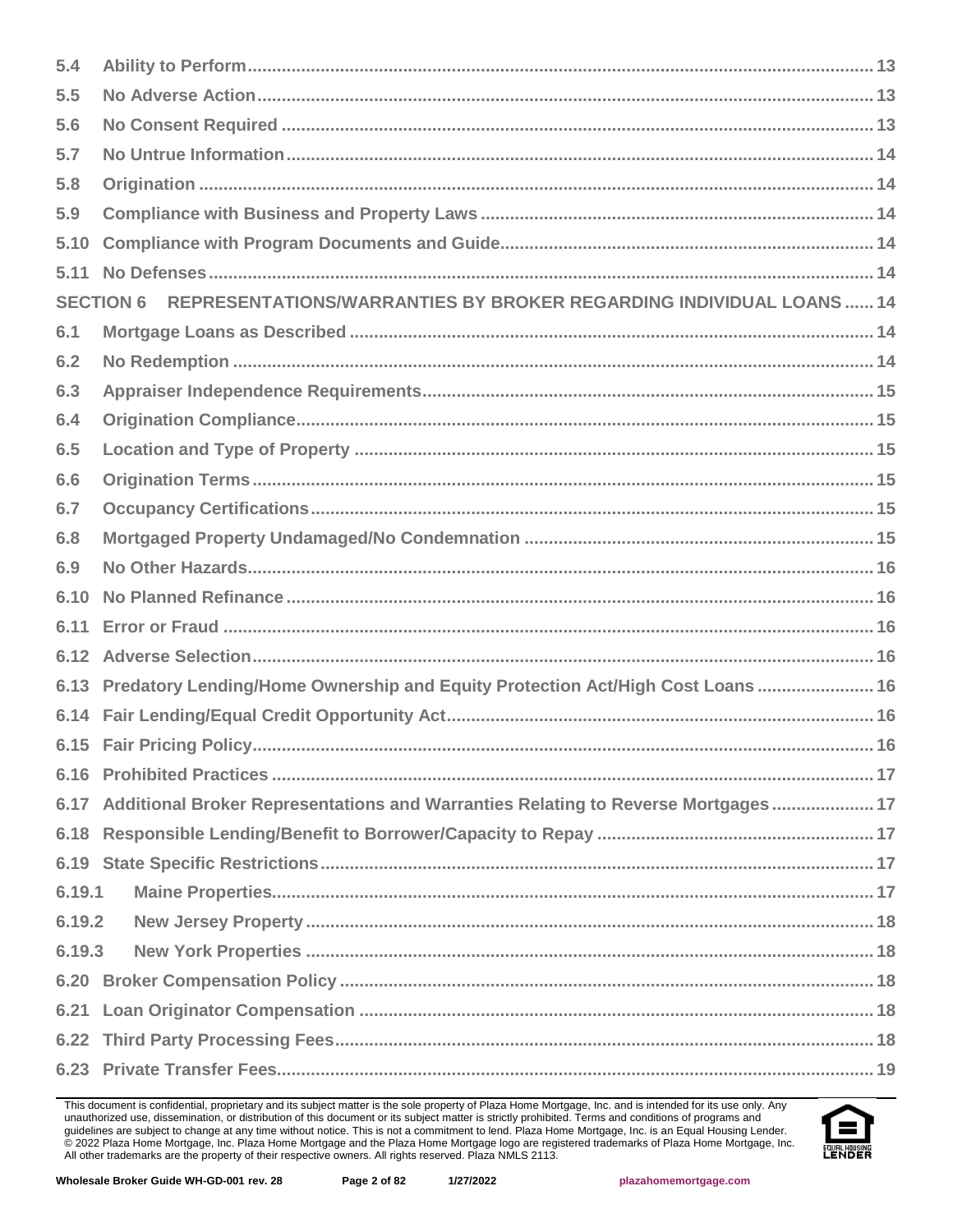| | | |
|---|---|---|
| 5.4 | Ability to Perform | 13 |
| 5.5 | No Adverse Action | 13 |
| 5.6 | No Consent Required | 13 |
| 5.7 | No Untrue Information | 14 |
| 5.8 | Origination | 14 |
| 5.9 | Compliance with Business and Property Laws | 14 |
| 5.10 | Compliance with Program Documents and Guide | 14 |
| 5.11 | No Defenses | 14 |
| SECTION 6 | REPRESENTATIONS/WARRANTIES BY BROKER REGARDING INDIVIDUAL LOANS | 14 |
| 6.1 | Mortgage Loans as Described | 14 |
| 6.2 | No Redemption | 14 |
| 6.3 | Appraiser Independence Requirements | 15 |
| 6.4 | Origination Compliance | 15 |
| 6.5 | Location and Type of Property | 15 |
| 6.6 | Origination Terms | 15 |
| 6.7 | Occupancy Certifications | 15 |
| 6.8 | Mortgaged Property Undamaged/No Condemnation | 15 |
| 6.9 | No Other Hazards | 16 |
| 6.10 | No Planned Refinance | 16 |
| 6.11 | Error or Fraud | 16 |
| 6.12 | Adverse Selection | 16 |
| 6.13 | Predatory Lending/Home Ownership and Equity Protection Act/High Cost Loans | 16 |
| 6.14 | Fair Lending/Equal Credit Opportunity Act | 16 |
| 6.15 | Fair Pricing Policy | 16 |
| 6.16 | Prohibited Practices | 17 |
| 6.17 | Additional Broker Representations and Warranties Relating to Reverse Mortgages | 17 |
| 6.18 | Responsible Lending/Benefit to Borrower/Capacity to Repay | 17 |
| 6.19 | State Specific Restrictions | 17 |
| 6.19.1 | Maine Properties | 17 |
| 6.19.2 | New Jersey Property | 18 |
| 6.19.3 | New York Properties | 18 |
| 6.20 | Broker Compensation Policy | 18 |
| 6.21 | Loan Originator Compensation | 18 |
| 6.22 | Third Party Processing Fees | 18 |
| 6.23 | Private Transfer Fees | 19 |

This document is confidential, proprietary and its subject matter is the sole property of Plaza Home Mortgage, Inc. and is intended for its use only. Any unauthorized use, dissemination, or distribution of this document or its subject matter is strictly prohibited. Terms and conditions of programs and guidelines are subject to change at any time without notice. This is not a commitment to lend. Plaza Home Mortgage, Inc. is an Equal Housing Lender. © 2022 Plaza Home Mortgage, Inc. Plaza Home Mortgage and the Plaza Home Mortgage logo are registered trademarks of Plaza Home Mortgage, Inc. All other trademarks are the property of their respective owners. All rights reserved. Plaza NMLS 2113.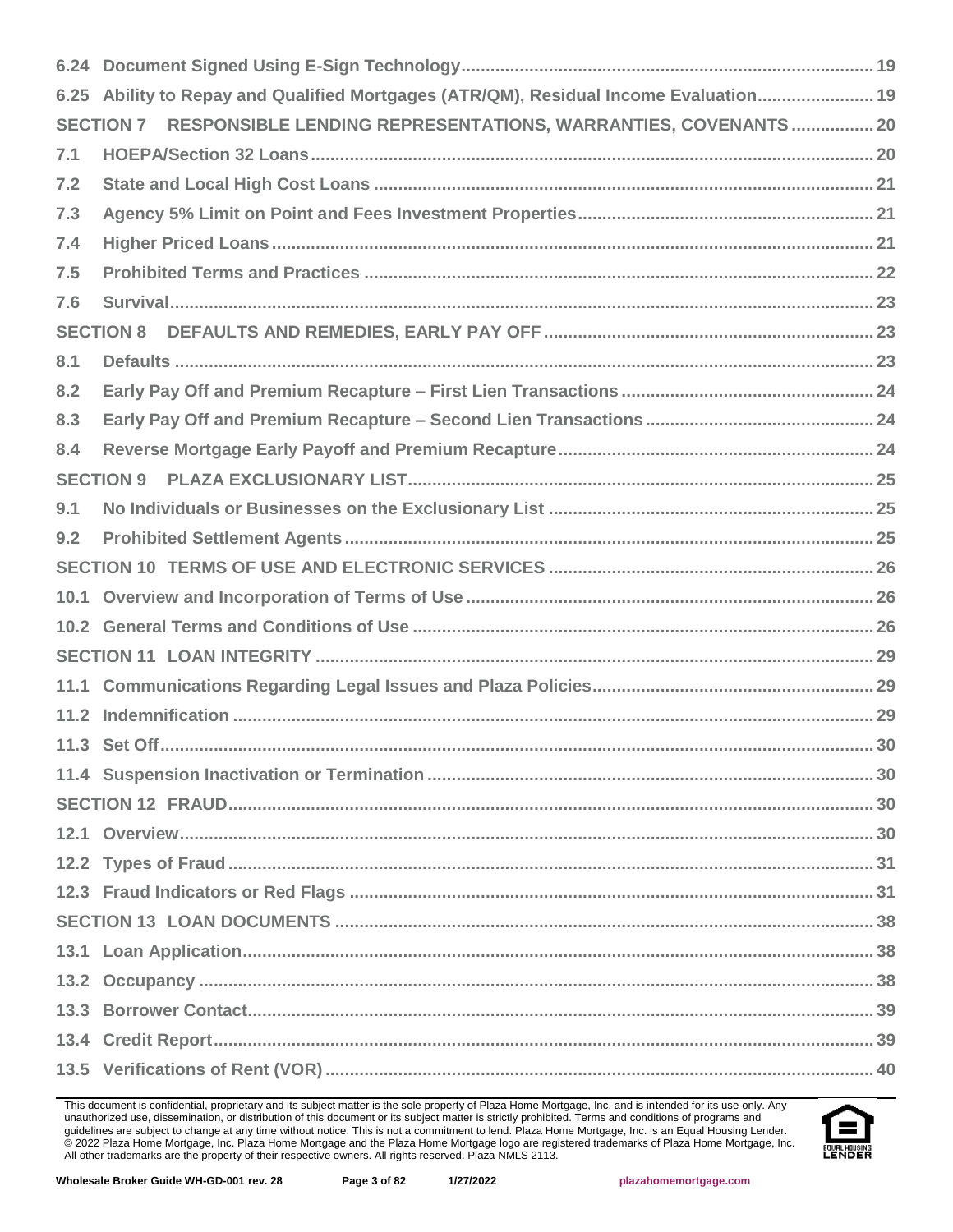6.24 Document Signed Using E-Sign Technology.......................................................................................... 19

6.25 Ability to Repay and Qualified Mortgages (ATR/QM), Residual Income Evaluation........................ 19

SECTION 7 RESPONSIBLE LENDING REPRESENTATIONS, WARRANTIES, COVENANTS ................. 20

7.1 HOEPA/Section 32 Loans.................................................................................................................. 20

7.2 State and Local High Cost Loans ..................................................................................................... 21

7.3 Agency 5% Limit on Point and Fees Investment Properties............................................................. 21

7.4 Higher Priced Loans.......................................................................................................................... 21

7.5 Prohibited Terms and Practices ....................................................................................................... 22

7.6 Survival.............................................................................................................................................. 23

SECTION 8 DEFAULTS AND REMEDIES, EARLY PAY OFF................................................................... 23

8.1 Defaults ............................................................................................................................................. 23

8.2 Early Pay Off and Premium Recapture – First Lien Transactions ................................................... 24

8.3 Early Pay Off and Premium Recapture – Second Lien Transactions............................................... 24

8.4 Reverse Mortgage Early Payoff and Premium Recapture................................................................ 24

SECTION 9 PLAZA EXCLUSIONARY LIST.............................................................................................. 25

9.1 No Individuals or Businesses on the Exclusionary List .................................................................. 25

9.2 Prohibited Settlement Agents........................................................................................................... 25

SECTION 10 TERMS OF USE AND ELECTRONIC SERVICES ................................................................. 26

10.1 Overview and Incorporation of Terms of Use .................................................................................. 26

10.2 General Terms and Conditions of Use ............................................................................................. 26

SECTION 11 LOAN INTEGRITY .................................................................................................................. 29

11.1 Communications Regarding Legal Issues and Plaza Policies......................................................... 29

11.2 Indemnification ................................................................................................................................. 29

11.3 Set Off................................................................................................................................................ 30

11.4 Suspension Inactivation or Termination .......................................................................................... 30

SECTION 12 FRAUD..................................................................................................................................... 30

12.1 Overview............................................................................................................................................. 30

12.2 Types of Fraud ................................................................................................................................... 31

12.3 Fraud Indicators or Red Flags .......................................................................................................... 31

SECTION 13 LOAN DOCUMENTS .............................................................................................................. 38

13.1 Loan Application................................................................................................................................ 38

13.2 Occupancy ......................................................................................................................................... 38

13.3 Borrower Contact................................................................................................................................ 39

13.4 Credit Report....................................................................................................................................... 39

13.5 Verifications of Rent (VOR) ............................................................................................................... 40

This document is confidential, proprietary and its subject matter is the sole property of Plaza Home Mortgage, Inc. and is intended for its use only. Any unauthorized use, dissemination, or distribution of this document or its subject matter is strictly prohibited. Terms and conditions of programs and guidelines are subject to change at any time without notice. This is not a commitment to lend. Plaza Home Mortgage, Inc. is an Equal Housing Lender. © 2022 Plaza Home Mortgage, Inc. Plaza Home Mortgage and the Plaza Home Mortgage logo are registered trademarks of Plaza Home Mortgage, Inc. All other trademarks are the property of their respective owners. All rights reserved. Plaza NMLS 2113.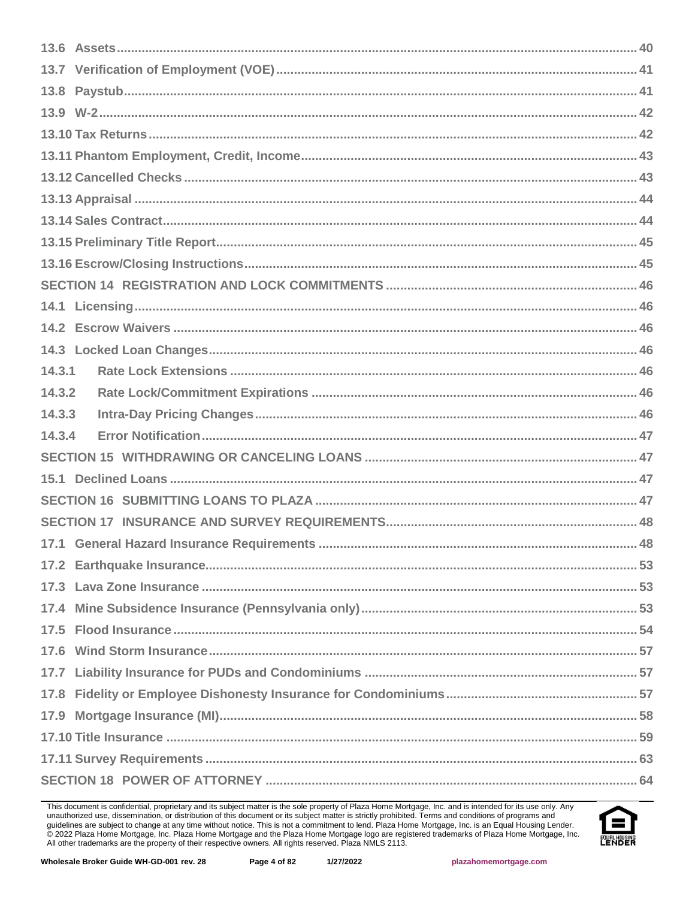- 13.6 Assets ..... 40
- 13.7 Verification of Employment (VOE) ..... 41
- 13.8 Paystub ..... 41
- 13.9 W-2 ..... 42
- 13.10 Tax Returns ..... 42
- 13.11 Phantom Employment, Credit, Income ..... 43
- 13.12 Cancelled Checks ..... 43
- 13.13 Appraisal ..... 44
- 13.14 Sales Contract ..... 44
- 13.15 Preliminary Title Report ..... 45
- 13.16 Escrow/Closing Instructions ..... 45

**SECTION 14 REGISTRATION AND LOCK COMMITMENTS ..... 46**

- 14.1 Licensing ..... 46
- 14.2 Escrow Waivers ..... 46
- 14.3 Locked Loan Changes ..... 46
  - 14.3.1 Rate Lock Extensions ..... 46
  - 14.3.2 Rate Lock/Commitment Expirations ..... 46
  - 14.3.3 Intra-Day Pricing Changes ..... 46
  - 14.3.4 Error Notification ..... 47

**SECTION 15 WITHDRAWING OR CANCELING LOANS ..... 47**

- 15.1 Declined Loans ..... 47

**SECTION 16 SUBMITTING LOANS TO PLAZA ..... 47**

**SECTION 17 INSURANCE AND SURVEY REQUIREMENTS ..... 48**

- 17.1 General Hazard Insurance Requirements ..... 48
- 17.2 Earthquake Insurance ..... 53
- 17.3 Lava Zone Insurance ..... 53
- 17.4 Mine Subsidence Insurance (Pennsylvania only) ..... 53
- 17.5 Flood Insurance ..... 54
- 17.6 Wind Storm Insurance ..... 57
- 17.7 Liability Insurance for PUDs and Condominiums ..... 57
- 17.8 Fidelity or Employee Dishonesty Insurance for Condominiums ..... 57
- 17.9 Mortgage Insurance (MI) ..... 58
- 17.10 Title Insurance ..... 59
- 17.11 Survey Requirements ..... 63

**SECTION 18 POWER OF ATTORNEY ..... 64**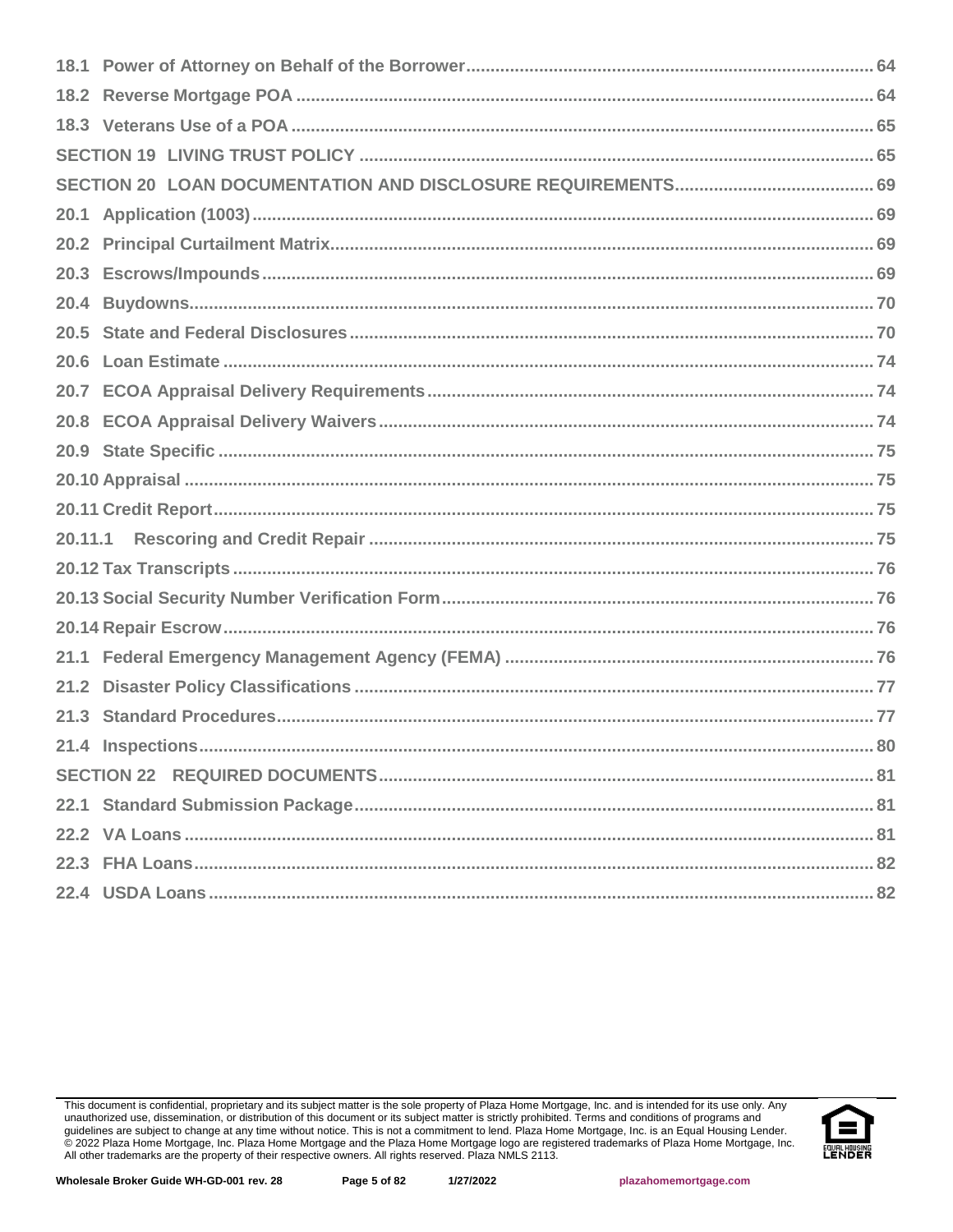18.1 Power of Attorney on Behalf of the Borrower .................................................. 64

18.2 Reverse Mortgage POA .................................................. 64

18.3 Veterans Use of a POA .................................................. 65

SECTION 19 LIVING TRUST POLICY .................................................. 65

SECTION 20 LOAN DOCUMENTATION AND DISCLOSURE REQUIREMENTS .................................................. 69

20.1 Application (1003) .................................................. 69

20.2 Principal Curtailment Matrix .................................................. 69

20.3 Escrows/Impounds .................................................. 69

20.4 Buydowns .................................................. 70

20.5 State and Federal Disclosures .................................................. 70

20.6 Loan Estimate .................................................. 74

20.7 ECOA Appraisal Delivery Requirements .................................................. 74

20.8 ECOA Appraisal Delivery Waivers .................................................. 74

20.9 State Specific .................................................. 75

20.10 Appraisal .................................................. 75

20.11 Credit Report .................................................. 75

20.11.1 Rescoring and Credit Repair .................................................. 75

20.12 Tax Transcripts .................................................. 76

20.13 Social Security Number Verification Form .................................................. 76

20.14 Repair Escrow .................................................. 76

21.1 Federal Emergency Management Agency (FEMA) .................................................. 76

21.2 Disaster Policy Classifications .................................................. 77

21.3 Standard Procedures .................................................. 77

21.4 Inspections .................................................. 80

SECTION 22 REQUIRED DOCUMENTS .................................................. 81

22.1 Standard Submission Package .................................................. 81

22.2 VA Loans .................................................. 81

22.3 FHA Loans .................................................. 82

22.4 USDA Loans .................................................. 82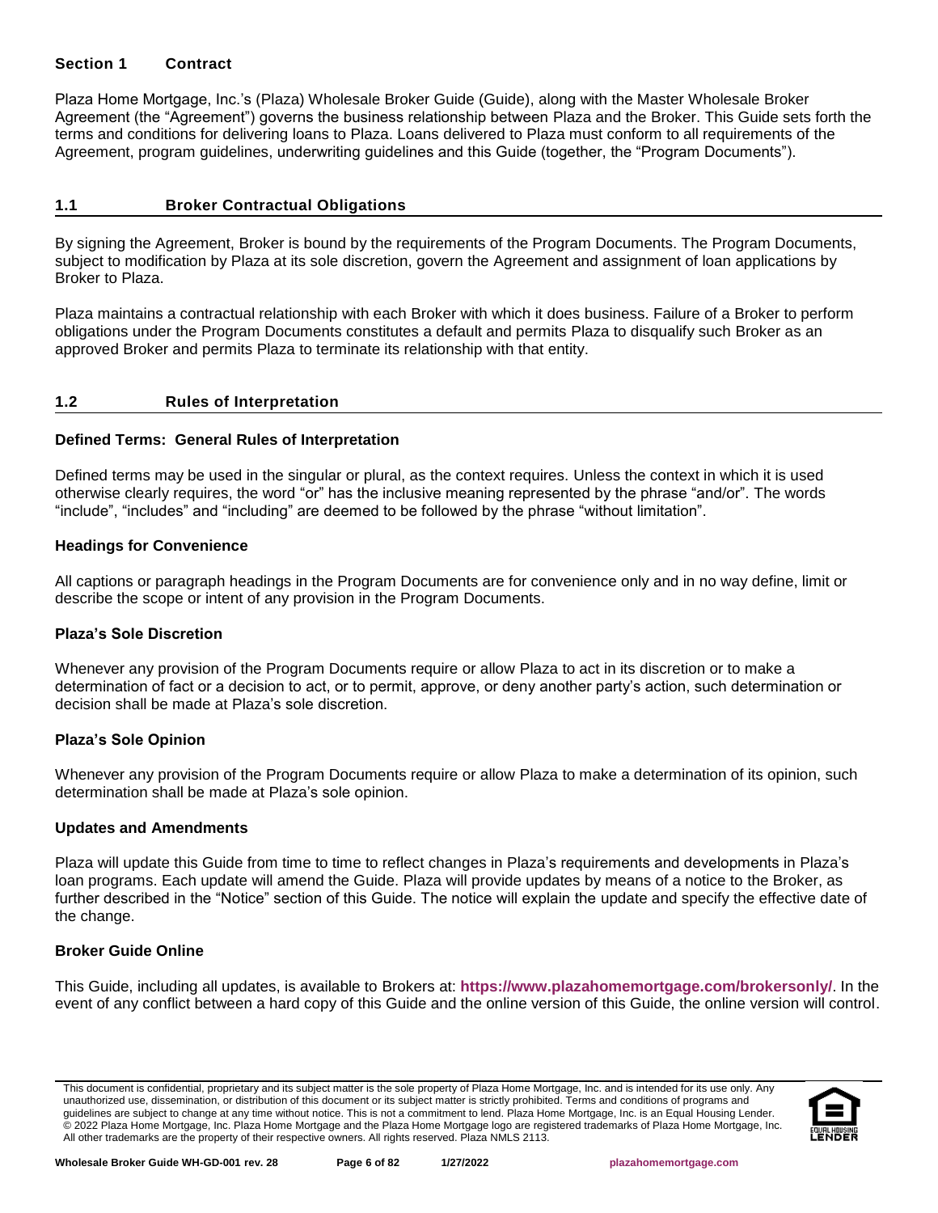# Section 1 Contract

Plaza Home Mortgage, Inc.'s (Plaza) Wholesale Broker Guide (Guide), along with the Master Wholesale Broker Agreement (the "Agreement") governs the business relationship between Plaza and the Broker. This Guide sets forth the terms and conditions for delivering loans to Plaza. Loans delivered to Plaza must conform to all requirements of the Agreement, program guidelines, underwriting guidelines and this Guide (together, the "Program Documents").

## 1.1 Broker Contractual Obligations

By signing the Agreement, Broker is bound by the requirements of the Program Documents. The Program Documents, subject to modification by Plaza at its sole discretion, govern the Agreement and assignment of loan applications by Broker to Plaza.

Plaza maintains a contractual relationship with each Broker with which it does business. Failure of a Broker to perform obligations under the Program Documents constitutes a default and permits Plaza to disqualify such Broker as an approved Broker and permits Plaza to terminate its relationship with that entity.

## 1.2 Rules of Interpretation

**Defined Terms: General Rules of Interpretation**

Defined terms may be used in the singular or plural, as the context requires. Unless the context in which it is used otherwise clearly requires, the word "or" has the inclusive meaning represented by the phrase "and/or". The words "include", "includes" and "including" are deemed to be followed by the phrase "without limitation".

**Headings for Convenience**

All captions or paragraph headings in the Program Documents are for convenience only and in no way define, limit or describe the scope or intent of any provision in the Program Documents.

**Plaza's Sole Discretion**

Whenever any provision of the Program Documents require or allow Plaza to act in its discretion or to make a determination of fact or a decision to act, or to permit, approve, or deny another party's action, such determination or decision shall be made at Plaza's sole discretion.

**Plaza's Sole Opinion**

Whenever any provision of the Program Documents require or allow Plaza to make a determination of its opinion, such determination shall be made at Plaza's sole opinion.

**Updates and Amendments**

Plaza will update this Guide from time to time to reflect changes in Plaza's requirements and developments in Plaza's loan programs. Each update will amend the Guide. Plaza will provide updates by means of a notice to the Broker, as further described in the "Notice" section of this Guide. The notice will explain the update and specify the effective date of the change.

**Broker Guide Online**

This Guide, including all updates, is available to Brokers at: **https://www.plazahomemortgage.com/brokersonly/**. In the event of any conflict between a hard copy of this Guide and the online version of this Guide, the online version will control.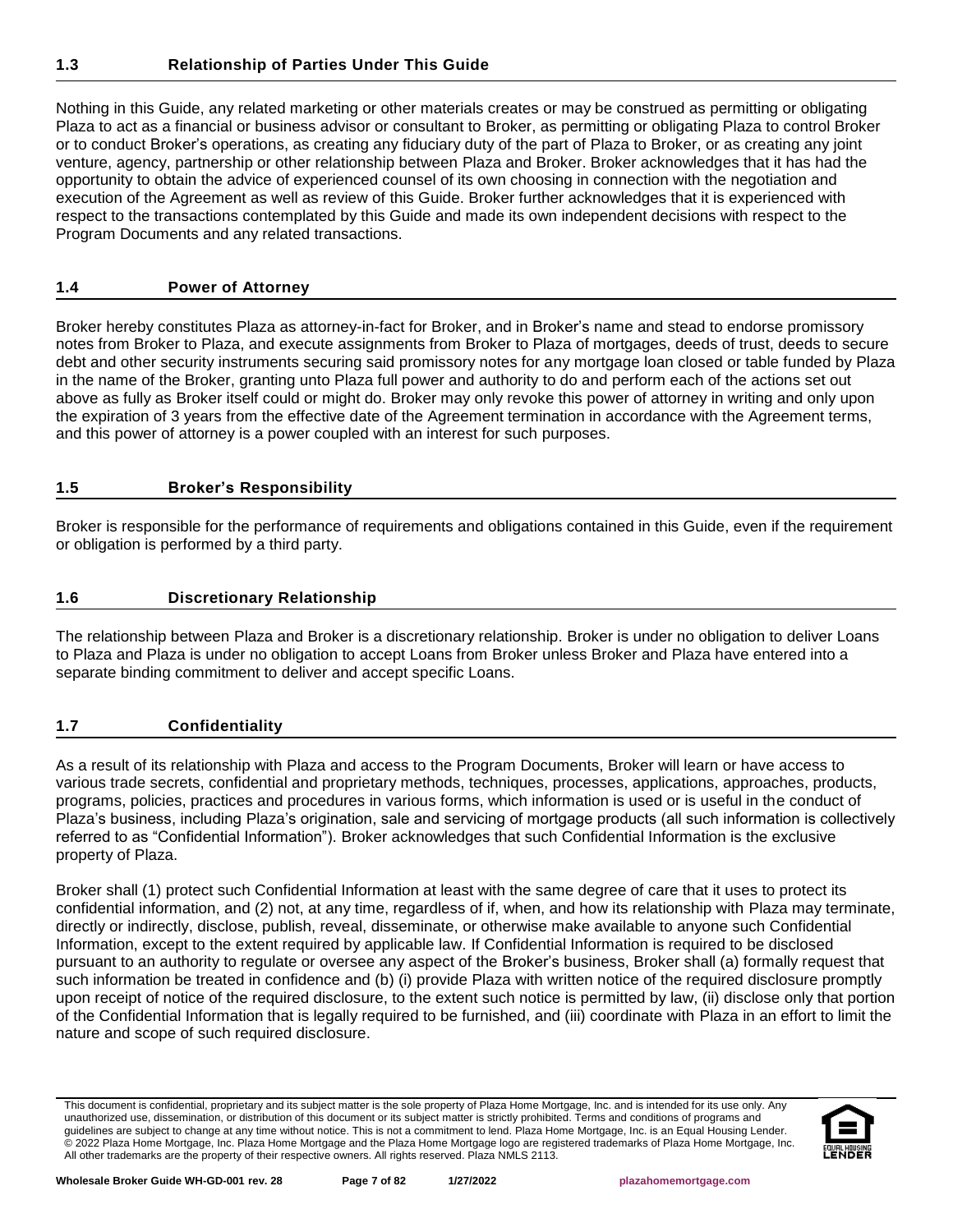## 1.3 Relationship of Parties Under This Guide

Nothing in this Guide, any related marketing or other materials creates or may be construed as permitting or obligating Plaza to act as a financial or business advisor or consultant to Broker, as permitting or obligating Plaza to control Broker or to conduct Broker's operations, as creating any fiduciary duty of the part of Plaza to Broker, or as creating any joint venture, agency, partnership or other relationship between Plaza and Broker. Broker acknowledges that it has had the opportunity to obtain the advice of experienced counsel of its own choosing in connection with the negotiation and execution of the Agreement as well as review of this Guide. Broker further acknowledges that it is experienced with respect to the transactions contemplated by this Guide and made its own independent decisions with respect to the Program Documents and any related transactions.

## 1.4 Power of Attorney

Broker hereby constitutes Plaza as attorney-in-fact for Broker, and in Broker's name and stead to endorse promissory notes from Broker to Plaza, and execute assignments from Broker to Plaza of mortgages, deeds of trust, deeds to secure debt and other security instruments securing said promissory notes for any mortgage loan closed or table funded by Plaza in the name of the Broker, granting unto Plaza full power and authority to do and perform each of the actions set out above as fully as Broker itself could or might do. Broker may only revoke this power of attorney in writing and only upon the expiration of 3 years from the effective date of the Agreement termination in accordance with the Agreement terms, and this power of attorney is a power coupled with an interest for such purposes.

## 1.5 Broker's Responsibility

Broker is responsible for the performance of requirements and obligations contained in this Guide, even if the requirement or obligation is performed by a third party.

## 1.6 Discretionary Relationship

The relationship between Plaza and Broker is a discretionary relationship. Broker is under no obligation to deliver Loans to Plaza and Plaza is under no obligation to accept Loans from Broker unless Broker and Plaza have entered into a separate binding commitment to deliver and accept specific Loans.

## 1.7 Confidentiality

As a result of its relationship with Plaza and access to the Program Documents, Broker will learn or have access to various trade secrets, confidential and proprietary methods, techniques, processes, applications, approaches, products, programs, policies, practices and procedures in various forms, which information is used or is useful in the conduct of Plaza's business, including Plaza's origination, sale and servicing of mortgage products (all such information is collectively referred to as "Confidential Information"). Broker acknowledges that such Confidential Information is the exclusive property of Plaza.

Broker shall (1) protect such Confidential Information at least with the same degree of care that it uses to protect its confidential information, and (2) not, at any time, regardless of if, when, and how its relationship with Plaza may terminate, directly or indirectly, disclose, publish, reveal, disseminate, or otherwise make available to anyone such Confidential Information, except to the extent required by applicable law. If Confidential Information is required to be disclosed pursuant to an authority to regulate or oversee any aspect of the Broker's business, Broker shall (a) formally request that such information be treated in confidence and (b) (i) provide Plaza with written notice of the required disclosure promptly upon receipt of notice of the required disclosure, to the extent such notice is permitted by law, (ii) disclose only that portion of the Confidential Information that is legally required to be furnished, and (iii) coordinate with Plaza in an effort to limit the nature and scope of such required disclosure.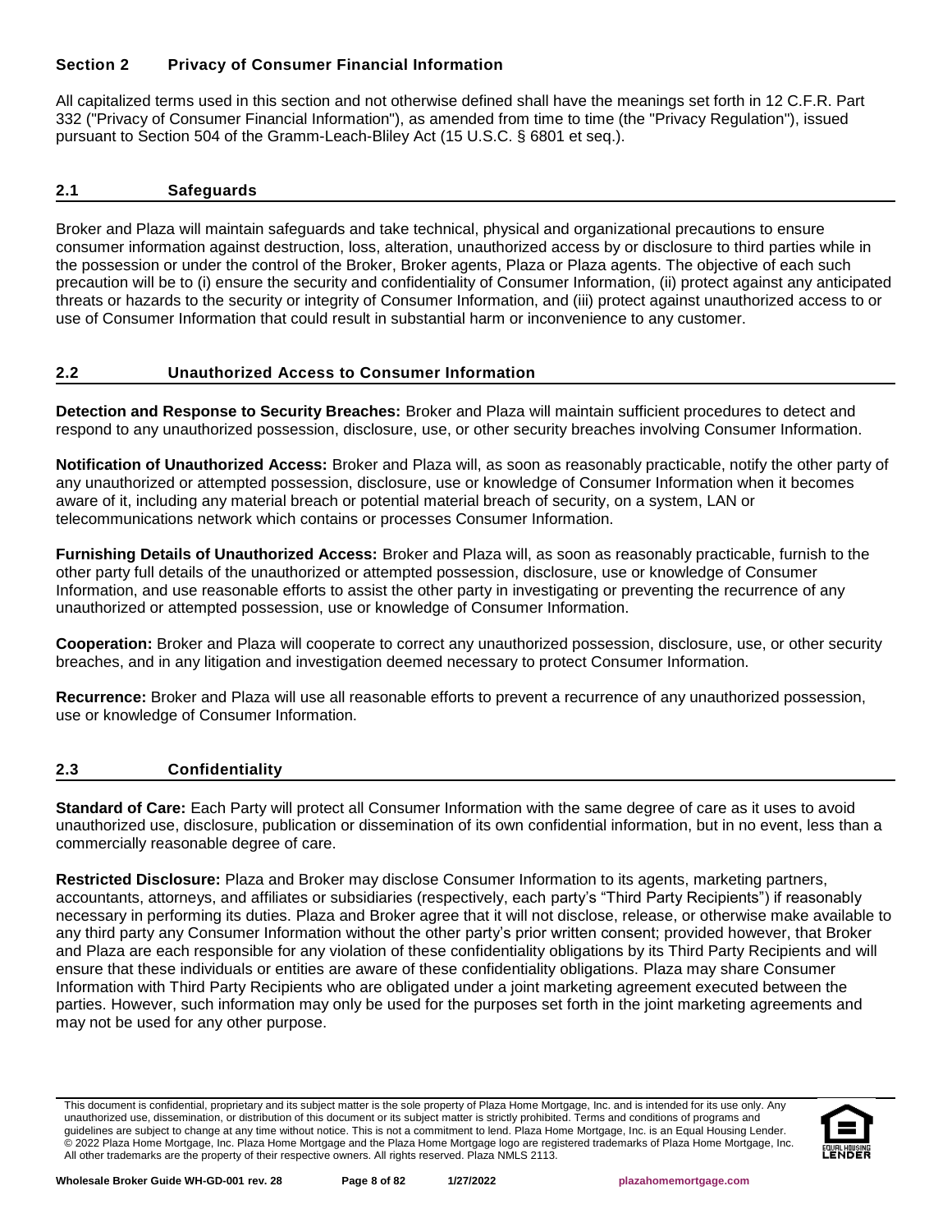## Section 2 Privacy of Consumer Financial Information

All capitalized terms used in this section and not otherwise defined shall have the meanings set forth in 12 C.F.R. Part 332 ("Privacy of Consumer Financial Information"), as amended from time to time (the "Privacy Regulation"), issued pursuant to Section 504 of the Gramm-Leach-Bliley Act (15 U.S.C. § 6801 et seq.).

### 2.1 Safeguards

Broker and Plaza will maintain safeguards and take technical, physical and organizational precautions to ensure consumer information against destruction, loss, alteration, unauthorized access by or disclosure to third parties while in the possession or under the control of the Broker, Broker agents, Plaza or Plaza agents. The objective of each such precaution will be to (i) ensure the security and confidentiality of Consumer Information, (ii) protect against any anticipated threats or hazards to the security or integrity of Consumer Information, and (iii) protect against unauthorized access to or use of Consumer Information that could result in substantial harm or inconvenience to any customer.

### 2.2 Unauthorized Access to Consumer Information

**Detection and Response to Security Breaches:** Broker and Plaza will maintain sufficient procedures to detect and respond to any unauthorized possession, disclosure, use, or other security breaches involving Consumer Information.

**Notification of Unauthorized Access:** Broker and Plaza will, as soon as reasonably practicable, notify the other party of any unauthorized or attempted possession, disclosure, use or knowledge of Consumer Information when it becomes aware of it, including any material breach or potential material breach of security, on a system, LAN or telecommunications network which contains or processes Consumer Information.

**Furnishing Details of Unauthorized Access:** Broker and Plaza will, as soon as reasonably practicable, furnish to the other party full details of the unauthorized or attempted possession, disclosure, use or knowledge of Consumer Information, and use reasonable efforts to assist the other party in investigating or preventing the recurrence of any unauthorized or attempted possession, use or knowledge of Consumer Information.

**Cooperation:** Broker and Plaza will cooperate to correct any unauthorized possession, disclosure, use, or other security breaches, and in any litigation and investigation deemed necessary to protect Consumer Information.

**Recurrence:** Broker and Plaza will use all reasonable efforts to prevent a recurrence of any unauthorized possession, use or knowledge of Consumer Information.

### 2.3 Confidentiality

**Standard of Care:** Each Party will protect all Consumer Information with the same degree of care as it uses to avoid unauthorized use, disclosure, publication or dissemination of its own confidential information, but in no event, less than a commercially reasonable degree of care.

**Restricted Disclosure:** Plaza and Broker may disclose Consumer Information to its agents, marketing partners, accountants, attorneys, and affiliates or subsidiaries (respectively, each party's "Third Party Recipients") if reasonably necessary in performing its duties. Plaza and Broker agree that it will not disclose, release, or otherwise make available to any third party any Consumer Information without the other party's prior written consent; provided however, that Broker and Plaza are each responsible for any violation of these confidentiality obligations by its Third Party Recipients and will ensure that these individuals or entities are aware of these confidentiality obligations. Plaza may share Consumer Information with Third Party Recipients who are obligated under a joint marketing agreement executed between the parties. However, such information may only be used for the purposes set forth in the joint marketing agreements and may not be used for any other purpose.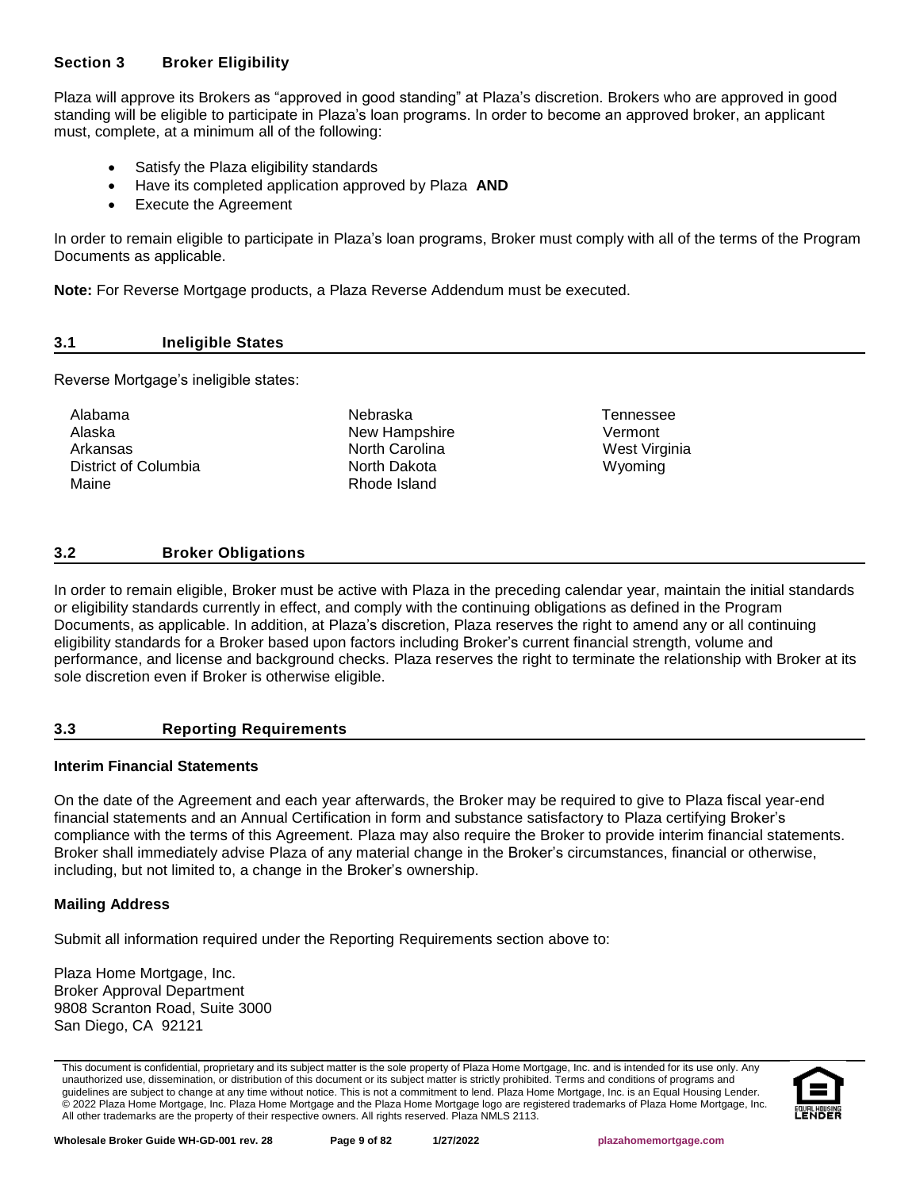## Section 3 Broker Eligibility

Plaza will approve its Brokers as "approved in good standing" at Plaza's discretion. Brokers who are approved in good standing will be eligible to participate in Plaza's loan programs. In order to become an approved broker, an applicant must, complete, at a minimum all of the following:

- Satisfy the Plaza eligibility standards
- Have its completed application approved by Plaza **AND**
- Execute the Agreement

In order to remain eligible to participate in Plaza's loan programs, Broker must comply with all of the terms of the Program Documents as applicable.

**Note:** For Reverse Mortgage products, a Plaza Reverse Addendum must be executed.

### 3.1 Ineligible States

Reverse Mortgage's ineligible states:

| | | |
|---|---|---|
| Alabama | Nebraska | Tennessee |
| Alaska | New Hampshire | Vermont |
| Arkansas | North Carolina | West Virginia |
| District of Columbia | North Dakota | Wyoming |
| Maine | Rhode Island | |

### 3.2 Broker Obligations

In order to remain eligible, Broker must be active with Plaza in the preceding calendar year, maintain the initial standards or eligibility standards currently in effect, and comply with the continuing obligations as defined in the Program Documents, as applicable. In addition, at Plaza's discretion, Plaza reserves the right to amend any or all continuing eligibility standards for a Broker based upon factors including Broker's current financial strength, volume and performance, and license and background checks. Plaza reserves the right to terminate the relationship with Broker at its sole discretion even if Broker is otherwise eligible.

### 3.3 Reporting Requirements

**Interim Financial Statements**

On the date of the Agreement and each year afterwards, the Broker may be required to give to Plaza fiscal year-end financial statements and an Annual Certification in form and substance satisfactory to Plaza certifying Broker's compliance with the terms of this Agreement. Plaza may also require the Broker to provide interim financial statements. Broker shall immediately advise Plaza of any material change in the Broker's circumstances, financial or otherwise, including, but not limited to, a change in the Broker's ownership.

**Mailing Address**

Submit all information required under the Reporting Requirements section above to:

Plaza Home Mortgage, Inc.
Broker Approval Department
9808 Scranton Road, Suite 3000
San Diego, CA 92121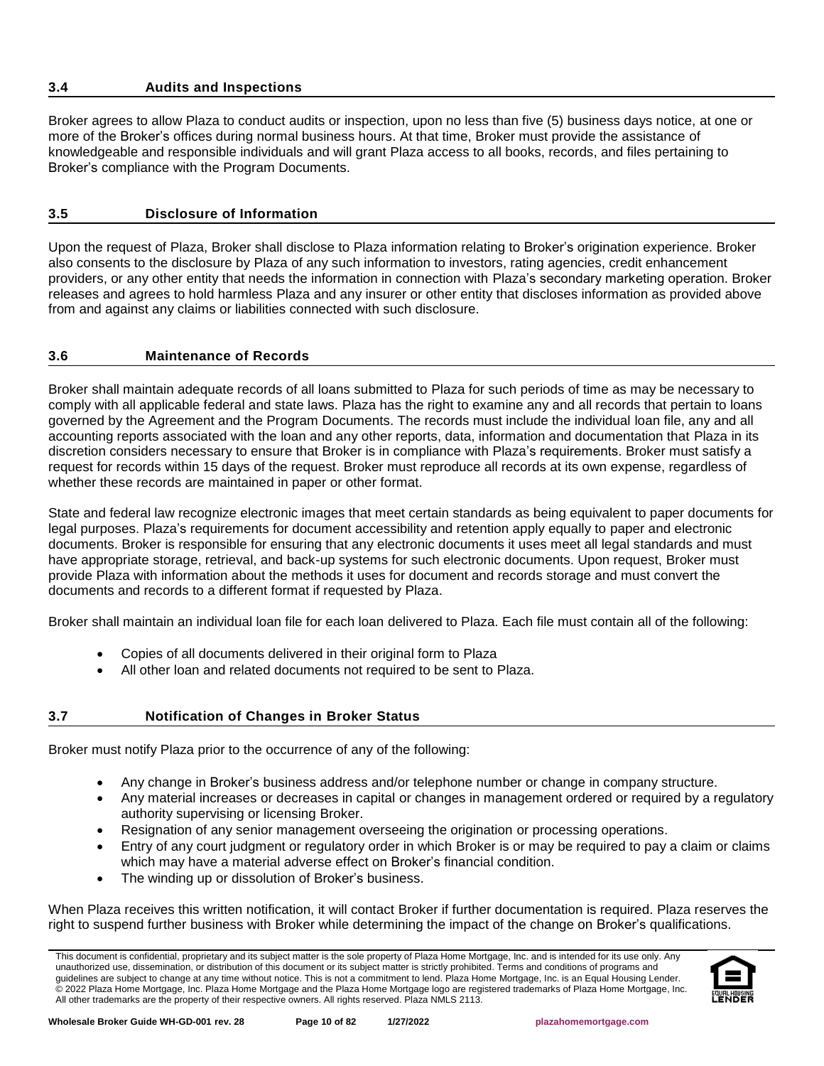### 3.4 Audits and Inspections

Broker agrees to allow Plaza to conduct audits or inspection, upon no less than five (5) business days notice, at one or more of the Broker's offices during normal business hours. At that time, Broker must provide the assistance of knowledgeable and responsible individuals and will grant Plaza access to all books, records, and files pertaining to Broker's compliance with the Program Documents.

### 3.5 Disclosure of Information

Upon the request of Plaza, Broker shall disclose to Plaza information relating to Broker's origination experience. Broker also consents to the disclosure by Plaza of any such information to investors, rating agencies, credit enhancement providers, or any other entity that needs the information in connection with Plaza's secondary marketing operation. Broker releases and agrees to hold harmless Plaza and any insurer or other entity that discloses information as provided above from and against any claims or liabilities connected with such disclosure.

### 3.6 Maintenance of Records

Broker shall maintain adequate records of all loans submitted to Plaza for such periods of time as may be necessary to comply with all applicable federal and state laws. Plaza has the right to examine any and all records that pertain to loans governed by the Agreement and the Program Documents. The records must include the individual loan file, any and all accounting reports associated with the loan and any other reports, data, information and documentation that Plaza in its discretion considers necessary to ensure that Broker is in compliance with Plaza's requirements. Broker must satisfy a request for records within 15 days of the request. Broker must reproduce all records at its own expense, regardless of whether these records are maintained in paper or other format.

State and federal law recognize electronic images that meet certain standards as being equivalent to paper documents for legal purposes. Plaza's requirements for document accessibility and retention apply equally to paper and electronic documents. Broker is responsible for ensuring that any electronic documents it uses meet all legal standards and must have appropriate storage, retrieval, and back-up systems for such electronic documents. Upon request, Broker must provide Plaza with information about the methods it uses for document and records storage and must convert the documents and records to a different format if requested by Plaza.

Broker shall maintain an individual loan file for each loan delivered to Plaza. Each file must contain all of the following:

- Copies of all documents delivered in their original form to Plaza
- All other loan and related documents not required to be sent to Plaza.

### 3.7 Notification of Changes in Broker Status

Broker must notify Plaza prior to the occurrence of any of the following:

- Any change in Broker's business address and/or telephone number or change in company structure.
- Any material increases or decreases in capital or changes in management ordered or required by a regulatory authority supervising or licensing Broker.
- Resignation of any senior management overseeing the origination or processing operations.
- Entry of any court judgment or regulatory order in which Broker is or may be required to pay a claim or claims which may have a material adverse effect on Broker's financial condition.
- The winding up or dissolution of Broker's business.

When Plaza receives this written notification, it will contact Broker if further documentation is required. Plaza reserves the right to suspend further business with Broker while determining the impact of the change on Broker's qualifications.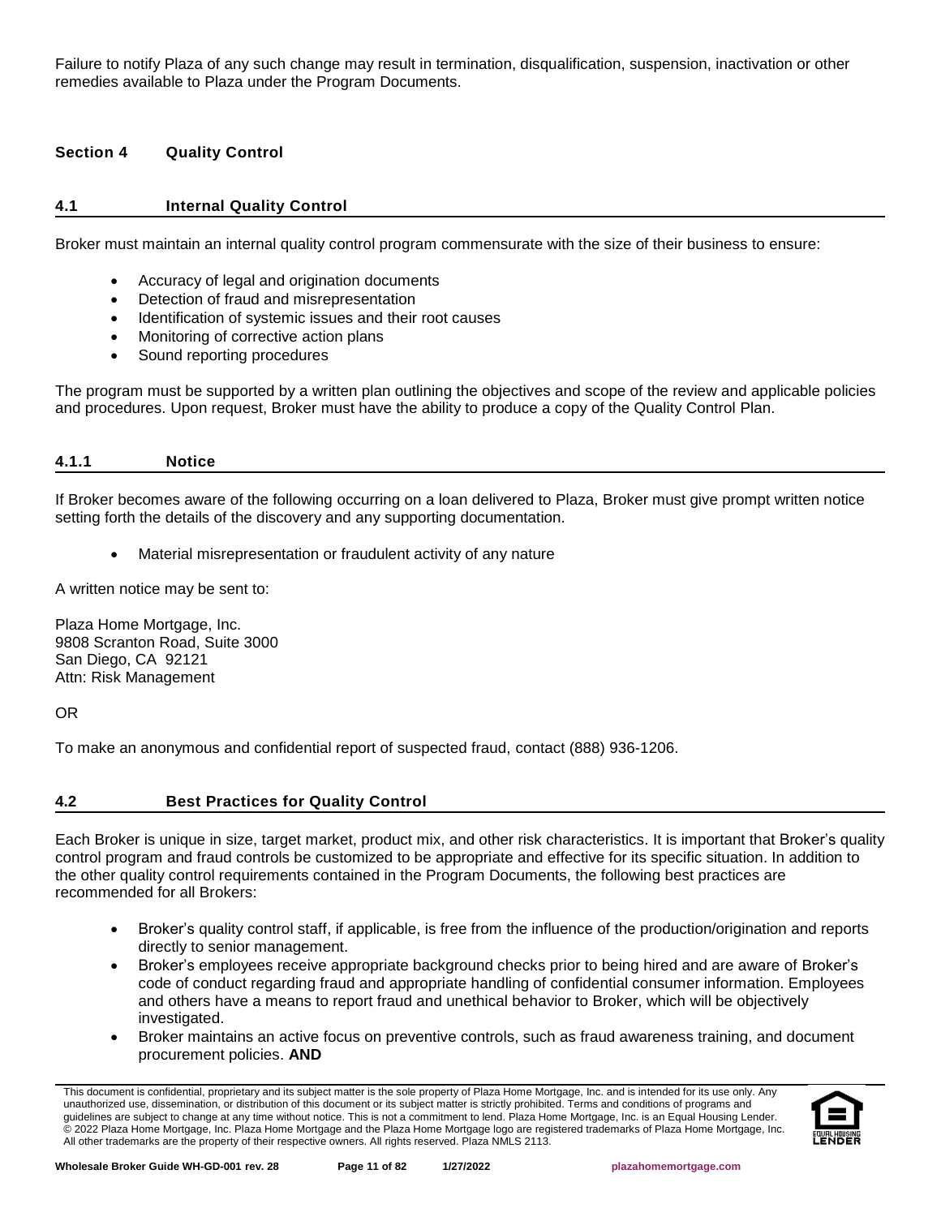Failure to notify Plaza of any such change may result in termination, disqualification, suspension, inactivation or other remedies available to Plaza under the Program Documents.

## Section 4 Quality Control

### 4.1 Internal Quality Control

Broker must maintain an internal quality control program commensurate with the size of their business to ensure:

- Accuracy of legal and origination documents
- Detection of fraud and misrepresentation
- Identification of systemic issues and their root causes
- Monitoring of corrective action plans
- Sound reporting procedures

The program must be supported by a written plan outlining the objectives and scope of the review and applicable policies and procedures. Upon request, Broker must have the ability to produce a copy of the Quality Control Plan.

#### 4.1.1 Notice

If Broker becomes aware of the following occurring on a loan delivered to Plaza, Broker must give prompt written notice setting forth the details of the discovery and any supporting documentation.

- Material misrepresentation or fraudulent activity of any nature

A written notice may be sent to:

Plaza Home Mortgage, Inc.
9808 Scranton Road, Suite 3000
San Diego, CA 92121
Attn: Risk Management

OR

To make an anonymous and confidential report of suspected fraud, contact (888) 936-1206.

### 4.2 Best Practices for Quality Control

Each Broker is unique in size, target market, product mix, and other risk characteristics. It is important that Broker's quality control program and fraud controls be customized to be appropriate and effective for its specific situation. In addition to the other quality control requirements contained in the Program Documents, the following best practices are recommended for all Brokers:

- Broker's quality control staff, if applicable, is free from the influence of the production/origination and reports directly to senior management.
- Broker's employees receive appropriate background checks prior to being hired and are aware of Broker's code of conduct regarding fraud and appropriate handling of confidential consumer information. Employees and others have a means to report fraud and unethical behavior to Broker, which will be objectively investigated.
- Broker maintains an active focus on preventive controls, such as fraud awareness training, and document procurement policies. **AND**

This document is confidential, proprietary and its subject matter is the sole property of Plaza Home Mortgage, Inc. and is intended for its use only. Any unauthorized use, dissemination, or distribution of this document or its subject matter is strictly prohibited. Terms and conditions of programs and guidelines are subject to change at any time without notice. This is not a commitment to lend. Plaza Home Mortgage, Inc. is an Equal Housing Lender. © 2022 Plaza Home Mortgage, Inc. Plaza Home Mortgage and the Plaza Home Mortgage logo are registered trademarks of Plaza Home Mortgage, Inc. All other trademarks are the property of their respective owners. All rights reserved. Plaza NMLS 2113.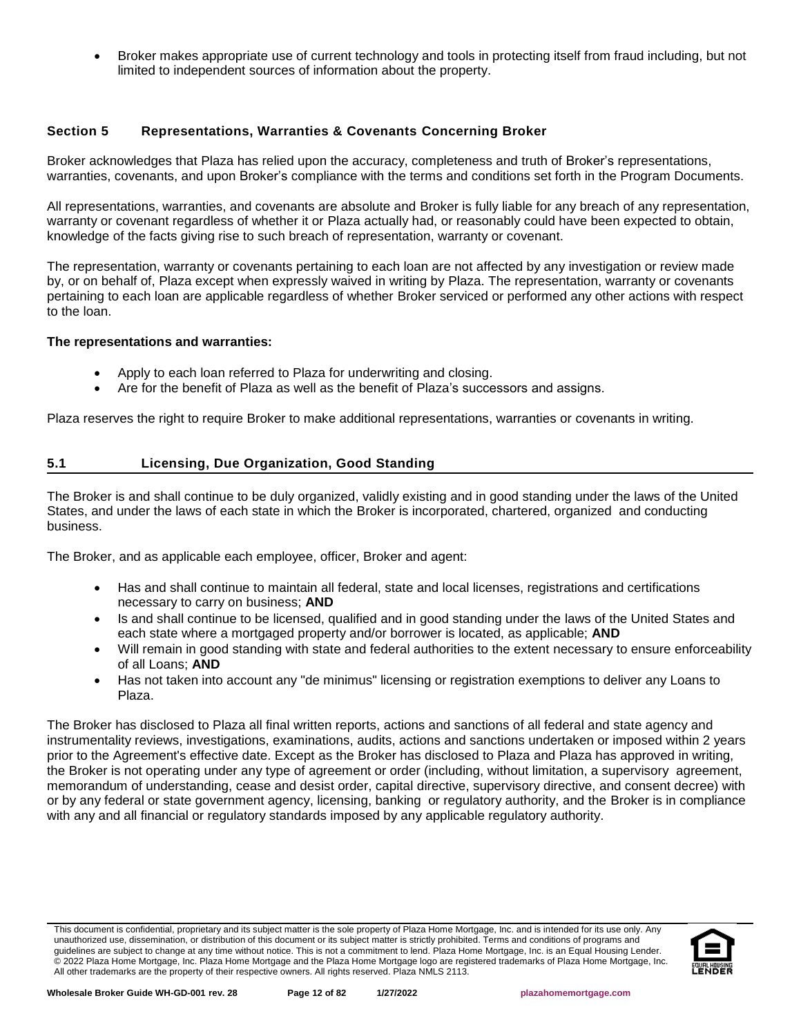- Broker makes appropriate use of current technology and tools in protecting itself from fraud including, but not limited to independent sources of information about the property.

## Section 5 Representations, Warranties & Covenants Concerning Broker

Broker acknowledges that Plaza has relied upon the accuracy, completeness and truth of Broker's representations, warranties, covenants, and upon Broker's compliance with the terms and conditions set forth in the Program Documents.

All representations, warranties, and covenants are absolute and Broker is fully liable for any breach of any representation, warranty or covenant regardless of whether it or Plaza actually had, or reasonably could have been expected to obtain, knowledge of the facts giving rise to such breach of representation, warranty or covenant.

The representation, warranty or covenants pertaining to each loan are not affected by any investigation or review made by, or on behalf of, Plaza except when expressly waived in writing by Plaza. The representation, warranty or covenants pertaining to each loan are applicable regardless of whether Broker serviced or performed any other actions with respect to the loan.

**The representations and warranties:**

- Apply to each loan referred to Plaza for underwriting and closing.
- Are for the benefit of Plaza as well as the benefit of Plaza's successors and assigns.

Plaza reserves the right to require Broker to make additional representations, warranties or covenants in writing.

### 5.1 Licensing, Due Organization, Good Standing

The Broker is and shall continue to be duly organized, validly existing and in good standing under the laws of the United States, and under the laws of each state in which the Broker is incorporated, chartered, organized and conducting business.

The Broker, and as applicable each employee, officer, Broker and agent:

- Has and shall continue to maintain all federal, state and local licenses, registrations and certifications necessary to carry on business; **AND**
- Is and shall continue to be licensed, qualified and in good standing under the laws of the United States and each state where a mortgaged property and/or borrower is located, as applicable; **AND**
- Will remain in good standing with state and federal authorities to the extent necessary to ensure enforceability of all Loans; **AND**
- Has not taken into account any "de minimus" licensing or registration exemptions to deliver any Loans to Plaza.

The Broker has disclosed to Plaza all final written reports, actions and sanctions of all federal and state agency and instrumentality reviews, investigations, examinations, audits, actions and sanctions undertaken or imposed within 2 years prior to the Agreement's effective date. Except as the Broker has disclosed to Plaza and Plaza has approved in writing, the Broker is not operating under any type of agreement or order (including, without limitation, a supervisory agreement, memorandum of understanding, cease and desist order, capital directive, supervisory directive, and consent decree) with or by any federal or state government agency, licensing, banking or regulatory authority, and the Broker is in compliance with any and all financial or regulatory standards imposed by any applicable regulatory authority.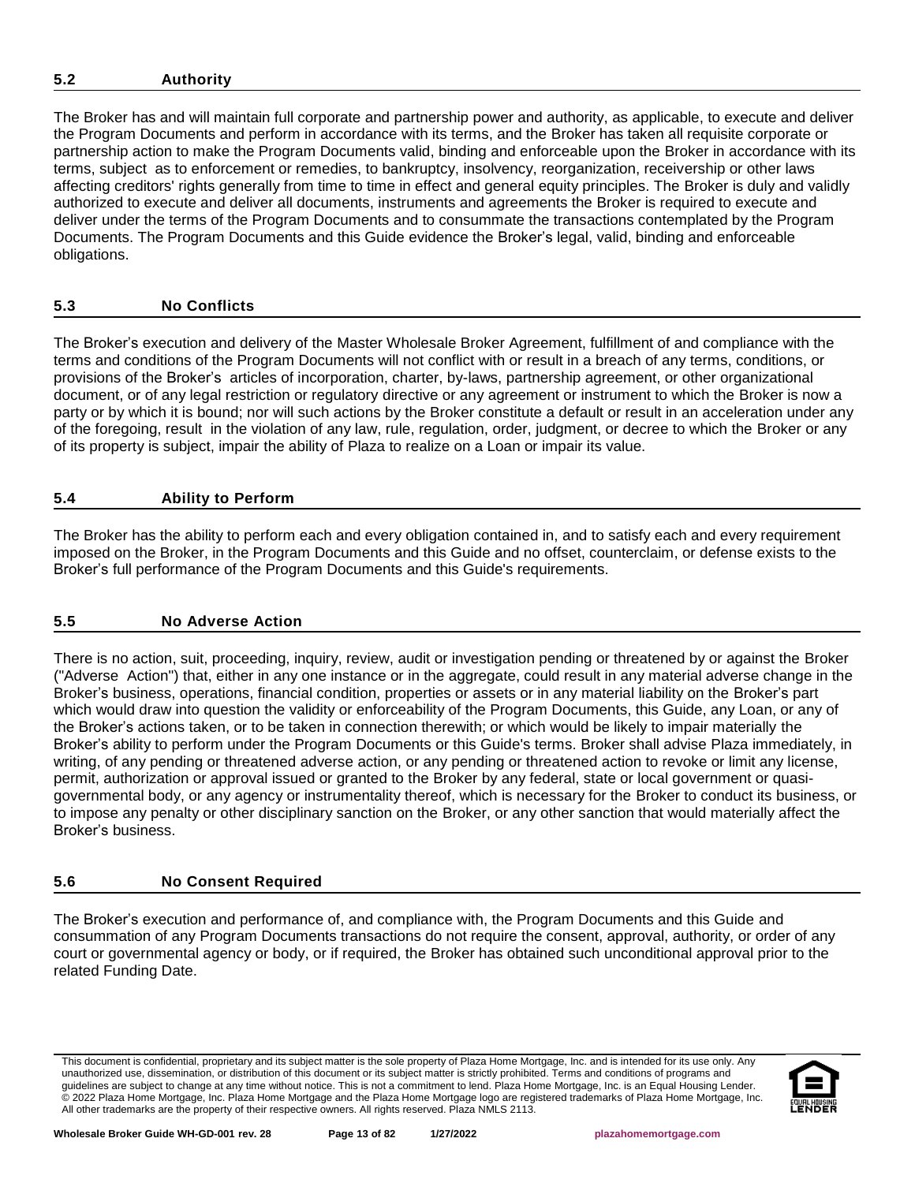## 5.2 Authority

The Broker has and will maintain full corporate and partnership power and authority, as applicable, to execute and deliver the Program Documents and perform in accordance with its terms, and the Broker has taken all requisite corporate or partnership action to make the Program Documents valid, binding and enforceable upon the Broker in accordance with its terms, subject as to enforcement or remedies, to bankruptcy, insolvency, reorganization, receivership or other laws affecting creditors' rights generally from time to time in effect and general equity principles. The Broker is duly and validly authorized to execute and deliver all documents, instruments and agreements the Broker is required to execute and deliver under the terms of the Program Documents and to consummate the transactions contemplated by the Program Documents. The Program Documents and this Guide evidence the Broker's legal, valid, binding and enforceable obligations.

## 5.3 No Conflicts

The Broker's execution and delivery of the Master Wholesale Broker Agreement, fulfillment of and compliance with the terms and conditions of the Program Documents will not conflict with or result in a breach of any terms, conditions, or provisions of the Broker's articles of incorporation, charter, by-laws, partnership agreement, or other organizational document, or of any legal restriction or regulatory directive or any agreement or instrument to which the Broker is now a party or by which it is bound; nor will such actions by the Broker constitute a default or result in an acceleration under any of the foregoing, result in the violation of any law, rule, regulation, order, judgment, or decree to which the Broker or any of its property is subject, impair the ability of Plaza to realize on a Loan or impair its value.

## 5.4 Ability to Perform

The Broker has the ability to perform each and every obligation contained in, and to satisfy each and every requirement imposed on the Broker, in the Program Documents and this Guide and no offset, counterclaim, or defense exists to the Broker's full performance of the Program Documents and this Guide's requirements.

## 5.5 No Adverse Action

There is no action, suit, proceeding, inquiry, review, audit or investigation pending or threatened by or against the Broker ("Adverse Action") that, either in any one instance or in the aggregate, could result in any material adverse change in the Broker's business, operations, financial condition, properties or assets or in any material liability on the Broker's part which would draw into question the validity or enforceability of the Program Documents, this Guide, any Loan, or any of the Broker's actions taken, or to be taken in connection therewith; or which would be likely to impair materially the Broker's ability to perform under the Program Documents or this Guide's terms. Broker shall advise Plaza immediately, in writing, of any pending or threatened adverse action, or any pending or threatened action to revoke or limit any license, permit, authorization or approval issued or granted to the Broker by any federal, state or local government or quasi-governmental body, or any agency or instrumentality thereof, which is necessary for the Broker to conduct its business, or to impose any penalty or other disciplinary sanction on the Broker, or any other sanction that would materially affect the Broker's business.

## 5.6 No Consent Required

The Broker's execution and performance of, and compliance with, the Program Documents and this Guide and consummation of any Program Documents transactions do not require the consent, approval, authority, or order of any court or governmental agency or body, or if required, the Broker has obtained such unconditional approval prior to the related Funding Date.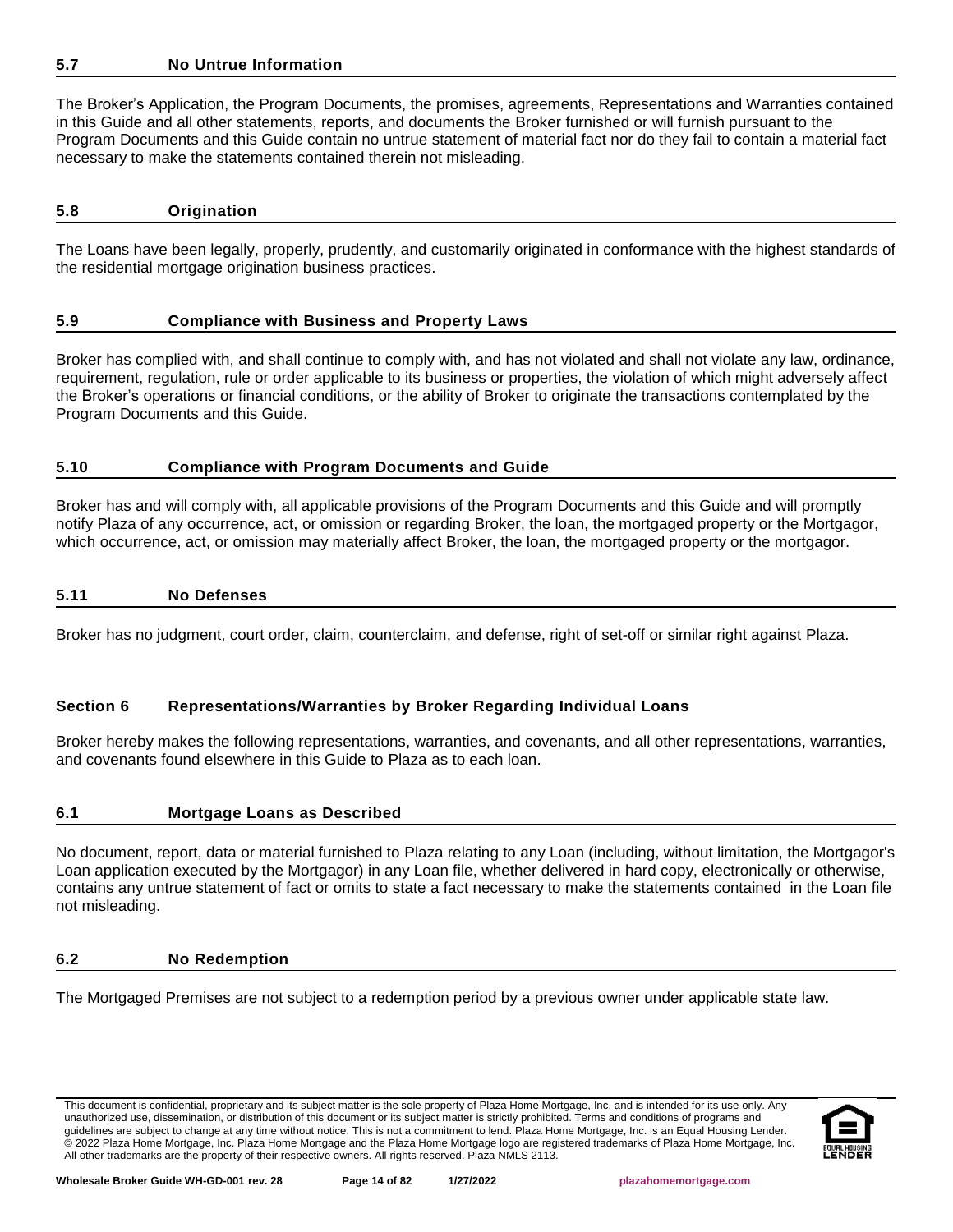### 5.7 No Untrue Information

The Broker's Application, the Program Documents, the promises, agreements, Representations and Warranties contained in this Guide and all other statements, reports, and documents the Broker furnished or will furnish pursuant to the Program Documents and this Guide contain no untrue statement of material fact nor do they fail to contain a material fact necessary to make the statements contained therein not misleading.

### 5.8 Origination

The Loans have been legally, properly, prudently, and customarily originated in conformance with the highest standards of the residential mortgage origination business practices.

### 5.9 Compliance with Business and Property Laws

Broker has complied with, and shall continue to comply with, and has not violated and shall not violate any law, ordinance, requirement, regulation, rule or order applicable to its business or properties, the violation of which might adversely affect the Broker's operations or financial conditions, or the ability of Broker to originate the transactions contemplated by the Program Documents and this Guide.

### 5.10 Compliance with Program Documents and Guide

Broker has and will comply with, all applicable provisions of the Program Documents and this Guide and will promptly notify Plaza of any occurrence, act, or omission or regarding Broker, the loan, the mortgaged property or the Mortgagor, which occurrence, act, or omission may materially affect Broker, the loan, the mortgaged property or the mortgagor.

### 5.11 No Defenses

Broker has no judgment, court order, claim, counterclaim, and defense, right of set-off or similar right against Plaza.

## Section 6 Representations/Warranties by Broker Regarding Individual Loans

Broker hereby makes the following representations, warranties, and covenants, and all other representations, warranties, and covenants found elsewhere in this Guide to Plaza as to each loan.

### 6.1 Mortgage Loans as Described

No document, report, data or material furnished to Plaza relating to any Loan (including, without limitation, the Mortgagor's Loan application executed by the Mortgagor) in any Loan file, whether delivered in hard copy, electronically or otherwise, contains any untrue statement of fact or omits to state a fact necessary to make the statements contained in the Loan file not misleading.

### 6.2 No Redemption

The Mortgaged Premises are not subject to a redemption period by a previous owner under applicable state law.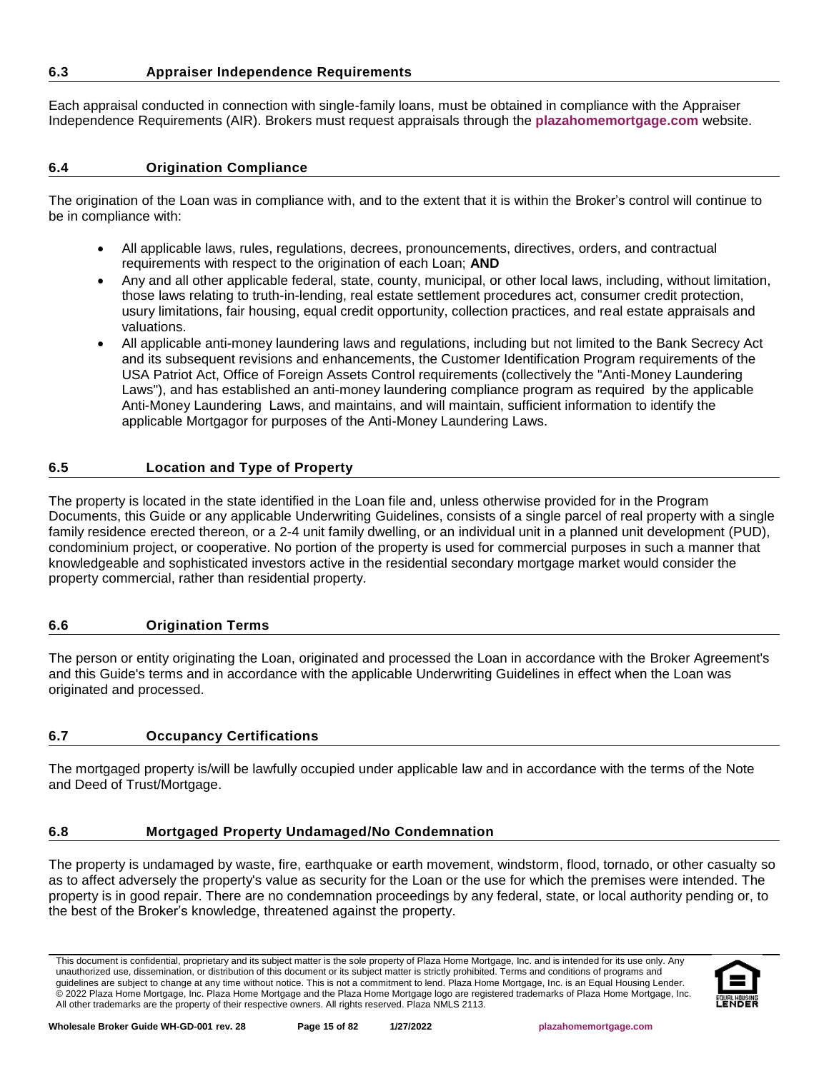### 6.3 Appraiser Independence Requirements

Each appraisal conducted in connection with single-family loans, must be obtained in compliance with the Appraiser Independence Requirements (AIR). Brokers must request appraisals through the **plazahomemortgage.com** website.

### 6.4 Origination Compliance

The origination of the Loan was in compliance with, and to the extent that it is within the Broker's control will continue to be in compliance with:

- All applicable laws, rules, regulations, decrees, pronouncements, directives, orders, and contractual requirements with respect to the origination of each Loan; **AND**
- Any and all other applicable federal, state, county, municipal, or other local laws, including, without limitation, those laws relating to truth-in-lending, real estate settlement procedures act, consumer credit protection, usury limitations, fair housing, equal credit opportunity, collection practices, and real estate appraisals and valuations.
- All applicable anti-money laundering laws and regulations, including but not limited to the Bank Secrecy Act and its subsequent revisions and enhancements, the Customer Identification Program requirements of the USA Patriot Act, Office of Foreign Assets Control requirements (collectively the "Anti-Money Laundering Laws"), and has established an anti-money laundering compliance program as required by the applicable Anti-Money Laundering Laws, and maintains, and will maintain, sufficient information to identify the applicable Mortgagor for purposes of the Anti-Money Laundering Laws.

### 6.5 Location and Type of Property

The property is located in the state identified in the Loan file and, unless otherwise provided for in the Program Documents, this Guide or any applicable Underwriting Guidelines, consists of a single parcel of real property with a single family residence erected thereon, or a 2-4 unit family dwelling, or an individual unit in a planned unit development (PUD), condominium project, or cooperative. No portion of the property is used for commercial purposes in such a manner that knowledgeable and sophisticated investors active in the residential secondary mortgage market would consider the property commercial, rather than residential property.

### 6.6 Origination Terms

The person or entity originating the Loan, originated and processed the Loan in accordance with the Broker Agreement's and this Guide's terms and in accordance with the applicable Underwriting Guidelines in effect when the Loan was originated and processed.

### 6.7 Occupancy Certifications

The mortgaged property is/will be lawfully occupied under applicable law and in accordance with the terms of the Note and Deed of Trust/Mortgage.

### 6.8 Mortgaged Property Undamaged/No Condemnation

The property is undamaged by waste, fire, earthquake or earth movement, windstorm, flood, tornado, or other casualty so as to affect adversely the property's value as security for the Loan or the use for which the premises were intended. The property is in good repair. There are no condemnation proceedings by any federal, state, or local authority pending or, to the best of the Broker's knowledge, threatened against the property.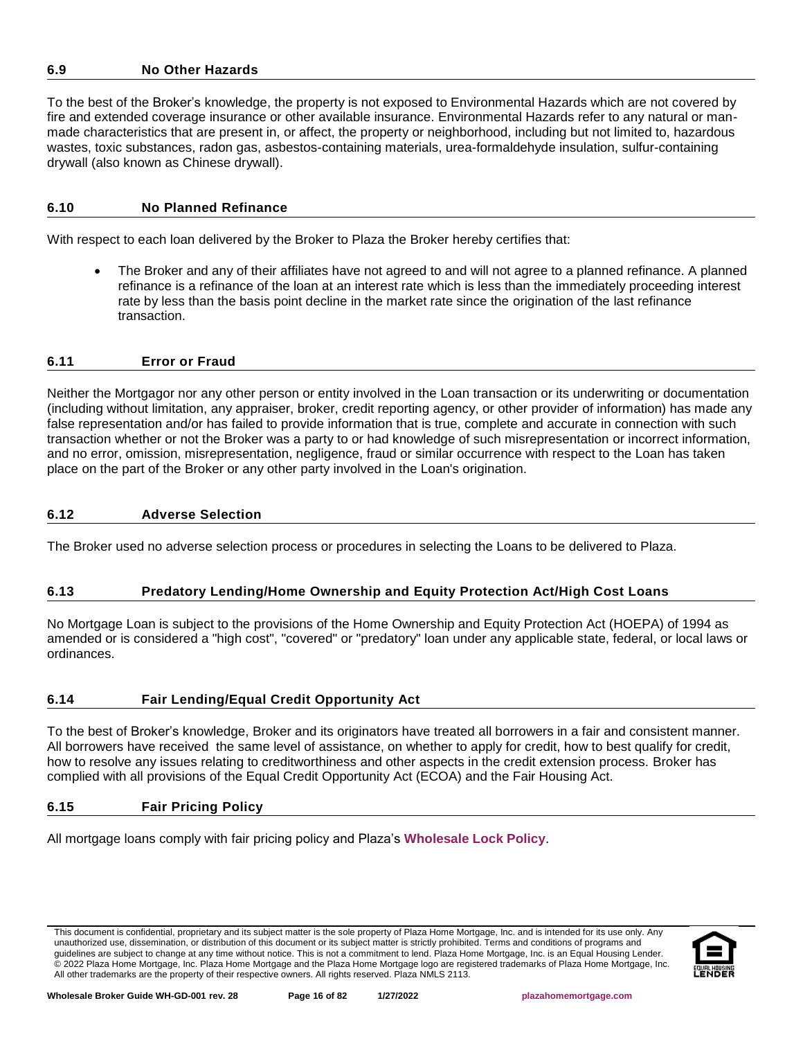### 6.9 No Other Hazards

To the best of the Broker's knowledge, the property is not exposed to Environmental Hazards which are not covered by fire and extended coverage insurance or other available insurance. Environmental Hazards refer to any natural or man-made characteristics that are present in, or affect, the property or neighborhood, including but not limited to, hazardous wastes, toxic substances, radon gas, asbestos-containing materials, urea-formaldehyde insulation, sulfur-containing drywall (also known as Chinese drywall).

### 6.10 No Planned Refinance

With respect to each loan delivered by the Broker to Plaza the Broker hereby certifies that:

- The Broker and any of their affiliates have not agreed to and will not agree to a planned refinance. A planned refinance is a refinance of the loan at an interest rate which is less than the immediately proceeding interest rate by less than the basis point decline in the market rate since the origination of the last refinance transaction.

### 6.11 Error or Fraud

Neither the Mortgagor nor any other person or entity involved in the Loan transaction or its underwriting or documentation (including without limitation, any appraiser, broker, credit reporting agency, or other provider of information) has made any false representation and/or has failed to provide information that is true, complete and accurate in connection with such transaction whether or not the Broker was a party to or had knowledge of such misrepresentation or incorrect information, and no error, omission, misrepresentation, negligence, fraud or similar occurrence with respect to the Loan has taken place on the part of the Broker or any other party involved in the Loan's origination.

### 6.12 Adverse Selection

The Broker used no adverse selection process or procedures in selecting the Loans to be delivered to Plaza.

### 6.13 Predatory Lending/Home Ownership and Equity Protection Act/High Cost Loans

No Mortgage Loan is subject to the provisions of the Home Ownership and Equity Protection Act (HOEPA) of 1994 as amended or is considered a "high cost", "covered" or "predatory" loan under any applicable state, federal, or local laws or ordinances.

### 6.14 Fair Lending/Equal Credit Opportunity Act

To the best of Broker's knowledge, Broker and its originators have treated all borrowers in a fair and consistent manner. All borrowers have received the same level of assistance, on whether to apply for credit, how to best qualify for credit, how to resolve any issues relating to creditworthiness and other aspects in the credit extension process. Broker has complied with all provisions of the Equal Credit Opportunity Act (ECOA) and the Fair Housing Act.

### 6.15 Fair Pricing Policy

All mortgage loans comply with fair pricing policy and Plaza's **Wholesale Lock Policy**.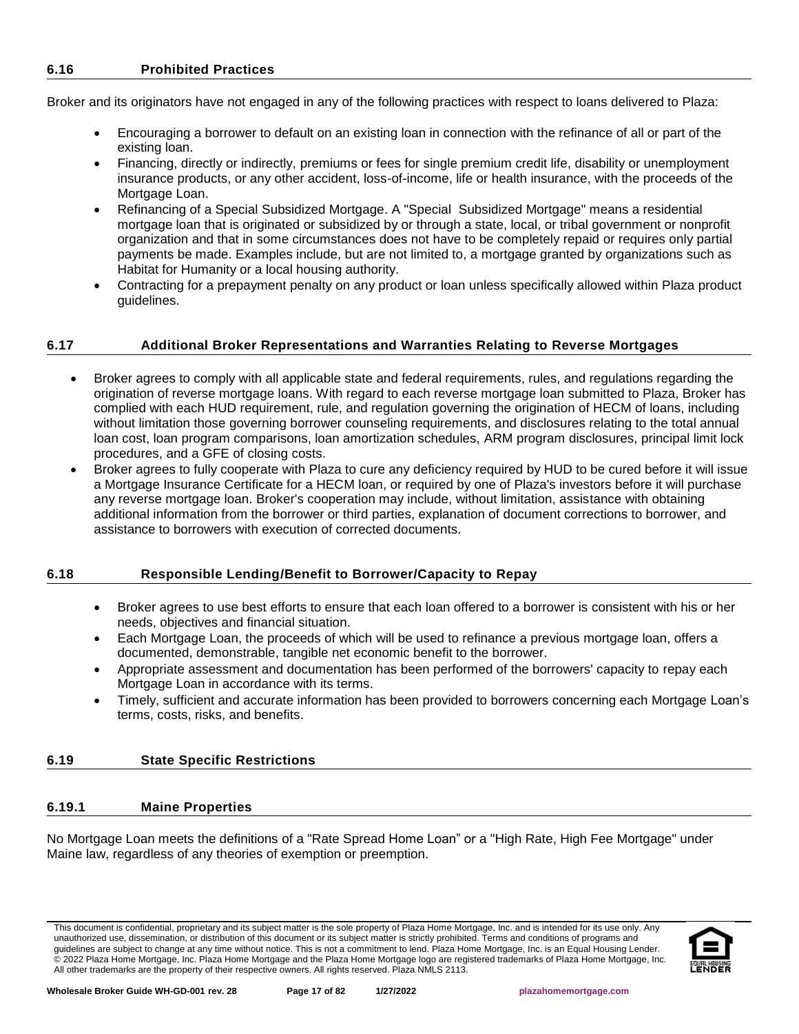### 6.16 Prohibited Practices

Broker and its originators have not engaged in any of the following practices with respect to loans delivered to Plaza:

- Encouraging a borrower to default on an existing loan in connection with the refinance of all or part of the existing loan.
- Financing, directly or indirectly, premiums or fees for single premium credit life, disability or unemployment insurance products, or any other accident, loss-of-income, life or health insurance, with the proceeds of the Mortgage Loan.
- Refinancing of a Special Subsidized Mortgage. A "Special Subsidized Mortgage" means a residential mortgage loan that is originated or subsidized by or through a state, local, or tribal government or nonprofit organization and that in some circumstances does not have to be completely repaid or requires only partial payments be made. Examples include, but are not limited to, a mortgage granted by organizations such as Habitat for Humanity or a local housing authority.
- Contracting for a prepayment penalty on any product or loan unless specifically allowed within Plaza product guidelines.

### 6.17 Additional Broker Representations and Warranties Relating to Reverse Mortgages

- Broker agrees to comply with all applicable state and federal requirements, rules, and regulations regarding the origination of reverse mortgage loans. With regard to each reverse mortgage loan submitted to Plaza, Broker has complied with each HUD requirement, rule, and regulation governing the origination of HECM of loans, including without limitation those governing borrower counseling requirements, and disclosures relating to the total annual loan cost, loan program comparisons, loan amortization schedules, ARM program disclosures, principal limit lock procedures, and a GFE of closing costs.
- Broker agrees to fully cooperate with Plaza to cure any deficiency required by HUD to be cured before it will issue a Mortgage Insurance Certificate for a HECM loan, or required by one of Plaza's investors before it will purchase any reverse mortgage loan. Broker's cooperation may include, without limitation, assistance with obtaining additional information from the borrower or third parties, explanation of document corrections to borrower, and assistance to borrowers with execution of corrected documents.

### 6.18 Responsible Lending/Benefit to Borrower/Capacity to Repay

- Broker agrees to use best efforts to ensure that each loan offered to a borrower is consistent with his or her needs, objectives and financial situation.
- Each Mortgage Loan, the proceeds of which will be used to refinance a previous mortgage loan, offers a documented, demonstrable, tangible net economic benefit to the borrower.
- Appropriate assessment and documentation has been performed of the borrowers' capacity to repay each Mortgage Loan in accordance with its terms.
- Timely, sufficient and accurate information has been provided to borrowers concerning each Mortgage Loan's terms, costs, risks, and benefits.

### 6.19 State Specific Restrictions

#### 6.19.1 Maine Properties

No Mortgage Loan meets the definitions of a "Rate Spread Home Loan" or a "High Rate, High Fee Mortgage" under Maine law, regardless of any theories of exemption or preemption.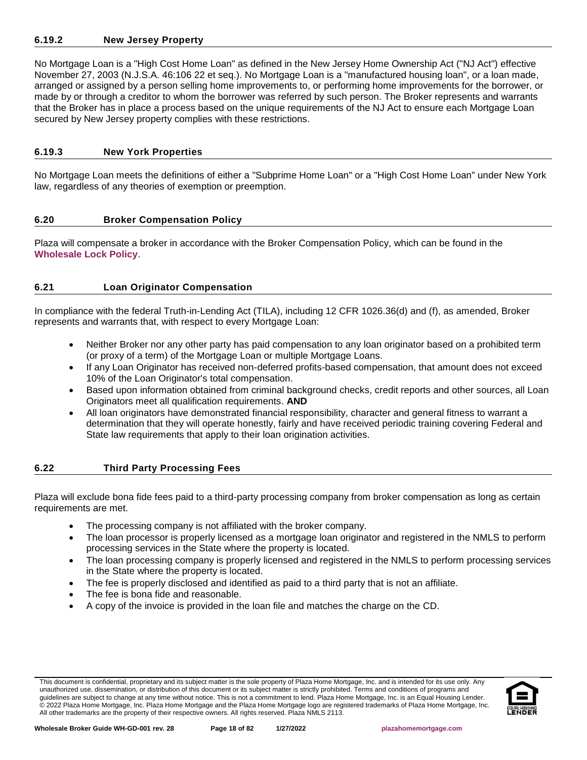### 6.19.2 New Jersey Property

No Mortgage Loan is a "High Cost Home Loan" as defined in the New Jersey Home Ownership Act ("NJ Act") effective November 27, 2003 (N.J.S.A. 46:106 22 et seq.). No Mortgage Loan is a "manufactured housing loan", or a loan made, arranged or assigned by a person selling home improvements to, or performing home improvements for the borrower, or made by or through a creditor to whom the borrower was referred by such person. The Broker represents and warrants that the Broker has in place a process based on the unique requirements of the NJ Act to ensure each Mortgage Loan secured by New Jersey property complies with these restrictions.

### 6.19.3 New York Properties

No Mortgage Loan meets the definitions of either a "Subprime Home Loan" or a "High Cost Home Loan" under New York law, regardless of any theories of exemption or preemption.

## 6.20 Broker Compensation Policy

Plaza will compensate a broker in accordance with the Broker Compensation Policy, which can be found in the **Wholesale Lock Policy**.

## 6.21 Loan Originator Compensation

In compliance with the federal Truth-in-Lending Act (TILA), including 12 CFR 1026.36(d) and (f), as amended, Broker represents and warrants that, with respect to every Mortgage Loan:

- Neither Broker nor any other party has paid compensation to any loan originator based on a prohibited term (or proxy of a term) of the Mortgage Loan or multiple Mortgage Loans.
- If any Loan Originator has received non-deferred profits-based compensation, that amount does not exceed 10% of the Loan Originator's total compensation.
- Based upon information obtained from criminal background checks, credit reports and other sources, all Loan Originators meet all qualification requirements. **AND**
- All loan originators have demonstrated financial responsibility, character and general fitness to warrant a determination that they will operate honestly, fairly and have received periodic training covering Federal and State law requirements that apply to their loan origination activities.

## 6.22 Third Party Processing Fees

Plaza will exclude bona fide fees paid to a third-party processing company from broker compensation as long as certain requirements are met.

- The processing company is not affiliated with the broker company.
- The loan processor is properly licensed as a mortgage loan originator and registered in the NMLS to perform processing services in the State where the property is located.
- The loan processing company is properly licensed and registered in the NMLS to perform processing services in the State where the property is located.
- The fee is properly disclosed and identified as paid to a third party that is not an affiliate.
- The fee is bona fide and reasonable.
- A copy of the invoice is provided in the loan file and matches the charge on the CD.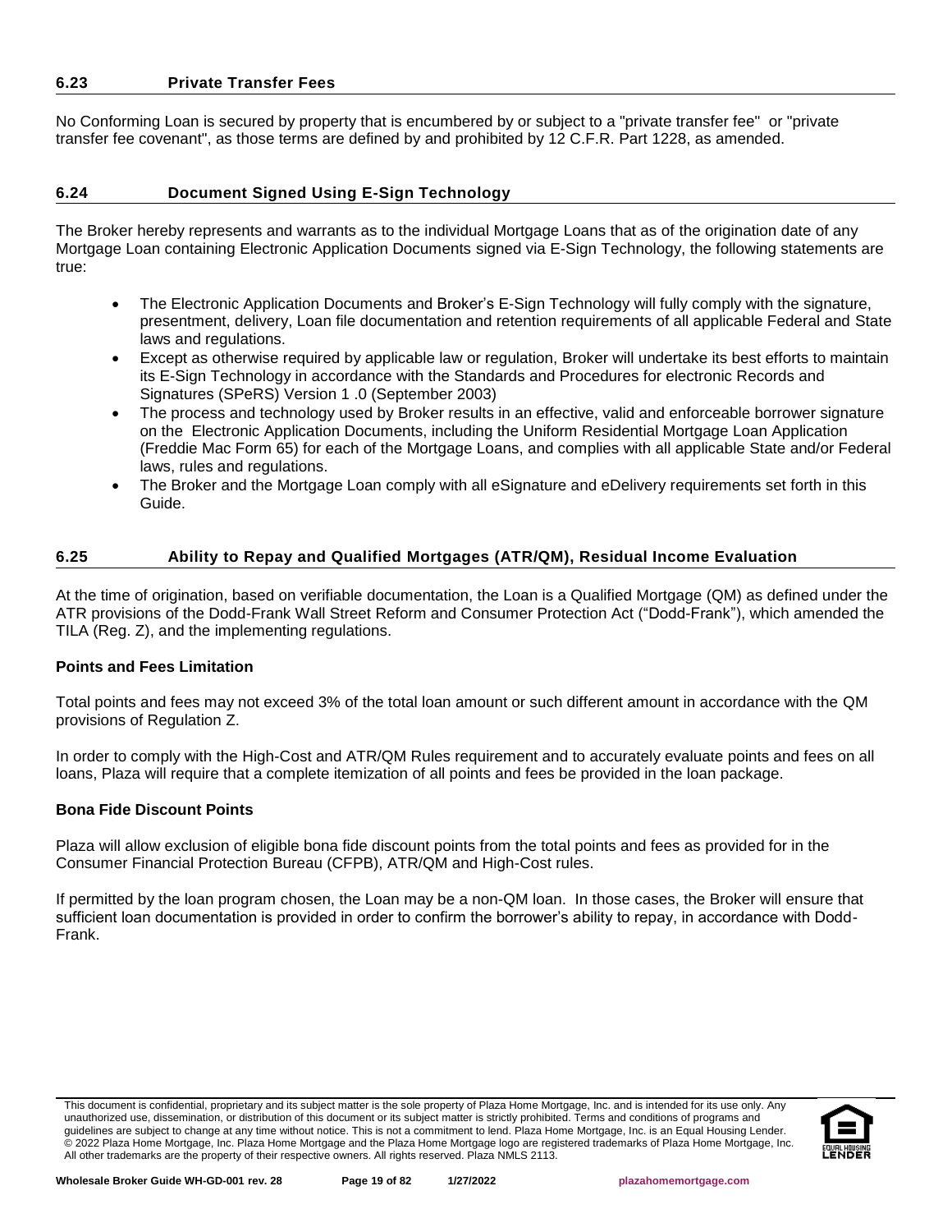## 6.23 Private Transfer Fees

No Conforming Loan is secured by property that is encumbered by or subject to a "private transfer fee" or "private transfer fee covenant", as those terms are defined by and prohibited by 12 C.F.R. Part 1228, as amended.

## 6.24 Document Signed Using E-Sign Technology

The Broker hereby represents and warrants as to the individual Mortgage Loans that as of the origination date of any Mortgage Loan containing Electronic Application Documents signed via E-Sign Technology, the following statements are true:

- The Electronic Application Documents and Broker's E-Sign Technology will fully comply with the signature, presentment, delivery, Loan file documentation and retention requirements of all applicable Federal and State laws and regulations.
- Except as otherwise required by applicable law or regulation, Broker will undertake its best efforts to maintain its E-Sign Technology in accordance with the Standards and Procedures for electronic Records and Signatures (SPeRS) Version 1 .0 (September 2003)
- The process and technology used by Broker results in an effective, valid and enforceable borrower signature on the Electronic Application Documents, including the Uniform Residential Mortgage Loan Application (Freddie Mac Form 65) for each of the Mortgage Loans, and complies with all applicable State and/or Federal laws, rules and regulations.
- The Broker and the Mortgage Loan comply with all eSignature and eDelivery requirements set forth in this Guide.

## 6.25 Ability to Repay and Qualified Mortgages (ATR/QM), Residual Income Evaluation

At the time of origination, based on verifiable documentation, the Loan is a Qualified Mortgage (QM) as defined under the ATR provisions of the Dodd-Frank Wall Street Reform and Consumer Protection Act ("Dodd-Frank"), which amended the TILA (Reg. Z), and the implementing regulations.

**Points and Fees Limitation**

Total points and fees may not exceed 3% of the total loan amount or such different amount in accordance with the QM provisions of Regulation Z.

In order to comply with the High-Cost and ATR/QM Rules requirement and to accurately evaluate points and fees on all loans, Plaza will require that a complete itemization of all points and fees be provided in the loan package.

**Bona Fide Discount Points**

Plaza will allow exclusion of eligible bona fide discount points from the total points and fees as provided for in the Consumer Financial Protection Bureau (CFPB), ATR/QM and High-Cost rules.

If permitted by the loan program chosen, the Loan may be a non-QM loan. In those cases, the Broker will ensure that sufficient loan documentation is provided in order to confirm the borrower's ability to repay, in accordance with Dodd-Frank.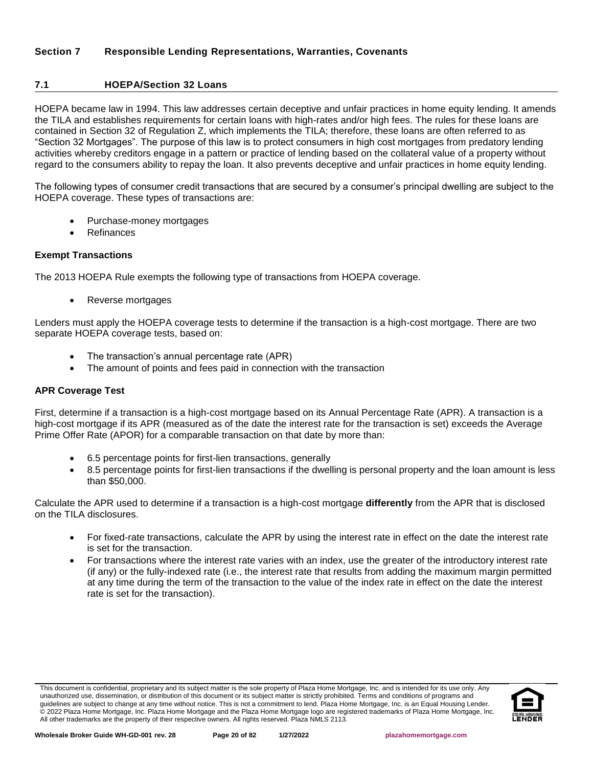# Section 7 Responsible Lending Representations, Warranties, Covenants

## 7.1 HOEPA/Section 32 Loans

HOEPA became law in 1994. This law addresses certain deceptive and unfair practices in home equity lending. It amends the TILA and establishes requirements for certain loans with high-rates and/or high fees. The rules for these loans are contained in Section 32 of Regulation Z, which implements the TILA; therefore, these loans are often referred to as "Section 32 Mortgages". The purpose of this law is to protect consumers in high cost mortgages from predatory lending activities whereby creditors engage in a pattern or practice of lending based on the collateral value of a property without regard to the consumers ability to repay the loan. It also prevents deceptive and unfair practices in home equity lending.

The following types of consumer credit transactions that are secured by a consumer's principal dwelling are subject to the HOEPA coverage. These types of transactions are:

- Purchase-money mortgages
- Refinances

### Exempt Transactions

The 2013 HOEPA Rule exempts the following type of transactions from HOEPA coverage.

- Reverse mortgages

Lenders must apply the HOEPA coverage tests to determine if the transaction is a high-cost mortgage. There are two separate HOEPA coverage tests, based on:

- The transaction's annual percentage rate (APR)
- The amount of points and fees paid in connection with the transaction

### APR Coverage Test

First, determine if a transaction is a high-cost mortgage based on its Annual Percentage Rate (APR). A transaction is a high-cost mortgage if its APR (measured as of the date the interest rate for the transaction is set) exceeds the Average Prime Offer Rate (APOR) for a comparable transaction on that date by more than:

- 6.5 percentage points for first-lien transactions, generally
- 8.5 percentage points for first-lien transactions if the dwelling is personal property and the loan amount is less than $50,000.

Calculate the APR used to determine if a transaction is a high-cost mortgage **differently** from the APR that is disclosed on the TILA disclosures.

- For fixed-rate transactions, calculate the APR by using the interest rate in effect on the date the interest rate is set for the transaction.
- For transactions where the interest rate varies with an index, use the greater of the introductory interest rate (if any) or the fully-indexed rate (i.e., the interest rate that results from adding the maximum margin permitted at any time during the term of the transaction to the value of the index rate in effect on the date the interest rate is set for the transaction).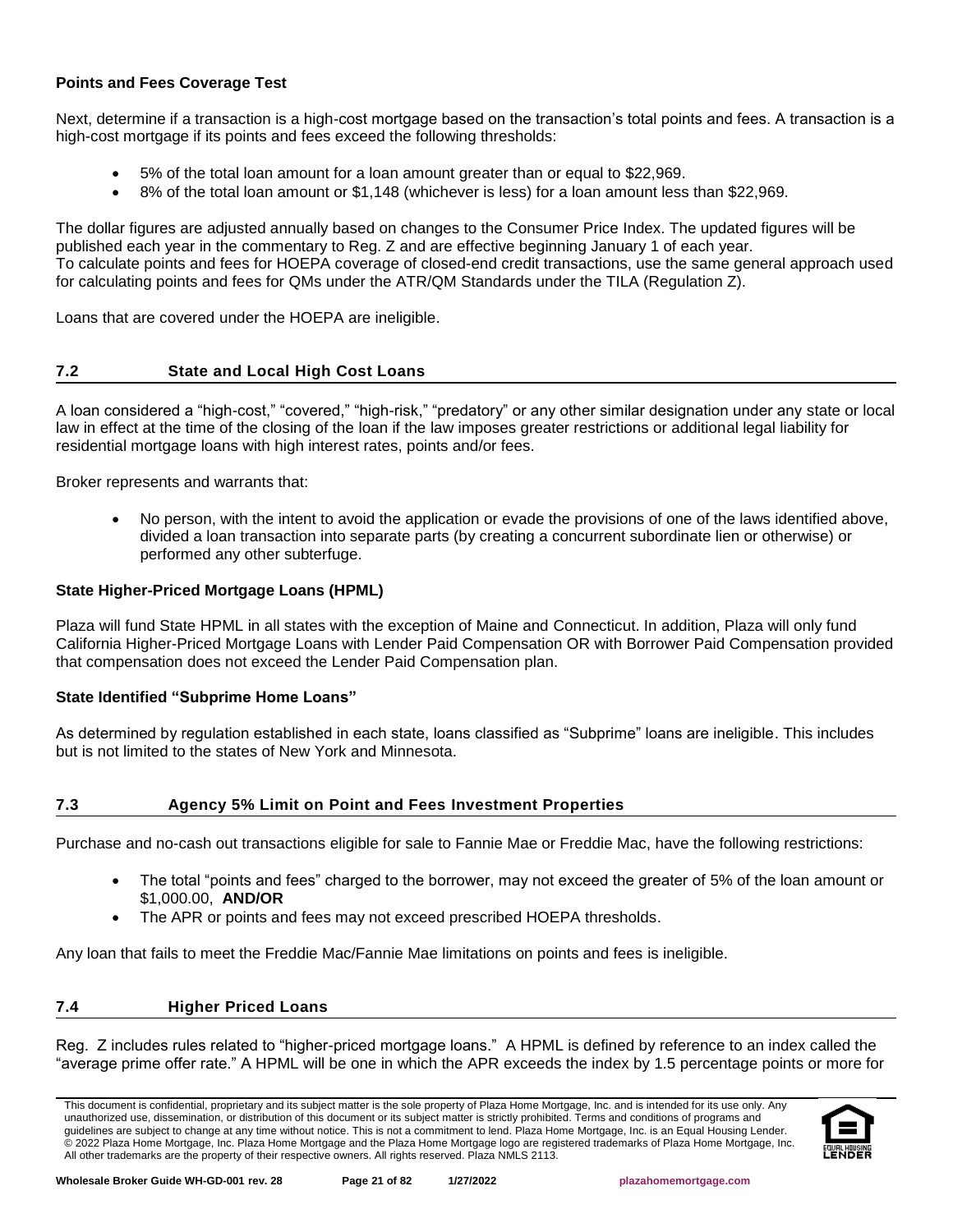**Points and Fees Coverage Test**

Next, determine if a transaction is a high-cost mortgage based on the transaction's total points and fees. A transaction is a high-cost mortgage if its points and fees exceed the following thresholds:

- 5% of the total loan amount for a loan amount greater than or equal to $22,969.
- 8% of the total loan amount or $1,148 (whichever is less) for a loan amount less than $22,969.

The dollar figures are adjusted annually based on changes to the Consumer Price Index. The updated figures will be published each year in the commentary to Reg. Z and are effective beginning January 1 of each year.
To calculate points and fees for HOEPA coverage of closed-end credit transactions, use the same general approach used for calculating points and fees for QMs under the ATR/QM Standards under the TILA (Regulation Z).

Loans that are covered under the HOEPA are ineligible.

## 7.2 State and Local High Cost Loans

A loan considered a "high-cost," "covered," "high-risk," "predatory" or any other similar designation under any state or local law in effect at the time of the closing of the loan if the law imposes greater restrictions or additional legal liability for residential mortgage loans with high interest rates, points and/or fees.

Broker represents and warrants that:

- No person, with the intent to avoid the application or evade the provisions of one of the laws identified above, divided a loan transaction into separate parts (by creating a concurrent subordinate lien or otherwise) or performed any other subterfuge.

**State Higher-Priced Mortgage Loans (HPML)**

Plaza will fund State HPML in all states with the exception of Maine and Connecticut. In addition, Plaza will only fund California Higher-Priced Mortgage Loans with Lender Paid Compensation OR with Borrower Paid Compensation provided that compensation does not exceed the Lender Paid Compensation plan.

**State Identified "Subprime Home Loans"**

As determined by regulation established in each state, loans classified as "Subprime" loans are ineligible. This includes but is not limited to the states of New York and Minnesota.

## 7.3 Agency 5% Limit on Point and Fees Investment Properties

Purchase and no-cash out transactions eligible for sale to Fannie Mae or Freddie Mac, have the following restrictions:

- The total "points and fees" charged to the borrower, may not exceed the greater of 5% of the loan amount or $1,000.00, **AND/OR**
- The APR or points and fees may not exceed prescribed HOEPA thresholds.

Any loan that fails to meet the Freddie Mac/Fannie Mae limitations on points and fees is ineligible.

## 7.4 Higher Priced Loans

Reg. Z includes rules related to "higher-priced mortgage loans." A HPML is defined by reference to an index called the "average prime offer rate." A HPML will be one in which the APR exceeds the index by 1.5 percentage points or more for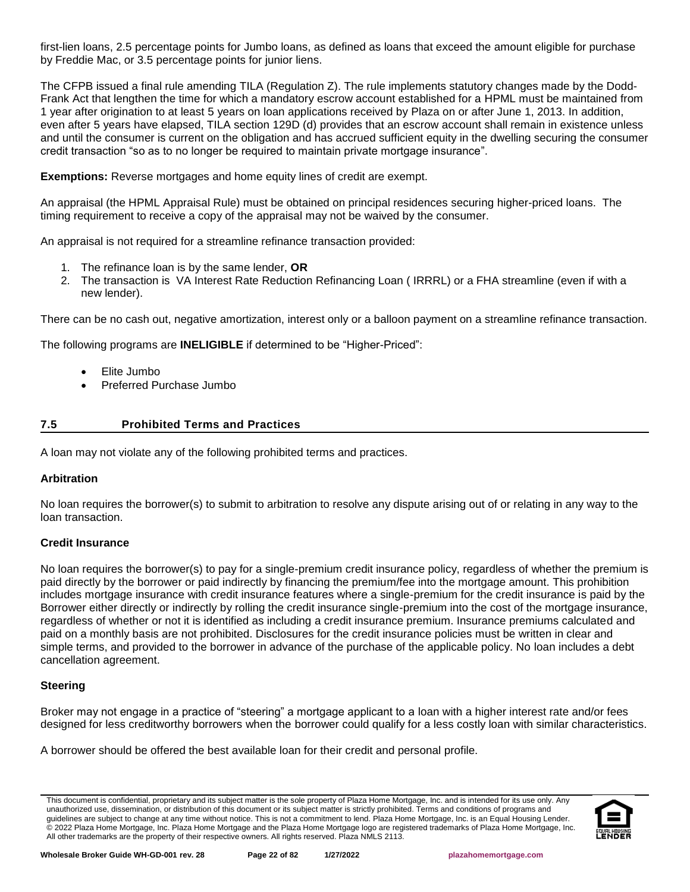first-lien loans, 2.5 percentage points for Jumbo loans, as defined as loans that exceed the amount eligible for purchase by Freddie Mac, or 3.5 percentage points for junior liens.

The CFPB issued a final rule amending TILA (Regulation Z). The rule implements statutory changes made by the Dodd-Frank Act that lengthen the time for which a mandatory escrow account established for a HPML must be maintained from 1 year after origination to at least 5 years on loan applications received by Plaza on or after June 1, 2013. In addition, even after 5 years have elapsed, TILA section 129D (d) provides that an escrow account shall remain in existence unless and until the consumer is current on the obligation and has accrued sufficient equity in the dwelling securing the consumer credit transaction "so as to no longer be required to maintain private mortgage insurance".

**Exemptions:** Reverse mortgages and home equity lines of credit are exempt.

An appraisal (the HPML Appraisal Rule) must be obtained on principal residences securing higher-priced loans. The timing requirement to receive a copy of the appraisal may not be waived by the consumer.

An appraisal is not required for a streamline refinance transaction provided:

1. The refinance loan is by the same lender, **OR**
2. The transaction is VA Interest Rate Reduction Refinancing Loan ( IRRRL) or a FHA streamline (even if with a new lender).

There can be no cash out, negative amortization, interest only or a balloon payment on a streamline refinance transaction.

The following programs are **INELIGIBLE** if determined to be "Higher-Priced":

- Elite Jumbo
- Preferred Purchase Jumbo

## 7.5 Prohibited Terms and Practices

A loan may not violate any of the following prohibited terms and practices.

**Arbitration**

No loan requires the borrower(s) to submit to arbitration to resolve any dispute arising out of or relating in any way to the loan transaction.

**Credit Insurance**

No loan requires the borrower(s) to pay for a single-premium credit insurance policy, regardless of whether the premium is paid directly by the borrower or paid indirectly by financing the premium/fee into the mortgage amount. This prohibition includes mortgage insurance with credit insurance features where a single-premium for the credit insurance is paid by the Borrower either directly or indirectly by rolling the credit insurance single-premium into the cost of the mortgage insurance, regardless of whether or not it is identified as including a credit insurance premium. Insurance premiums calculated and paid on a monthly basis are not prohibited. Disclosures for the credit insurance policies must be written in clear and simple terms, and provided to the borrower in advance of the purchase of the applicable policy. No loan includes a debt cancellation agreement.

**Steering**

Broker may not engage in a practice of "steering" a mortgage applicant to a loan with a higher interest rate and/or fees designed for less creditworthy borrowers when the borrower could qualify for a less costly loan with similar characteristics.

A borrower should be offered the best available loan for their credit and personal profile.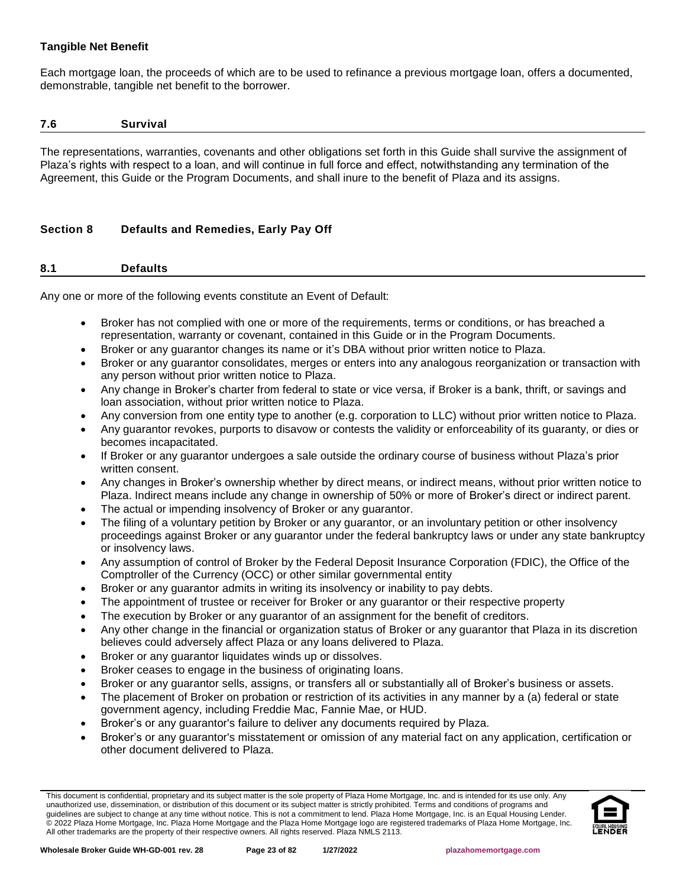**Tangible Net Benefit**

Each mortgage loan, the proceeds of which are to be used to refinance a previous mortgage loan, offers a documented, demonstrable, tangible net benefit to the borrower.

### 7.6 Survival

The representations, warranties, covenants and other obligations set forth in this Guide shall survive the assignment of Plaza's rights with respect to a loan, and will continue in full force and effect, notwithstanding any termination of the Agreement, this Guide or the Program Documents, and shall inure to the benefit of Plaza and its assigns.

## Section 8 Defaults and Remedies, Early Pay Off

### 8.1 Defaults

Any one or more of the following events constitute an Event of Default:

- Broker has not complied with one or more of the requirements, terms or conditions, or has breached a representation, warranty or covenant, contained in this Guide or in the Program Documents.
- Broker or any guarantor changes its name or it's DBA without prior written notice to Plaza.
- Broker or any guarantor consolidates, merges or enters into any analogous reorganization or transaction with any person without prior written notice to Plaza.
- Any change in Broker's charter from federal to state or vice versa, if Broker is a bank, thrift, or savings and loan association, without prior written notice to Plaza.
- Any conversion from one entity type to another (e.g. corporation to LLC) without prior written notice to Plaza.
- Any guarantor revokes, purports to disavow or contests the validity or enforceability of its guaranty, or dies or becomes incapacitated.
- If Broker or any guarantor undergoes a sale outside the ordinary course of business without Plaza's prior written consent.
- Any changes in Broker's ownership whether by direct means, or indirect means, without prior written notice to Plaza. Indirect means include any change in ownership of 50% or more of Broker's direct or indirect parent.
- The actual or impending insolvency of Broker or any guarantor.
- The filing of a voluntary petition by Broker or any guarantor, or an involuntary petition or other insolvency proceedings against Broker or any guarantor under the federal bankruptcy laws or under any state bankruptcy or insolvency laws.
- Any assumption of control of Broker by the Federal Deposit Insurance Corporation (FDIC), the Office of the Comptroller of the Currency (OCC) or other similar governmental entity
- Broker or any guarantor admits in writing its insolvency or inability to pay debts.
- The appointment of trustee or receiver for Broker or any guarantor or their respective property
- The execution by Broker or any guarantor of an assignment for the benefit of creditors.
- Any other change in the financial or organization status of Broker or any guarantor that Plaza in its discretion believes could adversely affect Plaza or any loans delivered to Plaza.
- Broker or any guarantor liquidates winds up or dissolves.
- Broker ceases to engage in the business of originating loans.
- Broker or any guarantor sells, assigns, or transfers all or substantially all of Broker's business or assets.
- The placement of Broker on probation or restriction of its activities in any manner by a (a) federal or state government agency, including Freddie Mac, Fannie Mae, or HUD.
- Broker's or any guarantor's failure to deliver any documents required by Plaza.
- Broker's or any guarantor's misstatement or omission of any material fact on any application, certification or other document delivered to Plaza.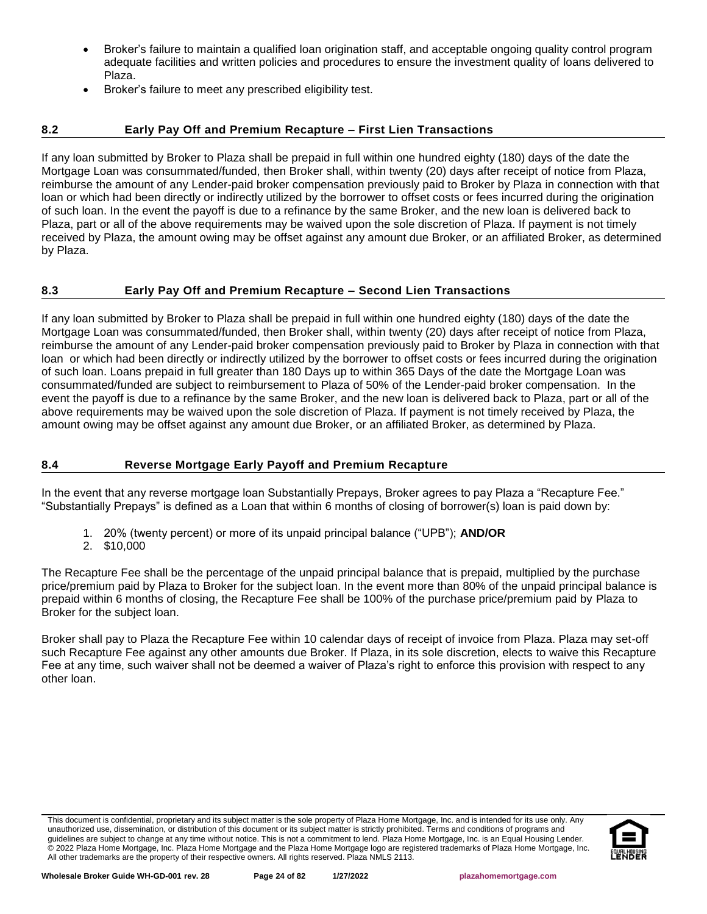- Broker's failure to maintain a qualified loan origination staff, and acceptable ongoing quality control program adequate facilities and written policies and procedures to ensure the investment quality of loans delivered to Plaza.
- Broker's failure to meet any prescribed eligibility test.

## 8.2 Early Pay Off and Premium Recapture – First Lien Transactions

If any loan submitted by Broker to Plaza shall be prepaid in full within one hundred eighty (180) days of the date the Mortgage Loan was consummated/funded, then Broker shall, within twenty (20) days after receipt of notice from Plaza, reimburse the amount of any Lender-paid broker compensation previously paid to Broker by Plaza in connection with that loan or which had been directly or indirectly utilized by the borrower to offset costs or fees incurred during the origination of such loan. In the event the payoff is due to a refinance by the same Broker, and the new loan is delivered back to Plaza, part or all of the above requirements may be waived upon the sole discretion of Plaza. If payment is not timely received by Plaza, the amount owing may be offset against any amount due Broker, or an affiliated Broker, as determined by Plaza.

## 8.3 Early Pay Off and Premium Recapture – Second Lien Transactions

If any loan submitted by Broker to Plaza shall be prepaid in full within one hundred eighty (180) days of the date the Mortgage Loan was consummated/funded, then Broker shall, within twenty (20) days after receipt of notice from Plaza, reimburse the amount of any Lender-paid broker compensation previously paid to Broker by Plaza in connection with that loan or which had been directly or indirectly utilized by the borrower to offset costs or fees incurred during the origination of such loan. Loans prepaid in full greater than 180 Days up to within 365 Days of the date the Mortgage Loan was consummated/funded are subject to reimbursement to Plaza of 50% of the Lender-paid broker compensation. In the event the payoff is due to a refinance by the same Broker, and the new loan is delivered back to Plaza, part or all of the above requirements may be waived upon the sole discretion of Plaza. If payment is not timely received by Plaza, the amount owing may be offset against any amount due Broker, or an affiliated Broker, as determined by Plaza.

## 8.4 Reverse Mortgage Early Payoff and Premium Recapture

In the event that any reverse mortgage loan Substantially Prepays, Broker agrees to pay Plaza a "Recapture Fee." "Substantially Prepays" is defined as a Loan that within 6 months of closing of borrower(s) loan is paid down by:

1. 20% (twenty percent) or more of its unpaid principal balance ("UPB"); **AND/OR**
2. $10,000

The Recapture Fee shall be the percentage of the unpaid principal balance that is prepaid, multiplied by the purchase price/premium paid by Plaza to Broker for the subject loan. In the event more than 80% of the unpaid principal balance is prepaid within 6 months of closing, the Recapture Fee shall be 100% of the purchase price/premium paid by Plaza to Broker for the subject loan.

Broker shall pay to Plaza the Recapture Fee within 10 calendar days of receipt of invoice from Plaza. Plaza may set-off such Recapture Fee against any other amounts due Broker. If Plaza, in its sole discretion, elects to waive this Recapture Fee at any time, such waiver shall not be deemed a waiver of Plaza's right to enforce this provision with respect to any other loan.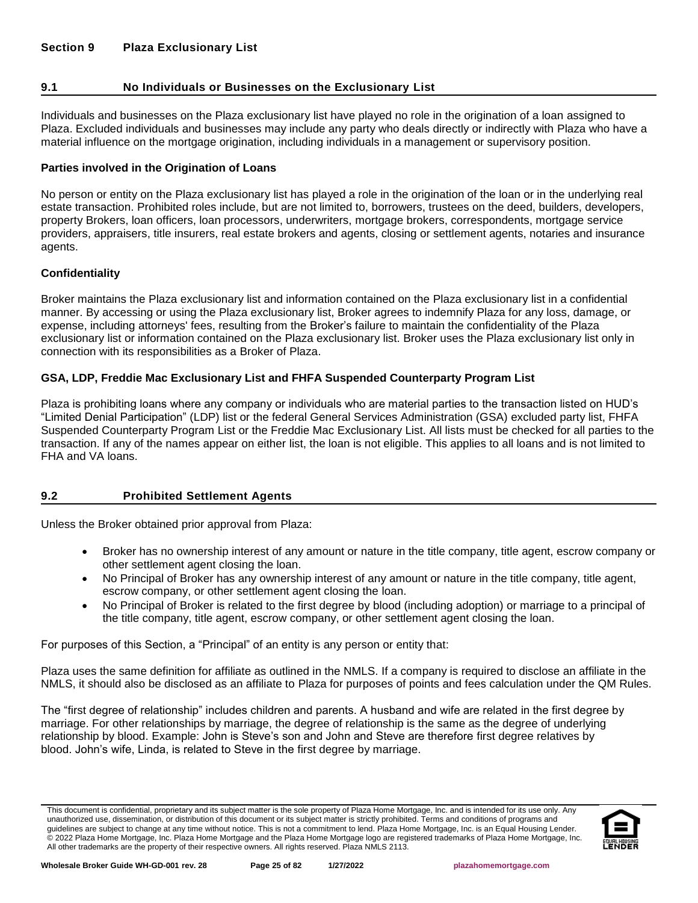# Section 9 Plaza Exclusionary List

## 9.1 No Individuals or Businesses on the Exclusionary List

Individuals and businesses on the Plaza exclusionary list have played no role in the origination of a loan assigned to Plaza. Excluded individuals and businesses may include any party who deals directly or indirectly with Plaza who have a material influence on the mortgage origination, including individuals in a management or supervisory position.

### Parties involved in the Origination of Loans

No person or entity on the Plaza exclusionary list has played a role in the origination of the loan or in the underlying real estate transaction. Prohibited roles include, but are not limited to, borrowers, trustees on the deed, builders, developers, property Brokers, loan officers, loan processors, underwriters, mortgage brokers, correspondents, mortgage service providers, appraisers, title insurers, real estate brokers and agents, closing or settlement agents, notaries and insurance agents.

### Confidentiality

Broker maintains the Plaza exclusionary list and information contained on the Plaza exclusionary list in a confidential manner. By accessing or using the Plaza exclusionary list, Broker agrees to indemnify Plaza for any loss, damage, or expense, including attorneys' fees, resulting from the Broker's failure to maintain the confidentiality of the Plaza exclusionary list or information contained on the Plaza exclusionary list. Broker uses the Plaza exclusionary list only in connection with its responsibilities as a Broker of Plaza.

### GSA, LDP, Freddie Mac Exclusionary List and FHFA Suspended Counterparty Program List

Plaza is prohibiting loans where any company or individuals who are material parties to the transaction listed on HUD's "Limited Denial Participation" (LDP) list or the federal General Services Administration (GSA) excluded party list, FHFA Suspended Counterparty Program List or the Freddie Mac Exclusionary List. All lists must be checked for all parties to the transaction. If any of the names appear on either list, the loan is not eligible. This applies to all loans and is not limited to FHA and VA loans.

## 9.2 Prohibited Settlement Agents

Unless the Broker obtained prior approval from Plaza:

- Broker has no ownership interest of any amount or nature in the title company, title agent, escrow company or other settlement agent closing the loan.
- No Principal of Broker has any ownership interest of any amount or nature in the title company, title agent, escrow company, or other settlement agent closing the loan.
- No Principal of Broker is related to the first degree by blood (including adoption) or marriage to a principal of the title company, title agent, escrow company, or other settlement agent closing the loan.

For purposes of this Section, a "Principal" of an entity is any person or entity that:

Plaza uses the same definition for affiliate as outlined in the NMLS. If a company is required to disclose an affiliate in the NMLS, it should also be disclosed as an affiliate to Plaza for purposes of points and fees calculation under the QM Rules.

The "first degree of relationship" includes children and parents. A husband and wife are related in the first degree by marriage. For other relationships by marriage, the degree of relationship is the same as the degree of underlying relationship by blood. Example: John is Steve's son and John and Steve are therefore first degree relatives by blood. John's wife, Linda, is related to Steve in the first degree by marriage.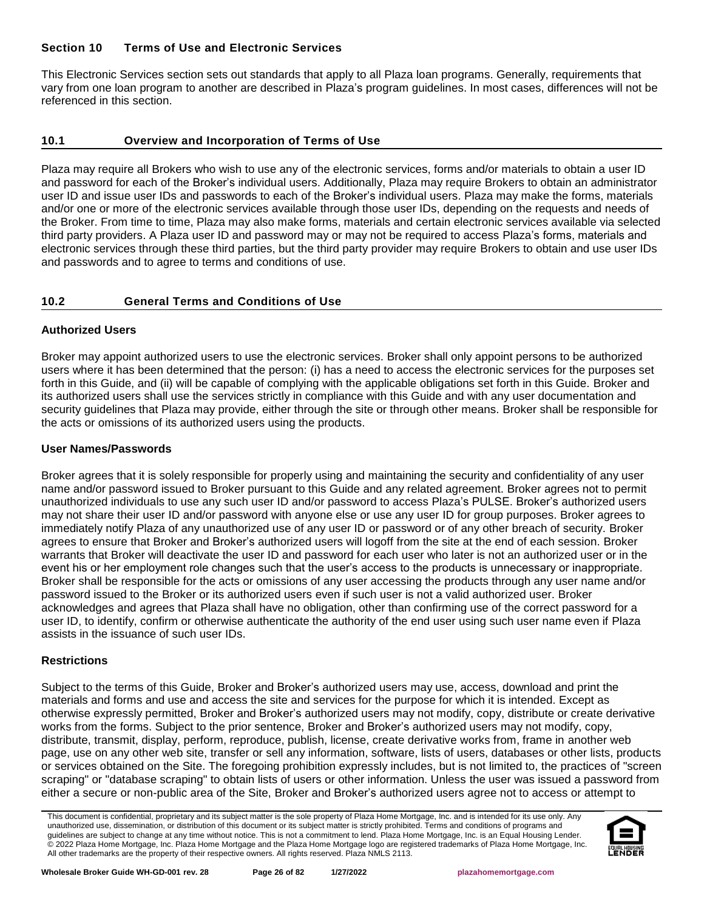## Section 10 Terms of Use and Electronic Services

This Electronic Services section sets out standards that apply to all Plaza loan programs. Generally, requirements that vary from one loan program to another are described in Plaza's program guidelines. In most cases, differences will not be referenced in this section.

### 10.1 Overview and Incorporation of Terms of Use

Plaza may require all Brokers who wish to use any of the electronic services, forms and/or materials to obtain a user ID and password for each of the Broker's individual users. Additionally, Plaza may require Brokers to obtain an administrator user ID and issue user IDs and passwords to each of the Broker's individual users. Plaza may make the forms, materials and/or one or more of the electronic services available through those user IDs, depending on the requests and needs of the Broker. From time to time, Plaza may also make forms, materials and certain electronic services available via selected third party providers. A Plaza user ID and password may or may not be required to access Plaza's forms, materials and electronic services through these third parties, but the third party provider may require Brokers to obtain and use user IDs and passwords and to agree to terms and conditions of use.

### 10.2 General Terms and Conditions of Use

**Authorized Users**

Broker may appoint authorized users to use the electronic services. Broker shall only appoint persons to be authorized users where it has been determined that the person: (i) has a need to access the electronic services for the purposes set forth in this Guide, and (ii) will be capable of complying with the applicable obligations set forth in this Guide. Broker and its authorized users shall use the services strictly in compliance with this Guide and with any user documentation and security guidelines that Plaza may provide, either through the site or through other means. Broker shall be responsible for the acts or omissions of its authorized users using the products.

**User Names/Passwords**

Broker agrees that it is solely responsible for properly using and maintaining the security and confidentiality of any user name and/or password issued to Broker pursuant to this Guide and any related agreement. Broker agrees not to permit unauthorized individuals to use any such user ID and/or password to access Plaza's PULSE. Broker's authorized users may not share their user ID and/or password with anyone else or use any user ID for group purposes. Broker agrees to immediately notify Plaza of any unauthorized use of any user ID or password or of any other breach of security. Broker agrees to ensure that Broker and Broker's authorized users will logoff from the site at the end of each session. Broker warrants that Broker will deactivate the user ID and password for each user who later is not an authorized user or in the event his or her employment role changes such that the user's access to the products is unnecessary or inappropriate. Broker shall be responsible for the acts or omissions of any user accessing the products through any user name and/or password issued to the Broker or its authorized users even if such user is not a valid authorized user. Broker acknowledges and agrees that Plaza shall have no obligation, other than confirming use of the correct password for a user ID, to identify, confirm or otherwise authenticate the authority of the end user using such user name even if Plaza assists in the issuance of such user IDs.

**Restrictions**

Subject to the terms of this Guide, Broker and Broker's authorized users may use, access, download and print the materials and forms and use and access the site and services for the purpose for which it is intended. Except as otherwise expressly permitted, Broker and Broker's authorized users may not modify, copy, distribute or create derivative works from the forms. Subject to the prior sentence, Broker and Broker's authorized users may not modify, copy, distribute, transmit, display, perform, reproduce, publish, license, create derivative works from, frame in another web page, use on any other web site, transfer or sell any information, software, lists of users, databases or other lists, products or services obtained on the Site. The foregoing prohibition expressly includes, but is not limited to, the practices of "screen scraping" or "database scraping" to obtain lists of users or other information. Unless the user was issued a password from either a secure or non-public area of the Site, Broker and Broker's authorized users agree not to access or attempt to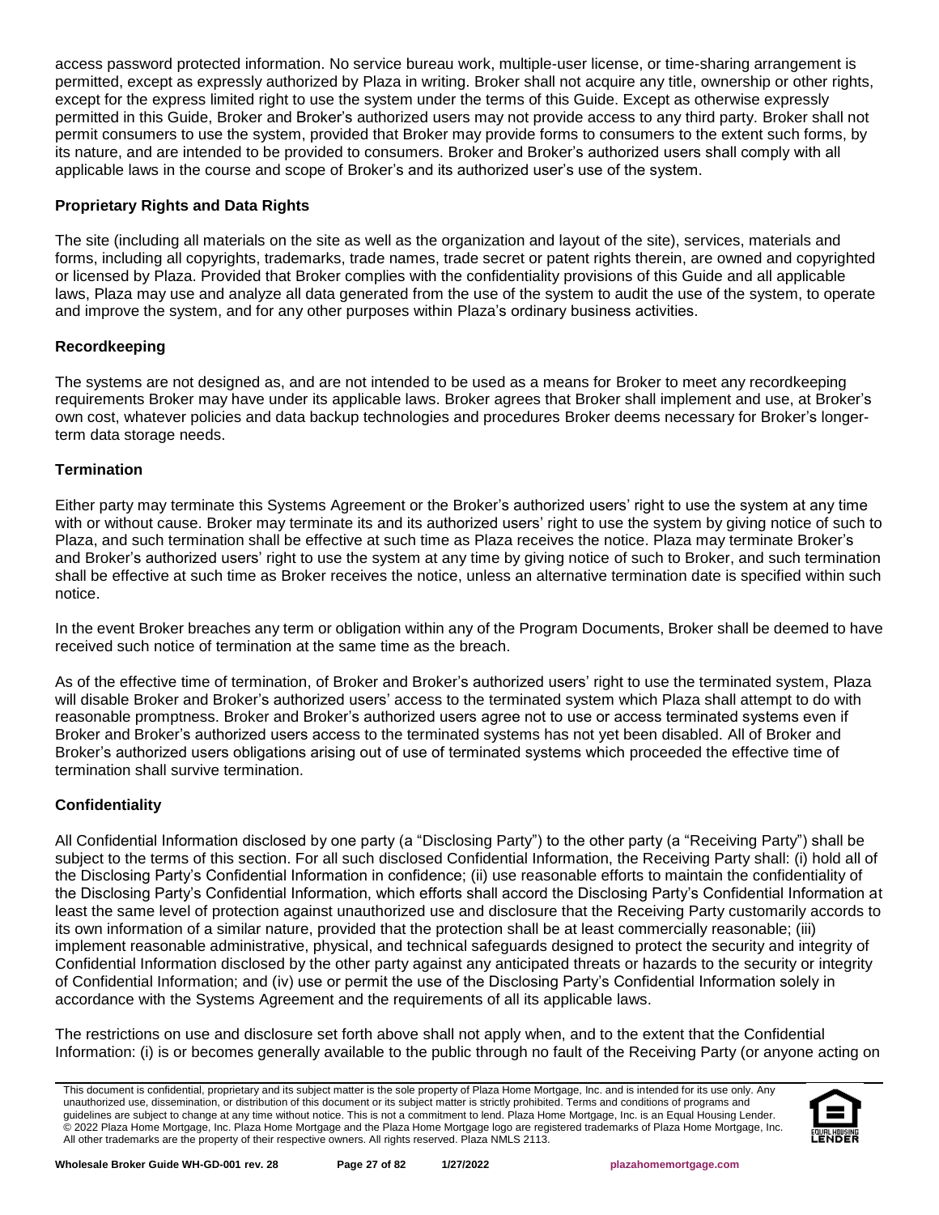access password protected information. No service bureau work, multiple-user license, or time-sharing arrangement is permitted, except as expressly authorized by Plaza in writing. Broker shall not acquire any title, ownership or other rights, except for the express limited right to use the system under the terms of this Guide. Except as otherwise expressly permitted in this Guide, Broker and Broker's authorized users may not provide access to any third party. Broker shall not permit consumers to use the system, provided that Broker may provide forms to consumers to the extent such forms, by its nature, and are intended to be provided to consumers. Broker and Broker's authorized users shall comply with all applicable laws in the course and scope of Broker's and its authorized user's use of the system.

**Proprietary Rights and Data Rights**

The site (including all materials on the site as well as the organization and layout of the site), services, materials and forms, including all copyrights, trademarks, trade names, trade secret or patent rights therein, are owned and copyrighted or licensed by Plaza. Provided that Broker complies with the confidentiality provisions of this Guide and all applicable laws, Plaza may use and analyze all data generated from the use of the system to audit the use of the system, to operate and improve the system, and for any other purposes within Plaza's ordinary business activities.

**Recordkeeping**

The systems are not designed as, and are not intended to be used as a means for Broker to meet any recordkeeping requirements Broker may have under its applicable laws. Broker agrees that Broker shall implement and use, at Broker's own cost, whatever policies and data backup technologies and procedures Broker deems necessary for Broker's longer-term data storage needs.

**Termination**

Either party may terminate this Systems Agreement or the Broker's authorized users' right to use the system at any time with or without cause. Broker may terminate its and its authorized users' right to use the system by giving notice of such to Plaza, and such termination shall be effective at such time as Plaza receives the notice. Plaza may terminate Broker's and Broker's authorized users' right to use the system at any time by giving notice of such to Broker, and such termination shall be effective at such time as Broker receives the notice, unless an alternative termination date is specified within such notice.

In the event Broker breaches any term or obligation within any of the Program Documents, Broker shall be deemed to have received such notice of termination at the same time as the breach.

As of the effective time of termination, of Broker and Broker's authorized users' right to use the terminated system, Plaza will disable Broker and Broker's authorized users' access to the terminated system which Plaza shall attempt to do with reasonable promptness. Broker and Broker's authorized users agree not to use or access terminated systems even if Broker and Broker's authorized users access to the terminated systems has not yet been disabled. All of Broker and Broker's authorized users obligations arising out of use of terminated systems which proceeded the effective time of termination shall survive termination.

**Confidentiality**

All Confidential Information disclosed by one party (a "Disclosing Party") to the other party (a "Receiving Party") shall be subject to the terms of this section. For all such disclosed Confidential Information, the Receiving Party shall: (i) hold all of the Disclosing Party's Confidential Information in confidence; (ii) use reasonable efforts to maintain the confidentiality of the Disclosing Party's Confidential Information, which efforts shall accord the Disclosing Party's Confidential Information at least the same level of protection against unauthorized use and disclosure that the Receiving Party customarily accords to its own information of a similar nature, provided that the protection shall be at least commercially reasonable; (iii) implement reasonable administrative, physical, and technical safeguards designed to protect the security and integrity of Confidential Information disclosed by the other party against any anticipated threats or hazards to the security or integrity of Confidential Information; and (iv) use or permit the use of the Disclosing Party's Confidential Information solely in accordance with the Systems Agreement and the requirements of all its applicable laws.

The restrictions on use and disclosure set forth above shall not apply when, and to the extent that the Confidential Information: (i) is or becomes generally available to the public through no fault of the Receiving Party (or anyone acting on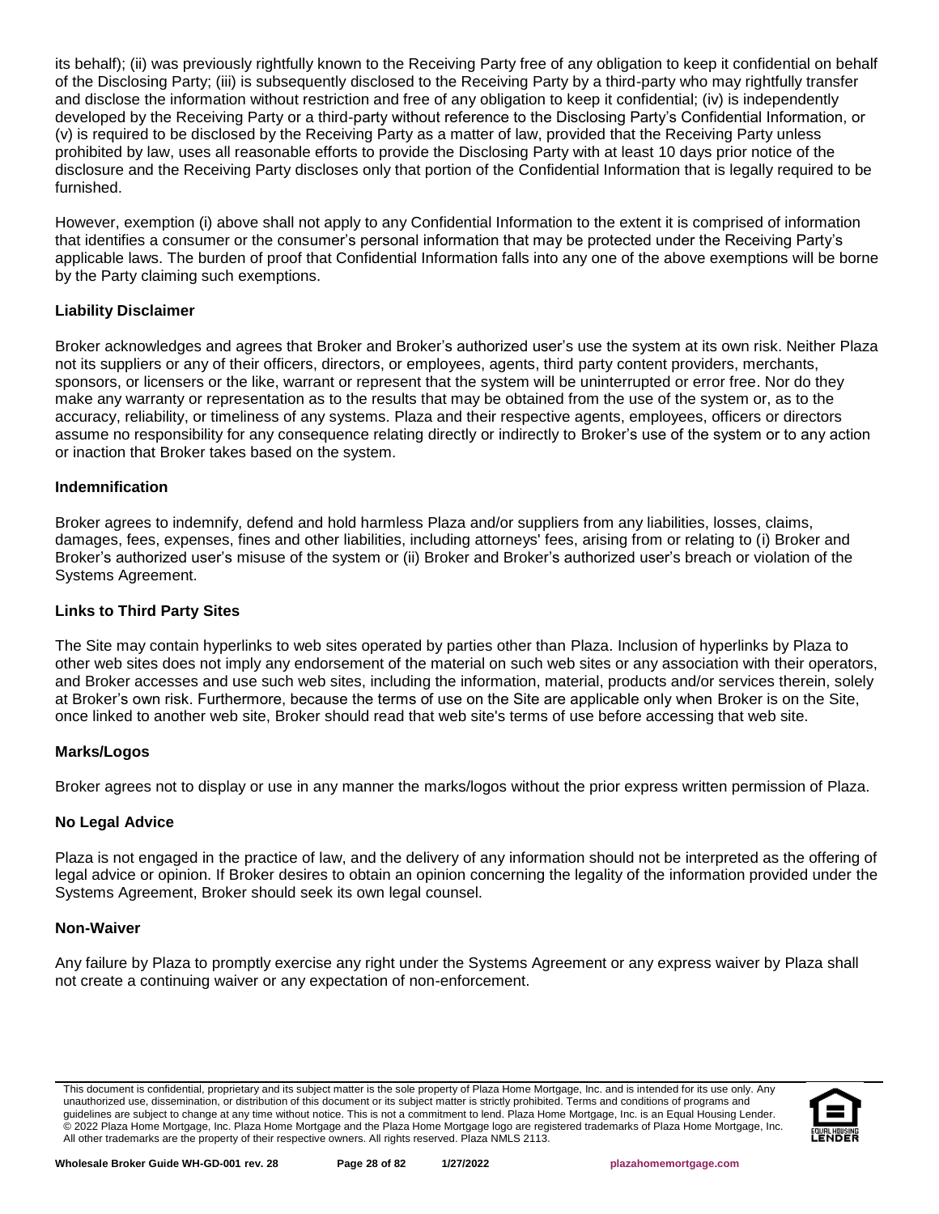its behalf); (ii) was previously rightfully known to the Receiving Party free of any obligation to keep it confidential on behalf of the Disclosing Party; (iii) is subsequently disclosed to the Receiving Party by a third-party who may rightfully transfer and disclose the information without restriction and free of any obligation to keep it confidential; (iv) is independently developed by the Receiving Party or a third-party without reference to the Disclosing Party's Confidential Information, or (v) is required to be disclosed by the Receiving Party as a matter of law, provided that the Receiving Party unless prohibited by law, uses all reasonable efforts to provide the Disclosing Party with at least 10 days prior notice of the disclosure and the Receiving Party discloses only that portion of the Confidential Information that is legally required to be furnished.

However, exemption (i) above shall not apply to any Confidential Information to the extent it is comprised of information that identifies a consumer or the consumer's personal information that may be protected under the Receiving Party's applicable laws. The burden of proof that Confidential Information falls into any one of the above exemptions will be borne by the Party claiming such exemptions.

**Liability Disclaimer**

Broker acknowledges and agrees that Broker and Broker's authorized user's use the system at its own risk. Neither Plaza not its suppliers or any of their officers, directors, or employees, agents, third party content providers, merchants, sponsors, or licensers or the like, warrant or represent that the system will be uninterrupted or error free. Nor do they make any warranty or representation as to the results that may be obtained from the use of the system or, as to the accuracy, reliability, or timeliness of any systems. Plaza and their respective agents, employees, officers or directors assume no responsibility for any consequence relating directly or indirectly to Broker's use of the system or to any action or inaction that Broker takes based on the system.

**Indemnification**

Broker agrees to indemnify, defend and hold harmless Plaza and/or suppliers from any liabilities, losses, claims, damages, fees, expenses, fines and other liabilities, including attorneys' fees, arising from or relating to (i) Broker and Broker's authorized user's misuse of the system or (ii) Broker and Broker's authorized user's breach or violation of the Systems Agreement.

**Links to Third Party Sites**

The Site may contain hyperlinks to web sites operated by parties other than Plaza. Inclusion of hyperlinks by Plaza to other web sites does not imply any endorsement of the material on such web sites or any association with their operators, and Broker accesses and use such web sites, including the information, material, products and/or services therein, solely at Broker's own risk. Furthermore, because the terms of use on the Site are applicable only when Broker is on the Site, once linked to another web site, Broker should read that web site's terms of use before accessing that web site.

**Marks/Logos**

Broker agrees not to display or use in any manner the marks/logos without the prior express written permission of Plaza.

**No Legal Advice**

Plaza is not engaged in the practice of law, and the delivery of any information should not be interpreted as the offering of legal advice or opinion. If Broker desires to obtain an opinion concerning the legality of the information provided under the Systems Agreement, Broker should seek its own legal counsel.

**Non-Waiver**

Any failure by Plaza to promptly exercise any right under the Systems Agreement or any express waiver by Plaza shall not create a continuing waiver or any expectation of non-enforcement.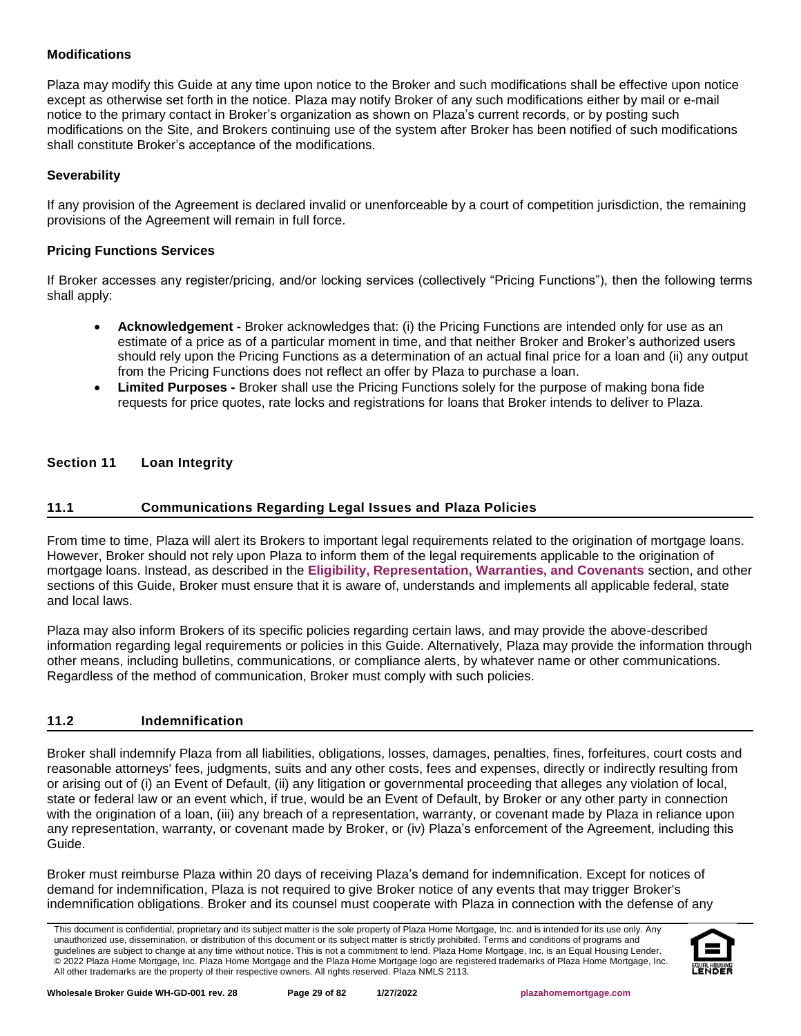### Modifications

Plaza may modify this Guide at any time upon notice to the Broker and such modifications shall be effective upon notice except as otherwise set forth in the notice. Plaza may notify Broker of any such modifications either by mail or e-mail notice to the primary contact in Broker's organization as shown on Plaza's current records, or by posting such modifications on the Site, and Brokers continuing use of the system after Broker has been notified of such modifications shall constitute Broker's acceptance of the modifications.

### Severability

If any provision of the Agreement is declared invalid or unenforceable by a court of competition jurisdiction, the remaining provisions of the Agreement will remain in full force.

### Pricing Functions Services

If Broker accesses any register/pricing, and/or locking services (collectively "Pricing Functions"), then the following terms shall apply:

- **Acknowledgement -** Broker acknowledges that: (i) the Pricing Functions are intended only for use as an estimate of a price as of a particular moment in time, and that neither Broker and Broker's authorized users should rely upon the Pricing Functions as a determination of an actual final price for a loan and (ii) any output from the Pricing Functions does not reflect an offer by Plaza to purchase a loan.
- **Limited Purposes -** Broker shall use the Pricing Functions solely for the purpose of making bona fide requests for price quotes, rate locks and registrations for loans that Broker intends to deliver to Plaza.

## Section 11 Loan Integrity

### 11.1 Communications Regarding Legal Issues and Plaza Policies

From time to time, Plaza will alert its Brokers to important legal requirements related to the origination of mortgage loans. However, Broker should not rely upon Plaza to inform them of the legal requirements applicable to the origination of mortgage loans. Instead, as described in the **Eligibility, Representation, Warranties, and Covenants** section, and other sections of this Guide, Broker must ensure that it is aware of, understands and implements all applicable federal, state and local laws.

Plaza may also inform Brokers of its specific policies regarding certain laws, and may provide the above-described information regarding legal requirements or policies in this Guide. Alternatively, Plaza may provide the information through other means, including bulletins, communications, or compliance alerts, by whatever name or other communications. Regardless of the method of communication, Broker must comply with such policies.

### 11.2 Indemnification

Broker shall indemnify Plaza from all liabilities, obligations, losses, damages, penalties, fines, forfeitures, court costs and reasonable attorneys' fees, judgments, suits and any other costs, fees and expenses, directly or indirectly resulting from or arising out of (i) an Event of Default, (ii) any litigation or governmental proceeding that alleges any violation of local, state or federal law or an event which, if true, would be an Event of Default, by Broker or any other party in connection with the origination of a loan, (iii) any breach of a representation, warranty, or covenant made by Plaza in reliance upon any representation, warranty, or covenant made by Broker, or (iv) Plaza's enforcement of the Agreement, including this Guide.

Broker must reimburse Plaza within 20 days of receiving Plaza's demand for indemnification. Except for notices of demand for indemnification, Plaza is not required to give Broker notice of any events that may trigger Broker's indemnification obligations. Broker and its counsel must cooperate with Plaza in connection with the defense of any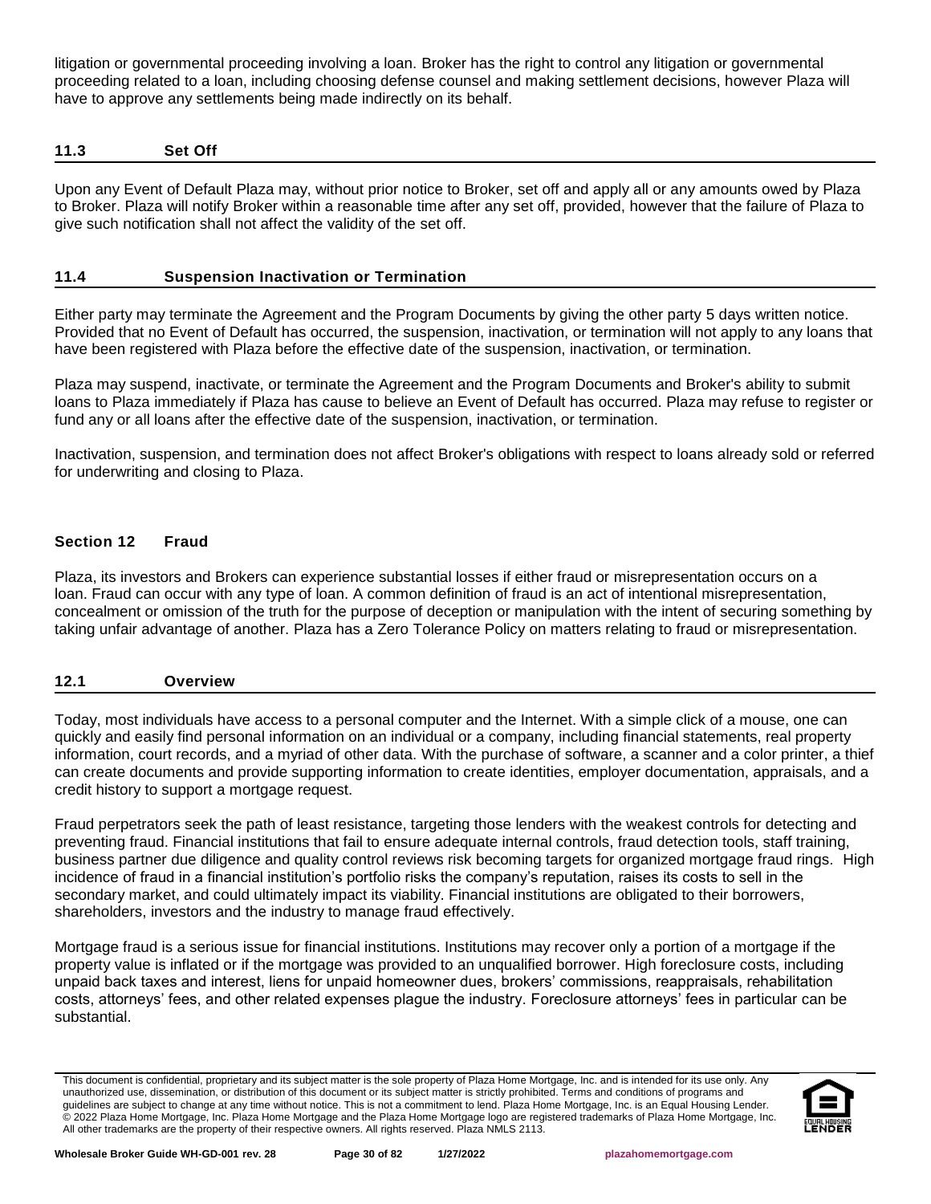litigation or governmental proceeding involving a loan. Broker has the right to control any litigation or governmental proceeding related to a loan, including choosing defense counsel and making settlement decisions, however Plaza will have to approve any settlements being made indirectly on its behalf.

### 11.3 Set Off

Upon any Event of Default Plaza may, without prior notice to Broker, set off and apply all or any amounts owed by Plaza to Broker. Plaza will notify Broker within a reasonable time after any set off, provided, however that the failure of Plaza to give such notification shall not affect the validity of the set off.

### 11.4 Suspension Inactivation or Termination

Either party may terminate the Agreement and the Program Documents by giving the other party 5 days written notice. Provided that no Event of Default has occurred, the suspension, inactivation, or termination will not apply to any loans that have been registered with Plaza before the effective date of the suspension, inactivation, or termination.

Plaza may suspend, inactivate, or terminate the Agreement and the Program Documents and Broker's ability to submit loans to Plaza immediately if Plaza has cause to believe an Event of Default has occurred. Plaza may refuse to register or fund any or all loans after the effective date of the suspension, inactivation, or termination.

Inactivation, suspension, and termination does not affect Broker's obligations with respect to loans already sold or referred for underwriting and closing to Plaza.

## Section 12 Fraud

Plaza, its investors and Brokers can experience substantial losses if either fraud or misrepresentation occurs on a loan. Fraud can occur with any type of loan. A common definition of fraud is an act of intentional misrepresentation, concealment or omission of the truth for the purpose of deception or manipulation with the intent of securing something by taking unfair advantage of another. Plaza has a Zero Tolerance Policy on matters relating to fraud or misrepresentation.

### 12.1 Overview

Today, most individuals have access to a personal computer and the Internet. With a simple click of a mouse, one can quickly and easily find personal information on an individual or a company, including financial statements, real property information, court records, and a myriad of other data. With the purchase of software, a scanner and a color printer, a thief can create documents and provide supporting information to create identities, employer documentation, appraisals, and a credit history to support a mortgage request.

Fraud perpetrators seek the path of least resistance, targeting those lenders with the weakest controls for detecting and preventing fraud. Financial institutions that fail to ensure adequate internal controls, fraud detection tools, staff training, business partner due diligence and quality control reviews risk becoming targets for organized mortgage fraud rings. High incidence of fraud in a financial institution's portfolio risks the company's reputation, raises its costs to sell in the secondary market, and could ultimately impact its viability. Financial institutions are obligated to their borrowers, shareholders, investors and the industry to manage fraud effectively.

Mortgage fraud is a serious issue for financial institutions. Institutions may recover only a portion of a mortgage if the property value is inflated or if the mortgage was provided to an unqualified borrower. High foreclosure costs, including unpaid back taxes and interest, liens for unpaid homeowner dues, brokers' commissions, reappraisals, rehabilitation costs, attorneys' fees, and other related expenses plague the industry. Foreclosure attorneys' fees in particular can be substantial.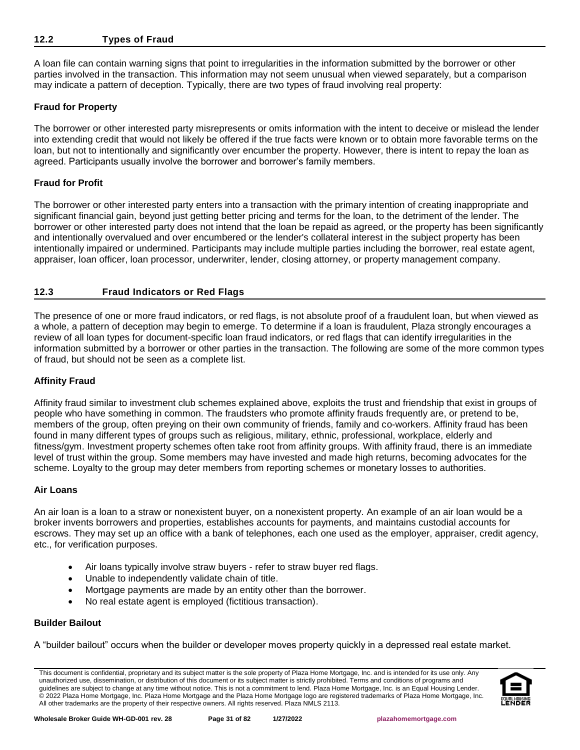## 12.2 Types of Fraud

A loan file can contain warning signs that point to irregularities in the information submitted by the borrower or other parties involved in the transaction. This information may not seem unusual when viewed separately, but a comparison may indicate a pattern of deception. Typically, there are two types of fraud involving real property:

**Fraud for Property**

The borrower or other interested party misrepresents or omits information with the intent to deceive or mislead the lender into extending credit that would not likely be offered if the true facts were known or to obtain more favorable terms on the loan, but not to intentionally and significantly over encumber the property. However, there is intent to repay the loan as agreed. Participants usually involve the borrower and borrower's family members.

**Fraud for Profit**

The borrower or other interested party enters into a transaction with the primary intention of creating inappropriate and significant financial gain, beyond just getting better pricing and terms for the loan, to the detriment of the lender. The borrower or other interested party does not intend that the loan be repaid as agreed, or the property has been significantly and intentionally overvalued and over encumbered or the lender's collateral interest in the subject property has been intentionally impaired or undermined. Participants may include multiple parties including the borrower, real estate agent, appraiser, loan officer, loan processor, underwriter, lender, closing attorney, or property management company.

## 12.3 Fraud Indicators or Red Flags

The presence of one or more fraud indicators, or red flags, is not absolute proof of a fraudulent loan, but when viewed as a whole, a pattern of deception may begin to emerge. To determine if a loan is fraudulent, Plaza strongly encourages a review of all loan types for document-specific loan fraud indicators, or red flags that can identify irregularities in the information submitted by a borrower or other parties in the transaction. The following are some of the more common types of fraud, but should not be seen as a complete list.

**Affinity Fraud**

Affinity fraud similar to investment club schemes explained above, exploits the trust and friendship that exist in groups of people who have something in common. The fraudsters who promote affinity frauds frequently are, or pretend to be, members of the group, often preying on their own community of friends, family and co-workers. Affinity fraud has been found in many different types of groups such as religious, military, ethnic, professional, workplace, elderly and fitness/gym. Investment property schemes often take root from affinity groups. With affinity fraud, there is an immediate level of trust within the group. Some members may have invested and made high returns, becoming advocates for the scheme. Loyalty to the group may deter members from reporting schemes or monetary losses to authorities.

**Air Loans**

An air loan is a loan to a straw or nonexistent buyer, on a nonexistent property. An example of an air loan would be a broker invents borrowers and properties, establishes accounts for payments, and maintains custodial accounts for escrows. They may set up an office with a bank of telephones, each one used as the employer, appraiser, credit agency, etc., for verification purposes.

- Air loans typically involve straw buyers - refer to straw buyer red flags.
- Unable to independently validate chain of title.
- Mortgage payments are made by an entity other than the borrower.
- No real estate agent is employed (fictitious transaction).

**Builder Bailout**

A "builder bailout" occurs when the builder or developer moves property quickly in a depressed real estate market.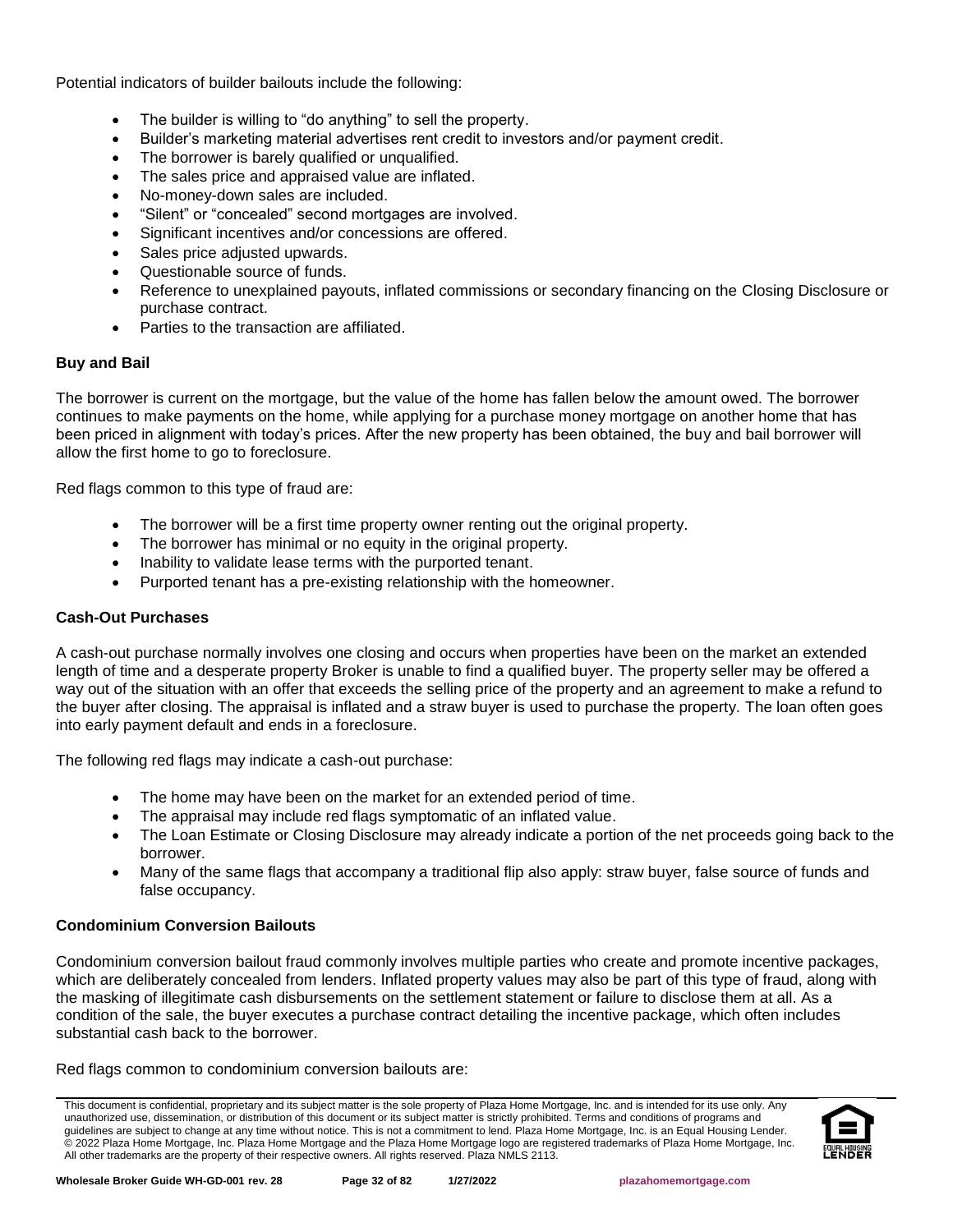Potential indicators of builder bailouts include the following:

- The builder is willing to "do anything" to sell the property.
- Builder's marketing material advertises rent credit to investors and/or payment credit.
- The borrower is barely qualified or unqualified.
- The sales price and appraised value are inflated.
- No-money-down sales are included.
- "Silent" or "concealed" second mortgages are involved.
- Significant incentives and/or concessions are offered.
- Sales price adjusted upwards.
- Questionable source of funds.
- Reference to unexplained payouts, inflated commissions or secondary financing on the Closing Disclosure or purchase contract.
- Parties to the transaction are affiliated.

**Buy and Bail**

The borrower is current on the mortgage, but the value of the home has fallen below the amount owed. The borrower continues to make payments on the home, while applying for a purchase money mortgage on another home that has been priced in alignment with today's prices. After the new property has been obtained, the buy and bail borrower will allow the first home to go to foreclosure.

Red flags common to this type of fraud are:

- The borrower will be a first time property owner renting out the original property.
- The borrower has minimal or no equity in the original property.
- Inability to validate lease terms with the purported tenant.
- Purported tenant has a pre-existing relationship with the homeowner.

**Cash-Out Purchases**

A cash-out purchase normally involves one closing and occurs when properties have been on the market an extended length of time and a desperate property Broker is unable to find a qualified buyer. The property seller may be offered a way out of the situation with an offer that exceeds the selling price of the property and an agreement to make a refund to the buyer after closing. The appraisal is inflated and a straw buyer is used to purchase the property. The loan often goes into early payment default and ends in a foreclosure.

The following red flags may indicate a cash-out purchase:

- The home may have been on the market for an extended period of time.
- The appraisal may include red flags symptomatic of an inflated value.
- The Loan Estimate or Closing Disclosure may already indicate a portion of the net proceeds going back to the borrower.
- Many of the same flags that accompany a traditional flip also apply: straw buyer, false source of funds and false occupancy.

**Condominium Conversion Bailouts**

Condominium conversion bailout fraud commonly involves multiple parties who create and promote incentive packages, which are deliberately concealed from lenders. Inflated property values may also be part of this type of fraud, along with the masking of illegitimate cash disbursements on the settlement statement or failure to disclose them at all. As a condition of the sale, the buyer executes a purchase contract detailing the incentive package, which often includes substantial cash back to the borrower.

Red flags common to condominium conversion bailouts are: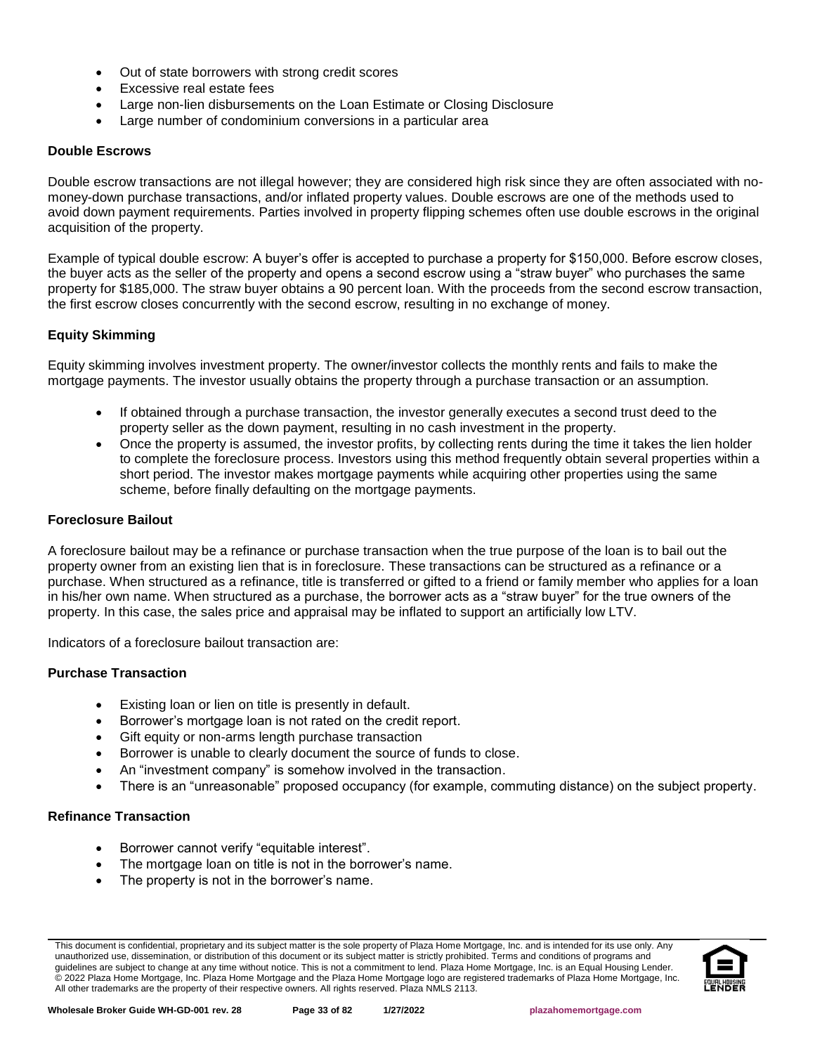- Out of state borrowers with strong credit scores
- Excessive real estate fees
- Large non-lien disbursements on the Loan Estimate or Closing Disclosure
- Large number of condominium conversions in a particular area

### Double Escrows

Double escrow transactions are not illegal however; they are considered high risk since they are often associated with no-money-down purchase transactions, and/or inflated property values. Double escrows are one of the methods used to avoid down payment requirements. Parties involved in property flipping schemes often use double escrows in the original acquisition of the property.

Example of typical double escrow: A buyer's offer is accepted to purchase a property for $150,000. Before escrow closes, the buyer acts as the seller of the property and opens a second escrow using a "straw buyer" who purchases the same property for $185,000. The straw buyer obtains a 90 percent loan. With the proceeds from the second escrow transaction, the first escrow closes concurrently with the second escrow, resulting in no exchange of money.

### Equity Skimming

Equity skimming involves investment property. The owner/investor collects the monthly rents and fails to make the mortgage payments. The investor usually obtains the property through a purchase transaction or an assumption.

- If obtained through a purchase transaction, the investor generally executes a second trust deed to the property seller as the down payment, resulting in no cash investment in the property.
- Once the property is assumed, the investor profits, by collecting rents during the time it takes the lien holder to complete the foreclosure process. Investors using this method frequently obtain several properties within a short period. The investor makes mortgage payments while acquiring other properties using the same scheme, before finally defaulting on the mortgage payments.

### Foreclosure Bailout

A foreclosure bailout may be a refinance or purchase transaction when the true purpose of the loan is to bail out the property owner from an existing lien that is in foreclosure. These transactions can be structured as a refinance or a purchase. When structured as a refinance, title is transferred or gifted to a friend or family member who applies for a loan in his/her own name. When structured as a purchase, the borrower acts as a "straw buyer" for the true owners of the property. In this case, the sales price and appraisal may be inflated to support an artificially low LTV.

Indicators of a foreclosure bailout transaction are:

### Purchase Transaction

- Existing loan or lien on title is presently in default.
- Borrower's mortgage loan is not rated on the credit report.
- Gift equity or non-arms length purchase transaction
- Borrower is unable to clearly document the source of funds to close.
- An "investment company" is somehow involved in the transaction.
- There is an "unreasonable" proposed occupancy (for example, commuting distance) on the subject property.

### Refinance Transaction

- Borrower cannot verify "equitable interest".
- The mortgage loan on title is not in the borrower's name.
- The property is not in the borrower's name.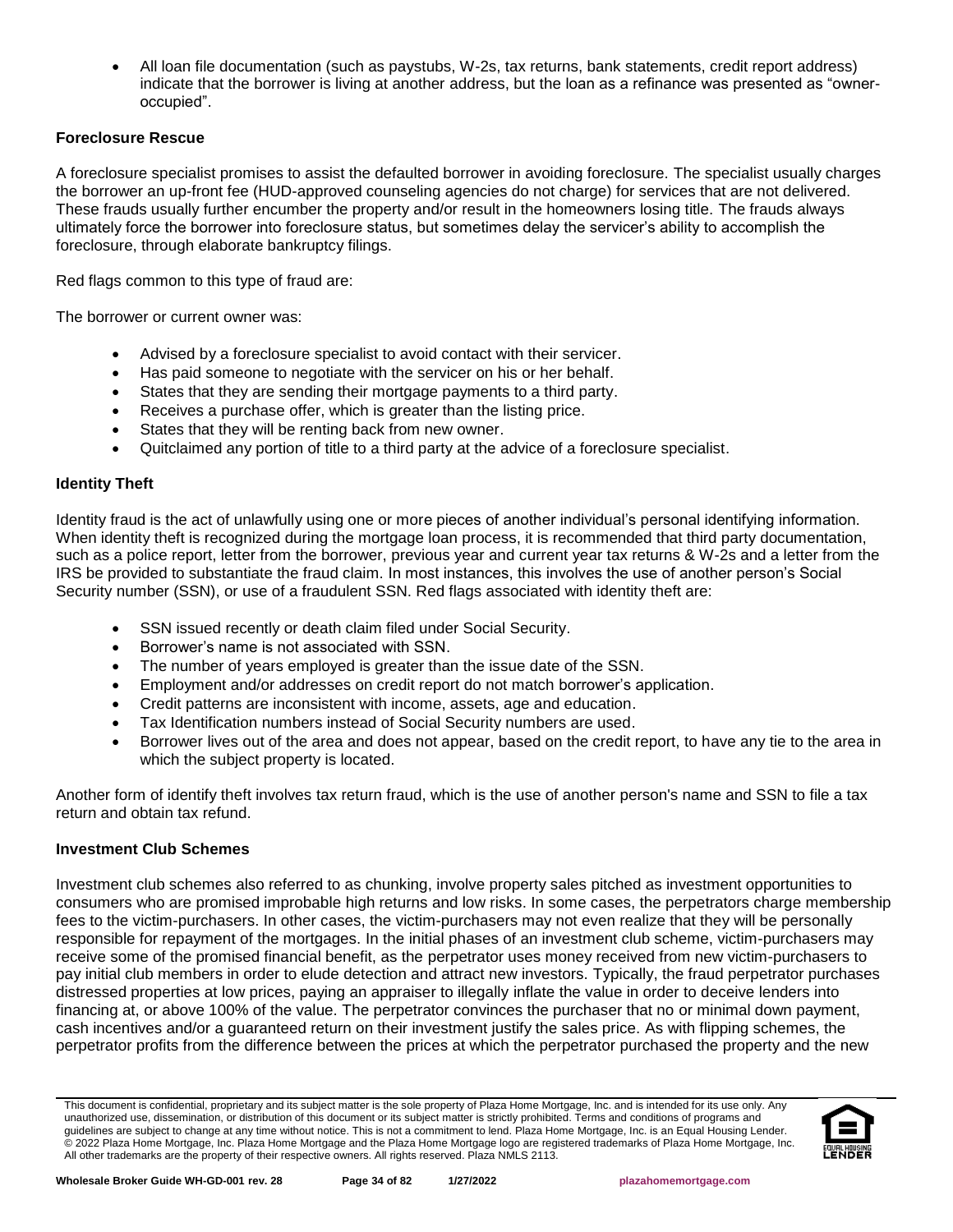- All loan file documentation (such as paystubs, W-2s, tax returns, bank statements, credit report address) indicate that the borrower is living at another address, but the loan as a refinance was presented as "owner-occupied".

**Foreclosure Rescue**

A foreclosure specialist promises to assist the defaulted borrower in avoiding foreclosure. The specialist usually charges the borrower an up-front fee (HUD-approved counseling agencies do not charge) for services that are not delivered. These frauds usually further encumber the property and/or result in the homeowners losing title. The frauds always ultimately force the borrower into foreclosure status, but sometimes delay the servicer's ability to accomplish the foreclosure, through elaborate bankruptcy filings.

Red flags common to this type of fraud are:

The borrower or current owner was:

- Advised by a foreclosure specialist to avoid contact with their servicer.
- Has paid someone to negotiate with the servicer on his or her behalf.
- States that they are sending their mortgage payments to a third party.
- Receives a purchase offer, which is greater than the listing price.
- States that they will be renting back from new owner.
- Quitclaimed any portion of title to a third party at the advice of a foreclosure specialist.

**Identity Theft**

Identity fraud is the act of unlawfully using one or more pieces of another individual's personal identifying information. When identity theft is recognized during the mortgage loan process, it is recommended that third party documentation, such as a police report, letter from the borrower, previous year and current year tax returns & W-2s and a letter from the IRS be provided to substantiate the fraud claim. In most instances, this involves the use of another person's Social Security number (SSN), or use of a fraudulent SSN. Red flags associated with identity theft are:

- SSN issued recently or death claim filed under Social Security.
- Borrower's name is not associated with SSN.
- The number of years employed is greater than the issue date of the SSN.
- Employment and/or addresses on credit report do not match borrower's application.
- Credit patterns are inconsistent with income, assets, age and education.
- Tax Identification numbers instead of Social Security numbers are used.
- Borrower lives out of the area and does not appear, based on the credit report, to have any tie to the area in which the subject property is located.

Another form of identify theft involves tax return fraud, which is the use of another person's name and SSN to file a tax return and obtain tax refund.

**Investment Club Schemes**

Investment club schemes also referred to as chunking, involve property sales pitched as investment opportunities to consumers who are promised improbable high returns and low risks. In some cases, the perpetrators charge membership fees to the victim-purchasers. In other cases, the victim-purchasers may not even realize that they will be personally responsible for repayment of the mortgages. In the initial phases of an investment club scheme, victim-purchasers may receive some of the promised financial benefit, as the perpetrator uses money received from new victim-purchasers to pay initial club members in order to elude detection and attract new investors. Typically, the fraud perpetrator purchases distressed properties at low prices, paying an appraiser to illegally inflate the value in order to deceive lenders into financing at, or above 100% of the value. The perpetrator convinces the purchaser that no or minimal down payment, cash incentives and/or a guaranteed return on their investment justify the sales price. As with flipping schemes, the perpetrator profits from the difference between the prices at which the perpetrator purchased the property and the new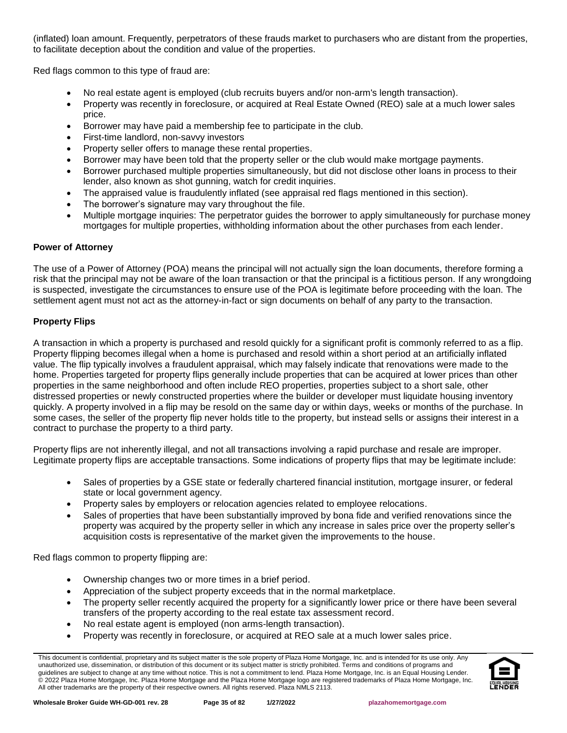(inflated) loan amount. Frequently, perpetrators of these frauds market to purchasers who are distant from the properties, to facilitate deception about the condition and value of the properties.

Red flags common to this type of fraud are:

- No real estate agent is employed (club recruits buyers and/or non-arm's length transaction).
- Property was recently in foreclosure, or acquired at Real Estate Owned (REO) sale at a much lower sales price.
- Borrower may have paid a membership fee to participate in the club.
- First-time landlord, non-savvy investors
- Property seller offers to manage these rental properties.
- Borrower may have been told that the property seller or the club would make mortgage payments.
- Borrower purchased multiple properties simultaneously, but did not disclose other loans in process to their lender, also known as shot gunning, watch for credit inquiries.
- The appraised value is fraudulently inflated (see appraisal red flags mentioned in this section).
- The borrower's signature may vary throughout the file.
- Multiple mortgage inquiries: The perpetrator guides the borrower to apply simultaneously for purchase money mortgages for multiple properties, withholding information about the other purchases from each lender.

**Power of Attorney**

The use of a Power of Attorney (POA) means the principal will not actually sign the loan documents, therefore forming a risk that the principal may not be aware of the loan transaction or that the principal is a fictitious person. If any wrongdoing is suspected, investigate the circumstances to ensure use of the POA is legitimate before proceeding with the loan. The settlement agent must not act as the attorney-in-fact or sign documents on behalf of any party to the transaction.

**Property Flips**

A transaction in which a property is purchased and resold quickly for a significant profit is commonly referred to as a flip. Property flipping becomes illegal when a home is purchased and resold within a short period at an artificially inflated value. The flip typically involves a fraudulent appraisal, which may falsely indicate that renovations were made to the home. Properties targeted for property flips generally include properties that can be acquired at lower prices than other properties in the same neighborhood and often include REO properties, properties subject to a short sale, other distressed properties or newly constructed properties where the builder or developer must liquidate housing inventory quickly. A property involved in a flip may be resold on the same day or within days, weeks or months of the purchase. In some cases, the seller of the property flip never holds title to the property, but instead sells or assigns their interest in a contract to purchase the property to a third party.

Property flips are not inherently illegal, and not all transactions involving a rapid purchase and resale are improper. Legitimate property flips are acceptable transactions. Some indications of property flips that may be legitimate include:

- Sales of properties by a GSE state or federally chartered financial institution, mortgage insurer, or federal state or local government agency.
- Property sales by employers or relocation agencies related to employee relocations.
- Sales of properties that have been substantially improved by bona fide and verified renovations since the property was acquired by the property seller in which any increase in sales price over the property seller's acquisition costs is representative of the market given the improvements to the house.

Red flags common to property flipping are:

- Ownership changes two or more times in a brief period.
- Appreciation of the subject property exceeds that in the normal marketplace.
- The property seller recently acquired the property for a significantly lower price or there have been several transfers of the property according to the real estate tax assessment record.
- No real estate agent is employed (non arms-length transaction).
- Property was recently in foreclosure, or acquired at REO sale at a much lower sales price.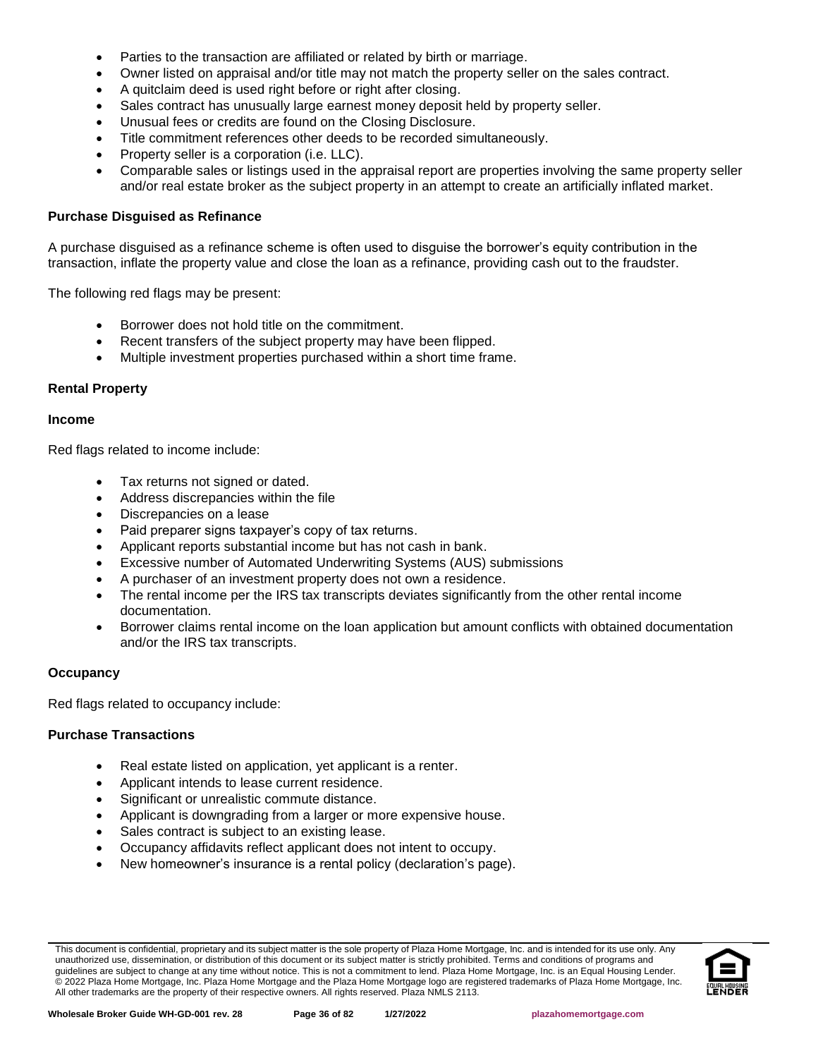- Parties to the transaction are affiliated or related by birth or marriage.
- Owner listed on appraisal and/or title may not match the property seller on the sales contract.
- A quitclaim deed is used right before or right after closing.
- Sales contract has unusually large earnest money deposit held by property seller.
- Unusual fees or credits are found on the Closing Disclosure.
- Title commitment references other deeds to be recorded simultaneously.
- Property seller is a corporation (i.e. LLC).
- Comparable sales or listings used in the appraisal report are properties involving the same property seller and/or real estate broker as the subject property in an attempt to create an artificially inflated market.

**Purchase Disguised as Refinance**

A purchase disguised as a refinance scheme is often used to disguise the borrower's equity contribution in the transaction, inflate the property value and close the loan as a refinance, providing cash out to the fraudster.

The following red flags may be present:

- Borrower does not hold title on the commitment.
- Recent transfers of the subject property may have been flipped.
- Multiple investment properties purchased within a short time frame.

**Rental Property**

**Income**

Red flags related to income include:

- Tax returns not signed or dated.
- Address discrepancies within the file
- Discrepancies on a lease
- Paid preparer signs taxpayer's copy of tax returns.
- Applicant reports substantial income but has not cash in bank.
- Excessive number of Automated Underwriting Systems (AUS) submissions
- A purchaser of an investment property does not own a residence.
- The rental income per the IRS tax transcripts deviates significantly from the other rental income documentation.
- Borrower claims rental income on the loan application but amount conflicts with obtained documentation and/or the IRS tax transcripts.

**Occupancy**

Red flags related to occupancy include:

**Purchase Transactions**

- Real estate listed on application, yet applicant is a renter.
- Applicant intends to lease current residence.
- Significant or unrealistic commute distance.
- Applicant is downgrading from a larger or more expensive house.
- Sales contract is subject to an existing lease.
- Occupancy affidavits reflect applicant does not intent to occupy.
- New homeowner's insurance is a rental policy (declaration's page).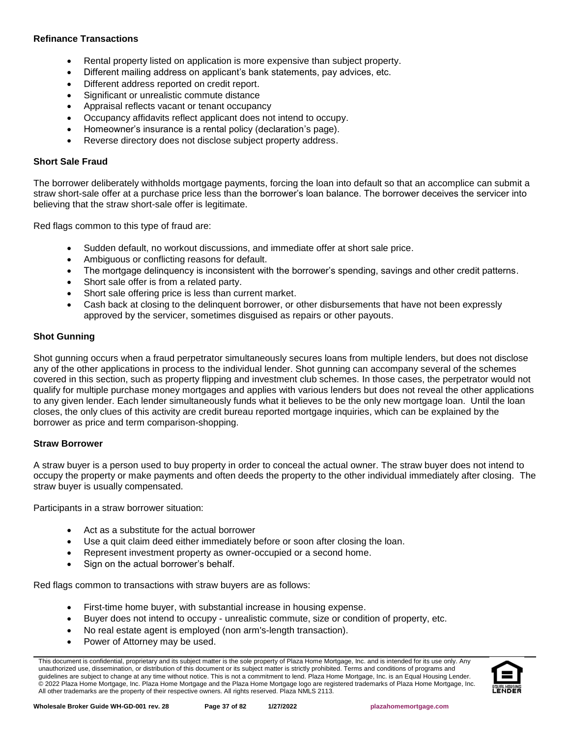### Refinance Transactions

- Rental property listed on application is more expensive than subject property.
- Different mailing address on applicant's bank statements, pay advices, etc.
- Different address reported on credit report.
- Significant or unrealistic commute distance
- Appraisal reflects vacant or tenant occupancy
- Occupancy affidavits reflect applicant does not intend to occupy.
- Homeowner's insurance is a rental policy (declaration's page).
- Reverse directory does not disclose subject property address.

### Short Sale Fraud

The borrower deliberately withholds mortgage payments, forcing the loan into default so that an accomplice can submit a straw short-sale offer at a purchase price less than the borrower's loan balance. The borrower deceives the servicer into believing that the straw short-sale offer is legitimate.

Red flags common to this type of fraud are:

- Sudden default, no workout discussions, and immediate offer at short sale price.
- Ambiguous or conflicting reasons for default.
- The mortgage delinquency is inconsistent with the borrower's spending, savings and other credit patterns.
- Short sale offer is from a related party.
- Short sale offering price is less than current market.
- Cash back at closing to the delinquent borrower, or other disbursements that have not been expressly approved by the servicer, sometimes disguised as repairs or other payouts.

### Shot Gunning

Shot gunning occurs when a fraud perpetrator simultaneously secures loans from multiple lenders, but does not disclose any of the other applications in process to the individual lender. Shot gunning can accompany several of the schemes covered in this section, such as property flipping and investment club schemes. In those cases, the perpetrator would not qualify for multiple purchase money mortgages and applies with various lenders but does not reveal the other applications to any given lender. Each lender simultaneously funds what it believes to be the only new mortgage loan. Until the loan closes, the only clues of this activity are credit bureau reported mortgage inquiries, which can be explained by the borrower as price and term comparison-shopping.

### Straw Borrower

A straw buyer is a person used to buy property in order to conceal the actual owner. The straw buyer does not intend to occupy the property or make payments and often deeds the property to the other individual immediately after closing. The straw buyer is usually compensated.

Participants in a straw borrower situation:

- Act as a substitute for the actual borrower
- Use a quit claim deed either immediately before or soon after closing the loan.
- Represent investment property as owner-occupied or a second home.
- Sign on the actual borrower's behalf.

Red flags common to transactions with straw buyers are as follows:

- First-time home buyer, with substantial increase in housing expense.
- Buyer does not intend to occupy - unrealistic commute, size or condition of property, etc.
- No real estate agent is employed (non arm's-length transaction).
- Power of Attorney may be used.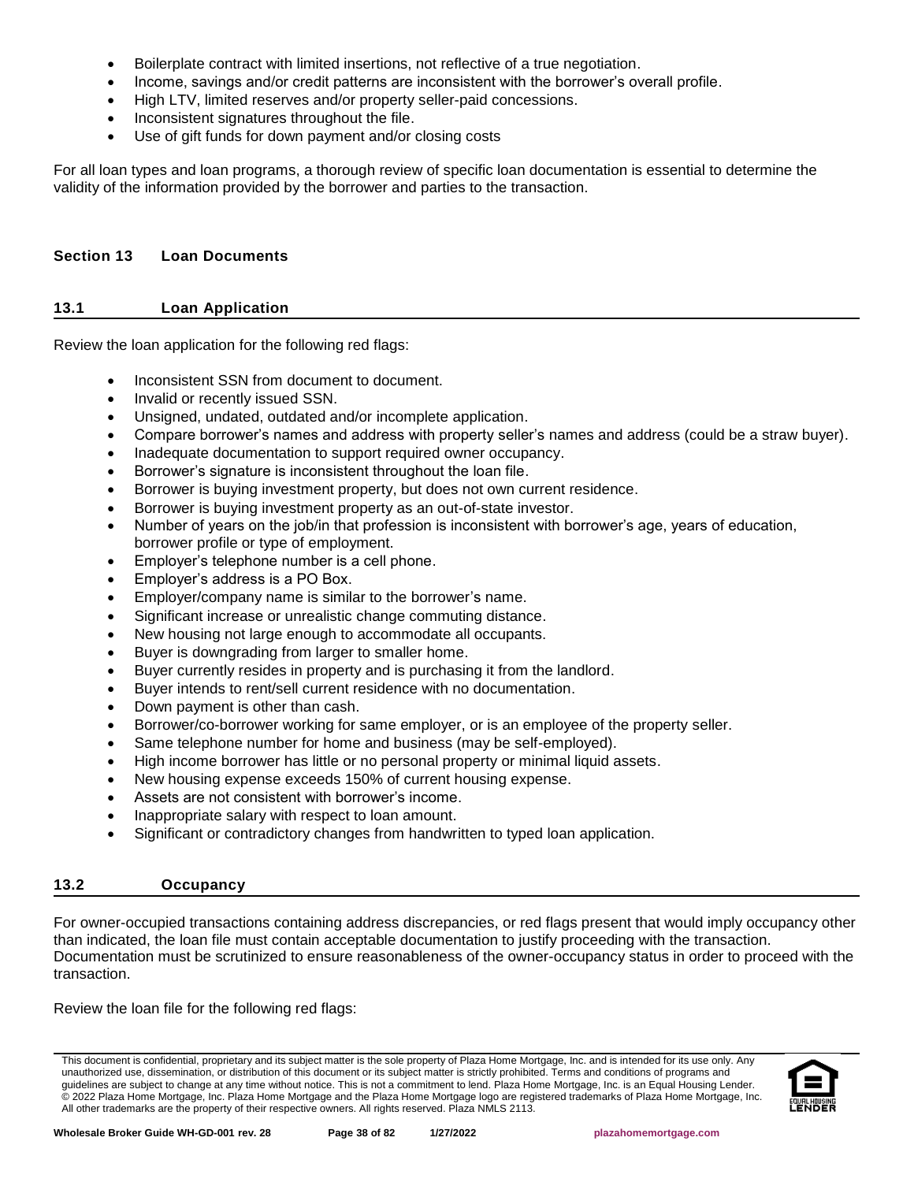- Boilerplate contract with limited insertions, not reflective of a true negotiation.
- Income, savings and/or credit patterns are inconsistent with the borrower's overall profile.
- High LTV, limited reserves and/or property seller-paid concessions.
- Inconsistent signatures throughout the file.
- Use of gift funds for down payment and/or closing costs

For all loan types and loan programs, a thorough review of specific loan documentation is essential to determine the validity of the information provided by the borrower and parties to the transaction.

## Section 13 Loan Documents

### 13.1 Loan Application

Review the loan application for the following red flags:

- Inconsistent SSN from document to document.
- Invalid or recently issued SSN.
- Unsigned, undated, outdated and/or incomplete application.
- Compare borrower's names and address with property seller's names and address (could be a straw buyer).
- Inadequate documentation to support required owner occupancy.
- Borrower's signature is inconsistent throughout the loan file.
- Borrower is buying investment property, but does not own current residence.
- Borrower is buying investment property as an out-of-state investor.
- Number of years on the job/in that profession is inconsistent with borrower's age, years of education, borrower profile or type of employment.
- Employer's telephone number is a cell phone.
- Employer's address is a PO Box.
- Employer/company name is similar to the borrower's name.
- Significant increase or unrealistic change commuting distance.
- New housing not large enough to accommodate all occupants.
- Buyer is downgrading from larger to smaller home.
- Buyer currently resides in property and is purchasing it from the landlord.
- Buyer intends to rent/sell current residence with no documentation.
- Down payment is other than cash.
- Borrower/co-borrower working for same employer, or is an employee of the property seller.
- Same telephone number for home and business (may be self-employed).
- High income borrower has little or no personal property or minimal liquid assets.
- New housing expense exceeds 150% of current housing expense.
- Assets are not consistent with borrower's income.
- Inappropriate salary with respect to loan amount.
- Significant or contradictory changes from handwritten to typed loan application.

### 13.2 Occupancy

For owner-occupied transactions containing address discrepancies, or red flags present that would imply occupancy other than indicated, the loan file must contain acceptable documentation to justify proceeding with the transaction. Documentation must be scrutinized to ensure reasonableness of the owner-occupancy status in order to proceed with the transaction.

Review the loan file for the following red flags: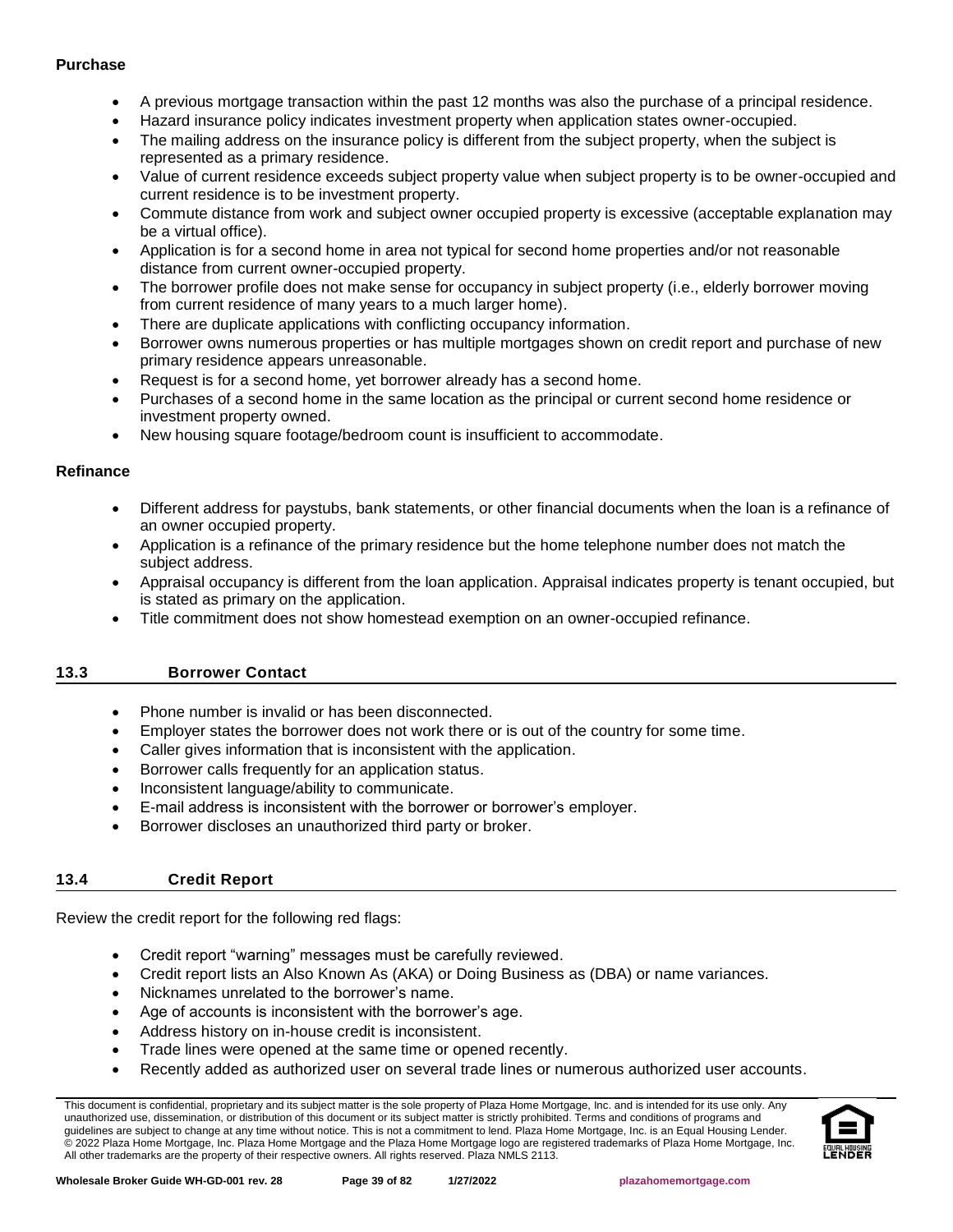**Purchase**

- A previous mortgage transaction within the past 12 months was also the purchase of a principal residence.
- Hazard insurance policy indicates investment property when application states owner-occupied.
- The mailing address on the insurance policy is different from the subject property, when the subject is represented as a primary residence.
- Value of current residence exceeds subject property value when subject property is to be owner-occupied and current residence is to be investment property.
- Commute distance from work and subject owner occupied property is excessive (acceptable explanation may be a virtual office).
- Application is for a second home in area not typical for second home properties and/or not reasonable distance from current owner-occupied property.
- The borrower profile does not make sense for occupancy in subject property (i.e., elderly borrower moving from current residence of many years to a much larger home).
- There are duplicate applications with conflicting occupancy information.
- Borrower owns numerous properties or has multiple mortgages shown on credit report and purchase of new primary residence appears unreasonable.
- Request is for a second home, yet borrower already has a second home.
- Purchases of a second home in the same location as the principal or current second home residence or investment property owned.
- New housing square footage/bedroom count is insufficient to accommodate.

**Refinance**

- Different address for paystubs, bank statements, or other financial documents when the loan is a refinance of an owner occupied property.
- Application is a refinance of the primary residence but the home telephone number does not match the subject address.
- Appraisal occupancy is different from the loan application. Appraisal indicates property is tenant occupied, but is stated as primary on the application.
- Title commitment does not show homestead exemption on an owner-occupied refinance.

## 13.3 Borrower Contact

- Phone number is invalid or has been disconnected.
- Employer states the borrower does not work there or is out of the country for some time.
- Caller gives information that is inconsistent with the application.
- Borrower calls frequently for an application status.
- Inconsistent language/ability to communicate.
- E-mail address is inconsistent with the borrower or borrower's employer.
- Borrower discloses an unauthorized third party or broker.

## 13.4 Credit Report

Review the credit report for the following red flags:

- Credit report "warning" messages must be carefully reviewed.
- Credit report lists an Also Known As (AKA) or Doing Business as (DBA) or name variances.
- Nicknames unrelated to the borrower's name.
- Age of accounts is inconsistent with the borrower's age.
- Address history on in-house credit is inconsistent.
- Trade lines were opened at the same time or opened recently.
- Recently added as authorized user on several trade lines or numerous authorized user accounts.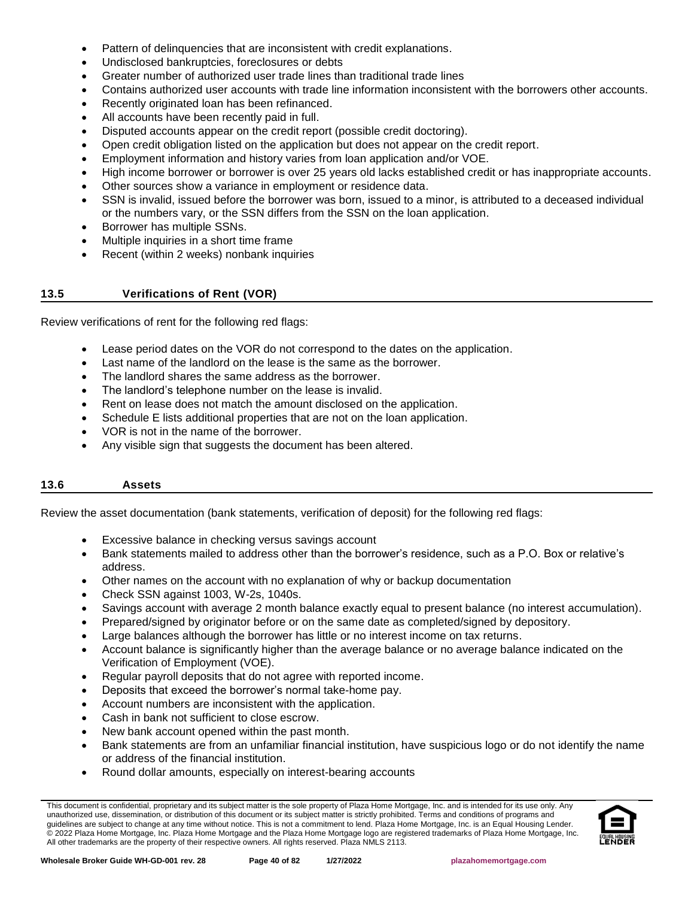- Pattern of delinquencies that are inconsistent with credit explanations.
- Undisclosed bankruptcies, foreclosures or debts
- Greater number of authorized user trade lines than traditional trade lines
- Contains authorized user accounts with trade line information inconsistent with the borrowers other accounts.
- Recently originated loan has been refinanced.
- All accounts have been recently paid in full.
- Disputed accounts appear on the credit report (possible credit doctoring).
- Open credit obligation listed on the application but does not appear on the credit report.
- Employment information and history varies from loan application and/or VOE.
- High income borrower or borrower is over 25 years old lacks established credit or has inappropriate accounts.
- Other sources show a variance in employment or residence data.
- SSN is invalid, issued before the borrower was born, issued to a minor, is attributed to a deceased individual or the numbers vary, or the SSN differs from the SSN on the loan application.
- Borrower has multiple SSNs.
- Multiple inquiries in a short time frame
- Recent (within 2 weeks) nonbank inquiries

## 13.5 Verifications of Rent (VOR)

Review verifications of rent for the following red flags:

- Lease period dates on the VOR do not correspond to the dates on the application.
- Last name of the landlord on the lease is the same as the borrower.
- The landlord shares the same address as the borrower.
- The landlord's telephone number on the lease is invalid.
- Rent on lease does not match the amount disclosed on the application.
- Schedule E lists additional properties that are not on the loan application.
- VOR is not in the name of the borrower.
- Any visible sign that suggests the document has been altered.

## 13.6 Assets

Review the asset documentation (bank statements, verification of deposit) for the following red flags:

- Excessive balance in checking versus savings account
- Bank statements mailed to address other than the borrower's residence, such as a P.O. Box or relative's address.
- Other names on the account with no explanation of why or backup documentation
- Check SSN against 1003, W-2s, 1040s.
- Savings account with average 2 month balance exactly equal to present balance (no interest accumulation).
- Prepared/signed by originator before or on the same date as completed/signed by depository.
- Large balances although the borrower has little or no interest income on tax returns.
- Account balance is significantly higher than the average balance or no average balance indicated on the Verification of Employment (VOE).
- Regular payroll deposits that do not agree with reported income.
- Deposits that exceed the borrower's normal take-home pay.
- Account numbers are inconsistent with the application.
- Cash in bank not sufficient to close escrow.
- New bank account opened within the past month.
- Bank statements are from an unfamiliar financial institution, have suspicious logo or do not identify the name or address of the financial institution.
- Round dollar amounts, especially on interest-bearing accounts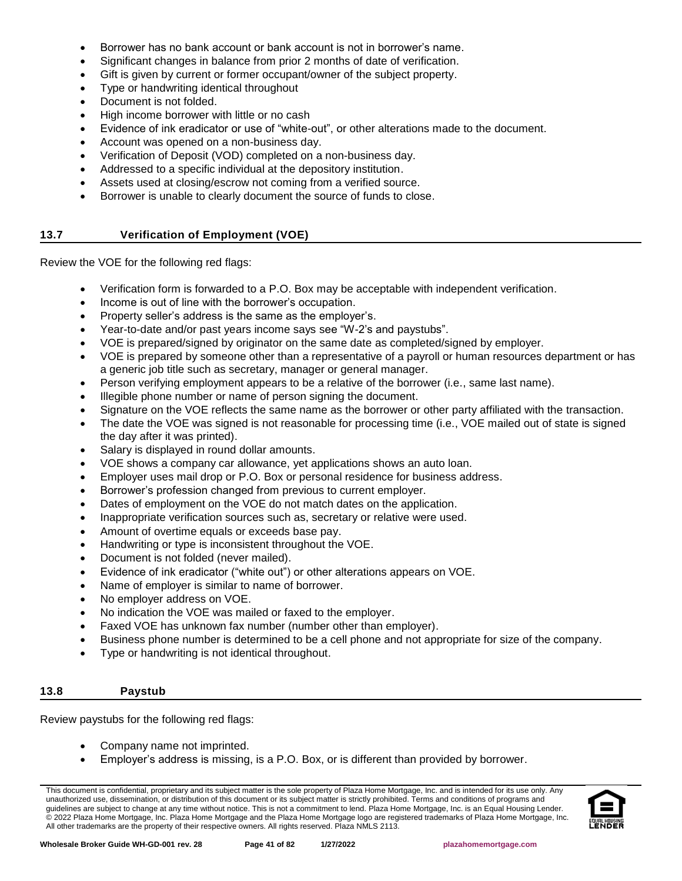- Borrower has no bank account or bank account is not in borrower's name.
- Significant changes in balance from prior 2 months of date of verification.
- Gift is given by current or former occupant/owner of the subject property.
- Type or handwriting identical throughout
- Document is not folded.
- High income borrower with little or no cash
- Evidence of ink eradicator or use of "white-out", or other alterations made to the document.
- Account was opened on a non-business day.
- Verification of Deposit (VOD) completed on a non-business day.
- Addressed to a specific individual at the depository institution.
- Assets used at closing/escrow not coming from a verified source.
- Borrower is unable to clearly document the source of funds to close.

## 13.7 Verification of Employment (VOE)

Review the VOE for the following red flags:

- Verification form is forwarded to a P.O. Box may be acceptable with independent verification.
- Income is out of line with the borrower's occupation.
- Property seller's address is the same as the employer's.
- Year-to-date and/or past years income says see "W-2's and paystubs".
- VOE is prepared/signed by originator on the same date as completed/signed by employer.
- VOE is prepared by someone other than a representative of a payroll or human resources department or has a generic job title such as secretary, manager or general manager.
- Person verifying employment appears to be a relative of the borrower (i.e., same last name).
- Illegible phone number or name of person signing the document.
- Signature on the VOE reflects the same name as the borrower or other party affiliated with the transaction.
- The date the VOE was signed is not reasonable for processing time (i.e., VOE mailed out of state is signed the day after it was printed).
- Salary is displayed in round dollar amounts.
- VOE shows a company car allowance, yet applications shows an auto loan.
- Employer uses mail drop or P.O. Box or personal residence for business address.
- Borrower's profession changed from previous to current employer.
- Dates of employment on the VOE do not match dates on the application.
- Inappropriate verification sources such as, secretary or relative were used.
- Amount of overtime equals or exceeds base pay.
- Handwriting or type is inconsistent throughout the VOE.
- Document is not folded (never mailed).
- Evidence of ink eradicator ("white out") or other alterations appears on VOE.
- Name of employer is similar to name of borrower.
- No employer address on VOE.
- No indication the VOE was mailed or faxed to the employer.
- Faxed VOE has unknown fax number (number other than employer).
- Business phone number is determined to be a cell phone and not appropriate for size of the company.
- Type or handwriting is not identical throughout.

## 13.8 Paystub

Review paystubs for the following red flags:

- Company name not imprinted.
- Employer's address is missing, is a P.O. Box, or is different than provided by borrower.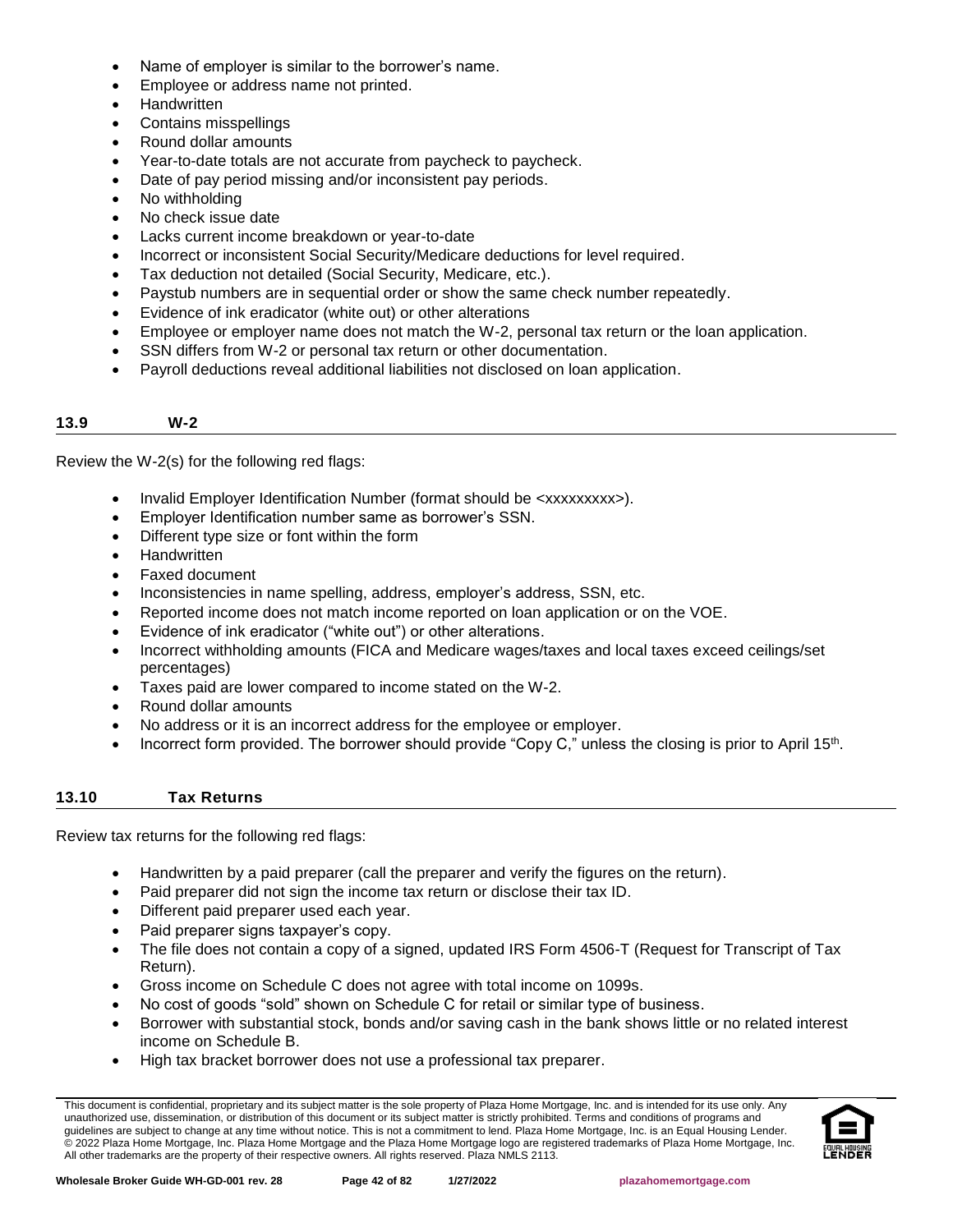- Name of employer is similar to the borrower's name.
- Employee or address name not printed.
- Handwritten
- Contains misspellings
- Round dollar amounts
- Year-to-date totals are not accurate from paycheck to paycheck.
- Date of pay period missing and/or inconsistent pay periods.
- No withholding
- No check issue date
- Lacks current income breakdown or year-to-date
- Incorrect or inconsistent Social Security/Medicare deductions for level required.
- Tax deduction not detailed (Social Security, Medicare, etc.).
- Paystub numbers are in sequential order or show the same check number repeatedly.
- Evidence of ink eradicator (white out) or other alterations
- Employee or employer name does not match the W-2, personal tax return or the loan application.
- SSN differs from W-2 or personal tax return or other documentation.
- Payroll deductions reveal additional liabilities not disclosed on loan application.

## 13.9 W-2

Review the W-2(s) for the following red flags:

- Invalid Employer Identification Number (format should be <xxxxxxxxx>).
- Employer Identification number same as borrower's SSN.
- Different type size or font within the form
- Handwritten
- Faxed document
- Inconsistencies in name spelling, address, employer's address, SSN, etc.
- Reported income does not match income reported on loan application or on the VOE.
- Evidence of ink eradicator ("white out") or other alterations.
- Incorrect withholding amounts (FICA and Medicare wages/taxes and local taxes exceed ceilings/set percentages)
- Taxes paid are lower compared to income stated on the W-2.
- Round dollar amounts
- No address or it is an incorrect address for the employee or employer.
- Incorrect form provided. The borrower should provide "Copy C," unless the closing is prior to April 15th.

## 13.10 Tax Returns

Review tax returns for the following red flags:

- Handwritten by a paid preparer (call the preparer and verify the figures on the return).
- Paid preparer did not sign the income tax return or disclose their tax ID.
- Different paid preparer used each year.
- Paid preparer signs taxpayer's copy.
- The file does not contain a copy of a signed, updated IRS Form 4506-T (Request for Transcript of Tax Return).
- Gross income on Schedule C does not agree with total income on 1099s.
- No cost of goods "sold" shown on Schedule C for retail or similar type of business.
- Borrower with substantial stock, bonds and/or saving cash in the bank shows little or no related interest income on Schedule B.
- High tax bracket borrower does not use a professional tax preparer.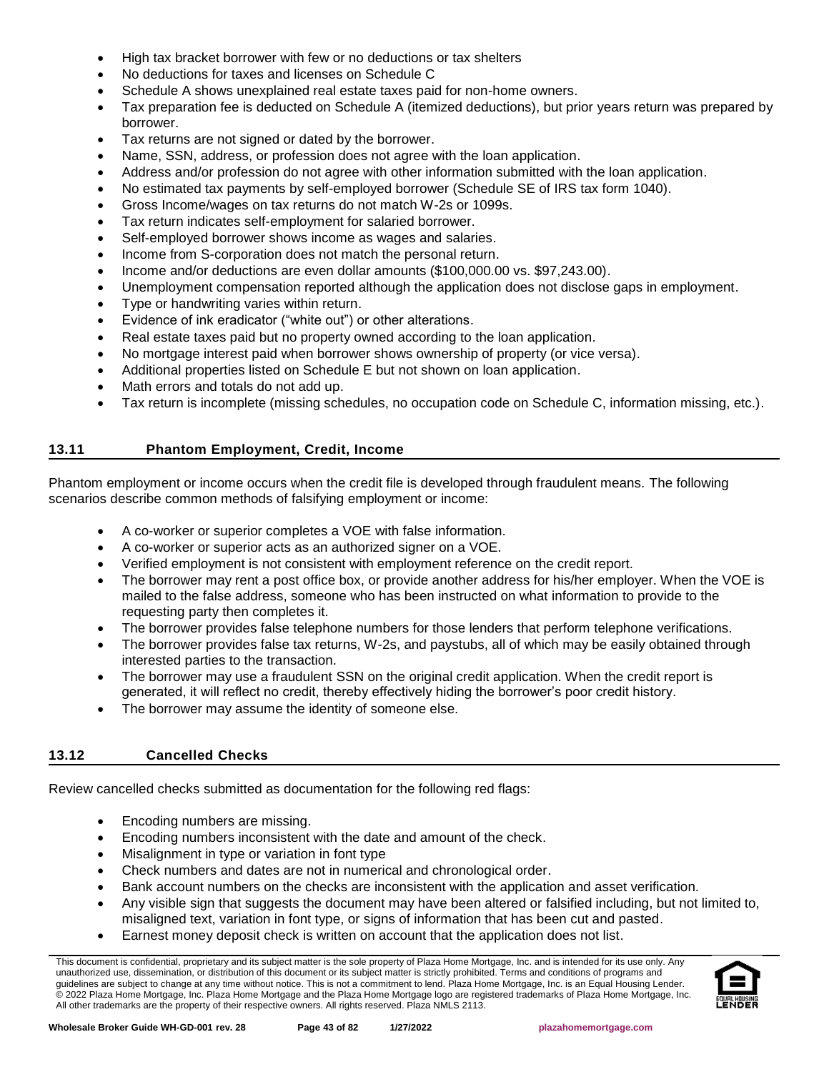- High tax bracket borrower with few or no deductions or tax shelters
- No deductions for taxes and licenses on Schedule C
- Schedule A shows unexplained real estate taxes paid for non-home owners.
- Tax preparation fee is deducted on Schedule A (itemized deductions), but prior years return was prepared by borrower.
- Tax returns are not signed or dated by the borrower.
- Name, SSN, address, or profession does not agree with the loan application.
- Address and/or profession do not agree with other information submitted with the loan application.
- No estimated tax payments by self-employed borrower (Schedule SE of IRS tax form 1040).
- Gross Income/wages on tax returns do not match W-2s or 1099s.
- Tax return indicates self-employment for salaried borrower.
- Self-employed borrower shows income as wages and salaries.
- Income from S-corporation does not match the personal return.
- Income and/or deductions are even dollar amounts ($100,000.00 vs. $97,243.00).
- Unemployment compensation reported although the application does not disclose gaps in employment.
- Type or handwriting varies within return.
- Evidence of ink eradicator ("white out") or other alterations.
- Real estate taxes paid but no property owned according to the loan application.
- No mortgage interest paid when borrower shows ownership of property (or vice versa).
- Additional properties listed on Schedule E but not shown on loan application.
- Math errors and totals do not add up.
- Tax return is incomplete (missing schedules, no occupation code on Schedule C, information missing, etc.).

## 13.11 Phantom Employment, Credit, Income

Phantom employment or income occurs when the credit file is developed through fraudulent means. The following scenarios describe common methods of falsifying employment or income:

- A co-worker or superior completes a VOE with false information.
- A co-worker or superior acts as an authorized signer on a VOE.
- Verified employment is not consistent with employment reference on the credit report.
- The borrower may rent a post office box, or provide another address for his/her employer. When the VOE is mailed to the false address, someone who has been instructed on what information to provide to the requesting party then completes it.
- The borrower provides false telephone numbers for those lenders that perform telephone verifications.
- The borrower provides false tax returns, W-2s, and paystubs, all of which may be easily obtained through interested parties to the transaction.
- The borrower may use a fraudulent SSN on the original credit application. When the credit report is generated, it will reflect no credit, thereby effectively hiding the borrower's poor credit history.
- The borrower may assume the identity of someone else.

## 13.12 Cancelled Checks

Review cancelled checks submitted as documentation for the following red flags:

- Encoding numbers are missing.
- Encoding numbers inconsistent with the date and amount of the check.
- Misalignment in type or variation in font type
- Check numbers and dates are not in numerical and chronological order.
- Bank account numbers on the checks are inconsistent with the application and asset verification.
- Any visible sign that suggests the document may have been altered or falsified including, but not limited to, misaligned text, variation in font type, or signs of information that has been cut and pasted.
- Earnest money deposit check is written on account that the application does not list.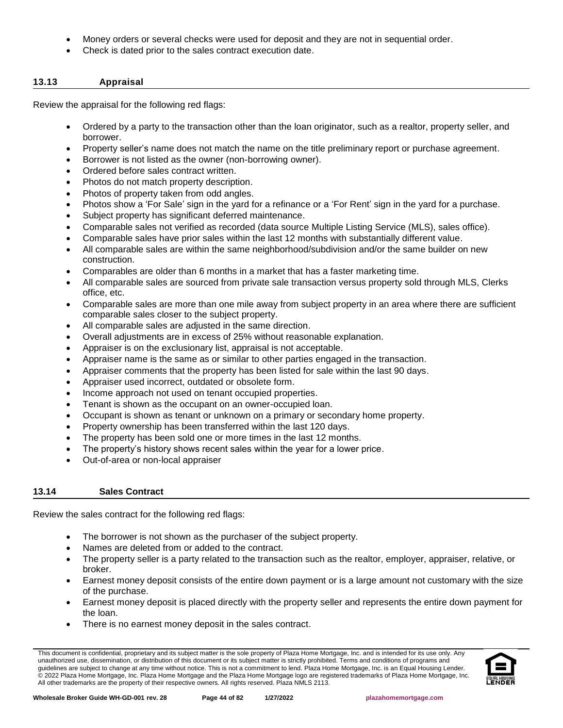- Money orders or several checks were used for deposit and they are not in sequential order.
- Check is dated prior to the sales contract execution date.

## 13.13 Appraisal

Review the appraisal for the following red flags:

- Ordered by a party to the transaction other than the loan originator, such as a realtor, property seller, and borrower.
- Property seller's name does not match the name on the title preliminary report or purchase agreement.
- Borrower is not listed as the owner (non-borrowing owner).
- Ordered before sales contract written.
- Photos do not match property description.
- Photos of property taken from odd angles.
- Photos show a 'For Sale' sign in the yard for a refinance or a 'For Rent' sign in the yard for a purchase.
- Subject property has significant deferred maintenance.
- Comparable sales not verified as recorded (data source Multiple Listing Service (MLS), sales office).
- Comparable sales have prior sales within the last 12 months with substantially different value.
- All comparable sales are within the same neighborhood/subdivision and/or the same builder on new construction.
- Comparables are older than 6 months in a market that has a faster marketing time.
- All comparable sales are sourced from private sale transaction versus property sold through MLS, Clerks office, etc.
- Comparable sales are more than one mile away from subject property in an area where there are sufficient comparable sales closer to the subject property.
- All comparable sales are adjusted in the same direction.
- Overall adjustments are in excess of 25% without reasonable explanation.
- Appraiser is on the exclusionary list, appraisal is not acceptable.
- Appraiser name is the same as or similar to other parties engaged in the transaction.
- Appraiser comments that the property has been listed for sale within the last 90 days.
- Appraiser used incorrect, outdated or obsolete form.
- Income approach not used on tenant occupied properties.
- Tenant is shown as the occupant on an owner-occupied loan.
- Occupant is shown as tenant or unknown on a primary or secondary home property.
- Property ownership has been transferred within the last 120 days.
- The property has been sold one or more times in the last 12 months.
- The property's history shows recent sales within the year for a lower price.
- Out-of-area or non-local appraiser

## 13.14 Sales Contract

Review the sales contract for the following red flags:

- The borrower is not shown as the purchaser of the subject property.
- Names are deleted from or added to the contract.
- The property seller is a party related to the transaction such as the realtor, employer, appraiser, relative, or broker.
- Earnest money deposit consists of the entire down payment or is a large amount not customary with the size of the purchase.
- Earnest money deposit is placed directly with the property seller and represents the entire down payment for the loan.
- There is no earnest money deposit in the sales contract.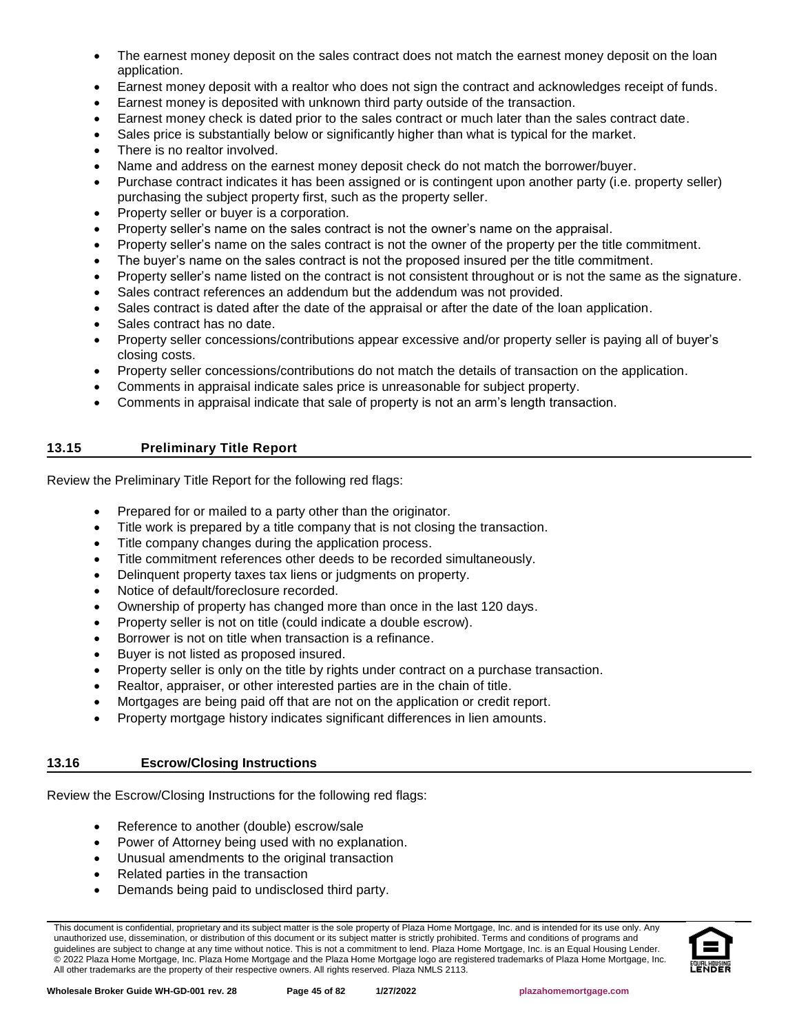- The earnest money deposit on the sales contract does not match the earnest money deposit on the loan application.
- Earnest money deposit with a realtor who does not sign the contract and acknowledges receipt of funds.
- Earnest money is deposited with unknown third party outside of the transaction.
- Earnest money check is dated prior to the sales contract or much later than the sales contract date.
- Sales price is substantially below or significantly higher than what is typical for the market.
- There is no realtor involved.
- Name and address on the earnest money deposit check do not match the borrower/buyer.
- Purchase contract indicates it has been assigned or is contingent upon another party (i.e. property seller) purchasing the subject property first, such as the property seller.
- Property seller or buyer is a corporation.
- Property seller's name on the sales contract is not the owner's name on the appraisal.
- Property seller's name on the sales contract is not the owner of the property per the title commitment.
- The buyer's name on the sales contract is not the proposed insured per the title commitment.
- Property seller's name listed on the contract is not consistent throughout or is not the same as the signature.
- Sales contract references an addendum but the addendum was not provided.
- Sales contract is dated after the date of the appraisal or after the date of the loan application.
- Sales contract has no date.
- Property seller concessions/contributions appear excessive and/or property seller is paying all of buyer's closing costs.
- Property seller concessions/contributions do not match the details of transaction on the application.
- Comments in appraisal indicate sales price is unreasonable for subject property.
- Comments in appraisal indicate that sale of property is not an arm's length transaction.

## 13.15 Preliminary Title Report

Review the Preliminary Title Report for the following red flags:

- Prepared for or mailed to a party other than the originator.
- Title work is prepared by a title company that is not closing the transaction.
- Title company changes during the application process.
- Title commitment references other deeds to be recorded simultaneously.
- Delinquent property taxes tax liens or judgments on property.
- Notice of default/foreclosure recorded.
- Ownership of property has changed more than once in the last 120 days.
- Property seller is not on title (could indicate a double escrow).
- Borrower is not on title when transaction is a refinance.
- Buyer is not listed as proposed insured.
- Property seller is only on the title by rights under contract on a purchase transaction.
- Realtor, appraiser, or other interested parties are in the chain of title.
- Mortgages are being paid off that are not on the application or credit report.
- Property mortgage history indicates significant differences in lien amounts.

## 13.16 Escrow/Closing Instructions

Review the Escrow/Closing Instructions for the following red flags:

- Reference to another (double) escrow/sale
- Power of Attorney being used with no explanation.
- Unusual amendments to the original transaction
- Related parties in the transaction
- Demands being paid to undisclosed third party.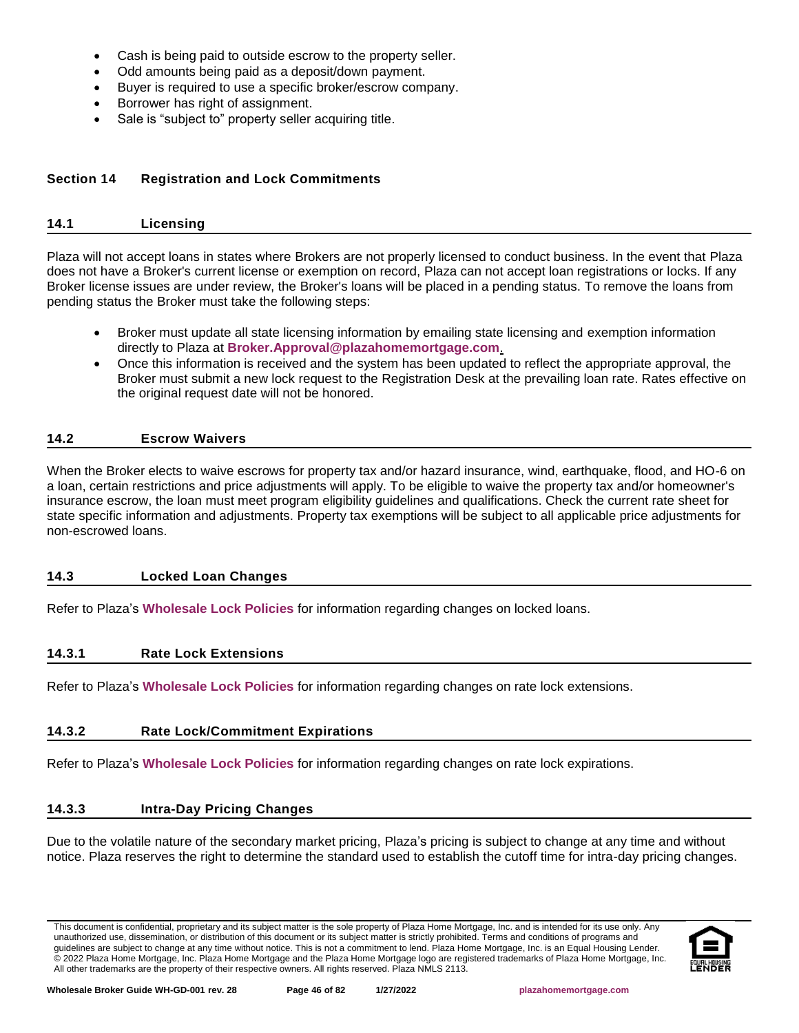- Cash is being paid to outside escrow to the property seller.
- Odd amounts being paid as a deposit/down payment.
- Buyer is required to use a specific broker/escrow company.
- Borrower has right of assignment.
- Sale is "subject to" property seller acquiring title.

## Section 14 Registration and Lock Commitments

### 14.1 Licensing

Plaza will not accept loans in states where Brokers are not properly licensed to conduct business. In the event that Plaza does not have a Broker's current license or exemption on record, Plaza can not accept loan registrations or locks. If any Broker license issues are under review, the Broker's loans will be placed in a pending status. To remove the loans from pending status the Broker must take the following steps:

- Broker must update all state licensing information by emailing state licensing and exemption information directly to Plaza at **Broker.Approval@plazahomemortgage.com**.
- Once this information is received and the system has been updated to reflect the appropriate approval, the Broker must submit a new lock request to the Registration Desk at the prevailing loan rate. Rates effective on the original request date will not be honored.

### 14.2 Escrow Waivers

When the Broker elects to waive escrows for property tax and/or hazard insurance, wind, earthquake, flood, and HO-6 on a loan, certain restrictions and price adjustments will apply. To be eligible to waive the property tax and/or homeowner's insurance escrow, the loan must meet program eligibility guidelines and qualifications. Check the current rate sheet for state specific information and adjustments. Property tax exemptions will be subject to all applicable price adjustments for non-escrowed loans.

### 14.3 Locked Loan Changes

Refer to Plaza's **Wholesale Lock Policies** for information regarding changes on locked loans.

#### 14.3.1 Rate Lock Extensions

Refer to Plaza's **Wholesale Lock Policies** for information regarding changes on rate lock extensions.

#### 14.3.2 Rate Lock/Commitment Expirations

Refer to Plaza's **Wholesale Lock Policies** for information regarding changes on rate lock expirations.

#### 14.3.3 Intra-Day Pricing Changes

Due to the volatile nature of the secondary market pricing, Plaza's pricing is subject to change at any time and without notice. Plaza reserves the right to determine the standard used to establish the cutoff time for intra-day pricing changes.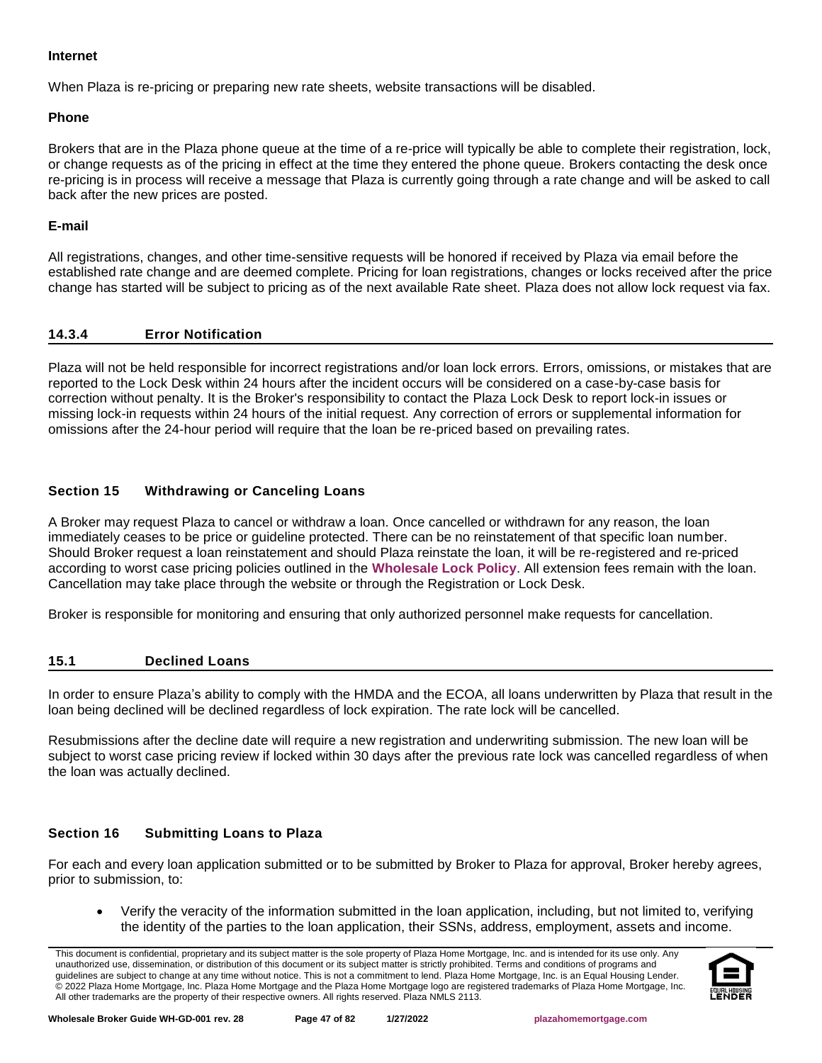**Internet**

When Plaza is re-pricing or preparing new rate sheets, website transactions will be disabled.

**Phone**

Brokers that are in the Plaza phone queue at the time of a re-price will typically be able to complete their registration, lock, or change requests as of the pricing in effect at the time they entered the phone queue. Brokers contacting the desk once re-pricing is in process will receive a message that Plaza is currently going through a rate change and will be asked to call back after the new prices are posted.

**E-mail**

All registrations, changes, and other time-sensitive requests will be honored if received by Plaza via email before the established rate change and are deemed complete. Pricing for loan registrations, changes or locks received after the price change has started will be subject to pricing as of the next available Rate sheet. Plaza does not allow lock request via fax.

### 14.3.4 Error Notification

Plaza will not be held responsible for incorrect registrations and/or loan lock errors. Errors, omissions, or mistakes that are reported to the Lock Desk within 24 hours after the incident occurs will be considered on a case-by-case basis for correction without penalty. It is the Broker's responsibility to contact the Plaza Lock Desk to report lock-in issues or missing lock-in requests within 24 hours of the initial request. Any correction of errors or supplemental information for omissions after the 24-hour period will require that the loan be re-priced based on prevailing rates.

## Section 15 Withdrawing or Canceling Loans

A Broker may request Plaza to cancel or withdraw a loan. Once cancelled or withdrawn for any reason, the loan immediately ceases to be price or guideline protected. There can be no reinstatement of that specific loan number. Should Broker request a loan reinstatement and should Plaza reinstate the loan, it will be re-registered and re-priced according to worst case pricing policies outlined in the **Wholesale Lock Policy**. All extension fees remain with the loan. Cancellation may take place through the website or through the Registration or Lock Desk.

Broker is responsible for monitoring and ensuring that only authorized personnel make requests for cancellation.

### 15.1 Declined Loans

In order to ensure Plaza's ability to comply with the HMDA and the ECOA, all loans underwritten by Plaza that result in the loan being declined will be declined regardless of lock expiration. The rate lock will be cancelled.

Resubmissions after the decline date will require a new registration and underwriting submission. The new loan will be subject to worst case pricing review if locked within 30 days after the previous rate lock was cancelled regardless of when the loan was actually declined.

## Section 16 Submitting Loans to Plaza

For each and every loan application submitted or to be submitted by Broker to Plaza for approval, Broker hereby agrees, prior to submission, to:

- Verify the veracity of the information submitted in the loan application, including, but not limited to, verifying the identity of the parties to the loan application, their SSNs, address, employment, assets and income.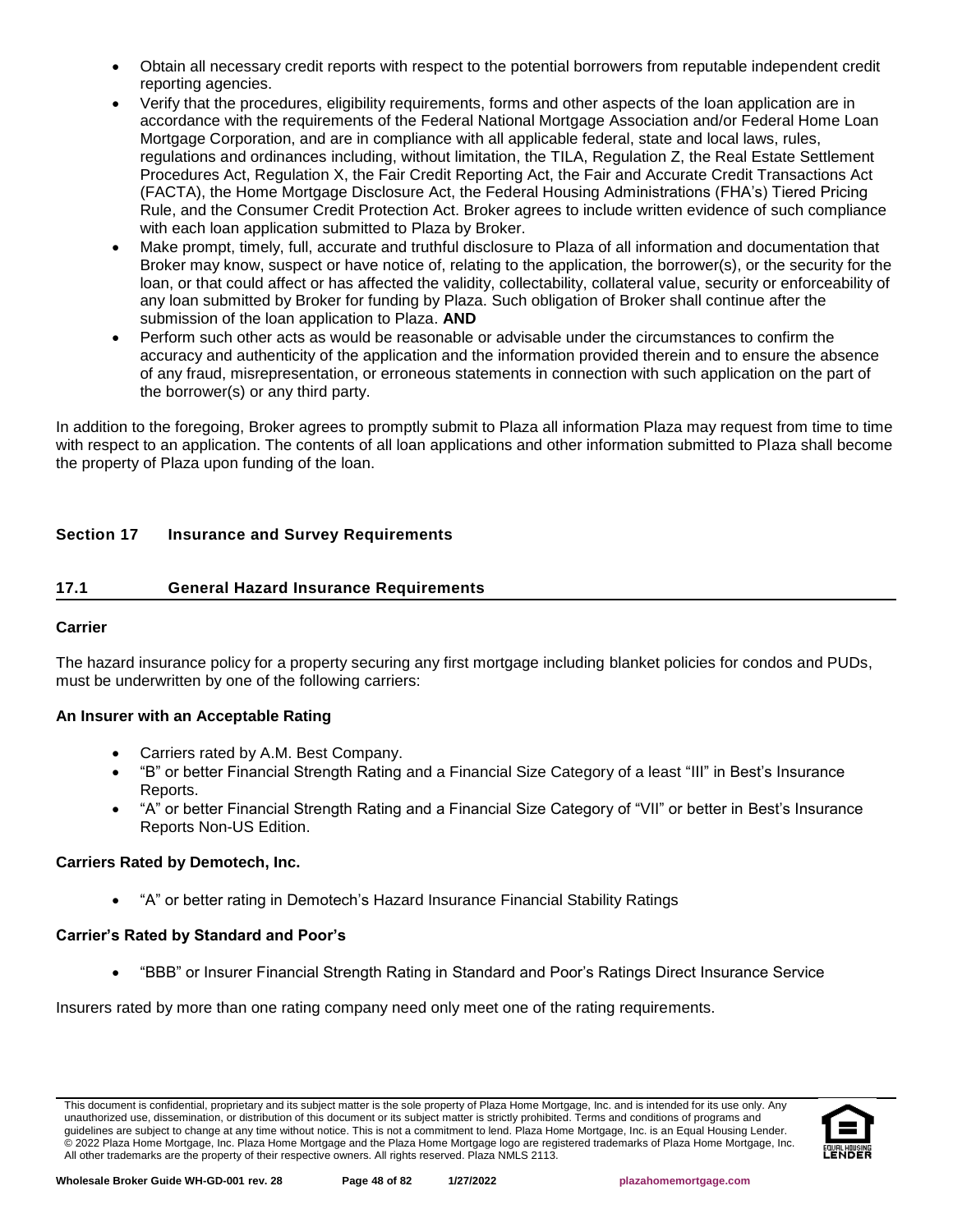- Obtain all necessary credit reports with respect to the potential borrowers from reputable independent credit reporting agencies.
- Verify that the procedures, eligibility requirements, forms and other aspects of the loan application are in accordance with the requirements of the Federal National Mortgage Association and/or Federal Home Loan Mortgage Corporation, and are in compliance with all applicable federal, state and local laws, rules, regulations and ordinances including, without limitation, the TILA, Regulation Z, the Real Estate Settlement Procedures Act, Regulation X, the Fair Credit Reporting Act, the Fair and Accurate Credit Transactions Act (FACTA), the Home Mortgage Disclosure Act, the Federal Housing Administrations (FHA's) Tiered Pricing Rule, and the Consumer Credit Protection Act. Broker agrees to include written evidence of such compliance with each loan application submitted to Plaza by Broker.
- Make prompt, timely, full, accurate and truthful disclosure to Plaza of all information and documentation that Broker may know, suspect or have notice of, relating to the application, the borrower(s), or the security for the loan, or that could affect or has affected the validity, collectability, collateral value, security or enforceability of any loan submitted by Broker for funding by Plaza. Such obligation of Broker shall continue after the submission of the loan application to Plaza. **AND**
- Perform such other acts as would be reasonable or advisable under the circumstances to confirm the accuracy and authenticity of the application and the information provided therein and to ensure the absence of any fraud, misrepresentation, or erroneous statements in connection with such application on the part of the borrower(s) or any third party.

In addition to the foregoing, Broker agrees to promptly submit to Plaza all information Plaza may request from time to time with respect to an application. The contents of all loan applications and other information submitted to Plaza shall become the property of Plaza upon funding of the loan.

## Section 17 Insurance and Survey Requirements

### 17.1 General Hazard Insurance Requirements

**Carrier**

The hazard insurance policy for a property securing any first mortgage including blanket policies for condos and PUDs, must be underwritten by one of the following carriers:

**An Insurer with an Acceptable Rating**

- Carriers rated by A.M. Best Company.
- "B" or better Financial Strength Rating and a Financial Size Category of a least "III" in Best's Insurance Reports.
- "A" or better Financial Strength Rating and a Financial Size Category of "VII" or better in Best's Insurance Reports Non-US Edition.

**Carriers Rated by Demotech, Inc.**

- "A" or better rating in Demotech's Hazard Insurance Financial Stability Ratings

**Carrier's Rated by Standard and Poor's**

- "BBB" or Insurer Financial Strength Rating in Standard and Poor's Ratings Direct Insurance Service

Insurers rated by more than one rating company need only meet one of the rating requirements.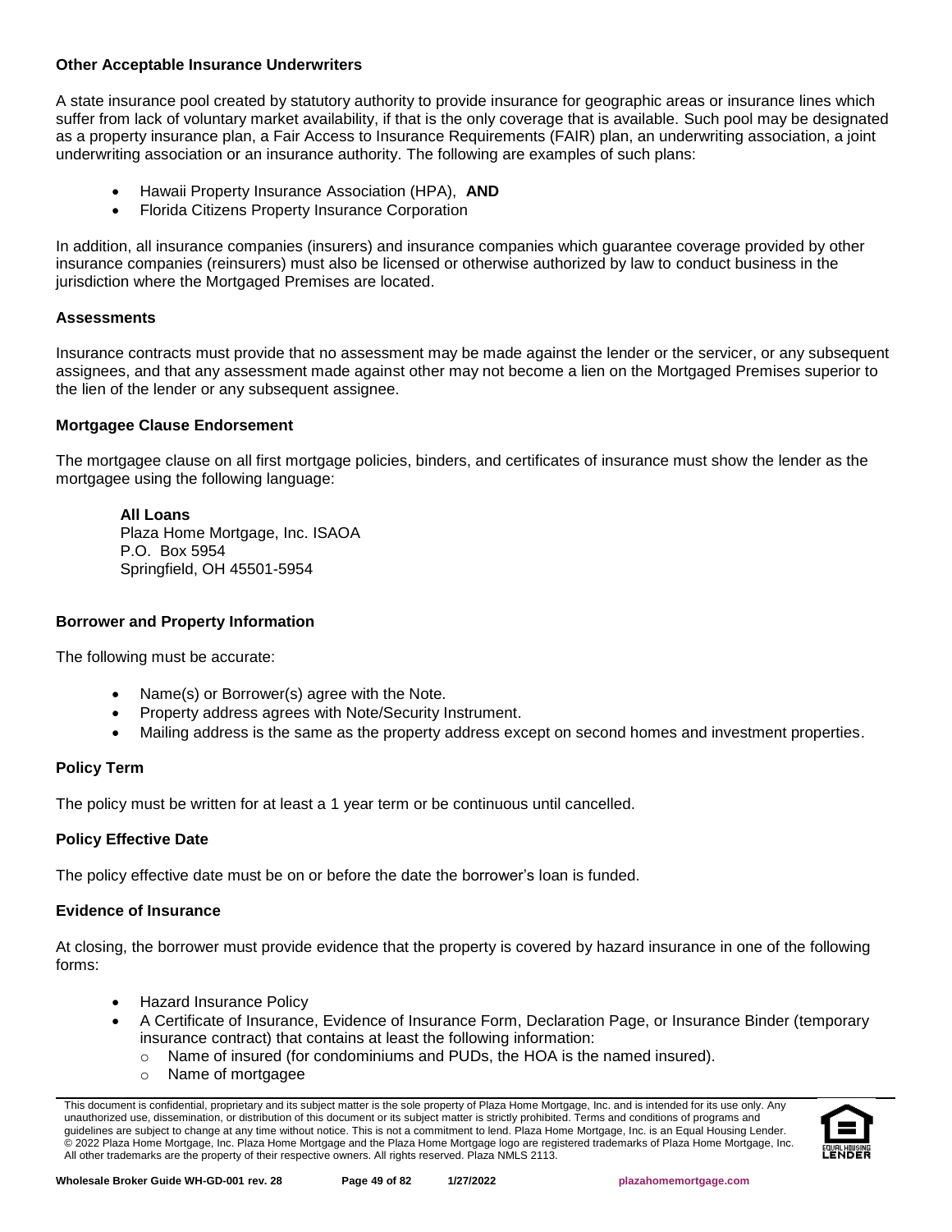### Other Acceptable Insurance Underwriters

A state insurance pool created by statutory authority to provide insurance for geographic areas or insurance lines which suffer from lack of voluntary market availability, if that is the only coverage that is available. Such pool may be designated as a property insurance plan, a Fair Access to Insurance Requirements (FAIR) plan, an underwriting association, a joint underwriting association or an insurance authority. The following are examples of such plans:

- Hawaii Property Insurance Association (HPA), **AND**
- Florida Citizens Property Insurance Corporation

In addition, all insurance companies (insurers) and insurance companies which guarantee coverage provided by other insurance companies (reinsurers) must also be licensed or otherwise authorized by law to conduct business in the jurisdiction where the Mortgaged Premises are located.

### Assessments

Insurance contracts must provide that no assessment may be made against the lender or the servicer, or any subsequent assignees, and that any assessment made against other may not become a lien on the Mortgaged Premises superior to the lien of the lender or any subsequent assignee.

### Mortgagee Clause Endorsement

The mortgagee clause on all first mortgage policies, binders, and certificates of insurance must show the lender as the mortgagee using the following language:

**All Loans**
Plaza Home Mortgage, Inc. ISAOA
P.O. Box 5954
Springfield, OH 45501-5954

### Borrower and Property Information

The following must be accurate:

- Name(s) or Borrower(s) agree with the Note.
- Property address agrees with Note/Security Instrument.
- Mailing address is the same as the property address except on second homes and investment properties.

### Policy Term

The policy must be written for at least a 1 year term or be continuous until cancelled.

### Policy Effective Date

The policy effective date must be on or before the date the borrower's loan is funded.

### Evidence of Insurance

At closing, the borrower must provide evidence that the property is covered by hazard insurance in one of the following forms:

- Hazard Insurance Policy
- A Certificate of Insurance, Evidence of Insurance Form, Declaration Page, or Insurance Binder (temporary insurance contract) that contains at least the following information:
  - Name of insured (for condominiums and PUDs, the HOA is the named insured).
  - Name of mortgagee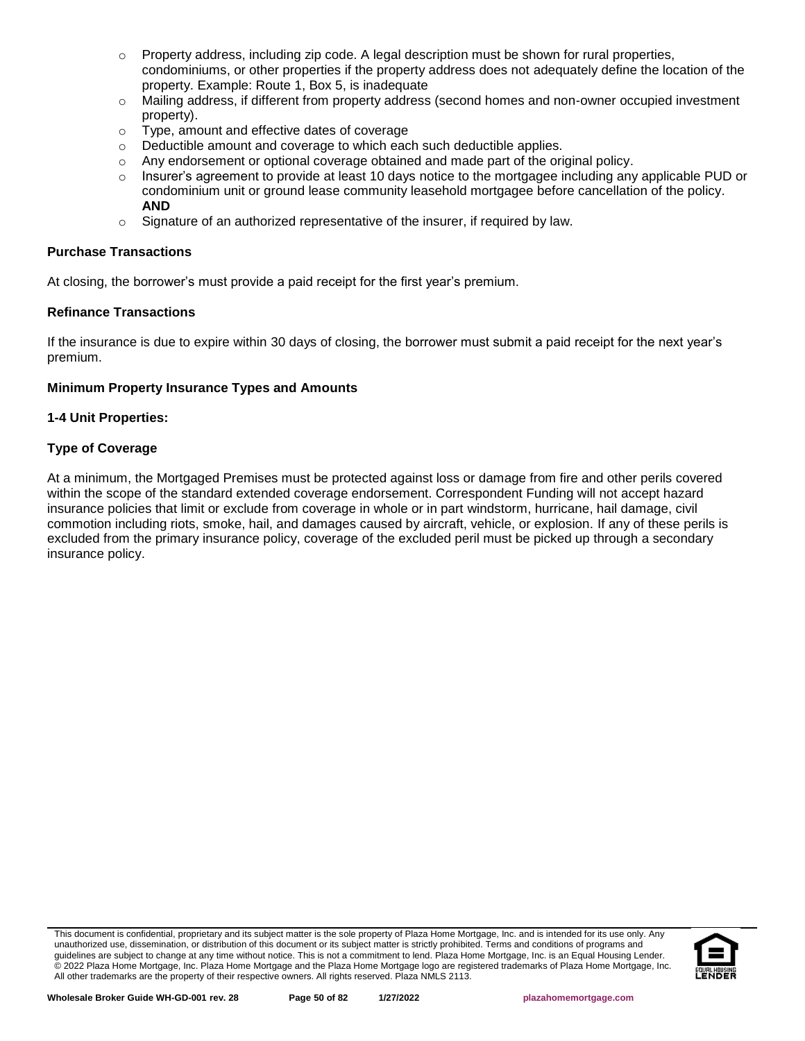- Property address, including zip code. A legal description must be shown for rural properties, condominiums, or other properties if the property address does not adequately define the location of the property. Example: Route 1, Box 5, is inadequate
- Mailing address, if different from property address (second homes and non-owner occupied investment property).
- Type, amount and effective dates of coverage
- Deductible amount and coverage to which each such deductible applies.
- Any endorsement or optional coverage obtained and made part of the original policy.
- Insurer's agreement to provide at least 10 days notice to the mortgagee including any applicable PUD or condominium unit or ground lease community leasehold mortgagee before cancellation of the policy. **AND**
- Signature of an authorized representative of the insurer, if required by law.

**Purchase Transactions**

At closing, the borrower's must provide a paid receipt for the first year's premium.

**Refinance Transactions**

If the insurance is due to expire within 30 days of closing, the borrower must submit a paid receipt for the next year's premium.

**Minimum Property Insurance Types and Amounts**

**1-4 Unit Properties:**

**Type of Coverage**

At a minimum, the Mortgaged Premises must be protected against loss or damage from fire and other perils covered within the scope of the standard extended coverage endorsement. Correspondent Funding will not accept hazard insurance policies that limit or exclude from coverage in whole or in part windstorm, hurricane, hail damage, civil commotion including riots, smoke, hail, and damages caused by aircraft, vehicle, or explosion. If any of these perils is excluded from the primary insurance policy, coverage of the excluded peril must be picked up through a secondary insurance policy.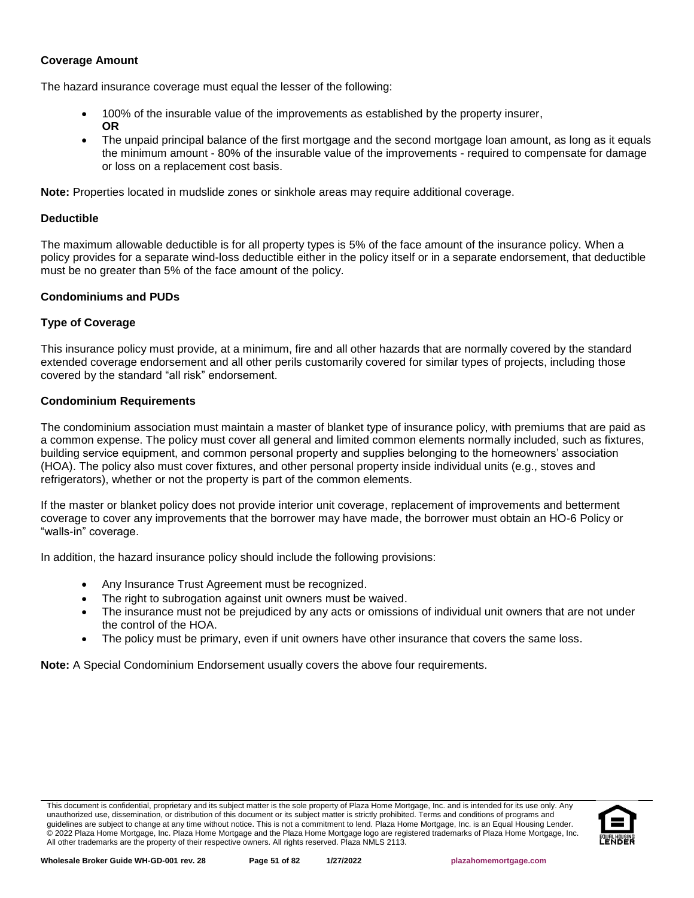**Coverage Amount**

The hazard insurance coverage must equal the lesser of the following:

- 100% of the insurable value of the improvements as established by the property insurer,
  **OR**
- The unpaid principal balance of the first mortgage and the second mortgage loan amount, as long as it equals the minimum amount - 80% of the insurable value of the improvements - required to compensate for damage or loss on a replacement cost basis.

**Note:** Properties located in mudslide zones or sinkhole areas may require additional coverage.

**Deductible**

The maximum allowable deductible is for all property types is 5% of the face amount of the insurance policy. When a policy provides for a separate wind-loss deductible either in the policy itself or in a separate endorsement, that deductible must be no greater than 5% of the face amount of the policy.

**Condominiums and PUDs**

**Type of Coverage**

This insurance policy must provide, at a minimum, fire and all other hazards that are normally covered by the standard extended coverage endorsement and all other perils customarily covered for similar types of projects, including those covered by the standard "all risk" endorsement.

**Condominium Requirements**

The condominium association must maintain a master of blanket type of insurance policy, with premiums that are paid as a common expense. The policy must cover all general and limited common elements normally included, such as fixtures, building service equipment, and common personal property and supplies belonging to the homeowners' association (HOA). The policy also must cover fixtures, and other personal property inside individual units (e.g., stoves and refrigerators), whether or not the property is part of the common elements.

If the master or blanket policy does not provide interior unit coverage, replacement of improvements and betterment coverage to cover any improvements that the borrower may have made, the borrower must obtain an HO-6 Policy or "walls-in" coverage.

In addition, the hazard insurance policy should include the following provisions:

- Any Insurance Trust Agreement must be recognized.
- The right to subrogation against unit owners must be waived.
- The insurance must not be prejudiced by any acts or omissions of individual unit owners that are not under the control of the HOA.
- The policy must be primary, even if unit owners have other insurance that covers the same loss.

**Note:** A Special Condominium Endorsement usually covers the above four requirements.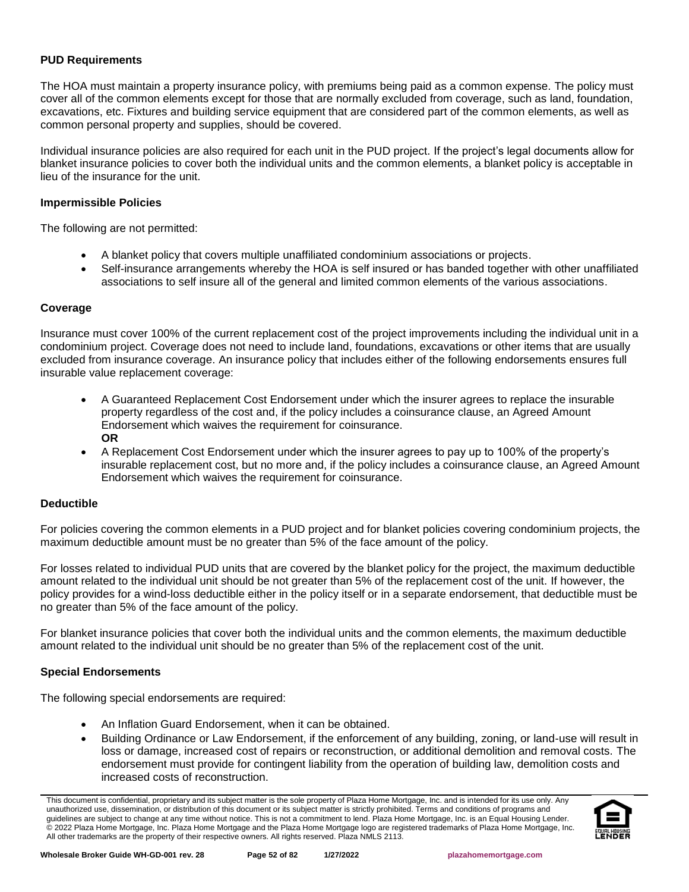### PUD Requirements

The HOA must maintain a property insurance policy, with premiums being paid as a common expense. The policy must cover all of the common elements except for those that are normally excluded from coverage, such as land, foundation, excavations, etc. Fixtures and building service equipment that are considered part of the common elements, as well as common personal property and supplies, should be covered.

Individual insurance policies are also required for each unit in the PUD project. If the project's legal documents allow for blanket insurance policies to cover both the individual units and the common elements, a blanket policy is acceptable in lieu of the insurance for the unit.

### Impermissible Policies

The following are not permitted:

- A blanket policy that covers multiple unaffiliated condominium associations or projects.
- Self-insurance arrangements whereby the HOA is self insured or has banded together with other unaffiliated associations to self insure all of the general and limited common elements of the various associations.

### Coverage

Insurance must cover 100% of the current replacement cost of the project improvements including the individual unit in a condominium project. Coverage does not need to include land, foundations, excavations or other items that are usually excluded from insurance coverage. An insurance policy that includes either of the following endorsements ensures full insurable value replacement coverage:

- A Guaranteed Replacement Cost Endorsement under which the insurer agrees to replace the insurable property regardless of the cost and, if the policy includes a coinsurance clause, an Agreed Amount Endorsement which waives the requirement for coinsurance.
  **OR**
- A Replacement Cost Endorsement under which the insurer agrees to pay up to 100% of the property's insurable replacement cost, but no more and, if the policy includes a coinsurance clause, an Agreed Amount Endorsement which waives the requirement for coinsurance.

### Deductible

For policies covering the common elements in a PUD project and for blanket policies covering condominium projects, the maximum deductible amount must be no greater than 5% of the face amount of the policy.

For losses related to individual PUD units that are covered by the blanket policy for the project, the maximum deductible amount related to the individual unit should be not greater than 5% of the replacement cost of the unit. If however, the policy provides for a wind-loss deductible either in the policy itself or in a separate endorsement, that deductible must be no greater than 5% of the face amount of the policy.

For blanket insurance policies that cover both the individual units and the common elements, the maximum deductible amount related to the individual unit should be no greater than 5% of the replacement cost of the unit.

### Special Endorsements

The following special endorsements are required:

- An Inflation Guard Endorsement, when it can be obtained.
- Building Ordinance or Law Endorsement, if the enforcement of any building, zoning, or land-use will result in loss or damage, increased cost of repairs or reconstruction, or additional demolition and removal costs. The endorsement must provide for contingent liability from the operation of building law, demolition costs and increased costs of reconstruction.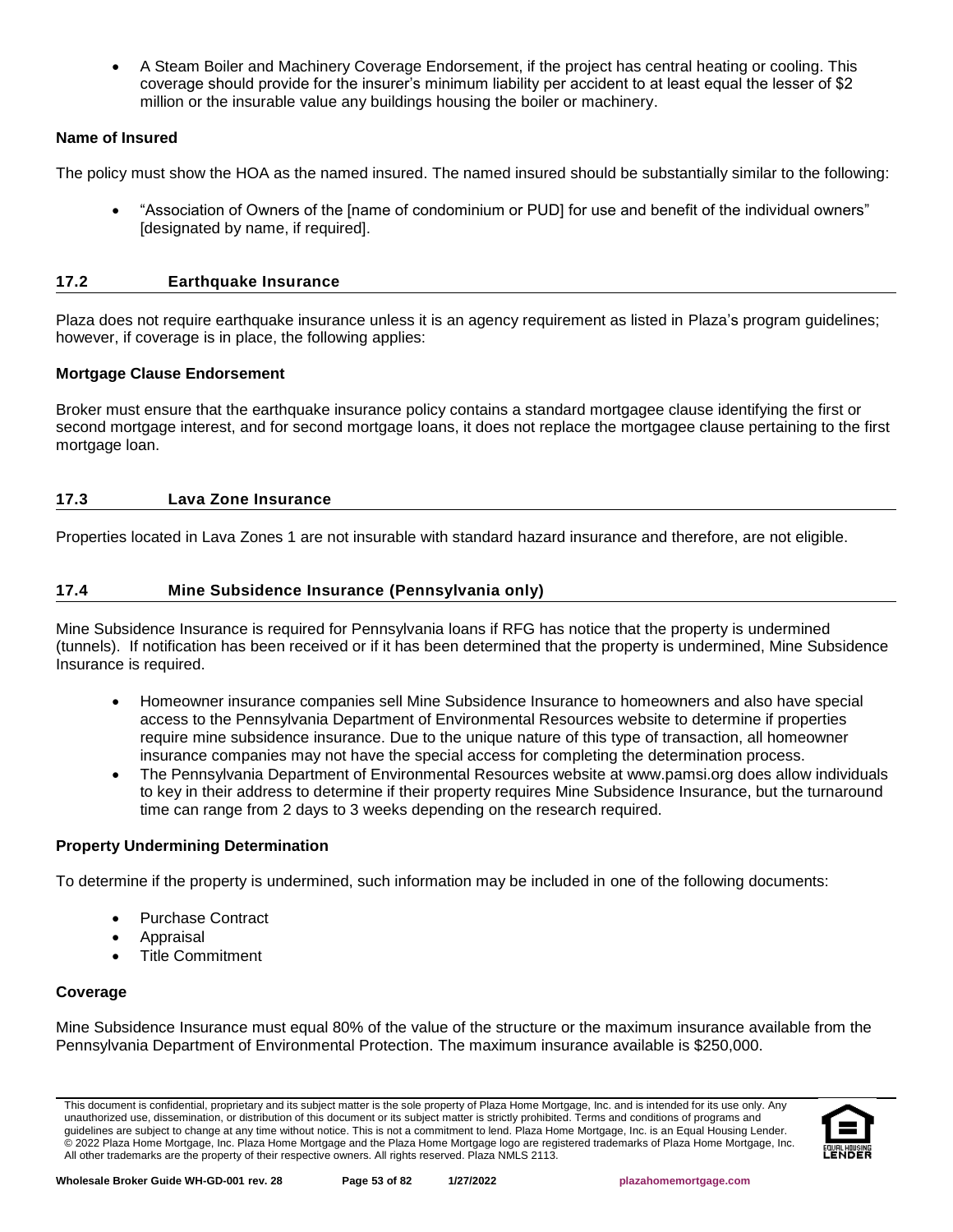- A Steam Boiler and Machinery Coverage Endorsement, if the project has central heating or cooling. This coverage should provide for the insurer's minimum liability per accident to at least equal the lesser of $2 million or the insurable value any buildings housing the boiler or machinery.

**Name of Insured**

The policy must show the HOA as the named insured. The named insured should be substantially similar to the following:

- "Association of Owners of the [name of condominium or PUD] for use and benefit of the individual owners" [designated by name, if required].

## 17.2 Earthquake Insurance

Plaza does not require earthquake insurance unless it is an agency requirement as listed in Plaza's program guidelines; however, if coverage is in place, the following applies:

**Mortgage Clause Endorsement**

Broker must ensure that the earthquake insurance policy contains a standard mortgagee clause identifying the first or second mortgage interest, and for second mortgage loans, it does not replace the mortgagee clause pertaining to the first mortgage loan.

## 17.3 Lava Zone Insurance

Properties located in Lava Zones 1 are not insurable with standard hazard insurance and therefore, are not eligible.

## 17.4 Mine Subsidence Insurance (Pennsylvania only)

Mine Subsidence Insurance is required for Pennsylvania loans if RFG has notice that the property is undermined (tunnels). If notification has been received or if it has been determined that the property is undermined, Mine Subsidence Insurance is required.

- Homeowner insurance companies sell Mine Subsidence Insurance to homeowners and also have special access to the Pennsylvania Department of Environmental Resources website to determine if properties require mine subsidence insurance. Due to the unique nature of this type of transaction, all homeowner insurance companies may not have the special access for completing the determination process.
- The Pennsylvania Department of Environmental Resources website at www.pamsi.org does allow individuals to key in their address to determine if their property requires Mine Subsidence Insurance, but the turnaround time can range from 2 days to 3 weeks depending on the research required.

**Property Undermining Determination**

To determine if the property is undermined, such information may be included in one of the following documents:

- Purchase Contract
- Appraisal
- Title Commitment

**Coverage**

Mine Subsidence Insurance must equal 80% of the value of the structure or the maximum insurance available from the Pennsylvania Department of Environmental Protection. The maximum insurance available is $250,000.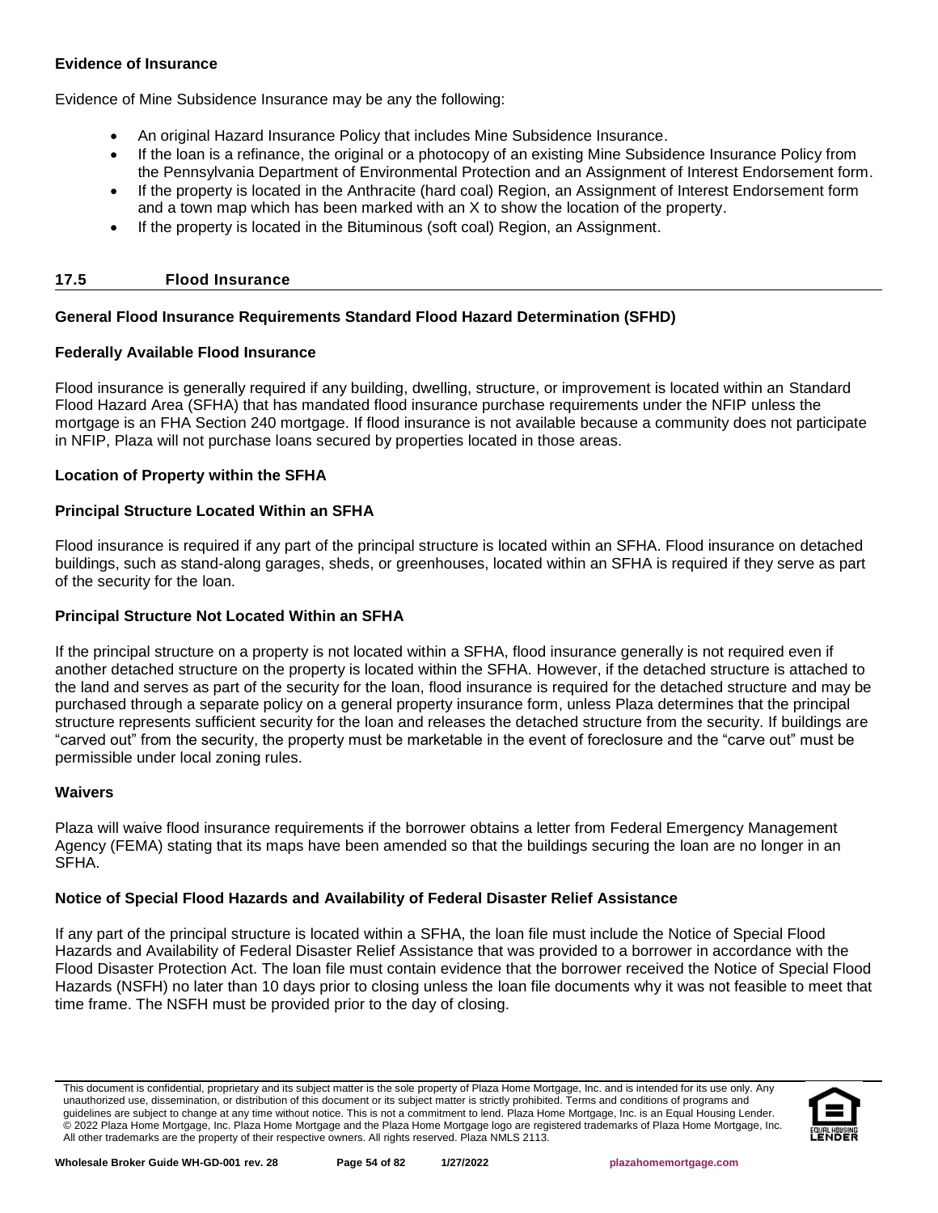**Evidence of Insurance**

Evidence of Mine Subsidence Insurance may be any the following:

- An original Hazard Insurance Policy that includes Mine Subsidence Insurance.
- If the loan is a refinance, the original or a photocopy of an existing Mine Subsidence Insurance Policy from the Pennsylvania Department of Environmental Protection and an Assignment of Interest Endorsement form.
- If the property is located in the Anthracite (hard coal) Region, an Assignment of Interest Endorsement form and a town map which has been marked with an X to show the location of the property.
- If the property is located in the Bituminous (soft coal) Region, an Assignment.

## 17.5 Flood Insurance

**General Flood Insurance Requirements Standard Flood Hazard Determination (SFHD)**

**Federally Available Flood Insurance**

Flood insurance is generally required if any building, dwelling, structure, or improvement is located within an Standard Flood Hazard Area (SFHA) that has mandated flood insurance purchase requirements under the NFIP unless the mortgage is an FHA Section 240 mortgage. If flood insurance is not available because a community does not participate in NFIP, Plaza will not purchase loans secured by properties located in those areas.

**Location of Property within the SFHA**

**Principal Structure Located Within an SFHA**

Flood insurance is required if any part of the principal structure is located within an SFHA. Flood insurance on detached buildings, such as stand-along garages, sheds, or greenhouses, located within an SFHA is required if they serve as part of the security for the loan.

**Principal Structure Not Located Within an SFHA**

If the principal structure on a property is not located within a SFHA, flood insurance generally is not required even if another detached structure on the property is located within the SFHA. However, if the detached structure is attached to the land and serves as part of the security for the loan, flood insurance is required for the detached structure and may be purchased through a separate policy on a general property insurance form, unless Plaza determines that the principal structure represents sufficient security for the loan and releases the detached structure from the security. If buildings are "carved out" from the security, the property must be marketable in the event of foreclosure and the "carve out" must be permissible under local zoning rules.

**Waivers**

Plaza will waive flood insurance requirements if the borrower obtains a letter from Federal Emergency Management Agency (FEMA) stating that its maps have been amended so that the buildings securing the loan are no longer in an SFHA.

**Notice of Special Flood Hazards and Availability of Federal Disaster Relief Assistance**

If any part of the principal structure is located within a SFHA, the loan file must include the Notice of Special Flood Hazards and Availability of Federal Disaster Relief Assistance that was provided to a borrower in accordance with the Flood Disaster Protection Act. The loan file must contain evidence that the borrower received the Notice of Special Flood Hazards (NSFH) no later than 10 days prior to closing unless the loan file documents why it was not feasible to meet that time frame. The NSFH must be provided prior to the day of closing.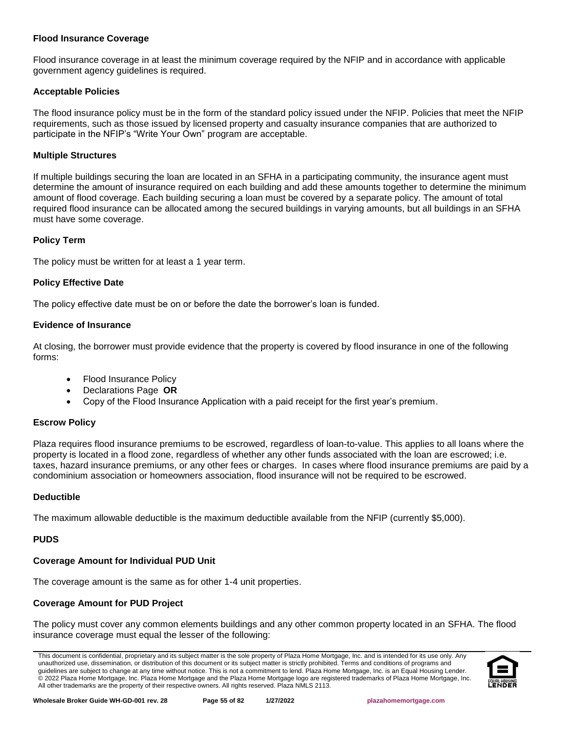### Flood Insurance Coverage

Flood insurance coverage in at least the minimum coverage required by the NFIP and in accordance with applicable government agency guidelines is required.

### Acceptable Policies

The flood insurance policy must be in the form of the standard policy issued under the NFIP. Policies that meet the NFIP requirements, such as those issued by licensed property and casualty insurance companies that are authorized to participate in the NFIP's "Write Your Own" program are acceptable.

### Multiple Structures

If multiple buildings securing the loan are located in an SFHA in a participating community, the insurance agent must determine the amount of insurance required on each building and add these amounts together to determine the minimum amount of flood coverage. Each building securing a loan must be covered by a separate policy. The amount of total required flood insurance can be allocated among the secured buildings in varying amounts, but all buildings in an SFHA must have some coverage.

### Policy Term

The policy must be written for at least a 1 year term.

### Policy Effective Date

The policy effective date must be on or before the date the borrower's loan is funded.

### Evidence of Insurance

At closing, the borrower must provide evidence that the property is covered by flood insurance in one of the following forms:

- Flood Insurance Policy
- Declarations Page **OR**
- Copy of the Flood Insurance Application with a paid receipt for the first year's premium.

### Escrow Policy

Plaza requires flood insurance premiums to be escrowed, regardless of loan-to-value. This applies to all loans where the property is located in a flood zone, regardless of whether any other funds associated with the loan are escrowed; i.e. taxes, hazard insurance premiums, or any other fees or charges. In cases where flood insurance premiums are paid by a condominium association or homeowners association, flood insurance will not be required to be escrowed.

### Deductible

The maximum allowable deductible is the maximum deductible available from the NFIP (currently $5,000).

### PUDS

### Coverage Amount for Individual PUD Unit

The coverage amount is the same as for other 1-4 unit properties.

### Coverage Amount for PUD Project

The policy must cover any common elements buildings and any other common property located in an SFHA. The flood insurance coverage must equal the lesser of the following: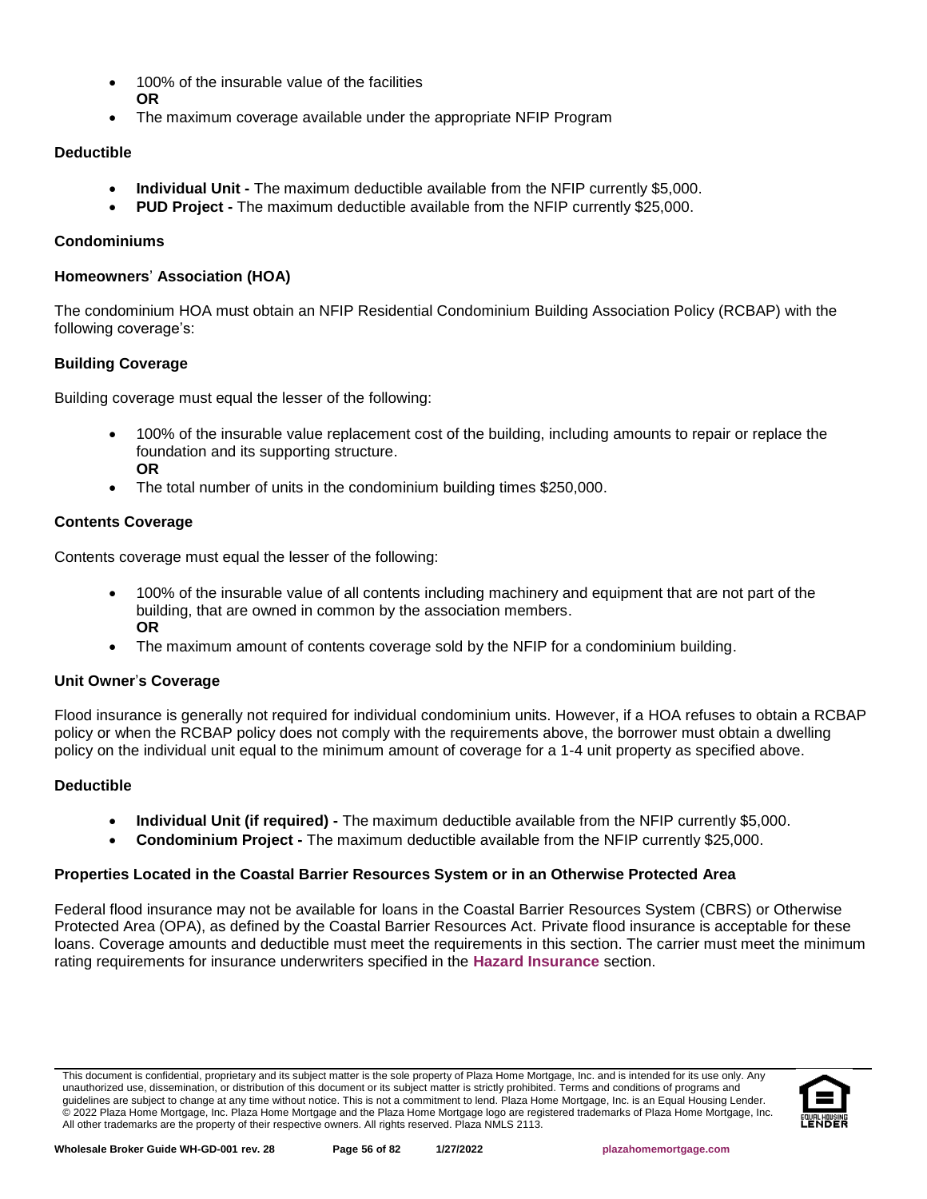- 100% of the insurable value of the facilities
  **OR**
- The maximum coverage available under the appropriate NFIP Program

**Deductible**

- **Individual Unit -** The maximum deductible available from the NFIP currently $5,000.
- **PUD Project -** The maximum deductible available from the NFIP currently $25,000.

**Condominiums**

**Homeowners' Association (HOA)**

The condominium HOA must obtain an NFIP Residential Condominium Building Association Policy (RCBAP) with the following coverage's:

**Building Coverage**

Building coverage must equal the lesser of the following:

- 100% of the insurable value replacement cost of the building, including amounts to repair or replace the foundation and its supporting structure.
  **OR**
- The total number of units in the condominium building times $250,000.

**Contents Coverage**

Contents coverage must equal the lesser of the following:

- 100% of the insurable value of all contents including machinery and equipment that are not part of the building, that are owned in common by the association members.
  **OR**
- The maximum amount of contents coverage sold by the NFIP for a condominium building.

**Unit Owner's Coverage**

Flood insurance is generally not required for individual condominium units. However, if a HOA refuses to obtain a RCBAP policy or when the RCBAP policy does not comply with the requirements above, the borrower must obtain a dwelling policy on the individual unit equal to the minimum amount of coverage for a 1-4 unit property as specified above.

**Deductible**

- **Individual Unit (if required) -** The maximum deductible available from the NFIP currently $5,000.
- **Condominium Project -** The maximum deductible available from the NFIP currently $25,000.

**Properties Located in the Coastal Barrier Resources System or in an Otherwise Protected Area**

Federal flood insurance may not be available for loans in the Coastal Barrier Resources System (CBRS) or Otherwise Protected Area (OPA), as defined by the Coastal Barrier Resources Act. Private flood insurance is acceptable for these loans. Coverage amounts and deductible must meet the requirements in this section. The carrier must meet the minimum rating requirements for insurance underwriters specified in the **Hazard Insurance** section.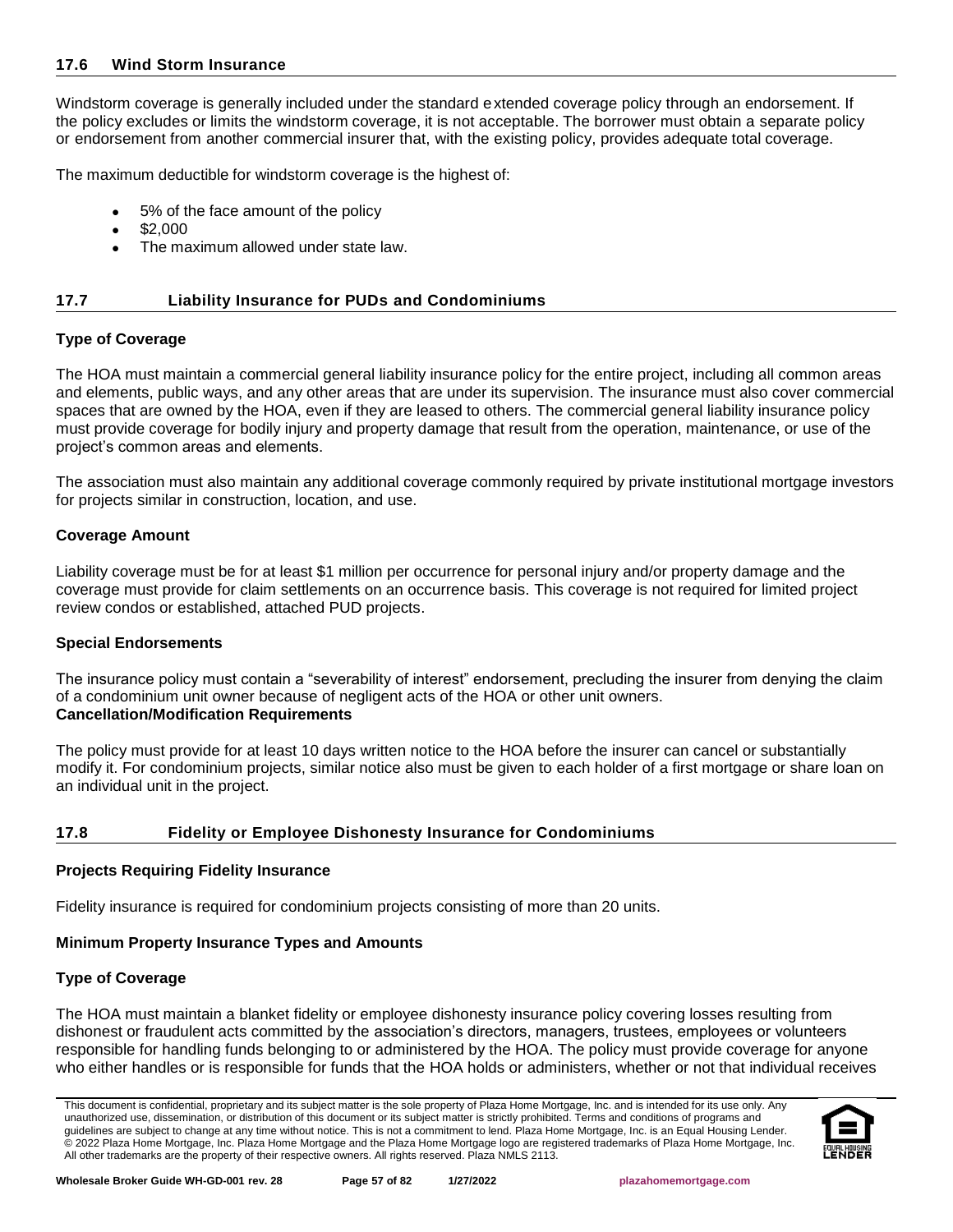### 17.6 Wind Storm Insurance

Windstorm coverage is generally included under the standard extended coverage policy through an endorsement. If the policy excludes or limits the windstorm coverage, it is not acceptable. The borrower must obtain a separate policy or endorsement from another commercial insurer that, with the existing policy, provides adequate total coverage.

The maximum deductible for windstorm coverage is the highest of:

- 5% of the face amount of the policy
- $2,000
- The maximum allowed under state law.

### 17.7 Liability Insurance for PUDs and Condominiums

**Type of Coverage**

The HOA must maintain a commercial general liability insurance policy for the entire project, including all common areas and elements, public ways, and any other areas that are under its supervision. The insurance must also cover commercial spaces that are owned by the HOA, even if they are leased to others. The commercial general liability insurance policy must provide coverage for bodily injury and property damage that result from the operation, maintenance, or use of the project's common areas and elements.

The association must also maintain any additional coverage commonly required by private institutional mortgage investors for projects similar in construction, location, and use.

**Coverage Amount**

Liability coverage must be for at least $1 million per occurrence for personal injury and/or property damage and the coverage must provide for claim settlements on an occurrence basis. This coverage is not required for limited project review condos or established, attached PUD projects.

**Special Endorsements**

The insurance policy must contain a "severability of interest" endorsement, precluding the insurer from denying the claim of a condominium unit owner because of negligent acts of the HOA or other unit owners.

**Cancellation/Modification Requirements**

The policy must provide for at least 10 days written notice to the HOA before the insurer can cancel or substantially modify it. For condominium projects, similar notice also must be given to each holder of a first mortgage or share loan on an individual unit in the project.

### 17.8 Fidelity or Employee Dishonesty Insurance for Condominiums

**Projects Requiring Fidelity Insurance**

Fidelity insurance is required for condominium projects consisting of more than 20 units.

**Minimum Property Insurance Types and Amounts**

**Type of Coverage**

The HOA must maintain a blanket fidelity or employee dishonesty insurance policy covering losses resulting from dishonest or fraudulent acts committed by the association's directors, managers, trustees, employees or volunteers responsible for handling funds belonging to or administered by the HOA. The policy must provide coverage for anyone who either handles or is responsible for funds that the HOA holds or administers, whether or not that individual receives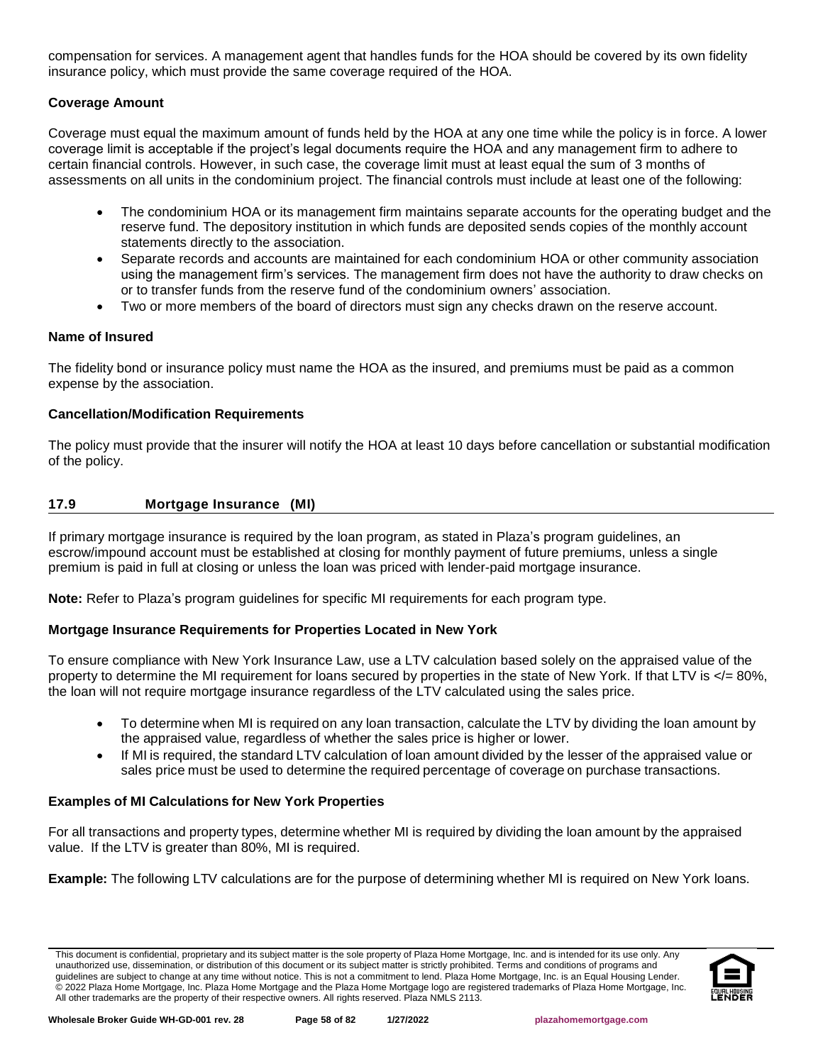compensation for services. A management agent that handles funds for the HOA should be covered by its own fidelity insurance policy, which must provide the same coverage required of the HOA.

**Coverage Amount**

Coverage must equal the maximum amount of funds held by the HOA at any one time while the policy is in force. A lower coverage limit is acceptable if the project's legal documents require the HOA and any management firm to adhere to certain financial controls. However, in such case, the coverage limit must at least equal the sum of 3 months of assessments on all units in the condominium project. The financial controls must include at least one of the following:

- The condominium HOA or its management firm maintains separate accounts for the operating budget and the reserve fund. The depository institution in which funds are deposited sends copies of the monthly account statements directly to the association.
- Separate records and accounts are maintained for each condominium HOA or other community association using the management firm's services. The management firm does not have the authority to draw checks on or to transfer funds from the reserve fund of the condominium owners' association.
- Two or more members of the board of directors must sign any checks drawn on the reserve account.

**Name of Insured**

The fidelity bond or insurance policy must name the HOA as the insured, and premiums must be paid as a common expense by the association.

**Cancellation/Modification Requirements**

The policy must provide that the insurer will notify the HOA at least 10 days before cancellation or substantial modification of the policy.

## 17.9 Mortgage Insurance (MI)

If primary mortgage insurance is required by the loan program, as stated in Plaza's program guidelines, an escrow/impound account must be established at closing for monthly payment of future premiums, unless a single premium is paid in full at closing or unless the loan was priced with lender-paid mortgage insurance.

**Note:** Refer to Plaza's program guidelines for specific MI requirements for each program type.

**Mortgage Insurance Requirements for Properties Located in New York**

To ensure compliance with New York Insurance Law, use a LTV calculation based solely on the appraised value of the property to determine the MI requirement for loans secured by properties in the state of New York. If that LTV is </= 80%, the loan will not require mortgage insurance regardless of the LTV calculated using the sales price.

- To determine when MI is required on any loan transaction, calculate the LTV by dividing the loan amount by the appraised value, regardless of whether the sales price is higher or lower.
- If MI is required, the standard LTV calculation of loan amount divided by the lesser of the appraised value or sales price must be used to determine the required percentage of coverage on purchase transactions.

**Examples of MI Calculations for New York Properties**

For all transactions and property types, determine whether MI is required by dividing the loan amount by the appraised value. If the LTV is greater than 80%, MI is required.

**Example:** The following LTV calculations are for the purpose of determining whether MI is required on New York loans.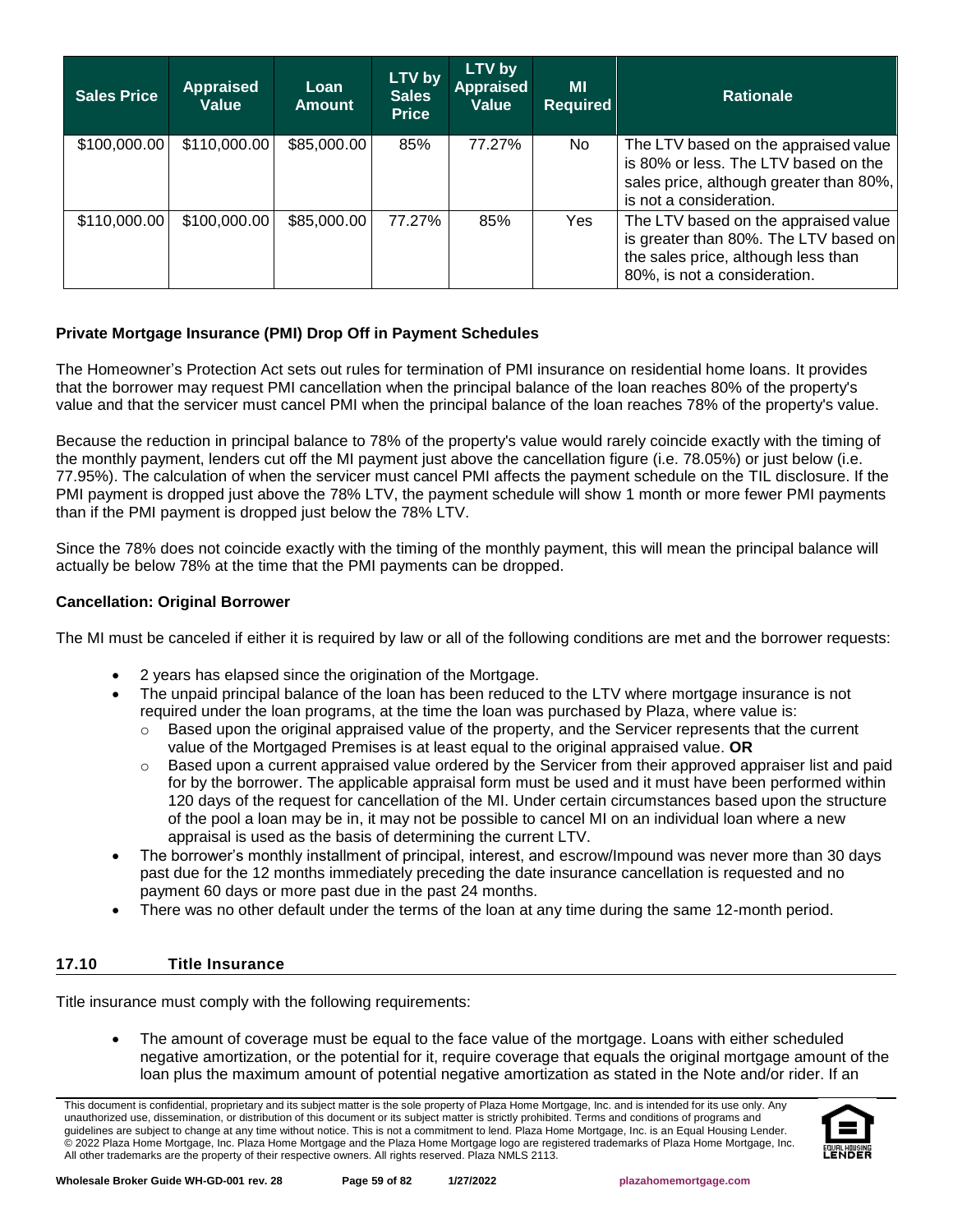| Sales Price | Appraised Value | Loan Amount | LTV by Sales Price | LTV by Appraised Value | MI Required | Rationale |
|---|---|---|---|---|---|---|
| $100,000.00 | $110,000.00 | $85,000.00 | 85% | 77.27% | No | The LTV based on the appraised value is 80% or less. The LTV based on the sales price, although greater than 80%, is not a consideration. |
| $110,000.00 | $100,000.00 | $85,000.00 | 77.27% | 85% | Yes | The LTV based on the appraised value is greater than 80%. The LTV based on the sales price, although less than 80%, is not a consideration. |

**Private Mortgage Insurance (PMI) Drop Off in Payment Schedules**

The Homeowner's Protection Act sets out rules for termination of PMI insurance on residential home loans. It provides that the borrower may request PMI cancellation when the principal balance of the loan reaches 80% of the property's value and that the servicer must cancel PMI when the principal balance of the loan reaches 78% of the property's value.

Because the reduction in principal balance to 78% of the property's value would rarely coincide exactly with the timing of the monthly payment, lenders cut off the MI payment just above the cancellation figure (i.e. 78.05%) or just below (i.e. 77.95%). The calculation of when the servicer must cancel PMI affects the payment schedule on the TIL disclosure. If the PMI payment is dropped just above the 78% LTV, the payment schedule will show 1 month or more fewer PMI payments than if the PMI payment is dropped just below the 78% LTV.

Since the 78% does not coincide exactly with the timing of the monthly payment, this will mean the principal balance will actually be below 78% at the time that the PMI payments can be dropped.

**Cancellation: Original Borrower**

The MI must be canceled if either it is required by law or all of the following conditions are met and the borrower requests:

- 2 years has elapsed since the origination of the Mortgage.
- The unpaid principal balance of the loan has been reduced to the LTV where mortgage insurance is not required under the loan programs, at the time the loan was purchased by Plaza, where value is:
  - Based upon the original appraised value of the property, and the Servicer represents that the current value of the Mortgaged Premises is at least equal to the original appraised value. **OR**
  - Based upon a current appraised value ordered by the Servicer from their approved appraiser list and paid for by the borrower. The applicable appraisal form must be used and it must have been performed within 120 days of the request for cancellation of the MI. Under certain circumstances based upon the structure of the pool a loan may be in, it may not be possible to cancel MI on an individual loan where a new appraisal is used as the basis of determining the current LTV.
- The borrower's monthly installment of principal, interest, and escrow/Impound was never more than 30 days past due for the 12 months immediately preceding the date insurance cancellation is requested and no payment 60 days or more past due in the past 24 months.
- There was no other default under the terms of the loan at any time during the same 12-month period.

## 17.10 Title Insurance

Title insurance must comply with the following requirements:

- The amount of coverage must be equal to the face value of the mortgage. Loans with either scheduled negative amortization, or the potential for it, require coverage that equals the original mortgage amount of the loan plus the maximum amount of potential negative amortization as stated in the Note and/or rider. If an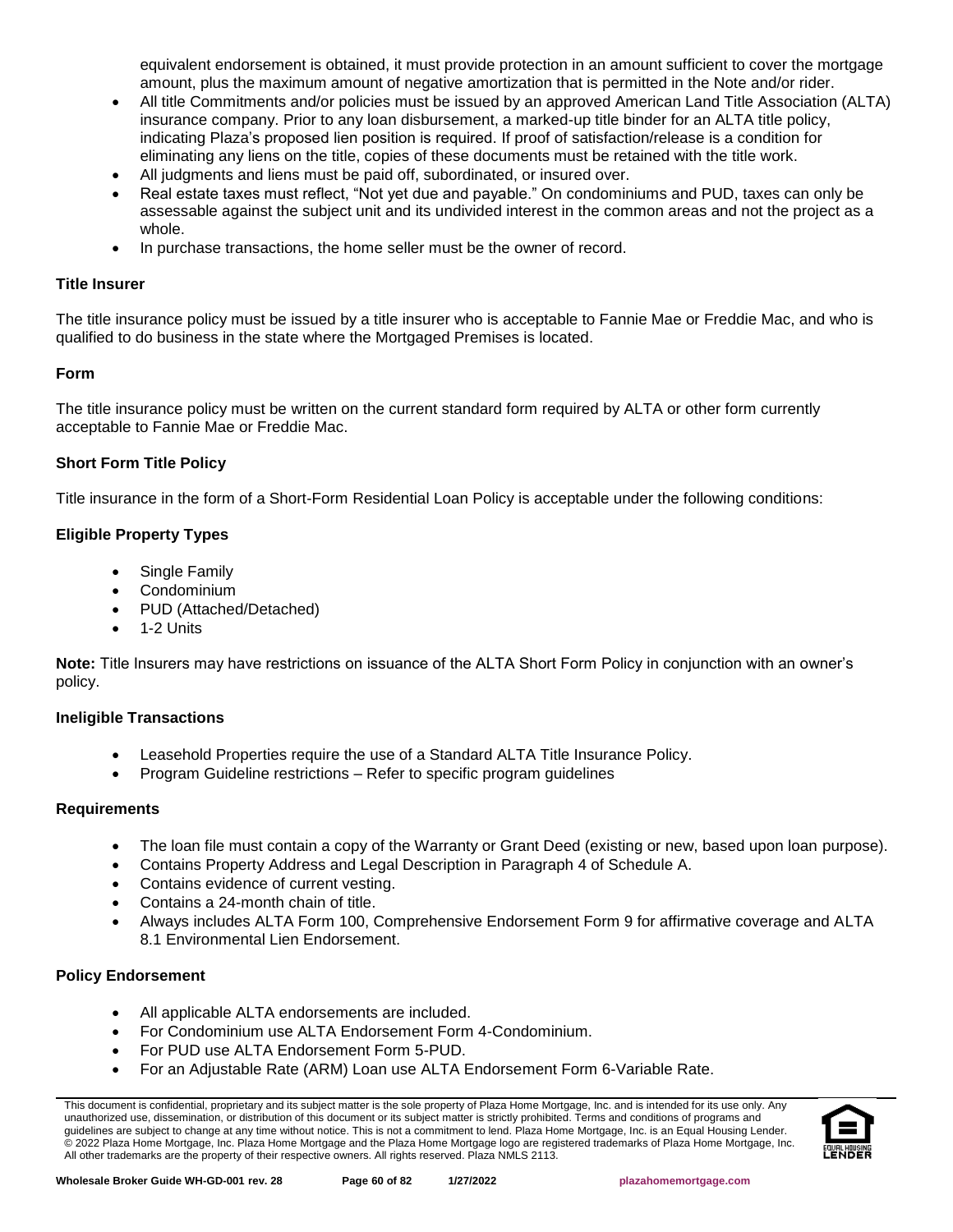equivalent endorsement is obtained, it must provide protection in an amount sufficient to cover the mortgage amount, plus the maximum amount of negative amortization that is permitted in the Note and/or rider.

- All title Commitments and/or policies must be issued by an approved American Land Title Association (ALTA) insurance company. Prior to any loan disbursement, a marked-up title binder for an ALTA title policy, indicating Plaza's proposed lien position is required. If proof of satisfaction/release is a condition for eliminating any liens on the title, copies of these documents must be retained with the title work.
- All judgments and liens must be paid off, subordinated, or insured over.
- Real estate taxes must reflect, "Not yet due and payable." On condominiums and PUD, taxes can only be assessable against the subject unit and its undivided interest in the common areas and not the project as a whole.
- In purchase transactions, the home seller must be the owner of record.

### Title Insurer

The title insurance policy must be issued by a title insurer who is acceptable to Fannie Mae or Freddie Mac, and who is qualified to do business in the state where the Mortgaged Premises is located.

### Form

The title insurance policy must be written on the current standard form required by ALTA or other form currently acceptable to Fannie Mae or Freddie Mac.

### Short Form Title Policy

Title insurance in the form of a Short-Form Residential Loan Policy is acceptable under the following conditions:

### Eligible Property Types

- Single Family
- Condominium
- PUD (Attached/Detached)
- 1-2 Units

**Note:** Title Insurers may have restrictions on issuance of the ALTA Short Form Policy in conjunction with an owner's policy.

### Ineligible Transactions

- Leasehold Properties require the use of a Standard ALTA Title Insurance Policy.
- Program Guideline restrictions – Refer to specific program guidelines

### Requirements

- The loan file must contain a copy of the Warranty or Grant Deed (existing or new, based upon loan purpose).
- Contains Property Address and Legal Description in Paragraph 4 of Schedule A.
- Contains evidence of current vesting.
- Contains a 24-month chain of title.
- Always includes ALTA Form 100, Comprehensive Endorsement Form 9 for affirmative coverage and ALTA 8.1 Environmental Lien Endorsement.

### Policy Endorsement

- All applicable ALTA endorsements are included.
- For Condominium use ALTA Endorsement Form 4-Condominium.
- For PUD use ALTA Endorsement Form 5-PUD.
- For an Adjustable Rate (ARM) Loan use ALTA Endorsement Form 6-Variable Rate.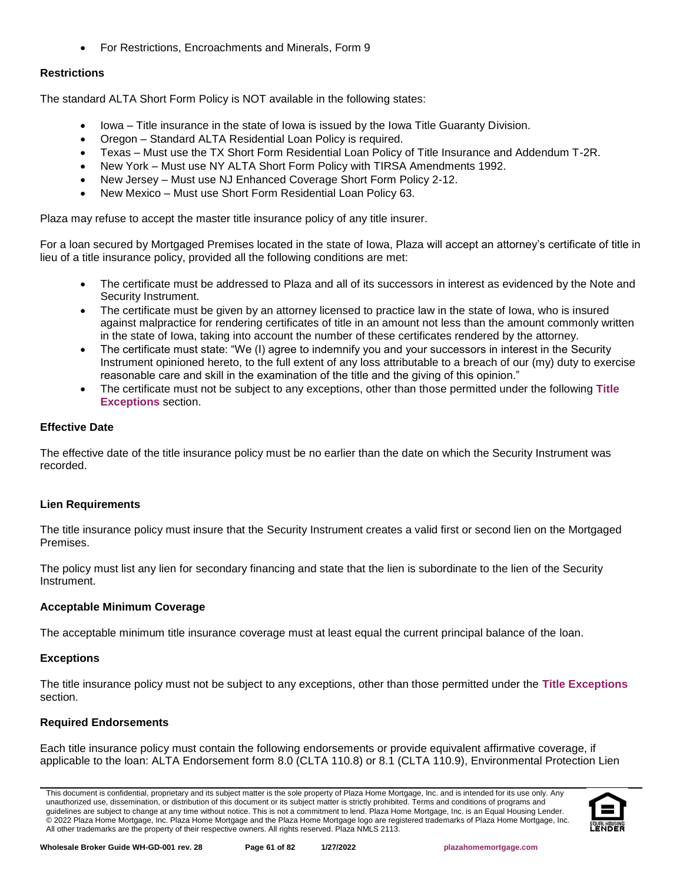- For Restrictions, Encroachments and Minerals, Form 9

**Restrictions**

The standard ALTA Short Form Policy is NOT available in the following states:

- Iowa – Title insurance in the state of Iowa is issued by the Iowa Title Guaranty Division.
- Oregon – Standard ALTA Residential Loan Policy is required.
- Texas – Must use the TX Short Form Residential Loan Policy of Title Insurance and Addendum T-2R.
- New York – Must use NY ALTA Short Form Policy with TIRSA Amendments 1992.
- New Jersey – Must use NJ Enhanced Coverage Short Form Policy 2-12.
- New Mexico – Must use Short Form Residential Loan Policy 63.

Plaza may refuse to accept the master title insurance policy of any title insurer.

For a loan secured by Mortgaged Premises located in the state of Iowa, Plaza will accept an attorney's certificate of title in lieu of a title insurance policy, provided all the following conditions are met:

- The certificate must be addressed to Plaza and all of its successors in interest as evidenced by the Note and Security Instrument.
- The certificate must be given by an attorney licensed to practice law in the state of Iowa, who is insured against malpractice for rendering certificates of title in an amount not less than the amount commonly written in the state of Iowa, taking into account the number of these certificates rendered by the attorney.
- The certificate must state: "We (I) agree to indemnify you and your successors in interest in the Security Instrument opinioned hereto, to the full extent of any loss attributable to a breach of our (my) duty to exercise reasonable care and skill in the examination of the title and the giving of this opinion."
- The certificate must not be subject to any exceptions, other than those permitted under the following **Title Exceptions** section.

**Effective Date**

The effective date of the title insurance policy must be no earlier than the date on which the Security Instrument was recorded.

**Lien Requirements**

The title insurance policy must insure that the Security Instrument creates a valid first or second lien on the Mortgaged Premises.

The policy must list any lien for secondary financing and state that the lien is subordinate to the lien of the Security Instrument.

**Acceptable Minimum Coverage**

The acceptable minimum title insurance coverage must at least equal the current principal balance of the loan.

**Exceptions**

The title insurance policy must not be subject to any exceptions, other than those permitted under the **Title Exceptions** section.

**Required Endorsements**

Each title insurance policy must contain the following endorsements or provide equivalent affirmative coverage, if applicable to the loan: ALTA Endorsement form 8.0 (CLTA 110.8) or 8.1 (CLTA 110.9), Environmental Protection Lien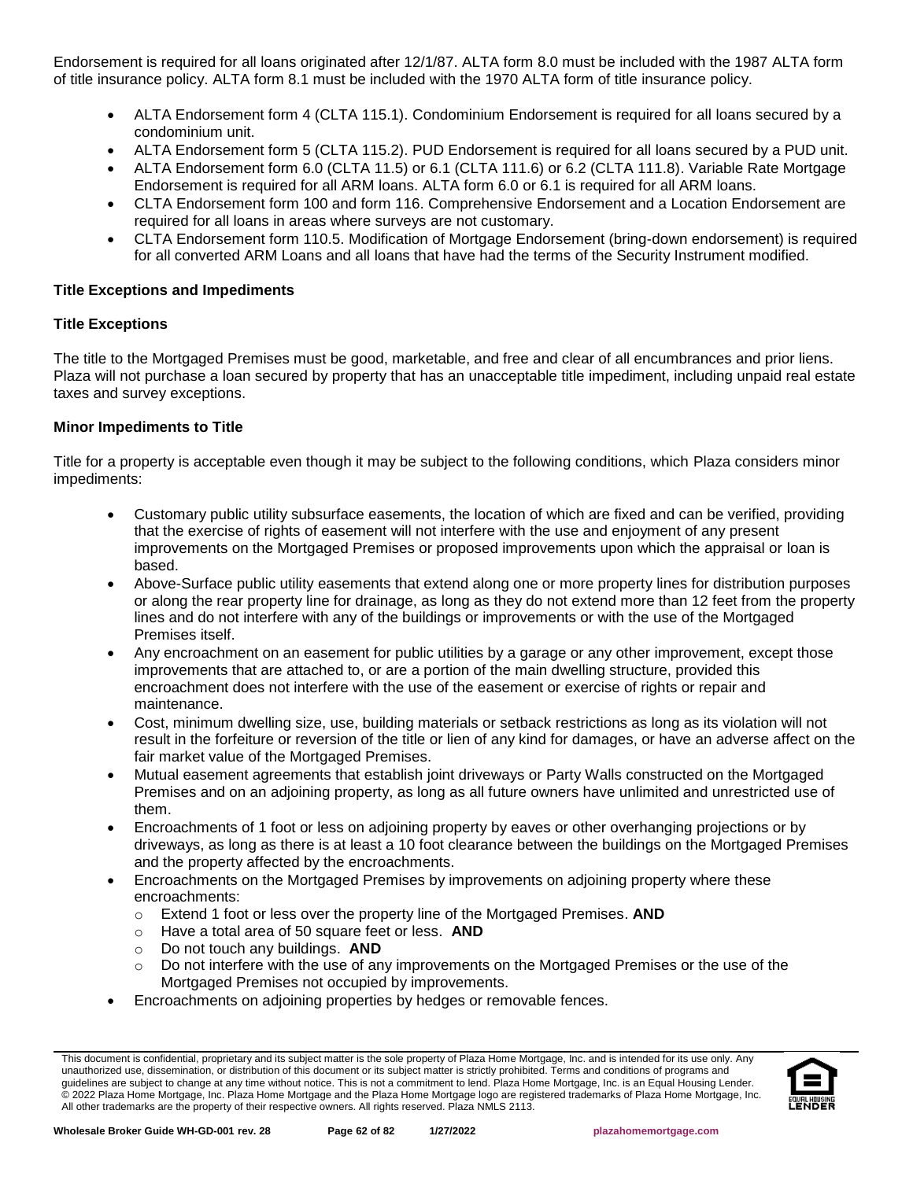Endorsement is required for all loans originated after 12/1/87. ALTA form 8.0 must be included with the 1987 ALTA form of title insurance policy. ALTA form 8.1 must be included with the 1970 ALTA form of title insurance policy.

- ALTA Endorsement form 4 (CLTA 115.1). Condominium Endorsement is required for all loans secured by a condominium unit.
- ALTA Endorsement form 5 (CLTA 115.2). PUD Endorsement is required for all loans secured by a PUD unit.
- ALTA Endorsement form 6.0 (CLTA 11.5) or 6.1 (CLTA 111.6) or 6.2 (CLTA 111.8). Variable Rate Mortgage Endorsement is required for all ARM loans. ALTA form 6.0 or 6.1 is required for all ARM loans.
- CLTA Endorsement form 100 and form 116. Comprehensive Endorsement and a Location Endorsement are required for all loans in areas where surveys are not customary.
- CLTA Endorsement form 110.5. Modification of Mortgage Endorsement (bring-down endorsement) is required for all converted ARM Loans and all loans that have had the terms of the Security Instrument modified.

**Title Exceptions and Impediments**

**Title Exceptions**

The title to the Mortgaged Premises must be good, marketable, and free and clear of all encumbrances and prior liens. Plaza will not purchase a loan secured by property that has an unacceptable title impediment, including unpaid real estate taxes and survey exceptions.

**Minor Impediments to Title**

Title for a property is acceptable even though it may be subject to the following conditions, which Plaza considers minor impediments:

- Customary public utility subsurface easements, the location of which are fixed and can be verified, providing that the exercise of rights of easement will not interfere with the use and enjoyment of any present improvements on the Mortgaged Premises or proposed improvements upon which the appraisal or loan is based.
- Above-Surface public utility easements that extend along one or more property lines for distribution purposes or along the rear property line for drainage, as long as they do not extend more than 12 feet from the property lines and do not interfere with any of the buildings or improvements or with the use of the Mortgaged Premises itself.
- Any encroachment on an easement for public utilities by a garage or any other improvement, except those improvements that are attached to, or are a portion of the main dwelling structure, provided this encroachment does not interfere with the use of the easement or exercise of rights or repair and maintenance.
- Cost, minimum dwelling size, use, building materials or setback restrictions as long as its violation will not result in the forfeiture or reversion of the title or lien of any kind for damages, or have an adverse affect on the fair market value of the Mortgaged Premises.
- Mutual easement agreements that establish joint driveways or Party Walls constructed on the Mortgaged Premises and on an adjoining property, as long as all future owners have unlimited and unrestricted use of them.
- Encroachments of 1 foot or less on adjoining property by eaves or other overhanging projections or by driveways, as long as there is at least a 10 foot clearance between the buildings on the Mortgaged Premises and the property affected by the encroachments.
- Encroachments on the Mortgaged Premises by improvements on adjoining property where these encroachments:
  - Extend 1 foot or less over the property line of the Mortgaged Premises. **AND**
  - Have a total area of 50 square feet or less. **AND**
  - Do not touch any buildings. **AND**
  - Do not interfere with the use of any improvements on the Mortgaged Premises or the use of the Mortgaged Premises not occupied by improvements.
- Encroachments on adjoining properties by hedges or removable fences.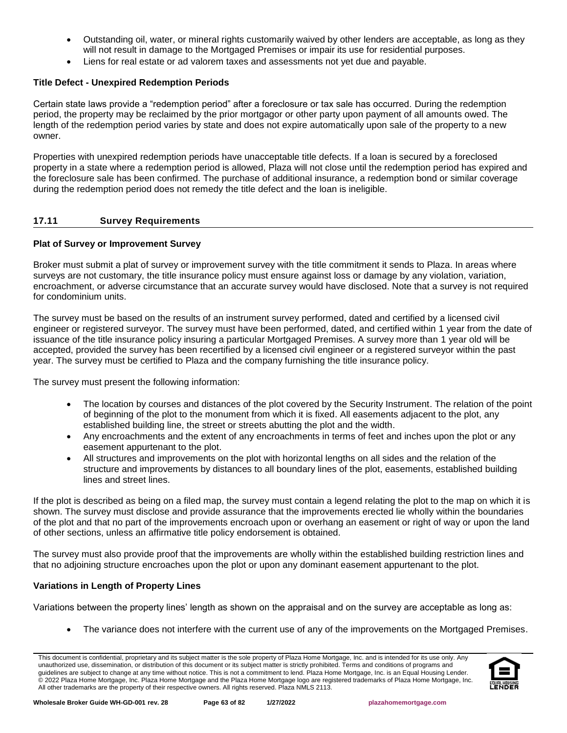- Outstanding oil, water, or mineral rights customarily waived by other lenders are acceptable, as long as they will not result in damage to the Mortgaged Premises or impair its use for residential purposes.
- Liens for real estate or ad valorem taxes and assessments not yet due and payable.

**Title Defect - Unexpired Redemption Periods**

Certain state laws provide a "redemption period" after a foreclosure or tax sale has occurred. During the redemption period, the property may be reclaimed by the prior mortgagor or other party upon payment of all amounts owed. The length of the redemption period varies by state and does not expire automatically upon sale of the property to a new owner.

Properties with unexpired redemption periods have unacceptable title defects. If a loan is secured by a foreclosed property in a state where a redemption period is allowed, Plaza will not close until the redemption period has expired and the foreclosure sale has been confirmed. The purchase of additional insurance, a redemption bond or similar coverage during the redemption period does not remedy the title defect and the loan is ineligible.

## 17.11 Survey Requirements

**Plat of Survey or Improvement Survey**

Broker must submit a plat of survey or improvement survey with the title commitment it sends to Plaza. In areas where surveys are not customary, the title insurance policy must ensure against loss or damage by any violation, variation, encroachment, or adverse circumstance that an accurate survey would have disclosed. Note that a survey is not required for condominium units.

The survey must be based on the results of an instrument survey performed, dated and certified by a licensed civil engineer or registered surveyor. The survey must have been performed, dated, and certified within 1 year from the date of issuance of the title insurance policy insuring a particular Mortgaged Premises. A survey more than 1 year old will be accepted, provided the survey has been recertified by a licensed civil engineer or a registered surveyor within the past year. The survey must be certified to Plaza and the company furnishing the title insurance policy.

The survey must present the following information:

- The location by courses and distances of the plot covered by the Security Instrument. The relation of the point of beginning of the plot to the monument from which it is fixed. All easements adjacent to the plot, any established building line, the street or streets abutting the plot and the width.
- Any encroachments and the extent of any encroachments in terms of feet and inches upon the plot or any easement appurtenant to the plot.
- All structures and improvements on the plot with horizontal lengths on all sides and the relation of the structure and improvements by distances to all boundary lines of the plot, easements, established building lines and street lines.

If the plot is described as being on a filed map, the survey must contain a legend relating the plot to the map on which it is shown. The survey must disclose and provide assurance that the improvements erected lie wholly within the boundaries of the plot and that no part of the improvements encroach upon or overhang an easement or right of way or upon the land of other sections, unless an affirmative title policy endorsement is obtained.

The survey must also provide proof that the improvements are wholly within the established building restriction lines and that no adjoining structure encroaches upon the plot or upon any dominant easement appurtenant to the plot.

**Variations in Length of Property Lines**

Variations between the property lines' length as shown on the appraisal and on the survey are acceptable as long as:

- The variance does not interfere with the current use of any of the improvements on the Mortgaged Premises.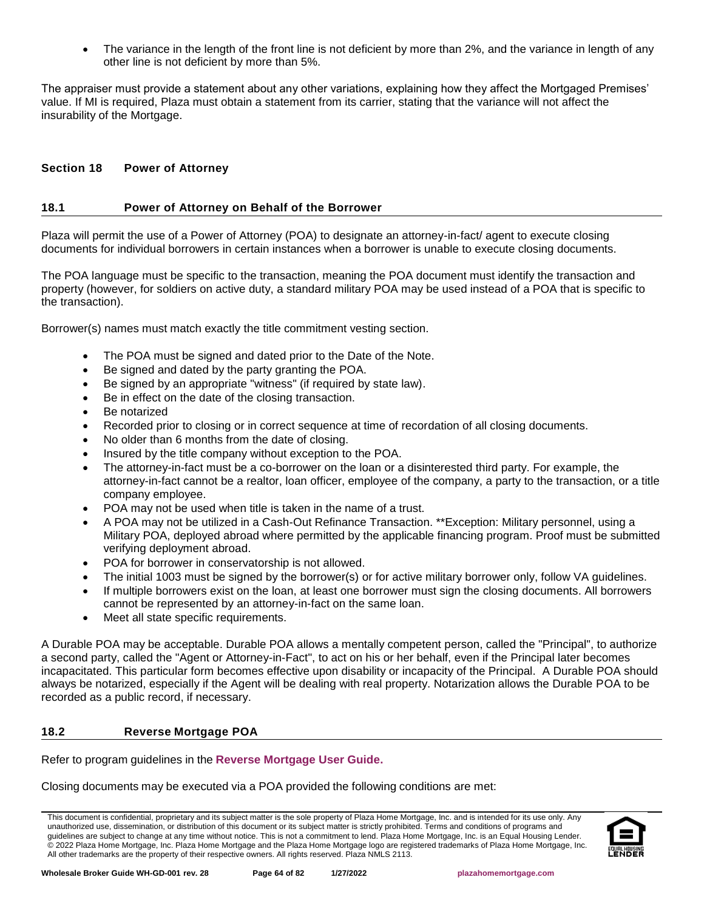- The variance in the length of the front line is not deficient by more than 2%, and the variance in length of any other line is not deficient by more than 5%.

The appraiser must provide a statement about any other variations, explaining how they affect the Mortgaged Premises' value. If MI is required, Plaza must obtain a statement from its carrier, stating that the variance will not affect the insurability of the Mortgage.

## Section 18 Power of Attorney

### 18.1 Power of Attorney on Behalf of the Borrower

Plaza will permit the use of a Power of Attorney (POA) to designate an attorney-in-fact/ agent to execute closing documents for individual borrowers in certain instances when a borrower is unable to execute closing documents.

The POA language must be specific to the transaction, meaning the POA document must identify the transaction and property (however, for soldiers on active duty, a standard military POA may be used instead of a POA that is specific to the transaction).

Borrower(s) names must match exactly the title commitment vesting section.

- The POA must be signed and dated prior to the Date of the Note.
- Be signed and dated by the party granting the POA.
- Be signed by an appropriate "witness" (if required by state law).
- Be in effect on the date of the closing transaction.
- Be notarized
- Recorded prior to closing or in correct sequence at time of recordation of all closing documents.
- No older than 6 months from the date of closing.
- Insured by the title company without exception to the POA.
- The attorney-in-fact must be a co-borrower on the loan or a disinterested third party. For example, the attorney-in-fact cannot be a realtor, loan officer, employee of the company, a party to the transaction, or a title company employee.
- POA may not be used when title is taken in the name of a trust.
- A POA may not be utilized in a Cash-Out Refinance Transaction. **Exception: Military personnel, using a Military POA, deployed abroad where permitted by the applicable financing program. Proof must be submitted verifying deployment abroad.
- POA for borrower in conservatorship is not allowed.
- The initial 1003 must be signed by the borrower(s) or for active military borrower only, follow VA guidelines.
- If multiple borrowers exist on the loan, at least one borrower must sign the closing documents. All borrowers cannot be represented by an attorney-in-fact on the same loan.
- Meet all state specific requirements.

A Durable POA may be acceptable. Durable POA allows a mentally competent person, called the "Principal", to authorize a second party, called the "Agent or Attorney-in-Fact", to act on his or her behalf, even if the Principal later becomes incapacitated. This particular form becomes effective upon disability or incapacity of the Principal. A Durable POA should always be notarized, especially if the Agent will be dealing with real property. Notarization allows the Durable POA to be recorded as a public record, if necessary.

### 18.2 Reverse Mortgage POA

Refer to program guidelines in the **Reverse Mortgage User Guide.**

Closing documents may be executed via a POA provided the following conditions are met: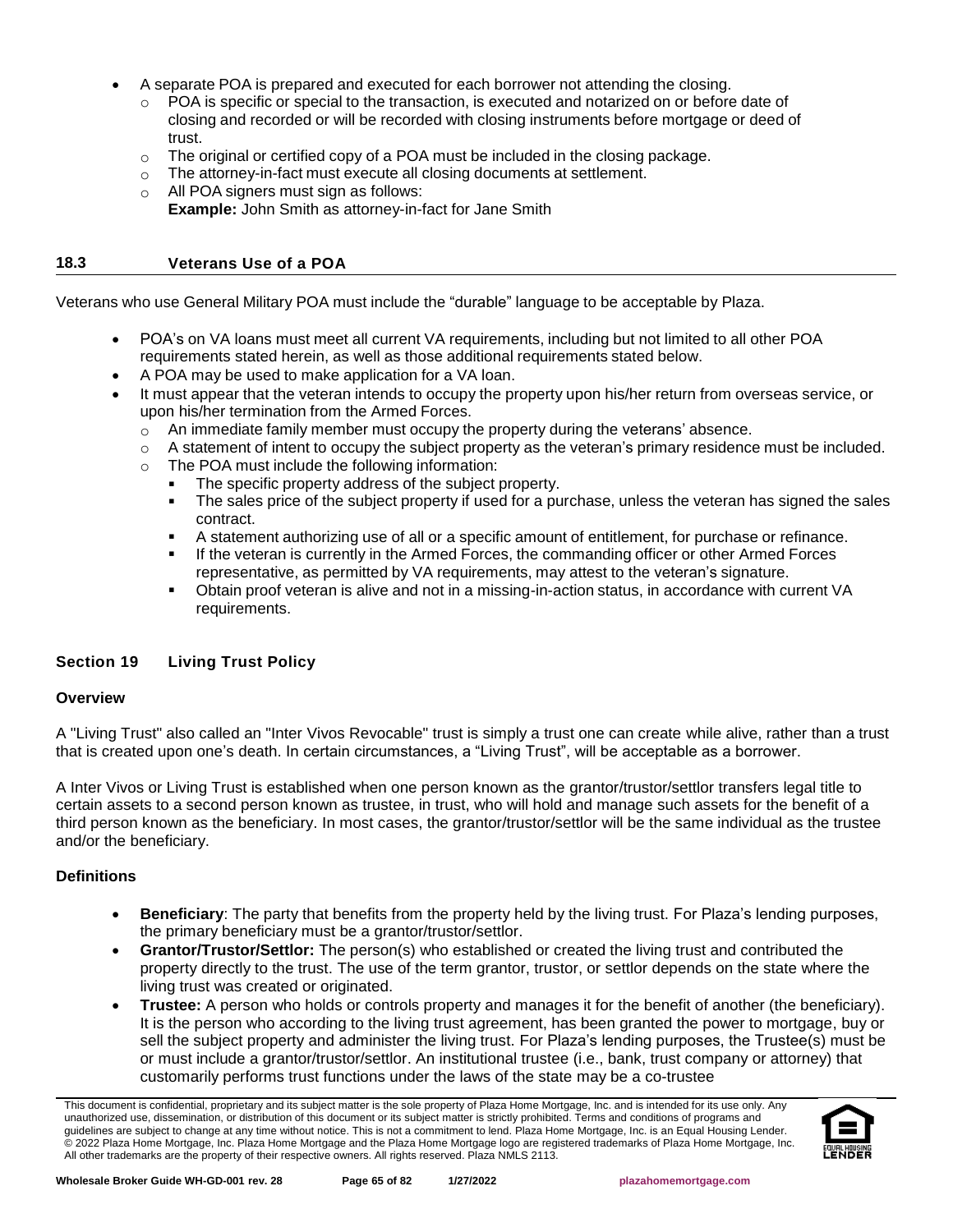- A separate POA is prepared and executed for each borrower not attending the closing.
  - POA is specific or special to the transaction, is executed and notarized on or before date of closing and recorded or will be recorded with closing instruments before mortgage or deed of trust.
  - The original or certified copy of a POA must be included in the closing package.
  - The attorney-in-fact must execute all closing documents at settlement.
  - All POA signers must sign as follows:
    **Example:** John Smith as attorney-in-fact for Jane Smith

## 18.3 Veterans Use of a POA

Veterans who use General Military POA must include the "durable" language to be acceptable by Plaza.

- POA's on VA loans must meet all current VA requirements, including but not limited to all other POA requirements stated herein, as well as those additional requirements stated below.
- A POA may be used to make application for a VA loan.
- It must appear that the veteran intends to occupy the property upon his/her return from overseas service, or upon his/her termination from the Armed Forces.
  - An immediate family member must occupy the property during the veterans' absence.
  - A statement of intent to occupy the subject property as the veteran's primary residence must be included.
  - The POA must include the following information:
    - The specific property address of the subject property.
    - The sales price of the subject property if used for a purchase, unless the veteran has signed the sales contract.
    - A statement authorizing use of all or a specific amount of entitlement, for purchase or refinance.
    - If the veteran is currently in the Armed Forces, the commanding officer or other Armed Forces representative, as permitted by VA requirements, may attest to the veteran's signature.
    - Obtain proof veteran is alive and not in a missing-in-action status, in accordance with current VA requirements.

# Section 19 Living Trust Policy

### Overview

A "Living Trust" also called an "Inter Vivos Revocable" trust is simply a trust one can create while alive, rather than a trust that is created upon one's death. In certain circumstances, a "Living Trust", will be acceptable as a borrower.

A Inter Vivos or Living Trust is established when one person known as the grantor/trustor/settlor transfers legal title to certain assets to a second person known as trustee, in trust, who will hold and manage such assets for the benefit of a third person known as the beneficiary. In most cases, the grantor/trustor/settlor will be the same individual as the trustee and/or the beneficiary.

### Definitions

- **Beneficiary**: The party that benefits from the property held by the living trust. For Plaza's lending purposes, the primary beneficiary must be a grantor/trustor/settlor.
- **Grantor/Trustor/Settlor:** The person(s) who established or created the living trust and contributed the property directly to the trust. The use of the term grantor, trustor, or settlor depends on the state where the living trust was created or originated.
- **Trustee:** A person who holds or controls property and manages it for the benefit of another (the beneficiary). It is the person who according to the living trust agreement, has been granted the power to mortgage, buy or sell the subject property and administer the living trust. For Plaza's lending purposes, the Trustee(s) must be or must include a grantor/trustor/settlor. An institutional trustee (i.e., bank, trust company or attorney) that customarily performs trust functions under the laws of the state may be a co-trustee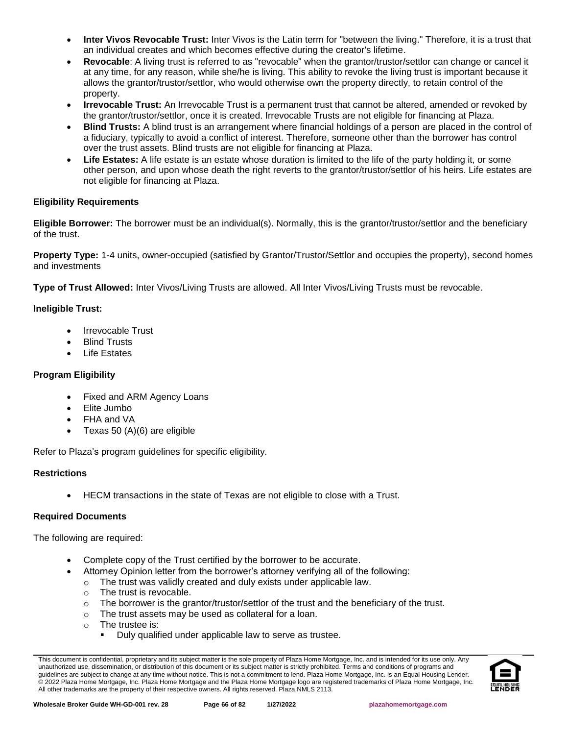- **Inter Vivos Revocable Trust:** Inter Vivos is the Latin term for "between the living." Therefore, it is a trust that an individual creates and which becomes effective during the creator's lifetime.
- **Revocable**: A living trust is referred to as "revocable" when the grantor/trustor/settlor can change or cancel it at any time, for any reason, while she/he is living. This ability to revoke the living trust is important because it allows the grantor/trustor/settlor, who would otherwise own the property directly, to retain control of the property.
- **Irrevocable Trust:** An Irrevocable Trust is a permanent trust that cannot be altered, amended or revoked by the grantor/trustor/settlor, once it is created. Irrevocable Trusts are not eligible for financing at Plaza.
- **Blind Trusts:** A blind trust is an arrangement where financial holdings of a person are placed in the control of a fiduciary, typically to avoid a conflict of interest. Therefore, someone other than the borrower has control over the trust assets. Blind trusts are not eligible for financing at Plaza.
- **Life Estates:** A life estate is an estate whose duration is limited to the life of the party holding it, or some other person, and upon whose death the right reverts to the grantor/trustor/settlor of his heirs. Life estates are not eligible for financing at Plaza.

### Eligibility Requirements

**Eligible Borrower:** The borrower must be an individual(s). Normally, this is the grantor/trustor/settlor and the beneficiary of the trust.

**Property Type:** 1-4 units, owner-occupied (satisfied by Grantor/Trustor/Settlor and occupies the property), second homes and investments

**Type of Trust Allowed:** Inter Vivos/Living Trusts are allowed. All Inter Vivos/Living Trusts must be revocable.

### Ineligible Trust:

- Irrevocable Trust
- Blind Trusts
- Life Estates

### Program Eligibility

- Fixed and ARM Agency Loans
- Elite Jumbo
- FHA and VA
- Texas 50 (A)(6) are eligible

Refer to Plaza's program guidelines for specific eligibility.

### Restrictions

- HECM transactions in the state of Texas are not eligible to close with a Trust.

### Required Documents

The following are required:

- Complete copy of the Trust certified by the borrower to be accurate.
- Attorney Opinion letter from the borrower's attorney verifying all of the following:
  - The trust was validly created and duly exists under applicable law.
  - The trust is revocable.
  - The borrower is the grantor/trustor/settlor of the trust and the beneficiary of the trust.
  - The trust assets may be used as collateral for a loan.
  - The trustee is:
    - Duly qualified under applicable law to serve as trustee.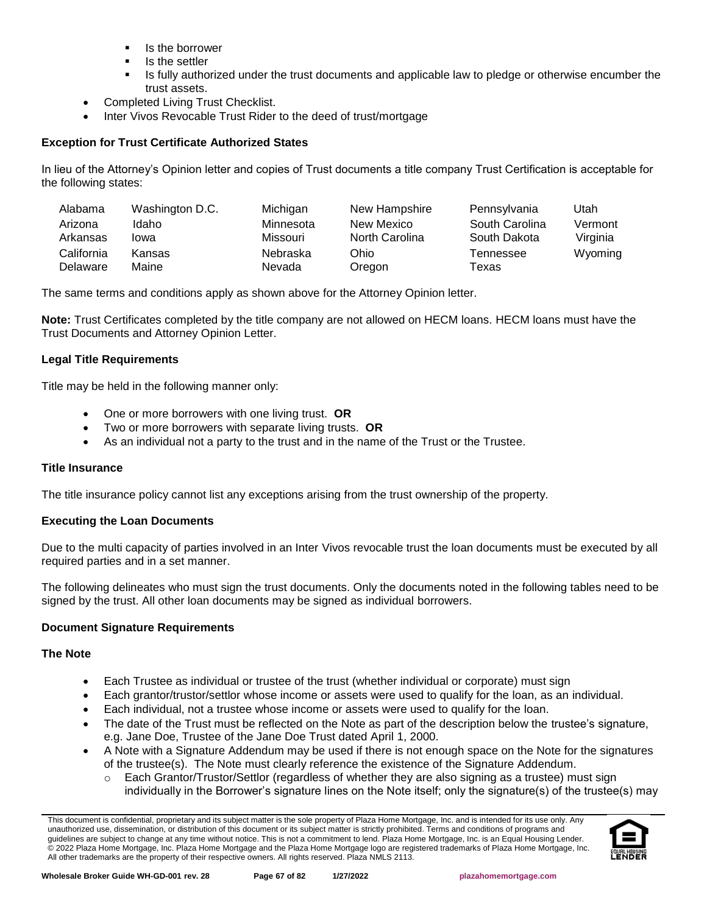- Is the borrower
- Is the settler
- Is fully authorized under the trust documents and applicable law to pledge or otherwise encumber the trust assets.

- Completed Living Trust Checklist.
- Inter Vivos Revocable Trust Rider to the deed of trust/mortgage

**Exception for Trust Certificate Authorized States**

In lieu of the Attorney's Opinion letter and copies of Trust documents a title company Trust Certification is acceptable for the following states:

| | | | | | |
|---|---|---|---|---|---|
| Alabama | Washington D.C. | Michigan | New Hampshire | Pennsylvania | Utah |
| Arizona | Idaho | Minnesota | New Mexico | South Carolina | Vermont |
| Arkansas | Iowa | Missouri | North Carolina | South Dakota | Virginia |
| California | Kansas | Nebraska | Ohio | Tennessee | Wyoming |
| Delaware | Maine | Nevada | Oregon | Texas | |

The same terms and conditions apply as shown above for the Attorney Opinion letter.

**Note:** Trust Certificates completed by the title company are not allowed on HECM loans. HECM loans must have the Trust Documents and Attorney Opinion Letter.

**Legal Title Requirements**

Title may be held in the following manner only:

- One or more borrowers with one living trust. **OR**
- Two or more borrowers with separate living trusts. **OR**
- As an individual not a party to the trust and in the name of the Trust or the Trustee.

**Title Insurance**

The title insurance policy cannot list any exceptions arising from the trust ownership of the property.

**Executing the Loan Documents**

Due to the multi capacity of parties involved in an Inter Vivos revocable trust the loan documents must be executed by all required parties and in a set manner.

The following delineates who must sign the trust documents. Only the documents noted in the following tables need to be signed by the trust. All other loan documents may be signed as individual borrowers.

**Document Signature Requirements**

**The Note**

- Each Trustee as individual or trustee of the trust (whether individual or corporate) must sign
- Each grantor/trustor/settlor whose income or assets were used to qualify for the loan, as an individual.
- Each individual, not a trustee whose income or assets were used to qualify for the loan.
- The date of the Trust must be reflected on the Note as part of the description below the trustee's signature, e.g. Jane Doe, Trustee of the Jane Doe Trust dated April 1, 2000.
- A Note with a Signature Addendum may be used if there is not enough space on the Note for the signatures of the trustee(s). The Note must clearly reference the existence of the Signature Addendum.
  - Each Grantor/Trustor/Settlor (regardless of whether they are also signing as a trustee) must sign individually in the Borrower's signature lines on the Note itself; only the signature(s) of the trustee(s) may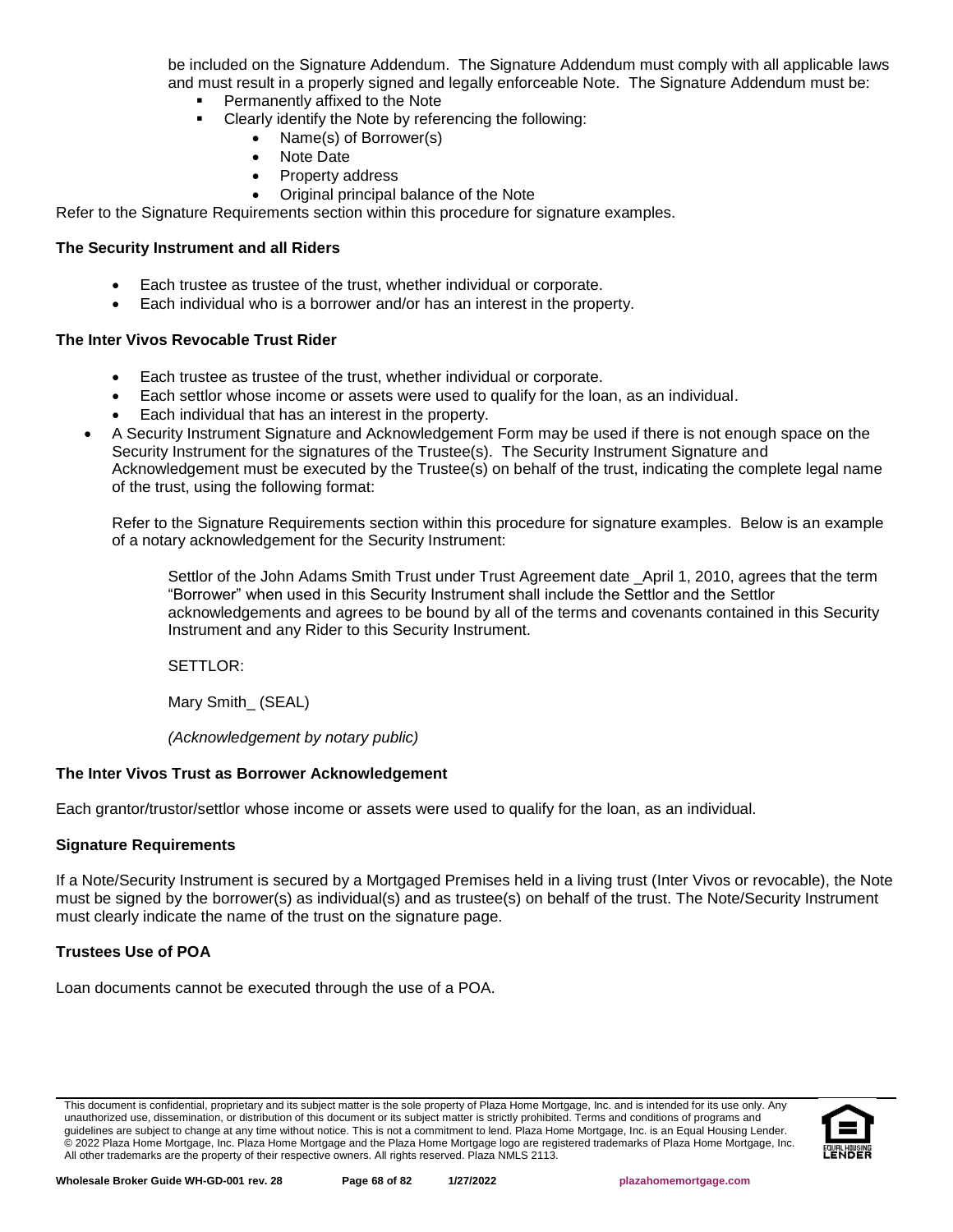be included on the Signature Addendum. The Signature Addendum must comply with all applicable laws and must result in a properly signed and legally enforceable Note. The Signature Addendum must be:

- Permanently affixed to the Note
- Clearly identify the Note by referencing the following:
  - Name(s) of Borrower(s)
  - Note Date
  - Property address
  - Original principal balance of the Note

Refer to the Signature Requirements section within this procedure for signature examples.

**The Security Instrument and all Riders**

- Each trustee as trustee of the trust, whether individual or corporate.
- Each individual who is a borrower and/or has an interest in the property.

**The Inter Vivos Revocable Trust Rider**

- Each trustee as trustee of the trust, whether individual or corporate.
- Each settlor whose income or assets were used to qualify for the loan, as an individual.
- Each individual that has an interest in the property.
- A Security Instrument Signature and Acknowledgement Form may be used if there is not enough space on the Security Instrument for the signatures of the Trustee(s). The Security Instrument Signature and Acknowledgement must be executed by the Trustee(s) on behalf of the trust, indicating the complete legal name of the trust, using the following format:

  Refer to the Signature Requirements section within this procedure for signature examples. Below is an example of a notary acknowledgement for the Security Instrument:

  > Settlor of the John Adams Smith Trust under Trust Agreement date _April 1, 2010, agrees that the term "Borrower" when used in this Security Instrument shall include the Settlor and the Settlor acknowledgements and agrees to be bound by all of the terms and covenants contained in this Security Instrument and any Rider to this Security Instrument.
  >
  > SETTLOR:
  >
  > Mary Smith_ (SEAL)
  >
  > *(Acknowledgement by notary public)*

**The Inter Vivos Trust as Borrower Acknowledgement**

Each grantor/trustor/settlor whose income or assets were used to qualify for the loan, as an individual.

**Signature Requirements**

If a Note/Security Instrument is secured by a Mortgaged Premises held in a living trust (Inter Vivos or revocable), the Note must be signed by the borrower(s) as individual(s) and as trustee(s) on behalf of the trust. The Note/Security Instrument must clearly indicate the name of the trust on the signature page.

**Trustees Use of POA**

Loan documents cannot be executed through the use of a POA.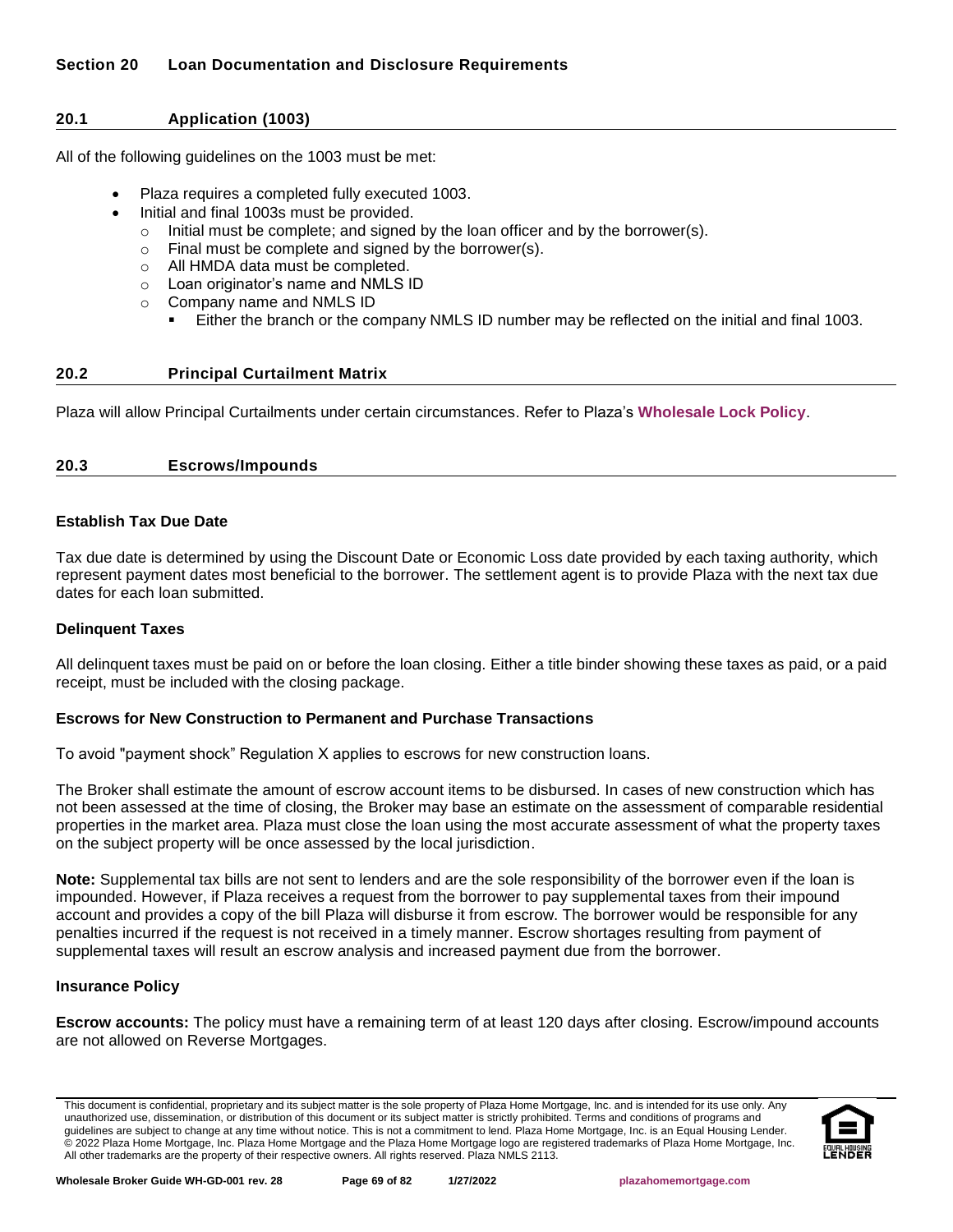## Section 20 Loan Documentation and Disclosure Requirements

### 20.1 Application (1003)

All of the following guidelines on the 1003 must be met:

- Plaza requires a completed fully executed 1003.
- Initial and final 1003s must be provided.
  - Initial must be complete; and signed by the loan officer and by the borrower(s).
  - Final must be complete and signed by the borrower(s).
  - All HMDA data must be completed.
  - Loan originator's name and NMLS ID
  - Company name and NMLS ID
    - Either the branch or the company NMLS ID number may be reflected on the initial and final 1003.

### 20.2 Principal Curtailment Matrix

Plaza will allow Principal Curtailments under certain circumstances. Refer to Plaza's **Wholesale Lock Policy**.

### 20.3 Escrows/Impounds

**Establish Tax Due Date**

Tax due date is determined by using the Discount Date or Economic Loss date provided by each taxing authority, which represent payment dates most beneficial to the borrower. The settlement agent is to provide Plaza with the next tax due dates for each loan submitted.

**Delinquent Taxes**

All delinquent taxes must be paid on or before the loan closing. Either a title binder showing these taxes as paid, or a paid receipt, must be included with the closing package.

**Escrows for New Construction to Permanent and Purchase Transactions**

To avoid "payment shock" Regulation X applies to escrows for new construction loans.

The Broker shall estimate the amount of escrow account items to be disbursed. In cases of new construction which has not been assessed at the time of closing, the Broker may base an estimate on the assessment of comparable residential properties in the market area. Plaza must close the loan using the most accurate assessment of what the property taxes on the subject property will be once assessed by the local jurisdiction.

**Note:** Supplemental tax bills are not sent to lenders and are the sole responsibility of the borrower even if the loan is impounded. However, if Plaza receives a request from the borrower to pay supplemental taxes from their impound account and provides a copy of the bill Plaza will disburse it from escrow. The borrower would be responsible for any penalties incurred if the request is not received in a timely manner. Escrow shortages resulting from payment of supplemental taxes will result an escrow analysis and increased payment due from the borrower.

**Insurance Policy**

**Escrow accounts:** The policy must have a remaining term of at least 120 days after closing. Escrow/impound accounts are not allowed on Reverse Mortgages.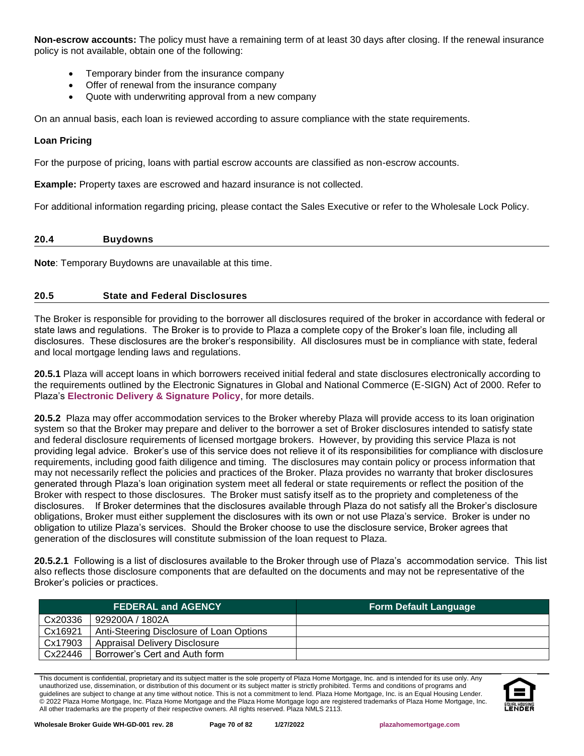**Non-escrow accounts:** The policy must have a remaining term of at least 30 days after closing. If the renewal insurance policy is not available, obtain one of the following:

- Temporary binder from the insurance company
- Offer of renewal from the insurance company
- Quote with underwriting approval from a new company

On an annual basis, each loan is reviewed according to assure compliance with the state requirements.

**Loan Pricing**

For the purpose of pricing, loans with partial escrow accounts are classified as non-escrow accounts.

**Example:** Property taxes are escrowed and hazard insurance is not collected.

For additional information regarding pricing, please contact the Sales Executive or refer to the Wholesale Lock Policy.

## 20.4 Buydowns

**Note**: Temporary Buydowns are unavailable at this time.

## 20.5 State and Federal Disclosures

The Broker is responsible for providing to the borrower all disclosures required of the broker in accordance with federal or state laws and regulations. The Broker is to provide to Plaza a complete copy of the Broker's loan file, including all disclosures. These disclosures are the broker's responsibility. All disclosures must be in compliance with state, federal and local mortgage lending laws and regulations.

**20.5.1** Plaza will accept loans in which borrowers received initial federal and state disclosures electronically according to the requirements outlined by the Electronic Signatures in Global and National Commerce (E-SIGN) Act of 2000. Refer to Plaza's **Electronic Delivery & Signature Policy**, for more details.

**20.5.2** Plaza may offer accommodation services to the Broker whereby Plaza will provide access to its loan origination system so that the Broker may prepare and deliver to the borrower a set of Broker disclosures intended to satisfy state and federal disclosure requirements of licensed mortgage brokers. However, by providing this service Plaza is not providing legal advice. Broker's use of this service does not relieve it of its responsibilities for compliance with disclosure requirements, including good faith diligence and timing. The disclosures may contain policy or process information that may not necessarily reflect the policies and practices of the Broker. Plaza provides no warranty that broker disclosures generated through Plaza's loan origination system meet all federal or state requirements or reflect the position of the Broker with respect to those disclosures. The Broker must satisfy itself as to the propriety and completeness of the disclosures. If Broker determines that the disclosures available through Plaza do not satisfy all the Broker's disclosure obligations, Broker must either supplement the disclosures with its own or not use Plaza's service. Broker is under no obligation to utilize Plaza's services. Should the Broker choose to use the disclosure service, Broker agrees that generation of the disclosures will constitute submission of the loan request to Plaza.

**20.5.2.1** Following is a list of disclosures available to the Broker through use of Plaza's accommodation service. This list also reflects those disclosure components that are defaulted on the documents and may not be representative of the Broker's policies or practices.

| FEDERAL and AGENCY | | Form Default Language |
|---|---|---|
| Cx20336 | 929200A / 1802A | |
| Cx16921 | Anti-Steering Disclosure of Loan Options | |
| Cx17903 | Appraisal Delivery Disclosure | |
| Cx22446 | Borrower's Cert and Auth form | |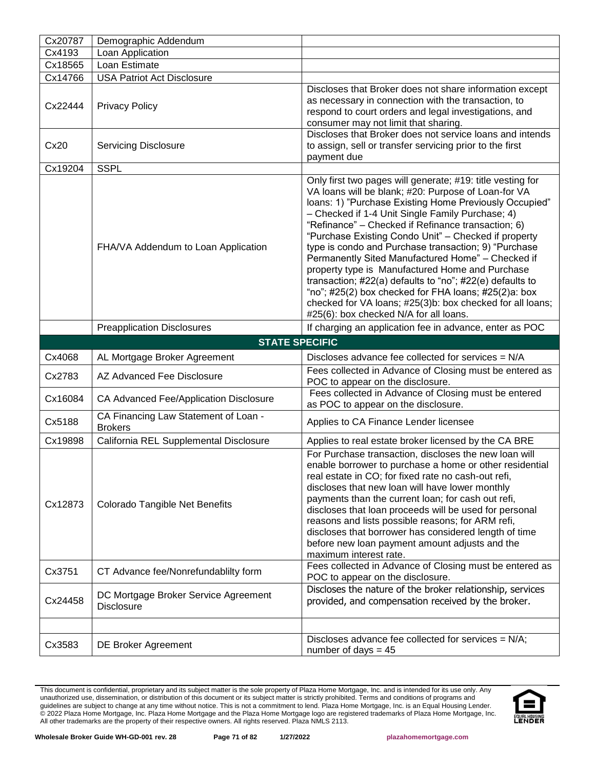| | | |
|---|---|---|
| Cx20787 | Demographic Addendum | |
| Cx4193 | Loan Application | |
| Cx18565 | Loan Estimate | |
| Cx14766 | USA Patriot Act Disclosure | |
| Cx22444 | Privacy Policy | Discloses that Broker does not share information except as necessary in connection with the transaction, to respond to court orders and legal investigations, and consumer may not limit that sharing. |
| Cx20 | Servicing Disclosure | Discloses that Broker does not service loans and intends to assign, sell or transfer servicing prior to the first payment due |
| Cx19204 | SSPL | |
| | FHA/VA Addendum to Loan Application | Only first two pages will generate; #19: title vesting for VA loans will be blank; #20: Purpose of Loan-for VA loans: 1) "Purchase Existing Home Previously Occupied" – Checked if 1-4 Unit Single Family Purchase; 4) "Refinance" – Checked if Refinance transaction; 6) "Purchase Existing Condo Unit" – Checked if property type is condo and Purchase transaction; 9) "Purchase Permanently Sited Manufactured Home" – Checked if property type is Manufactured Home and Purchase transaction; #22(a) defaults to "no"; #22(e) defaults to "no"; #25(2) box checked for FHA loans; #25(2)a: box checked for VA loans; #25(3)b: box checked for all loans; #25(6): box checked N/A for all loans. |
| | Preapplication Disclosures | If charging an application fee in advance, enter as POC |
| **STATE SPECIFIC** | | |
| Cx4068 | AL Mortgage Broker Agreement | Discloses advance fee collected for services = N/A |
| Cx2783 | AZ Advanced Fee Disclosure | Fees collected in Advance of Closing must be entered as POC to appear on the disclosure. |
| Cx16084 | CA Advanced Fee/Application Disclosure | Fees collected in Advance of Closing must be entered as POC to appear on the disclosure. |
| Cx5188 | CA Financing Law Statement of Loan - Brokers | Applies to CA Finance Lender licensee |
| Cx19898 | California REL Supplemental Disclosure | Applies to real estate broker licensed by the CA BRE |
| Cx12873 | Colorado Tangible Net Benefits | For Purchase transaction, discloses the new loan will enable borrower to purchase a home or other residential real estate in CO; for fixed rate no cash-out refi, discloses that new loan will have lower monthly payments than the current loan; for cash out refi, discloses that loan proceeds will be used for personal reasons and lists possible reasons; for ARM refi, discloses that borrower has considered length of time before new loan payment amount adjusts and the maximum interest rate. |
| Cx3751 | CT Advance fee/Nonrefundablilty form | Fees collected in Advance of Closing must be entered as POC to appear on the disclosure. |
| Cx24458 | DC Mortgage Broker Service Agreement Disclosure | Discloses the nature of the broker relationship, services provided, and compensation received by the broker. |
| | | |
| Cx3583 | DE Broker Agreement | Discloses advance fee collected for services = N/A; number of days = 45 |

This document is confidential, proprietary and its subject matter is the sole property of Plaza Home Mortgage, Inc. and is intended for its use only. Any unauthorized use, dissemination, or distribution of this document or its subject matter is strictly prohibited. Terms and conditions of programs and guidelines are subject to change at any time without notice. This is not a commitment to lend. Plaza Home Mortgage, Inc. is an Equal Housing Lender. © 2022 Plaza Home Mortgage, Inc. Plaza Home Mortgage and the Plaza Home Mortgage logo are registered trademarks of Plaza Home Mortgage, Inc. All other trademarks are the property of their respective owners. All rights reserved. Plaza NMLS 2113.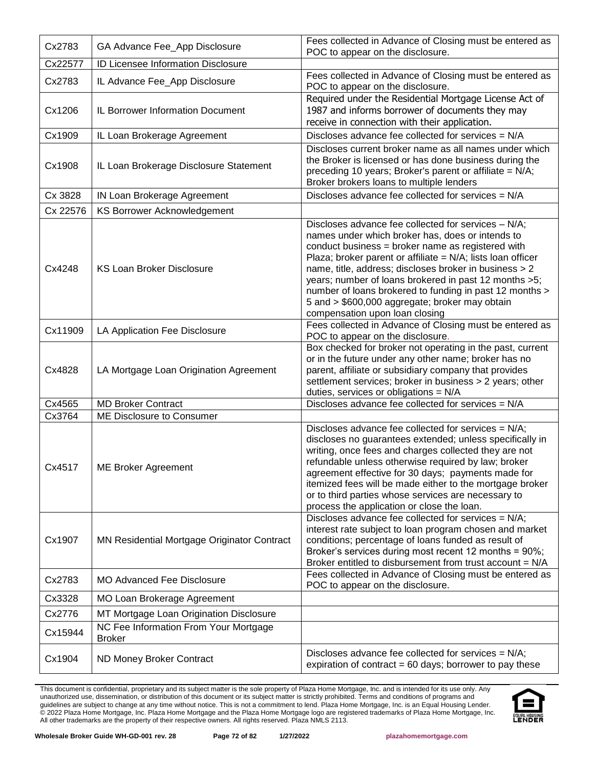| | | |
|---|---|---|
| Cx2783 | GA Advance Fee_App Disclosure | Fees collected in Advance of Closing must be entered as POC to appear on the disclosure. |
| Cx22577 | ID Licensee Information Disclosure | |
| Cx2783 | IL Advance Fee_App Disclosure | Fees collected in Advance of Closing must be entered as POC to appear on the disclosure. |
| Cx1206 | IL Borrower Information Document | Required under the Residential Mortgage License Act of 1987 and informs borrower of documents they may receive in connection with their application. |
| Cx1909 | IL Loan Brokerage Agreement | Discloses advance fee collected for services = N/A |
| Cx1908 | IL Loan Brokerage Disclosure Statement | Discloses current broker name as all names under which the Broker is licensed or has done business during the preceding 10 years; Broker's parent or affiliate = N/A; Broker brokers loans to multiple lenders |
| Cx 3828 | IN Loan Brokerage Agreement | Discloses advance fee collected for services = N/A |
| Cx 22576 | KS Borrower Acknowledgement | |
| Cx4248 | KS Loan Broker Disclosure | Discloses advance fee collected for services – N/A; names under which broker has, does or intends to conduct business = broker name as registered with Plaza; broker parent or affiliate = N/A; lists loan officer name, title, address; discloses broker in business > 2 years; number of loans brokered in past 12 months >5; number of loans brokered to funding in past 12 months > 5 and > $600,000 aggregate; broker may obtain compensation upon loan closing |
| Cx11909 | LA Application Fee Disclosure | Fees collected in Advance of Closing must be entered as POC to appear on the disclosure. |
| Cx4828 | LA Mortgage Loan Origination Agreement | Box checked for broker not operating in the past, current or in the future under any other name; broker has no parent, affiliate or subsidiary company that provides settlement services; broker in business > 2 years; other duties, services or obligations = N/A |
| Cx4565 | MD Broker Contract | Discloses advance fee collected for services = N/A |
| Cx3764 | ME Disclosure to Consumer | |
| Cx4517 | ME Broker Agreement | Discloses advance fee collected for services = N/A; discloses no guarantees extended; unless specifically in writing, once fees and charges collected they are not refundable unless otherwise required by law; broker agreement effective for 30 days; payments made for itemized fees will be made either to the mortgage broker or to third parties whose services are necessary to process the application or close the loan. |
| Cx1907 | MN Residential Mortgage Originator Contract | Discloses advance fee collected for services = N/A; interest rate subject to loan program chosen and market conditions; percentage of loans funded as result of Broker's services during most recent 12 months = 90%; Broker entitled to disbursement from trust account = N/A |
| Cx2783 | MO Advanced Fee Disclosure | Fees collected in Advance of Closing must be entered as POC to appear on the disclosure. |
| Cx3328 | MO Loan Brokerage Agreement | |
| Cx2776 | MT Mortgage Loan Origination Disclosure | |
| Cx15944 | NC Fee Information From Your Mortgage Broker | |
| Cx1904 | ND Money Broker Contract | Discloses advance fee collected for services = N/A; expiration of contract = 60 days; borrower to pay these |

This document is confidential, proprietary and its subject matter is the sole property of Plaza Home Mortgage, Inc. and is intended for its use only. Any unauthorized use, dissemination, or distribution of this document or its subject matter is strictly prohibited. Terms and conditions of programs and guidelines are subject to change at any time without notice. This is not a commitment to lend. Plaza Home Mortgage, Inc. is an Equal Housing Lender. © 2022 Plaza Home Mortgage, Inc. Plaza Home Mortgage and the Plaza Home Mortgage logo are registered trademarks of Plaza Home Mortgage, Inc. All other trademarks are the property of their respective owners. All rights reserved. Plaza NMLS 2113.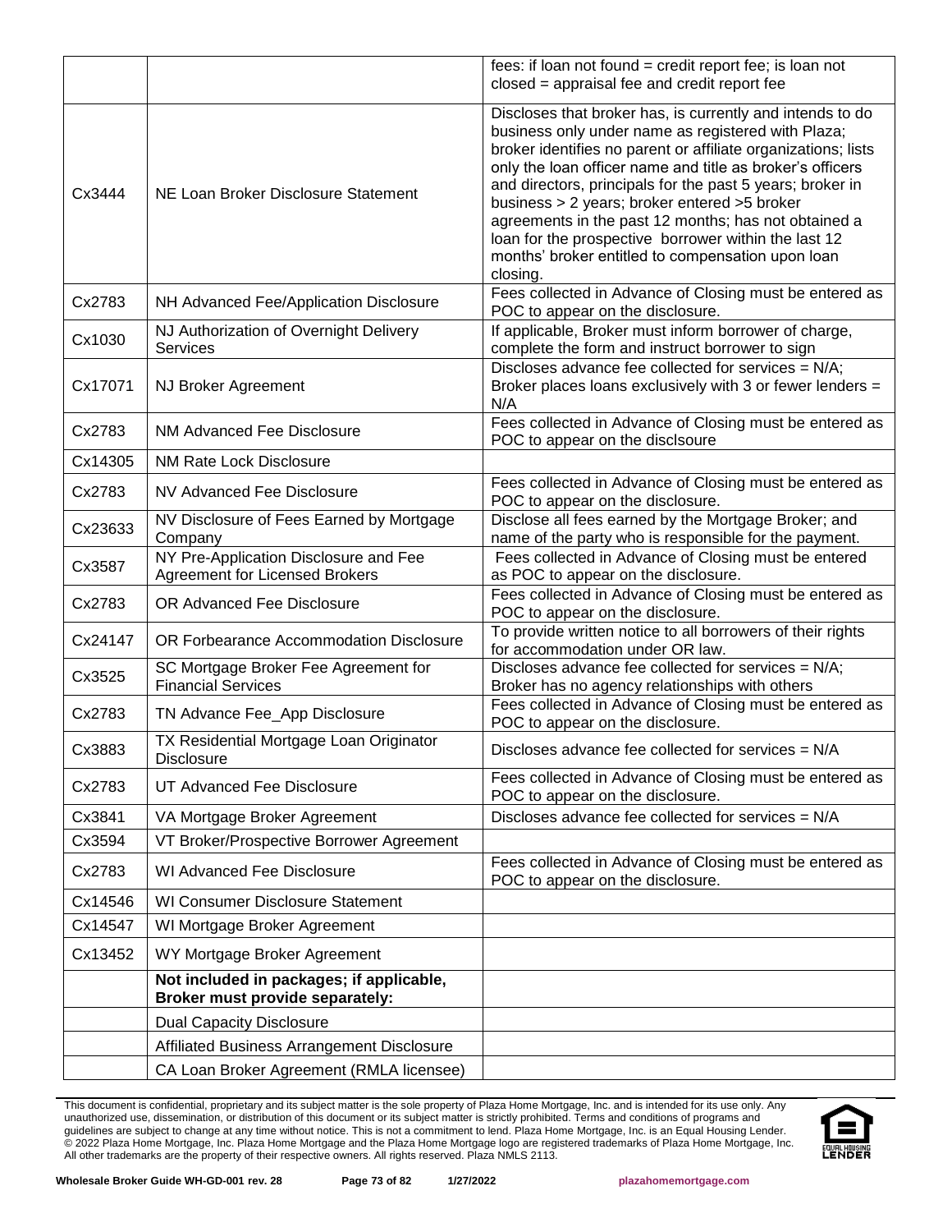|  |  |  |
|---|---|---|
|  |  | fees: if loan not found = credit report fee; is loan not closed = appraisal fee and credit report fee |
| Cx3444 | NE Loan Broker Disclosure Statement | Discloses that broker has, is currently and intends to do business only under name as registered with Plaza; broker identifies no parent or affiliate organizations; lists only the loan officer name and title as broker's officers and directors, principals for the past 5 years; broker in business > 2 years; broker entered >5 broker agreements in the past 12 months; has not obtained a loan for the prospective borrower within the last 12 months' broker entitled to compensation upon loan closing. |
| Cx2783 | NH Advanced Fee/Application Disclosure | Fees collected in Advance of Closing must be entered as POC to appear on the disclosure. |
| Cx1030 | NJ Authorization of Overnight Delivery Services | If applicable, Broker must inform borrower of charge, complete the form and instruct borrower to sign |
| Cx17071 | NJ Broker Agreement | Discloses advance fee collected for services = N/A; Broker places loans exclusively with 3 or fewer lenders = N/A |
| Cx2783 | NM Advanced Fee Disclosure | Fees collected in Advance of Closing must be entered as POC to appear on the disclsoure |
| Cx14305 | NM Rate Lock Disclosure |  |
| Cx2783 | NV Advanced Fee Disclosure | Fees collected in Advance of Closing must be entered as POC to appear on the disclosure. |
| Cx23633 | NV Disclosure of Fees Earned by Mortgage Company | Disclose all fees earned by the Mortgage Broker; and name of the party who is responsible for the payment. |
| Cx3587 | NY Pre-Application Disclosure and Fee Agreement for Licensed Brokers | Fees collected in Advance of Closing must be entered as POC to appear on the disclosure. |
| Cx2783 | OR Advanced Fee Disclosure | Fees collected in Advance of Closing must be entered as POC to appear on the disclosure. |
| Cx24147 | OR Forbearance Accommodation Disclosure | To provide written notice to all borrowers of their rights for accommodation under OR law. |
| Cx3525 | SC Mortgage Broker Fee Agreement for Financial Services | Discloses advance fee collected for services = N/A; Broker has no agency relationships with others |
| Cx2783 | TN Advance Fee_App Disclosure | Fees collected in Advance of Closing must be entered as POC to appear on the disclosure. |
| Cx3883 | TX Residential Mortgage Loan Originator Disclosure | Discloses advance fee collected for services = N/A |
| Cx2783 | UT Advanced Fee Disclosure | Fees collected in Advance of Closing must be entered as POC to appear on the disclosure. |
| Cx3841 | VA Mortgage Broker Agreement | Discloses advance fee collected for services = N/A |
| Cx3594 | VT Broker/Prospective Borrower Agreement |  |
| Cx2783 | WI Advanced Fee Disclosure | Fees collected in Advance of Closing must be entered as POC to appear on the disclosure. |
| Cx14546 | WI Consumer Disclosure Statement |  |
| Cx14547 | WI Mortgage Broker Agreement |  |
| Cx13452 | WY Mortgage Broker Agreement |  |
|  | **Not included in packages; if applicable, Broker must provide separately:** |  |
|  | Dual Capacity Disclosure |  |
|  | Affiliated Business Arrangement Disclosure |  |
|  | CA Loan Broker Agreement (RMLA licensee) |  |

This document is confidential, proprietary and its subject matter is the sole property of Plaza Home Mortgage, Inc. and is intended for its use only. Any unauthorized use, dissemination, or distribution of this document or its subject matter is strictly prohibited. Terms and conditions of programs and guidelines are subject to change at any time without notice. This is not a commitment to lend. Plaza Home Mortgage, Inc. is an Equal Housing Lender. © 2022 Plaza Home Mortgage, Inc. Plaza Home Mortgage and the Plaza Home Mortgage logo are registered trademarks of Plaza Home Mortgage, Inc. All other trademarks are the property of their respective owners. All rights reserved. Plaza NMLS 2113.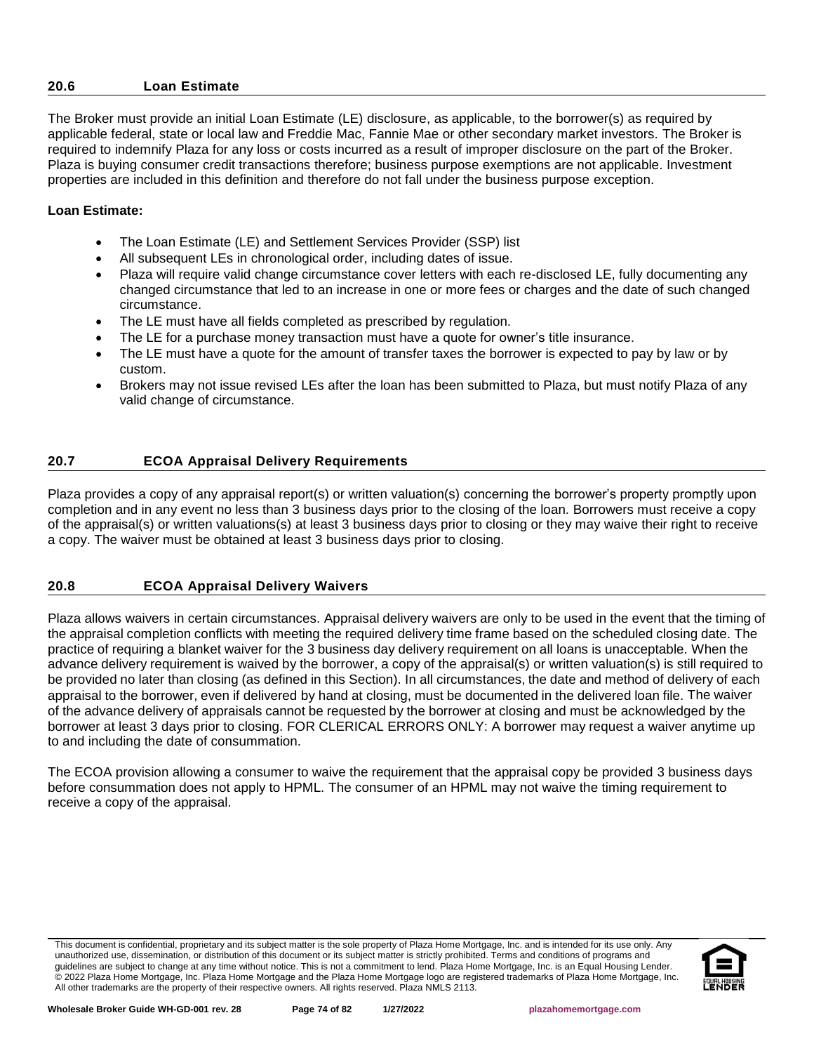## 20.6 Loan Estimate

The Broker must provide an initial Loan Estimate (LE) disclosure, as applicable, to the borrower(s) as required by applicable federal, state or local law and Freddie Mac, Fannie Mae or other secondary market investors. The Broker is required to indemnify Plaza for any loss or costs incurred as a result of improper disclosure on the part of the Broker. Plaza is buying consumer credit transactions therefore; business purpose exemptions are not applicable. Investment properties are included in this definition and therefore do not fall under the business purpose exception.

**Loan Estimate:**

- The Loan Estimate (LE) and Settlement Services Provider (SSP) list
- All subsequent LEs in chronological order, including dates of issue.
- Plaza will require valid change circumstance cover letters with each re-disclosed LE, fully documenting any changed circumstance that led to an increase in one or more fees or charges and the date of such changed circumstance.
- The LE must have all fields completed as prescribed by regulation.
- The LE for a purchase money transaction must have a quote for owner's title insurance.
- The LE must have a quote for the amount of transfer taxes the borrower is expected to pay by law or by custom.
- Brokers may not issue revised LEs after the loan has been submitted to Plaza, but must notify Plaza of any valid change of circumstance.

## 20.7 ECOA Appraisal Delivery Requirements

Plaza provides a copy of any appraisal report(s) or written valuation(s) concerning the borrower's property promptly upon completion and in any event no less than 3 business days prior to the closing of the loan. Borrowers must receive a copy of the appraisal(s) or written valuations(s) at least 3 business days prior to closing or they may waive their right to receive a copy. The waiver must be obtained at least 3 business days prior to closing.

## 20.8 ECOA Appraisal Delivery Waivers

Plaza allows waivers in certain circumstances. Appraisal delivery waivers are only to be used in the event that the timing of the appraisal completion conflicts with meeting the required delivery time frame based on the scheduled closing date. The practice of requiring a blanket waiver for the 3 business day delivery requirement on all loans is unacceptable. When the advance delivery requirement is waived by the borrower, a copy of the appraisal(s) or written valuation(s) is still required to be provided no later than closing (as defined in this Section). In all circumstances, the date and method of delivery of each appraisal to the borrower, even if delivered by hand at closing, must be documented in the delivered loan file. The waiver of the advance delivery of appraisals cannot be requested by the borrower at closing and must be acknowledged by the borrower at least 3 days prior to closing. FOR CLERICAL ERRORS ONLY: A borrower may request a waiver anytime up to and including the date of consummation.

The ECOA provision allowing a consumer to waive the requirement that the appraisal copy be provided 3 business days before consummation does not apply to HPML. The consumer of an HPML may not waive the timing requirement to receive a copy of the appraisal.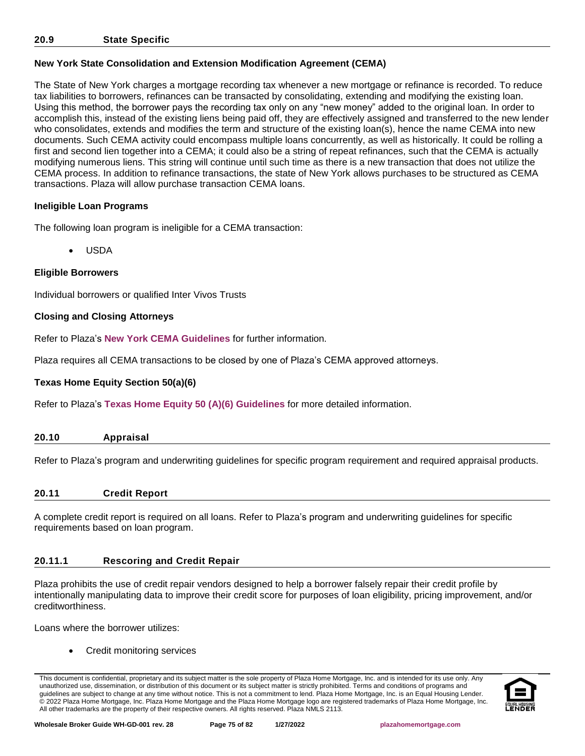## 20.9 State Specific

### New York State Consolidation and Extension Modification Agreement (CEMA)

The State of New York charges a mortgage recording tax whenever a new mortgage or refinance is recorded. To reduce tax liabilities to borrowers, refinances can be transacted by consolidating, extending and modifying the existing loan. Using this method, the borrower pays the recording tax only on any "new money" added to the original loan. In order to accomplish this, instead of the existing liens being paid off, they are effectively assigned and transferred to the new lender who consolidates, extends and modifies the term and structure of the existing loan(s), hence the name CEMA into new documents. Such CEMA activity could encompass multiple loans concurrently, as well as historically. It could be rolling a first and second lien together into a CEMA; it could also be a string of repeat refinances, such that the CEMA is actually modifying numerous liens. This string will continue until such time as there is a new transaction that does not utilize the CEMA process. In addition to refinance transactions, the state of New York allows purchases to be structured as CEMA transactions. Plaza will allow purchase transaction CEMA loans.

### Ineligible Loan Programs

The following loan program is ineligible for a CEMA transaction:

- USDA

### Eligible Borrowers

Individual borrowers or qualified Inter Vivos Trusts

### Closing and Closing Attorneys

Refer to Plaza's **New York CEMA Guidelines** for further information.

Plaza requires all CEMA transactions to be closed by one of Plaza's CEMA approved attorneys.

### Texas Home Equity Section 50(a)(6)

Refer to Plaza's **Texas Home Equity 50 (A)(6) Guidelines** for more detailed information.

## 20.10 Appraisal

Refer to Plaza's program and underwriting guidelines for specific program requirement and required appraisal products.

## 20.11 Credit Report

A complete credit report is required on all loans. Refer to Plaza's program and underwriting guidelines for specific requirements based on loan program.

### 20.11.1 Rescoring and Credit Repair

Plaza prohibits the use of credit repair vendors designed to help a borrower falsely repair their credit profile by intentionally manipulating data to improve their credit score for purposes of loan eligibility, pricing improvement, and/or creditworthiness.

Loans where the borrower utilizes:

- Credit monitoring services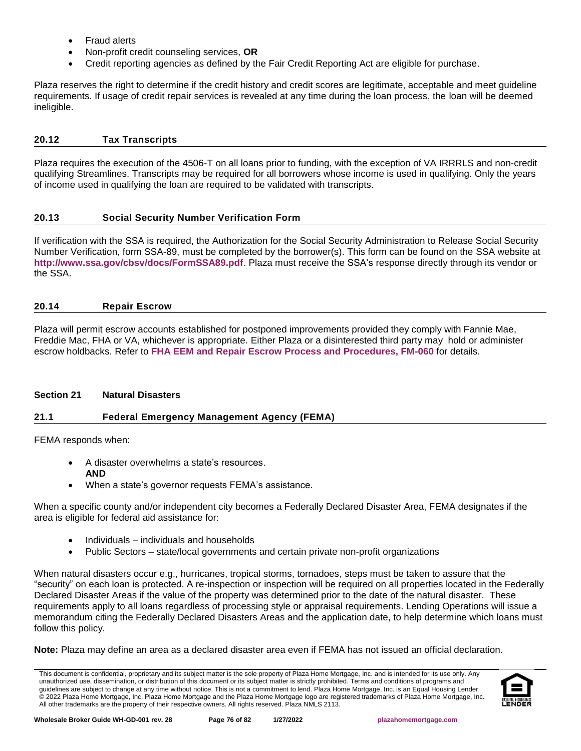- Fraud alerts
- Non-profit credit counseling services, **OR**
- Credit reporting agencies as defined by the Fair Credit Reporting Act are eligible for purchase.

Plaza reserves the right to determine if the credit history and credit scores are legitimate, acceptable and meet guideline requirements. If usage of credit repair services is revealed at any time during the loan process, the loan will be deemed ineligible.

### 20.12 Tax Transcripts

Plaza requires the execution of the 4506-T on all loans prior to funding, with the exception of VA IRRRLS and non-credit qualifying Streamlines. Transcripts may be required for all borrowers whose income is used in qualifying. Only the years of income used in qualifying the loan are required to be validated with transcripts.

### 20.13 Social Security Number Verification Form

If verification with the SSA is required, the Authorization for the Social Security Administration to Release Social Security Number Verification, form SSA-89, must be completed by the borrower(s). This form can be found on the SSA website at **http://www.ssa.gov/cbsv/docs/FormSSA89.pdf**. Plaza must receive the SSA's response directly through its vendor or the SSA.

### 20.14 Repair Escrow

Plaza will permit escrow accounts established for postponed improvements provided they comply with Fannie Mae, Freddie Mac, FHA or VA, whichever is appropriate. Either Plaza or a disinterested third party may hold or administer escrow holdbacks. Refer to **FHA EEM and Repair Escrow Process and Procedures, FM-060** for details.

## Section 21 Natural Disasters

### 21.1 Federal Emergency Management Agency (FEMA)

FEMA responds when:

- A disaster overwhelms a state's resources.
  **AND**
- When a state's governor requests FEMA's assistance.

When a specific county and/or independent city becomes a Federally Declared Disaster Area, FEMA designates if the area is eligible for federal aid assistance for:

- Individuals – individuals and households
- Public Sectors – state/local governments and certain private non-profit organizations

When natural disasters occur e.g., hurricanes, tropical storms, tornadoes, steps must be taken to assure that the "security" on each loan is protected. A re-inspection or inspection will be required on all properties located in the Federally Declared Disaster Areas if the value of the property was determined prior to the date of the natural disaster. These requirements apply to all loans regardless of processing style or appraisal requirements. Lending Operations will issue a memorandum citing the Federally Declared Disasters Areas and the application date, to help determine which loans must follow this policy.

**Note:** Plaza may define an area as a declared disaster area even if FEMA has not issued an official declaration.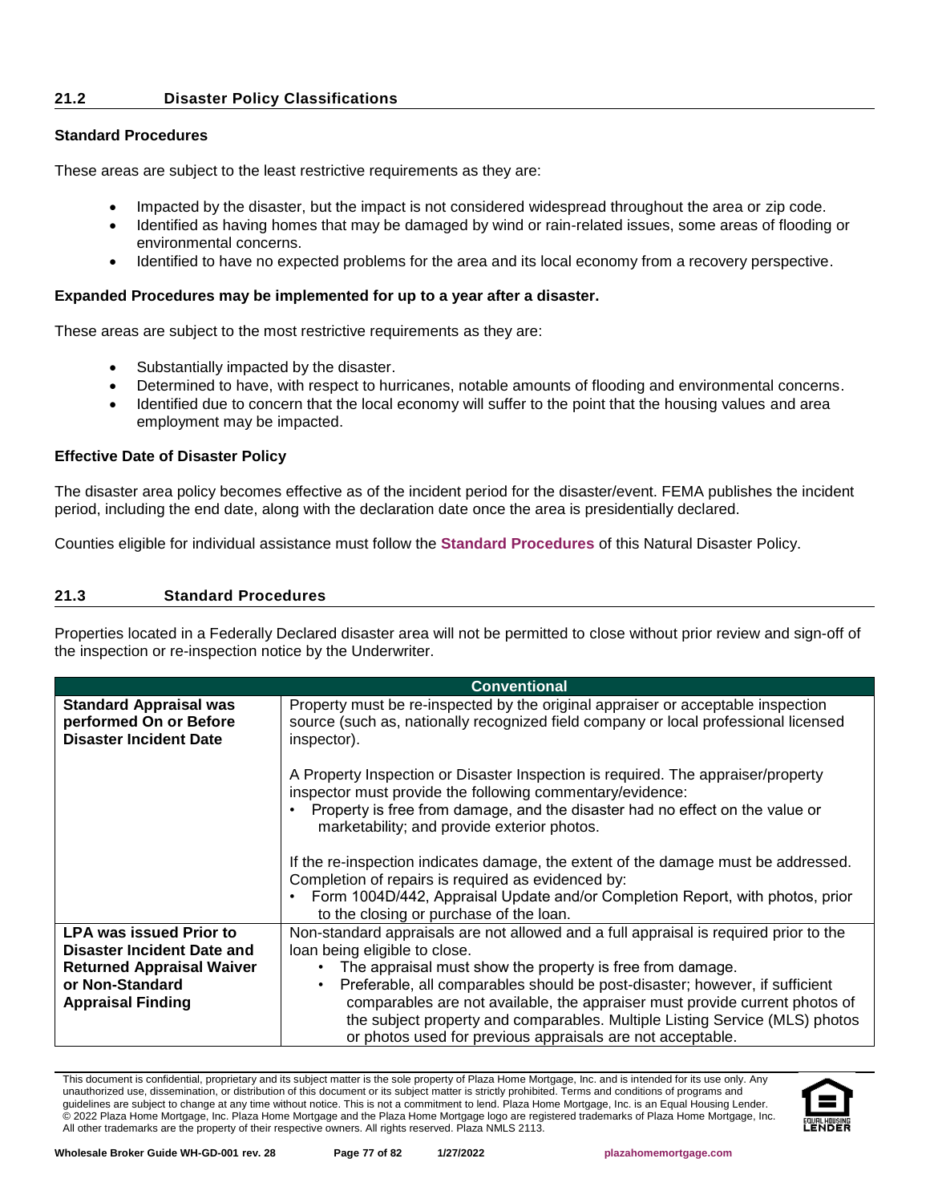## 21.2 Disaster Policy Classifications

**Standard Procedures**

These areas are subject to the least restrictive requirements as they are:

- Impacted by the disaster, but the impact is not considered widespread throughout the area or zip code.
- Identified as having homes that may be damaged by wind or rain-related issues, some areas of flooding or environmental concerns.
- Identified to have no expected problems for the area and its local economy from a recovery perspective.

**Expanded Procedures may be implemented for up to a year after a disaster.**

These areas are subject to the most restrictive requirements as they are:

- Substantially impacted by the disaster.
- Determined to have, with respect to hurricanes, notable amounts of flooding and environmental concerns.
- Identified due to concern that the local economy will suffer to the point that the housing values and area employment may be impacted.

**Effective Date of Disaster Policy**

The disaster area policy becomes effective as of the incident period for the disaster/event. FEMA publishes the incident period, including the end date, along with the declaration date once the area is presidentially declared.

Counties eligible for individual assistance must follow the **Standard Procedures** of this Natural Disaster Policy.

## 21.3 Standard Procedures

Properties located in a Federally Declared disaster area will not be permitted to close without prior review and sign-off of the inspection or re-inspection notice by the Underwriter.

| Conventional | |
|---|---|
| **Standard Appraisal was performed On or Before Disaster Incident Date** | Property must be re-inspected by the original appraiser or acceptable inspection source (such as, nationally recognized field company or local professional licensed inspector).<br><br>A Property Inspection or Disaster Inspection is required. The appraiser/property inspector must provide the following commentary/evidence:<br>• Property is free from damage, and the disaster had no effect on the value or marketability; and provide exterior photos.<br><br>If the re-inspection indicates damage, the extent of the damage must be addressed. Completion of repairs is required as evidenced by:<br>• Form 1004D/442, Appraisal Update and/or Completion Report, with photos, prior to the closing or purchase of the loan. |
| **LPA was issued Prior to Disaster Incident Date and Returned Appraisal Waiver or Non-Standard Appraisal Finding** | Non-standard appraisals are not allowed and a full appraisal is required prior to the loan being eligible to close.<br>• The appraisal must show the property is free from damage.<br>• Preferable, all comparables should be post-disaster; however, if sufficient comparables are not available, the appraiser must provide current photos of the subject property and comparables. Multiple Listing Service (MLS) photos or photos used for previous appraisals are not acceptable. |

This document is confidential, proprietary and its subject matter is the sole property of Plaza Home Mortgage, Inc. and is intended for its use only. Any unauthorized use, dissemination, or distribution of this document or its subject matter is strictly prohibited. Terms and conditions of programs and guidelines are subject to change at any time without notice. This is not a commitment to lend. Plaza Home Mortgage, Inc. is an Equal Housing Lender. © 2022 Plaza Home Mortgage, Inc. Plaza Home Mortgage and the Plaza Home Mortgage logo are registered trademarks of Plaza Home Mortgage, Inc. All other trademarks are the property of their respective owners. All rights reserved. Plaza NMLS 2113.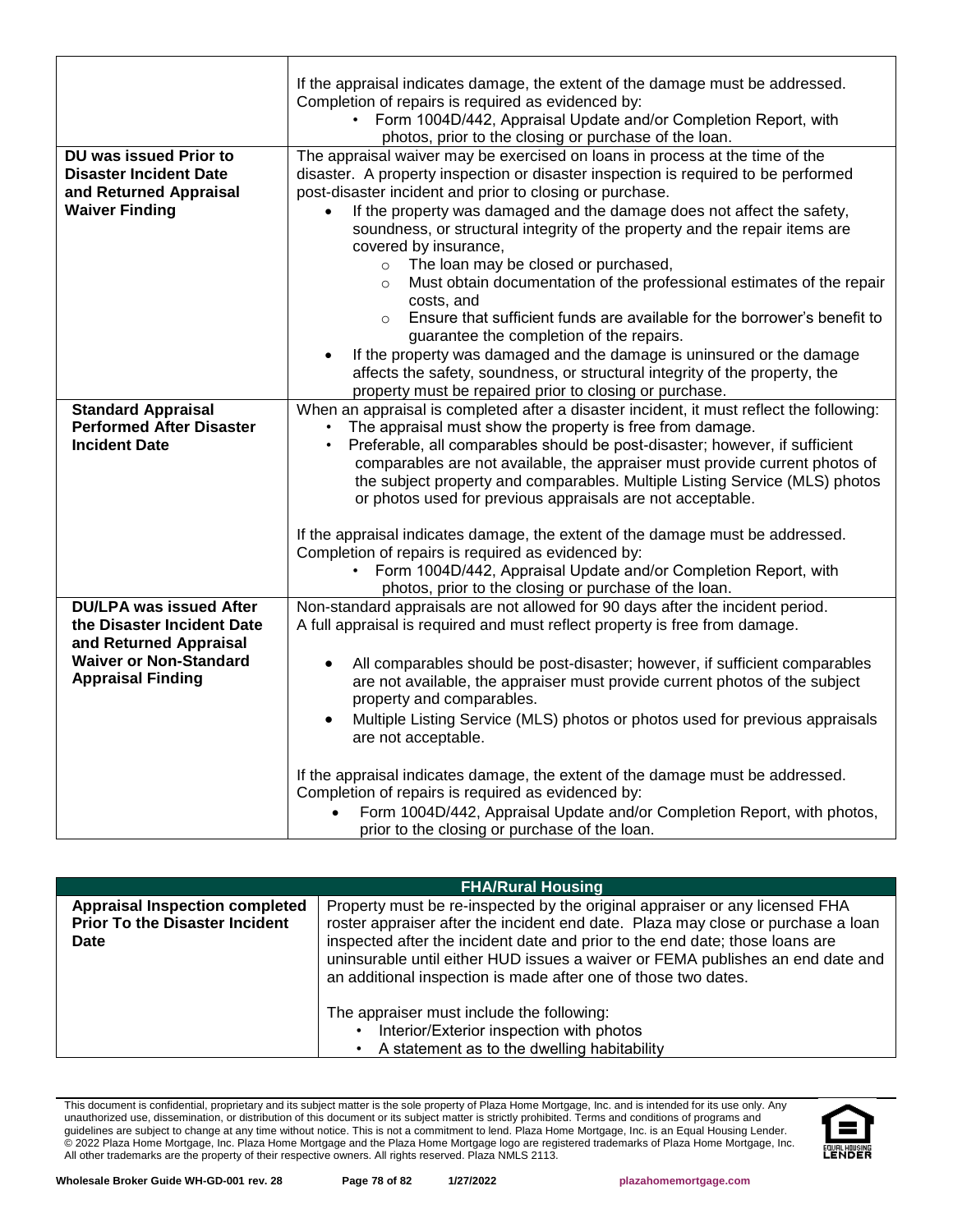| | |
|---|---|
| | If the appraisal indicates damage, the extent of the damage must be addressed. Completion of repairs is required as evidenced by:<br>• Form 1004D/442, Appraisal Update and/or Completion Report, with photos, prior to the closing or purchase of the loan. |
| **DU was issued Prior to Disaster Incident Date and Returned Appraisal Waiver Finding** | The appraisal waiver may be exercised on loans in process at the time of the disaster. A property inspection or disaster inspection is required to be performed post-disaster incident and prior to closing or purchase.<br>• If the property was damaged and the damage does not affect the safety, soundness, or structural integrity of the property and the repair items are covered by insurance,<br>  ○ The loan may be closed or purchased,<br>  ○ Must obtain documentation of the professional estimates of the repair costs, and<br>  ○ Ensure that sufficient funds are available for the borrower's benefit to guarantee the completion of the repairs.<br>• If the property was damaged and the damage is uninsured or the damage affects the safety, soundness, or structural integrity of the property, the property must be repaired prior to closing or purchase. |
| **Standard Appraisal Performed After Disaster Incident Date** | When an appraisal is completed after a disaster incident, it must reflect the following:<br>• The appraisal must show the property is free from damage.<br>• Preferable, all comparables should be post-disaster; however, if sufficient comparables are not available, the appraiser must provide current photos of the subject property and comparables. Multiple Listing Service (MLS) photos or photos used for previous appraisals are not acceptable.<br><br>If the appraisal indicates damage, the extent of the damage must be addressed. Completion of repairs is required as evidenced by:<br>• Form 1004D/442, Appraisal Update and/or Completion Report, with photos, prior to the closing or purchase of the loan. |
| **DU/LPA was issued After the Disaster Incident Date and Returned Appraisal Waiver or Non-Standard Appraisal Finding** | Non-standard appraisals are not allowed for 90 days after the incident period. A full appraisal is required and must reflect property is free from damage.<br><br>• All comparables should be post-disaster; however, if sufficient comparables are not available, the appraiser must provide current photos of the subject property and comparables.<br>• Multiple Listing Service (MLS) photos or photos used for previous appraisals are not acceptable.<br><br>If the appraisal indicates damage, the extent of the damage must be addressed. Completion of repairs is required as evidenced by:<br>• Form 1004D/442, Appraisal Update and/or Completion Report, with photos, prior to the closing or purchase of the loan. |

| FHA/Rural Housing | |
|---|---|
| **Appraisal Inspection completed Prior To the Disaster Incident Date** | Property must be re-inspected by the original appraiser or any licensed FHA roster appraiser after the incident end date. Plaza may close or purchase a loan inspected after the incident date and prior to the end date; those loans are uninsurable until either HUD issues a waiver or FEMA publishes an end date and an additional inspection is made after one of those two dates.<br><br>The appraiser must include the following:<br>• Interior/Exterior inspection with photos<br>• A statement as to the dwelling habitability |

This document is confidential, proprietary and its subject matter is the sole property of Plaza Home Mortgage, Inc. and is intended for its use only. Any unauthorized use, dissemination, or distribution of this document or its subject matter is strictly prohibited. Terms and conditions of programs and guidelines are subject to change at any time without notice. This is not a commitment to lend. Plaza Home Mortgage, Inc. is an Equal Housing Lender. © 2022 Plaza Home Mortgage, Inc. Plaza Home Mortgage and the Plaza Home Mortgage logo are registered trademarks of Plaza Home Mortgage, Inc. All other trademarks are the property of their respective owners. All rights reserved. Plaza NMLS 2113.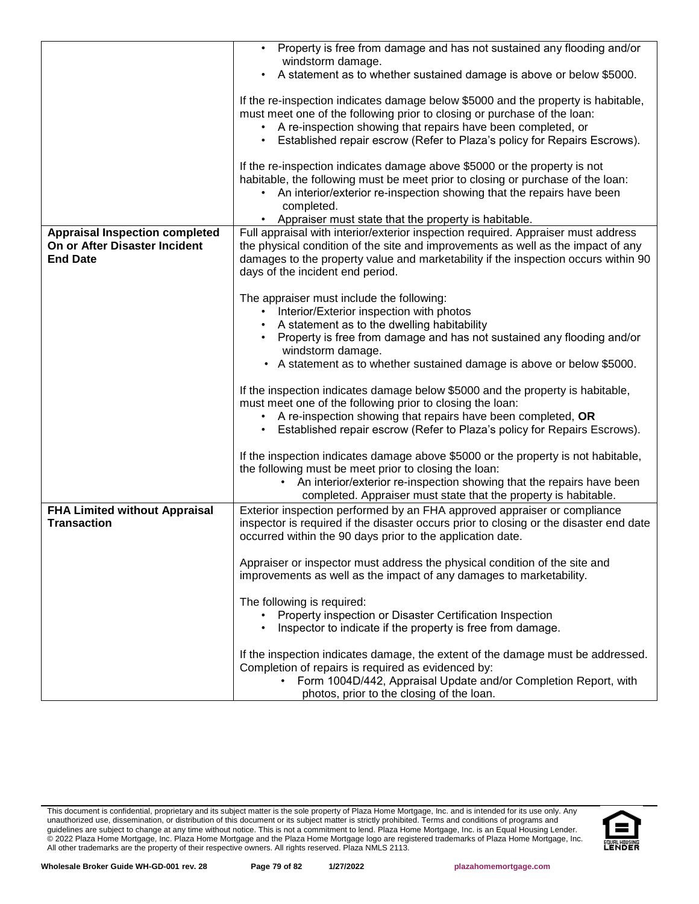| | |
|---|---|
| | • Property is free from damage and has not sustained any flooding and/or windstorm damage.<br>• A statement as to whether sustained damage is above or below $5000.<br><br>If the re-inspection indicates damage below $5000 and the property is habitable, must meet one of the following prior to closing or purchase of the loan:<br>• A re-inspection showing that repairs have been completed, or<br>• Established repair escrow (Refer to Plaza's policy for Repairs Escrows).<br><br>If the re-inspection indicates damage above $5000 or the property is not habitable, the following must be meet prior to closing or purchase of the loan:<br>• An interior/exterior re-inspection showing that the repairs have been completed.<br>• Appraiser must state that the property is habitable. |
| **Appraisal Inspection completed On or After Disaster Incident End Date** | Full appraisal with interior/exterior inspection required. Appraiser must address the physical condition of the site and improvements as well as the impact of any damages to the property value and marketability if the inspection occurs within 90 days of the incident end period.<br><br>The appraiser must include the following:<br>• Interior/Exterior inspection with photos<br>• A statement as to the dwelling habitability<br>• Property is free from damage and has not sustained any flooding and/or windstorm damage.<br>• A statement as to whether sustained damage is above or below $5000.<br><br>If the inspection indicates damage below $5000 and the property is habitable, must meet one of the following prior to closing the loan:<br>• A re-inspection showing that repairs have been completed, **OR**<br>• Established repair escrow (Refer to Plaza's policy for Repairs Escrows).<br><br>If the inspection indicates damage above $5000 or the property is not habitable, the following must be meet prior to closing the loan:<br>• An interior/exterior re-inspection showing that the repairs have been completed. Appraiser must state that the property is habitable. |
| **FHA Limited without Appraisal Transaction** | Exterior inspection performed by an FHA approved appraiser or compliance inspector is required if the disaster occurs prior to closing or the disaster end date occurred within the 90 days prior to the application date.<br><br>Appraiser or inspector must address the physical condition of the site and improvements as well as the impact of any damages to marketability.<br><br>The following is required:<br>• Property inspection or Disaster Certification Inspection<br>• Inspector to indicate if the property is free from damage.<br><br>If the inspection indicates damage, the extent of the damage must be addressed. Completion of repairs is required as evidenced by:<br>• Form 1004D/442, Appraisal Update and/or Completion Report, with photos, prior to the closing of the loan. |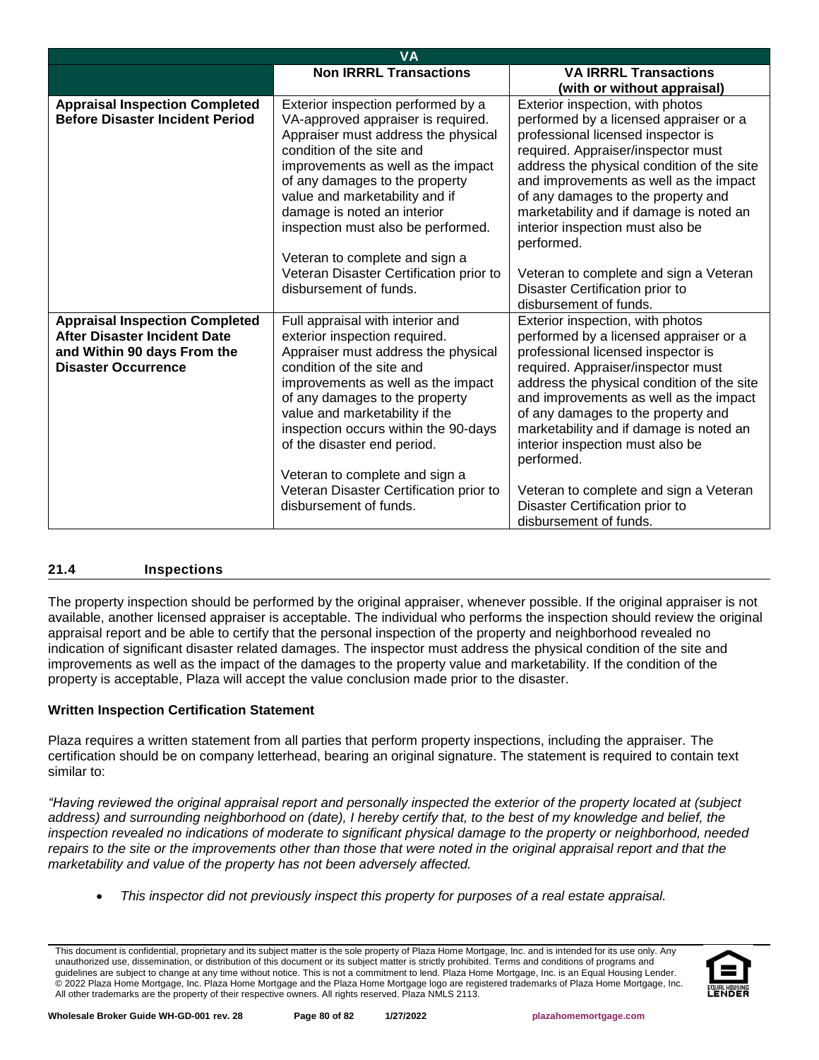| VA | | |
|---|---|---|
| | **Non IRRRL Transactions** | **VA IRRRL Transactions (with or without appraisal)** |
| **Appraisal Inspection Completed Before Disaster Incident Period** | Exterior inspection performed by a VA-approved appraiser is required. Appraiser must address the physical condition of the site and improvements as well as the impact of any damages to the property value and marketability and if damage is noted an interior inspection must also be performed.<br><br>Veteran to complete and sign a Veteran Disaster Certification prior to disbursement of funds. | Exterior inspection, with photos performed by a licensed appraiser or a professional licensed inspector is required. Appraiser/inspector must address the physical condition of the site and improvements as well as the impact of any damages to the property and marketability and if damage is noted an interior inspection must also be performed.<br><br>Veteran to complete and sign a Veteran Disaster Certification prior to disbursement of funds. |
| **Appraisal Inspection Completed After Disaster Incident Date and Within 90 days From the Disaster Occurrence** | Full appraisal with interior and exterior inspection required. Appraiser must address the physical condition of the site and improvements as well as the impact of any damages to the property value and marketability if the inspection occurs within the 90-days of the disaster end period.<br><br>Veteran to complete and sign a Veteran Disaster Certification prior to disbursement of funds. | Exterior inspection, with photos performed by a licensed appraiser or a professional licensed inspector is required. Appraiser/inspector must address the physical condition of the site and improvements as well as the impact of any damages to the property and marketability and if damage is noted an interior inspection must also be performed.<br><br>Veteran to complete and sign a Veteran Disaster Certification prior to disbursement of funds. |

## 21.4 Inspections

The property inspection should be performed by the original appraiser, whenever possible. If the original appraiser is not available, another licensed appraiser is acceptable. The individual who performs the inspection should review the original appraisal report and be able to certify that the personal inspection of the property and neighborhood revealed no indication of significant disaster related damages. The inspector must address the physical condition of the site and improvements as well as the impact of the damages to the property value and marketability. If the condition of the property is acceptable, Plaza will accept the value conclusion made prior to the disaster.

**Written Inspection Certification Statement**

Plaza requires a written statement from all parties that perform property inspections, including the appraiser. The certification should be on company letterhead, bearing an original signature. The statement is required to contain text similar to:

*"Having reviewed the original appraisal report and personally inspected the exterior of the property located at (subject address) and surrounding neighborhood on (date), I hereby certify that, to the best of my knowledge and belief, the inspection revealed no indications of moderate to significant physical damage to the property or neighborhood, needed repairs to the site or the improvements other than those that were noted in the original appraisal report and that the marketability and value of the property has not been adversely affected.*

- *This inspector did not previously inspect this property for purposes of a real estate appraisal.*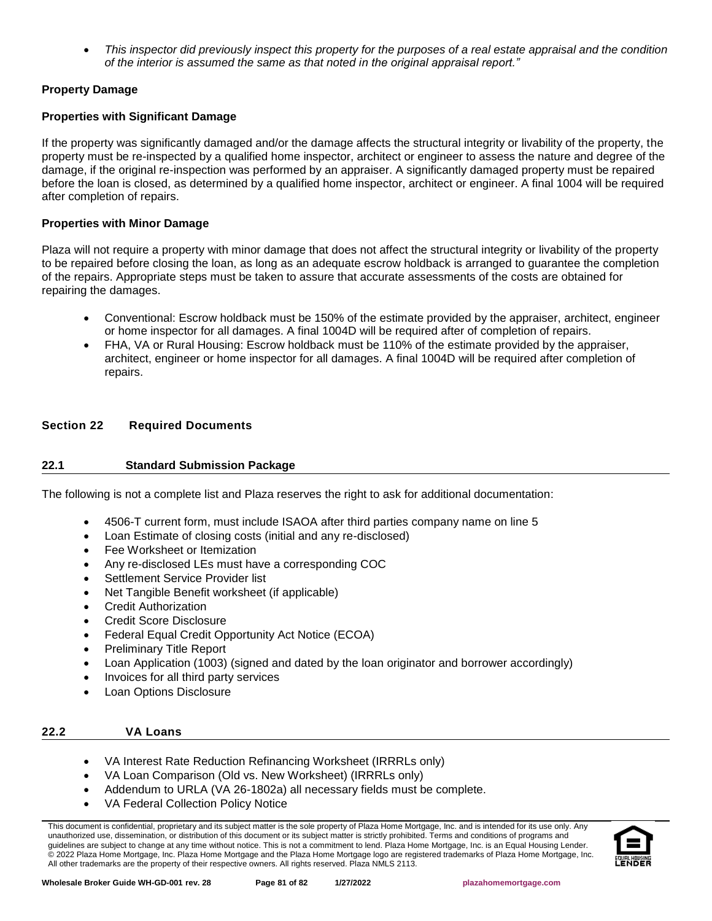- *This inspector did previously inspect this property for the purposes of a real estate appraisal and the condition of the interior is assumed the same as that noted in the original appraisal report."*

**Property Damage**

**Properties with Significant Damage**

If the property was significantly damaged and/or the damage affects the structural integrity or livability of the property, the property must be re-inspected by a qualified home inspector, architect or engineer to assess the nature and degree of the damage, if the original re-inspection was performed by an appraiser. A significantly damaged property must be repaired before the loan is closed, as determined by a qualified home inspector, architect or engineer. A final 1004 will be required after completion of repairs.

**Properties with Minor Damage**

Plaza will not require a property with minor damage that does not affect the structural integrity or livability of the property to be repaired before closing the loan, as long as an adequate escrow holdback is arranged to guarantee the completion of the repairs. Appropriate steps must be taken to assure that accurate assessments of the costs are obtained for repairing the damages.

- Conventional: Escrow holdback must be 150% of the estimate provided by the appraiser, architect, engineer or home inspector for all damages. A final 1004D will be required after of completion of repairs.
- FHA, VA or Rural Housing: Escrow holdback must be 110% of the estimate provided by the appraiser, architect, engineer or home inspector for all damages. A final 1004D will be required after completion of repairs.

## Section 22 Required Documents

### 22.1 Standard Submission Package

The following is not a complete list and Plaza reserves the right to ask for additional documentation:

- 4506-T current form, must include ISAOA after third parties company name on line 5
- Loan Estimate of closing costs (initial and any re-disclosed)
- Fee Worksheet or Itemization
- Any re-disclosed LEs must have a corresponding COC
- Settlement Service Provider list
- Net Tangible Benefit worksheet (if applicable)
- Credit Authorization
- Credit Score Disclosure
- Federal Equal Credit Opportunity Act Notice (ECOA)
- Preliminary Title Report
- Loan Application (1003) (signed and dated by the loan originator and borrower accordingly)
- Invoices for all third party services
- Loan Options Disclosure

### 22.2 VA Loans

- VA Interest Rate Reduction Refinancing Worksheet (IRRRLs only)
- VA Loan Comparison (Old vs. New Worksheet) (IRRRLs only)
- Addendum to URLA (VA 26-1802a) all necessary fields must be complete.
- VA Federal Collection Policy Notice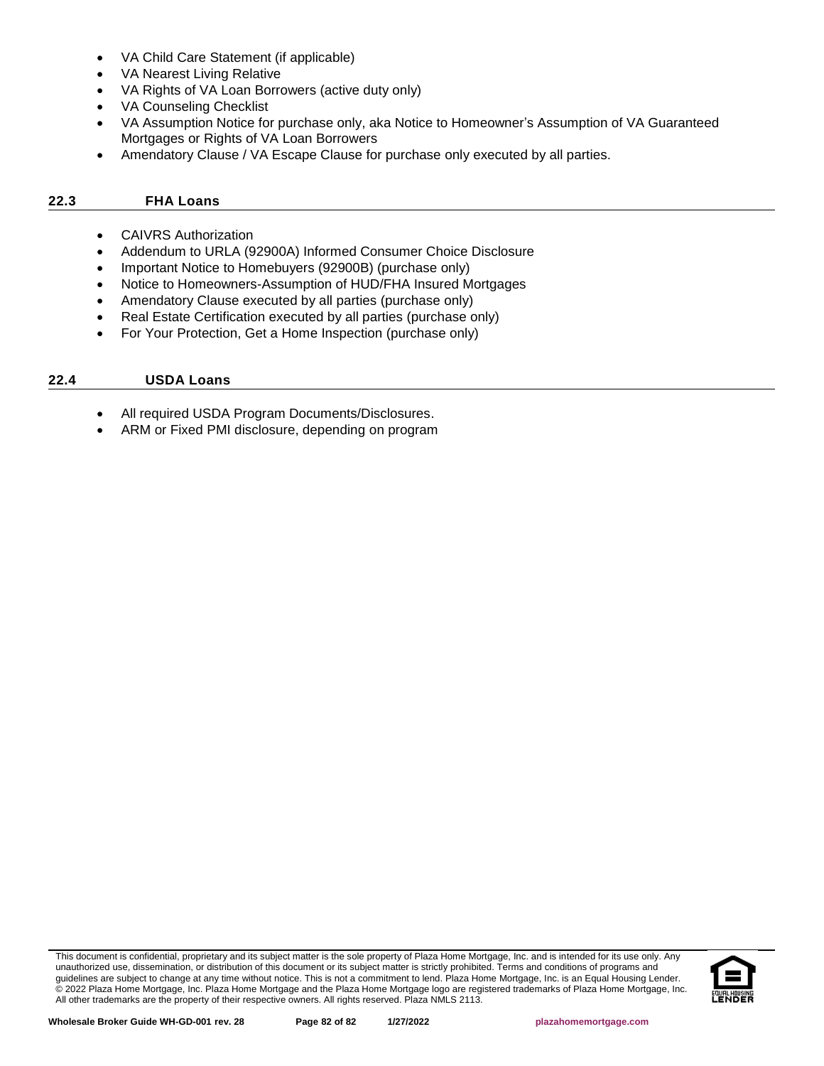- VA Child Care Statement (if applicable)
- VA Nearest Living Relative
- VA Rights of VA Loan Borrowers (active duty only)
- VA Counseling Checklist
- VA Assumption Notice for purchase only, aka Notice to Homeowner's Assumption of VA Guaranteed Mortgages or Rights of VA Loan Borrowers
- Amendatory Clause / VA Escape Clause for purchase only executed by all parties.

## 22.3 FHA Loans

- CAIVRS Authorization
- Addendum to URLA (92900A) Informed Consumer Choice Disclosure
- Important Notice to Homebuyers (92900B) (purchase only)
- Notice to Homeowners-Assumption of HUD/FHA Insured Mortgages
- Amendatory Clause executed by all parties (purchase only)
- Real Estate Certification executed by all parties (purchase only)
- For Your Protection, Get a Home Inspection (purchase only)

## 22.4 USDA Loans

- All required USDA Program Documents/Disclosures.
- ARM or Fixed PMI disclosure, depending on program